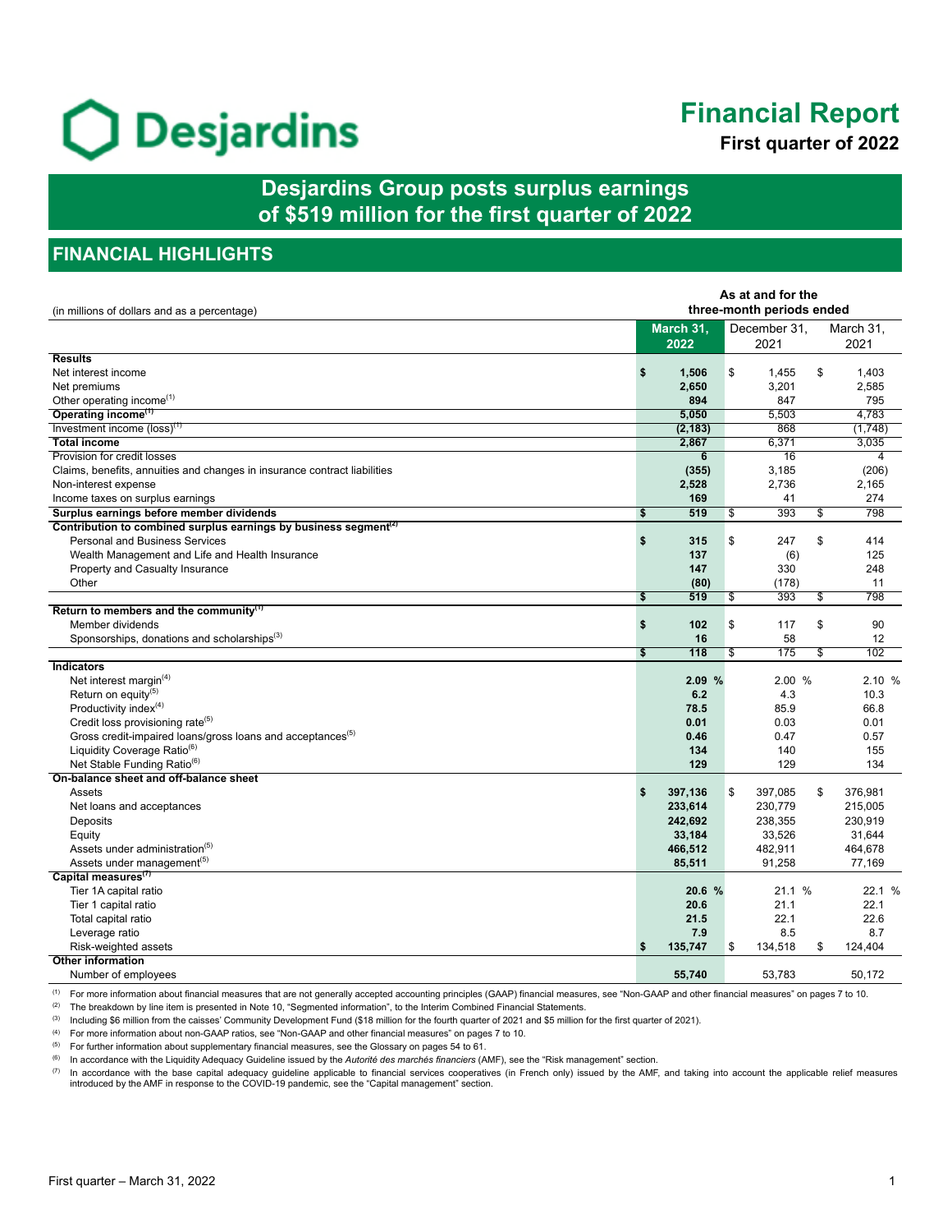# Financial Report

**First quarter of 2022**

## Desjardins Group posts surplus earnings of $519 million for the first quarter of 2022

## FINANCIAL HIGHLIGHTS

| (in millions of dollars and as a percentage) | As at and for the three-month periods ended | | |
|---|---|---|---|
| | **March 31, 2022** | December 31, 2021 | March 31, 2021 |
| **Results** | | | |
| Net interest income | **$ 1,506** | $ 1,455 | $ 1,403 |
| Net premiums | **2,650** | 3,201 | 2,585 |
| Other operating income[1] | **894** | 847 | 795 |
| **Operating income[1]** | **5,050** | 5,503 | 4,783 |
| Investment income (loss)[1] | **(2,183)** | 868 | (1,748) |
| **Total income** | **2,867** | 6,371 | 3,035 |
| Provision for credit losses | **6** | 16 | 4 |
| Claims, benefits, annuities and changes in insurance contract liabilities | **(355)** | 3,185 | (206) |
| Non-interest expense | **2,528** | 2,736 | 2,165 |
| Income taxes on surplus earnings | **169** | 41 | 274 |
| **Surplus earnings before member dividends** | **$ 519** | $ 393 | $ 798 |
| **Contribution to combined surplus earnings by business segment[2]** | | | |
| Personal and Business Services | **$ 315** | $ 247 | $ 414 |
| Wealth Management and Life and Health Insurance | **137** | (6) | 125 |
| Property and Casualty Insurance | **147** | 330 | 248 |
| Other | **(80)** | (178) | 11 |
| | **$ 519** | $ 393 | $ 798 |
| **Return to members and the community[1]** | | | |
| Member dividends | **$ 102** | $ 117 | $ 90 |
| Sponsorships, donations and scholarships[3] | **16** | 58 | 12 |
| | **$ 118** | $ 175 | $ 102 |
| **Indicators** | | | |
| Net interest margin[4] | **2.09 %** | 2.00 % | 2.10 % |
| Return on equity[5] | **6.2** | 4.3 | 10.3 |
| Productivity index[4] | **78.5** | 85.9 | 66.8 |
| Credit loss provisioning rate[5] | **0.01** | 0.03 | 0.01 |
| Gross credit-impaired loans/gross loans and acceptances[5] | **0.46** | 0.47 | 0.57 |
| Liquidity Coverage Ratio[6] | **134** | 140 | 155 |
| Net Stable Funding Ratio[6] | **129** | 129 | 134 |
| **On-balance sheet and off-balance sheet** | | | |
| Assets | **$ 397,136** | $ 397,085 | $ 376,981 |
| Net loans and acceptances | **233,614** | 230,779 | 215,005 |
| Deposits | **242,692** | 238,355 | 230,919 |
| Equity | **33,184** | 33,526 | 31,644 |
| Assets under administration[5] | **466,512** | 482,911 | 464,678 |
| Assets under management[5] | **85,511** | 91,258 | 77,169 |
| **Capital measures[7]** | | | |
| Tier 1A capital ratio | **20.6 %** | 21.1 % | 22.1 % |
| Tier 1 capital ratio | **20.6** | 21.1 | 22.1 |
| Total capital ratio | **21.5** | 22.1 | 22.6 |
| Leverage ratio | **7.9** | 8.5 | 8.7 |
| Risk-weighted assets | **$ 135,747** | $ 134,518 | $ 124,404 |
| **Other information** | | | |
| Number of employees | **55,740** | 53,783 | 50,172 |

[1] For more information about financial measures that are not generally accepted accounting principles (GAAP) financial measures, see "Non-GAAP and other financial measures" on pages 7 to 10.

[2] The breakdown by line item is presented in Note 10, "Segmented information", to the Interim Combined Financial Statements.

[3] Including $6 million from the caisses' Community Development Fund ($18 million for the fourth quarter of 2021 and $5 million for the first quarter of 2021).

[4] For more information about non-GAAP ratios, see "Non-GAAP and other financial measures" on pages 7 to 10.

[5] For further information about supplementary financial measures, see the Glossary on pages 54 to 61.

[6] In accordance with the Liquidity Adequacy Guideline issued by the *Autorité des marchés financiers* (AMF), see the "Risk management" section.

[7] In accordance with the base capital adequacy guideline applicable to financial services cooperatives (in French only) issued by the AMF, and taking into account the applicable relief measures introduced by the AMF in response to the COVID-19 pandemic, see the "Capital management" section.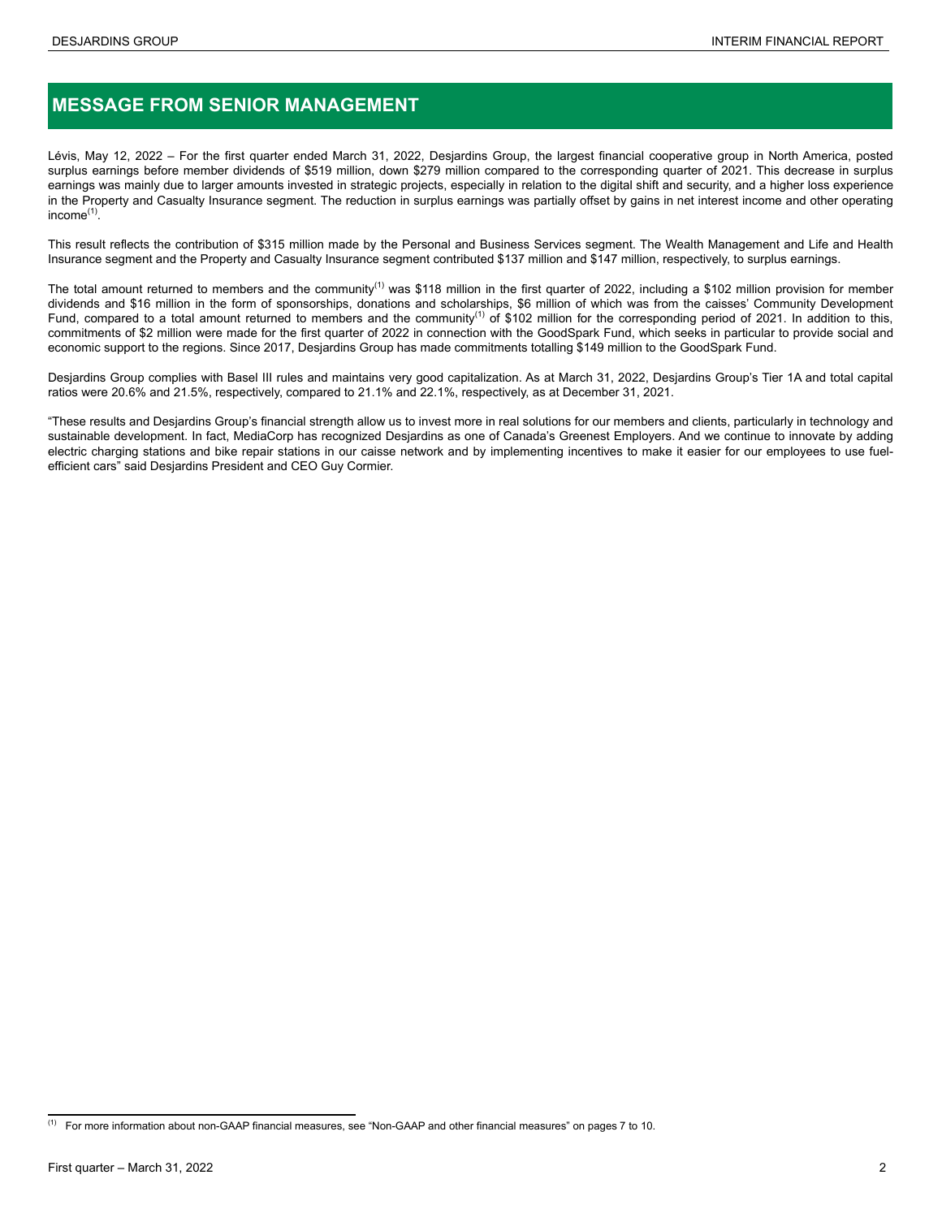# MESSAGE FROM SENIOR MANAGEMENT

Lévis, May 12, 2022 – For the first quarter ended March 31, 2022, Desjardins Group, the largest financial cooperative group in North America, posted surplus earnings before member dividends of $519 million, down $279 million compared to the corresponding quarter of 2021. This decrease in surplus earnings was mainly due to larger amounts invested in strategic projects, especially in relation to the digital shift and security, and a higher loss experience in the Property and Casualty Insurance segment. The reduction in surplus earnings was partially offset by gains in net interest income and other operating income[(1)].

This result reflects the contribution of $315 million made by the Personal and Business Services segment. The Wealth Management and Life and Health Insurance segment and the Property and Casualty Insurance segment contributed $137 million and $147 million, respectively, to surplus earnings.

The total amount returned to members and the community[(1)] was $118 million in the first quarter of 2022, including a $102 million provision for member dividends and $16 million in the form of sponsorships, donations and scholarships, $6 million of which was from the caisses' Community Development Fund, compared to a total amount returned to members and the community[(1)] of $102 million for the corresponding period of 2021. In addition to this, commitments of $2 million were made for the first quarter of 2022 in connection with the GoodSpark Fund, which seeks in particular to provide social and economic support to the regions. Since 2017, Desjardins Group has made commitments totalling $149 million to the GoodSpark Fund.

Desjardins Group complies with Basel III rules and maintains very good capitalization. As at March 31, 2022, Desjardins Group's Tier 1A and total capital ratios were 20.6% and 21.5%, respectively, compared to 21.1% and 22.1%, respectively, as at December 31, 2021.

"These results and Desjardins Group's financial strength allow us to invest more in real solutions for our members and clients, particularly in technology and sustainable development. In fact, MediaCorp has recognized Desjardins as one of Canada's Greenest Employers. And we continue to innovate by adding electric charging stations and bike repair stations in our caisse network and by implementing incentives to make it easier for our employees to use fuel-efficient cars" said Desjardins President and CEO Guy Cormier.

[(1)] For more information about non-GAAP financial measures, see "Non-GAAP and other financial measures" on pages 7 to 10.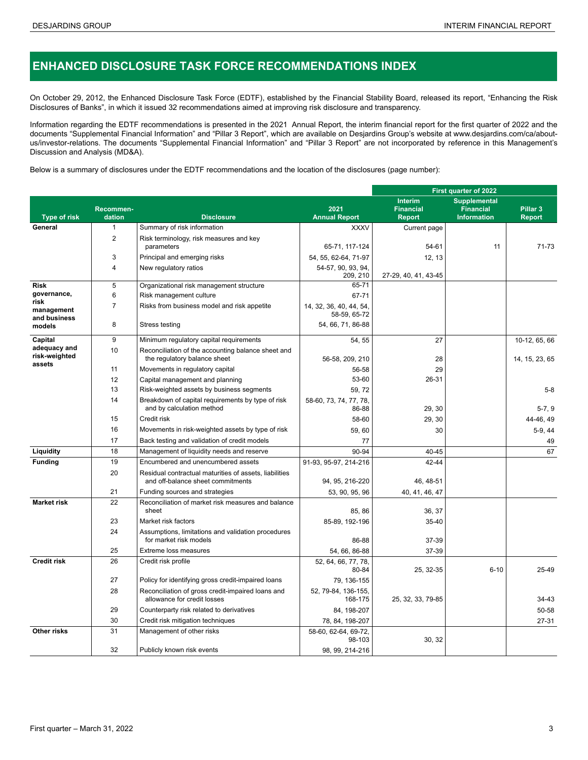# ENHANCED DISCLOSURE TASK FORCE RECOMMENDATIONS INDEX

On October 29, 2012, the Enhanced Disclosure Task Force (EDTF), established by the Financial Stability Board, released its report, "Enhancing the Risk Disclosures of Banks", in which it issued 32 recommendations aimed at improving risk disclosure and transparency.

Information regarding the EDTF recommendations is presented in the 2021 Annual Report, the interim financial report for the first quarter of 2022 and the documents "Supplemental Financial Information" and "Pillar 3 Report", which are available on Desjardins Group's website at www.desjardins.com/ca/about-us/investor-relations. The documents "Supplemental Financial Information" and "Pillar 3 Report" are not incorporated by reference in this Management's Discussion and Analysis (MD&A).

Below is a summary of disclosures under the EDTF recommendations and the location of the disclosures (page number):

| | | | | First quarter of 2022 | | |
|---|---|---|---|---|---|---|
| **Type of risk** | **Recommendation** | **Disclosure** | **2021 Annual Report** | **Interim Financial Report** | **Supplemental Financial Information** | **Pillar 3 Report** |
| **General** | 1 | Summary of risk information | XXXV | Current page | | |
| | 2 | Risk terminology, risk measures and key parameters | 65-71, 117-124 | 54-61 | 11 | 71-73 |
| | 3 | Principal and emerging risks | 54, 55, 62-64, 71-97 | 12, 13 | | |
| | 4 | New regulatory ratios | 54-57, 90, 93, 94, 209, 210 | 27-29, 40, 41, 43-45 | | |
| **Risk governance, risk management and business models** | 5 | Organizational risk management structure | 65-71 | | | |
| | 6 | Risk management culture | 67-71 | | | |
| | 7 | Risks from business model and risk appetite | 14, 32, 36, 40, 44, 54, 58-59, 65-72 | | | |
| | 8 | Stress testing | 54, 66, 71, 86-88 | | | |
| **Capital adequacy and risk-weighted assets** | 9 | Minimum regulatory capital requirements | 54, 55 | 27 | | 10-12, 65, 66 |
| | 10 | Reconciliation of the accounting balance sheet and the regulatory balance sheet | 56-58, 209, 210 | 28 | | 14, 15, 23, 65 |
| | 11 | Movements in regulatory capital | 56-58 | 29 | | |
| | 12 | Capital management and planning | 53-60 | 26-31 | | |
| | 13 | Risk-weighted assets by business segments | 59, 72 | | | 5-8 |
| | 14 | Breakdown of capital requirements by type of risk and by calculation method | 58-60, 73, 74, 77, 78, 86-88 | 29, 30 | | 5-7, 9 |
| | 15 | Credit risk | 58-60 | 29, 30 | | 44-46, 49 |
| | 16 | Movements in risk-weighted assets by type of risk | 59, 60 | 30 | | 5-9, 44 |
| | 17 | Back testing and validation of credit models | 77 | | | 49 |
| **Liquidity** | 18 | Management of liquidity needs and reserve | 90-94 | 40-45 | | 67 |
| **Funding** | 19 | Encumbered and unencumbered assets | 91-93, 95-97, 214-216 | 42-44 | | |
| | 20 | Residual contractual maturities of assets, liabilities and off-balance sheet commitments | 94, 95, 216-220 | 46, 48-51 | | |
| | 21 | Funding sources and strategies | 53, 90, 95, 96 | 40, 41, 46, 47 | | |
| **Market risk** | 22 | Reconciliation of market risk measures and balance sheet | 85, 86 | 36, 37 | | |
| | 23 | Market risk factors | 85-89, 192-196 | 35-40 | | |
| | 24 | Assumptions, limitations and validation procedures for market risk models | 86-88 | 37-39 | | |
| | 25 | Extreme loss measures | 54, 66, 86-88 | 37-39 | | |
| **Credit risk** | 26 | Credit risk profile | 52, 64, 66, 77, 78, 80-84 | 25, 32-35 | 6-10 | 25-49 |
| | 27 | Policy for identifying gross credit-impaired loans | 79, 136-155 | | | |
| | 28 | Reconciliation of gross credit-impaired loans and allowance for credit losses | 52, 79-84, 136-155, 168-175 | 25, 32, 33, 79-85 | | 34-43 |
| | 29 | Counterparty risk related to derivatives | 84, 198-207 | | | 50-58 |
| | 30 | Credit risk mitigation techniques | 78, 84, 198-207 | | | 27-31 |
| **Other risks** | 31 | Management of other risks | 58-60, 62-64, 69-72, 98-103 | 30, 32 | | |
| | 32 | Publicly known risk events | 98, 99, 214-216 | | | |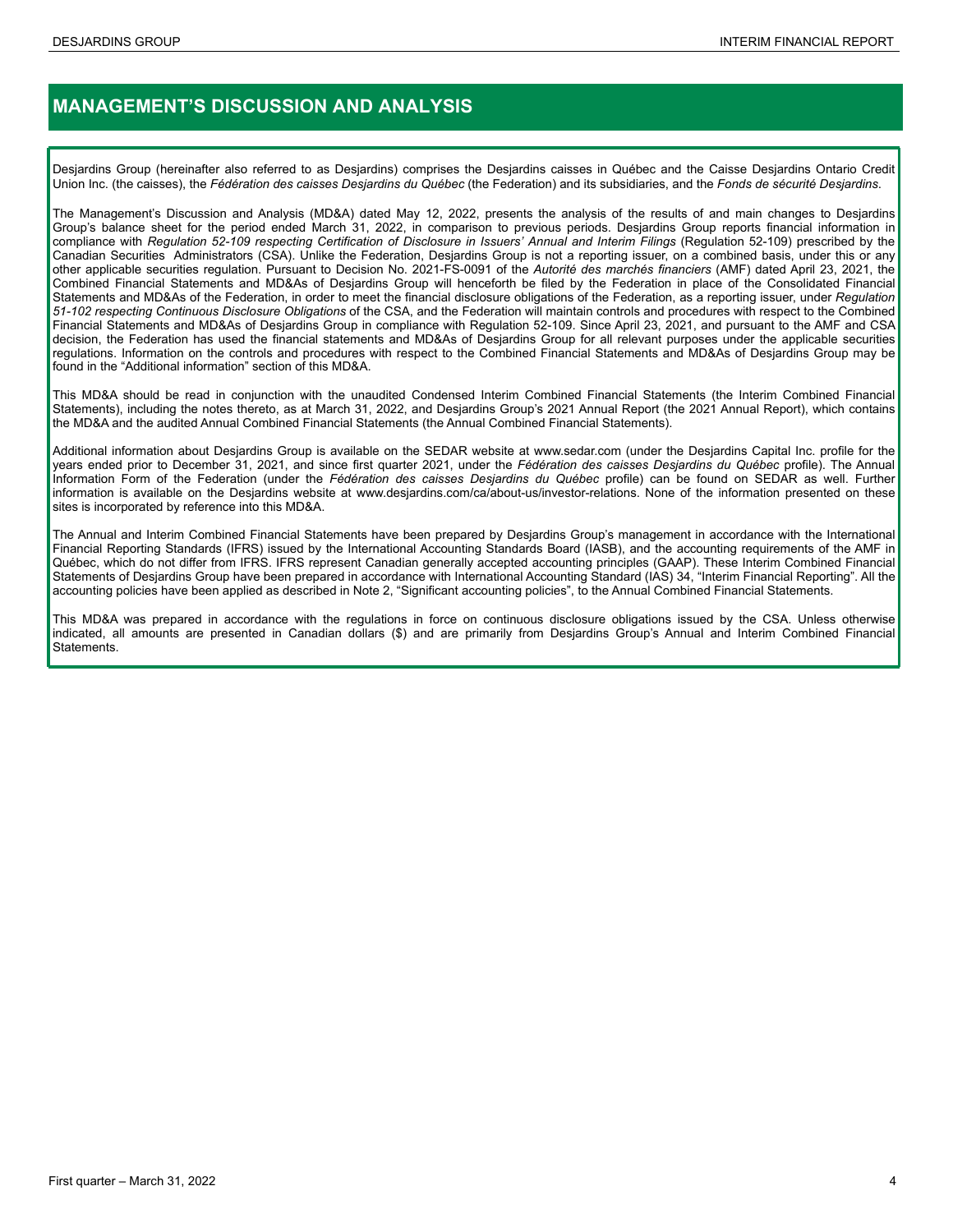# MANAGEMENT'S DISCUSSION AND ANALYSIS

Desjardins Group (hereinafter also referred to as Desjardins) comprises the Desjardins caisses in Québec and the Caisse Desjardins Ontario Credit Union Inc. (the caisses), the *Fédération des caisses Desjardins du Québec* (the Federation) and its subsidiaries, and the *Fonds de sécurité Desjardins*.

The Management's Discussion and Analysis (MD&A) dated May 12, 2022, presents the analysis of the results of and main changes to Desjardins Group's balance sheet for the period ended March 31, 2022, in comparison to previous periods. Desjardins Group reports financial information in compliance with *Regulation 52-109 respecting Certification of Disclosure in Issuers' Annual and Interim Filings* (Regulation 52-109) prescribed by the Canadian Securities Administrators (CSA). Unlike the Federation, Desjardins Group is not a reporting issuer, on a combined basis, under this or any other applicable securities regulation. Pursuant to Decision No. 2021-FS-0091 of the *Autorité des marchés financiers* (AMF) dated April 23, 2021, the Combined Financial Statements and MD&As of Desjardins Group will henceforth be filed by the Federation in place of the Consolidated Financial Statements and MD&As of the Federation, in order to meet the financial disclosure obligations of the Federation, as a reporting issuer, under *Regulation 51-102 respecting Continuous Disclosure Obligations* of the CSA, and the Federation will maintain controls and procedures with respect to the Combined Financial Statements and MD&As of Desjardins Group in compliance with Regulation 52-109. Since April 23, 2021, and pursuant to the AMF and CSA decision, the Federation has used the financial statements and MD&As of Desjardins Group for all relevant purposes under the applicable securities regulations. Information on the controls and procedures with respect to the Combined Financial Statements and MD&As of Desjardins Group may be found in the "Additional information" section of this MD&A.

This MD&A should be read in conjunction with the unaudited Condensed Interim Combined Financial Statements (the Interim Combined Financial Statements), including the notes thereto, as at March 31, 2022, and Desjardins Group's 2021 Annual Report (the 2021 Annual Report), which contains the MD&A and the audited Annual Combined Financial Statements (the Annual Combined Financial Statements).

Additional information about Desjardins Group is available on the SEDAR website at www.sedar.com (under the Desjardins Capital Inc. profile for the years ended prior to December 31, 2021, and since first quarter 2021, under the *Fédération des caisses Desjardins du Québec* profile). The Annual Information Form of the Federation (under the *Fédération des caisses Desjardins du Québec* profile) can be found on SEDAR as well. Further information is available on the Desjardins website at www.desjardins.com/ca/about-us/investor-relations. None of the information presented on these sites is incorporated by reference into this MD&A.

The Annual and Interim Combined Financial Statements have been prepared by Desjardins Group's management in accordance with the International Financial Reporting Standards (IFRS) issued by the International Accounting Standards Board (IASB), and the accounting requirements of the AMF in Québec, which do not differ from IFRS. IFRS represent Canadian generally accepted accounting principles (GAAP). These Interim Combined Financial Statements of Desjardins Group have been prepared in accordance with International Accounting Standard (IAS) 34, "Interim Financial Reporting". All the accounting policies have been applied as described in Note 2, "Significant accounting policies", to the Annual Combined Financial Statements.

This MD&A was prepared in accordance with the regulations in force on continuous disclosure obligations issued by the CSA. Unless otherwise indicated, all amounts are presented in Canadian dollars ($) and are primarily from Desjardins Group's Annual and Interim Combined Financial Statements.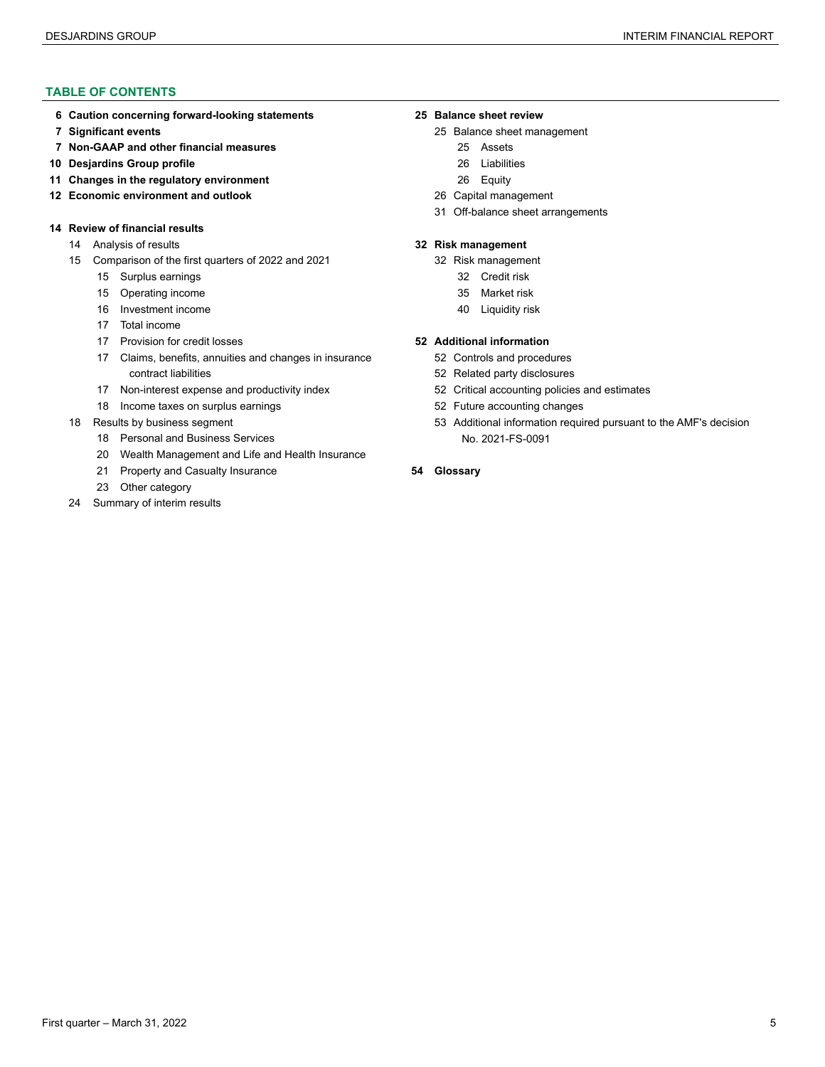## TABLE OF CONTENTS

**6 Caution concerning forward-looking statements**

**7 Significant events**

**7 Non-GAAP and other financial measures**

**10 Desjardins Group profile**

**11 Changes in the regulatory environment**

**12 Economic environment and outlook**

**14 Review of financial results**

- 14 Analysis of results
- 15 Comparison of the first quarters of 2022 and 2021
  - 15 Surplus earnings
  - 15 Operating income
  - 16 Investment income
  - 17 Total income
  - 17 Provision for credit losses
  - 17 Claims, benefits, annuities and changes in insurance contract liabilities
  - 17 Non-interest expense and productivity index
  - 18 Income taxes on surplus earnings
- 18 Results by business segment
  - 18 Personal and Business Services
  - 20 Wealth Management and Life and Health Insurance
  - 21 Property and Casualty Insurance
  - 23 Other category
- 24 Summary of interim results

**25 Balance sheet review**

- 25 Balance sheet management
  - 25 Assets
  - 26 Liabilities
  - 26 Equity
- 26 Capital management
- 31 Off-balance sheet arrangements

**32 Risk management**

- 32 Risk management
  - 32 Credit risk
  - 35 Market risk
  - 40 Liquidity risk

**52 Additional information**

- 52 Controls and procedures
- 52 Related party disclosures
- 52 Critical accounting policies and estimates
- 52 Future accounting changes
- 53 Additional information required pursuant to the AMF's decision No. 2021-FS-0091

**54 Glossary**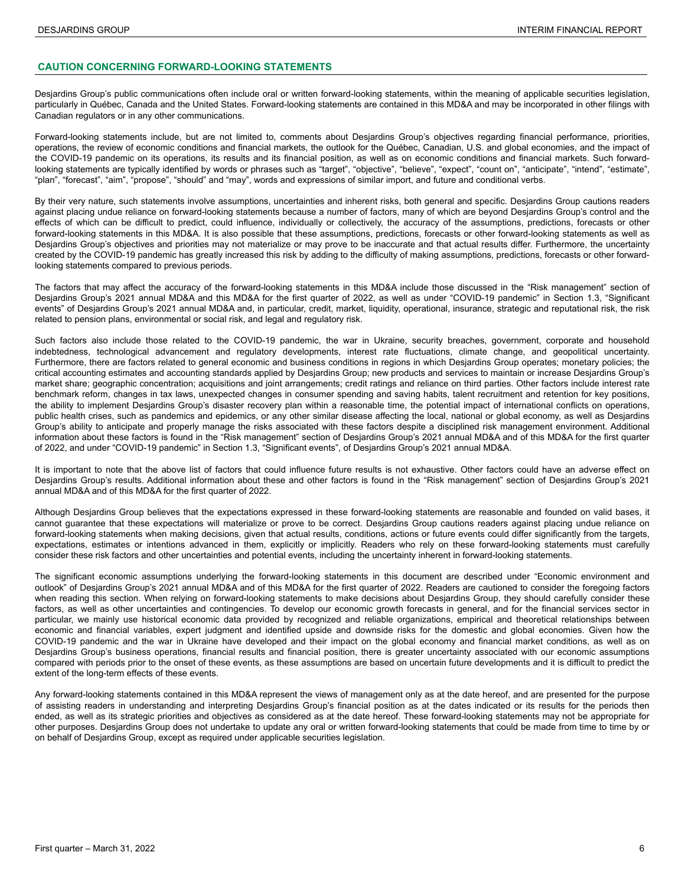## CAUTION CONCERNING FORWARD-LOOKING STATEMENTS

Desjardins Group's public communications often include oral or written forward-looking statements, within the meaning of applicable securities legislation, particularly in Québec, Canada and the United States. Forward-looking statements are contained in this MD&A and may be incorporated in other filings with Canadian regulators or in any other communications.

Forward-looking statements include, but are not limited to, comments about Desjardins Group's objectives regarding financial performance, priorities, operations, the review of economic conditions and financial markets, the outlook for the Québec, Canadian, U.S. and global economies, and the impact of the COVID-19 pandemic on its operations, its results and its financial position, as well as on economic conditions and financial markets. Such forward-looking statements are typically identified by words or phrases such as "target", "objective", "believe", "expect", "count on", "anticipate", "intend", "estimate", "plan", "forecast", "aim", "propose", "should" and "may", words and expressions of similar import, and future and conditional verbs.

By their very nature, such statements involve assumptions, uncertainties and inherent risks, both general and specific. Desjardins Group cautions readers against placing undue reliance on forward-looking statements because a number of factors, many of which are beyond Desjardins Group's control and the effects of which can be difficult to predict, could influence, individually or collectively, the accuracy of the assumptions, predictions, forecasts or other forward-looking statements in this MD&A. It is also possible that these assumptions, predictions, forecasts or other forward-looking statements as well as Desjardins Group's objectives and priorities may not materialize or may prove to be inaccurate and that actual results differ. Furthermore, the uncertainty created by the COVID-19 pandemic has greatly increased this risk by adding to the difficulty of making assumptions, predictions, forecasts or other forward-looking statements compared to previous periods.

The factors that may affect the accuracy of the forward-looking statements in this MD&A include those discussed in the "Risk management" section of Desjardins Group's 2021 annual MD&A and this MD&A for the first quarter of 2022, as well as under "COVID-19 pandemic" in Section 1.3, "Significant events" of Desjardins Group's 2021 annual MD&A and, in particular, credit, market, liquidity, operational, insurance, strategic and reputational risk, the risk related to pension plans, environmental or social risk, and legal and regulatory risk.

Such factors also include those related to the COVID-19 pandemic, the war in Ukraine, security breaches, government, corporate and household indebtedness, technological advancement and regulatory developments, interest rate fluctuations, climate change, and geopolitical uncertainty. Furthermore, there are factors related to general economic and business conditions in regions in which Desjardins Group operates; monetary policies; the critical accounting estimates and accounting standards applied by Desjardins Group; new products and services to maintain or increase Desjardins Group's market share; geographic concentration; acquisitions and joint arrangements; credit ratings and reliance on third parties. Other factors include interest rate benchmark reform, changes in tax laws, unexpected changes in consumer spending and saving habits, talent recruitment and retention for key positions, the ability to implement Desjardins Group's disaster recovery plan within a reasonable time, the potential impact of international conflicts on operations, public health crises, such as pandemics and epidemics, or any other similar disease affecting the local, national or global economy, as well as Desjardins Group's ability to anticipate and properly manage the risks associated with these factors despite a disciplined risk management environment. Additional information about these factors is found in the "Risk management" section of Desjardins Group's 2021 annual MD&A and of this MD&A for the first quarter of 2022, and under "COVID-19 pandemic" in Section 1.3, "Significant events", of Desjardins Group's 2021 annual MD&A.

It is important to note that the above list of factors that could influence future results is not exhaustive. Other factors could have an adverse effect on Desjardins Group's results. Additional information about these and other factors is found in the "Risk management" section of Desjardins Group's 2021 annual MD&A and of this MD&A for the first quarter of 2022.

Although Desjardins Group believes that the expectations expressed in these forward-looking statements are reasonable and founded on valid bases, it cannot guarantee that these expectations will materialize or prove to be correct. Desjardins Group cautions readers against placing undue reliance on forward-looking statements when making decisions, given that actual results, conditions, actions or future events could differ significantly from the targets, expectations, estimates or intentions advanced in them, explicitly or implicitly. Readers who rely on these forward-looking statements must carefully consider these risk factors and other uncertainties and potential events, including the uncertainty inherent in forward-looking statements.

The significant economic assumptions underlying the forward-looking statements in this document are described under "Economic environment and outlook" of Desjardins Group's 2021 annual MD&A and of this MD&A for the first quarter of 2022. Readers are cautioned to consider the foregoing factors when reading this section. When relying on forward-looking statements to make decisions about Desjardins Group, they should carefully consider these factors, as well as other uncertainties and contingencies. To develop our economic growth forecasts in general, and for the financial services sector in particular, we mainly use historical economic data provided by recognized and reliable organizations, empirical and theoretical relationships between economic and financial variables, expert judgment and identified upside and downside risks for the domestic and global economies. Given how the COVID-19 pandemic and the war in Ukraine have developed and their impact on the global economy and financial market conditions, as well as on Desjardins Group's business operations, financial results and financial position, there is greater uncertainty associated with our economic assumptions compared with periods prior to the onset of these events, as these assumptions are based on uncertain future developments and it is difficult to predict the extent of the long-term effects of these events.

Any forward-looking statements contained in this MD&A represent the views of management only as at the date hereof, and are presented for the purpose of assisting readers in understanding and interpreting Desjardins Group's financial position as at the dates indicated or its results for the periods then ended, as well as its strategic priorities and objectives as considered as at the date hereof. These forward-looking statements may not be appropriate for other purposes. Desjardins Group does not undertake to update any oral or written forward-looking statements that could be made from time to time by or on behalf of Desjardins Group, except as required under applicable securities legislation.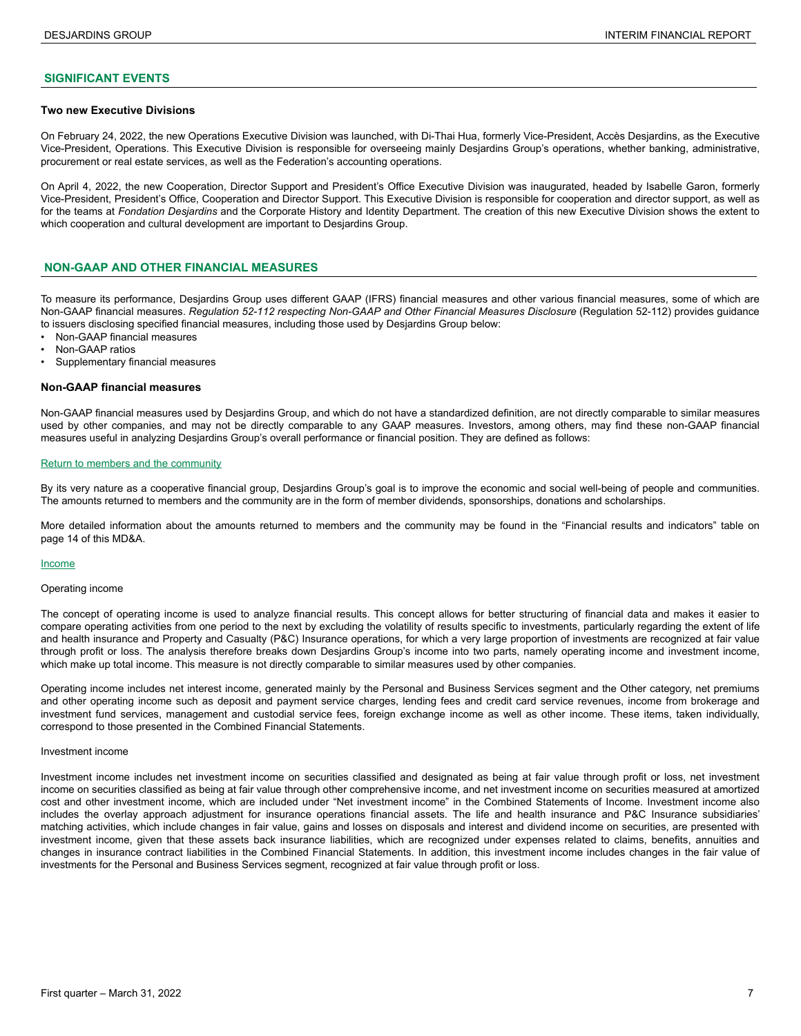## SIGNIFICANT EVENTS

### Two new Executive Divisions

On February 24, 2022, the new Operations Executive Division was launched, with Di-Thai Hua, formerly Vice-President, Accès Desjardins, as the Executive Vice-President, Operations. This Executive Division is responsible for overseeing mainly Desjardins Group's operations, whether banking, administrative, procurement or real estate services, as well as the Federation's accounting operations.

On April 4, 2022, the new Cooperation, Director Support and President's Office Executive Division was inaugurated, headed by Isabelle Garon, formerly Vice-President, President's Office, Cooperation and Director Support. This Executive Division is responsible for cooperation and director support, as well as for the teams at *Fondation Desjardins* and the Corporate History and Identity Department. The creation of this new Executive Division shows the extent to which cooperation and cultural development are important to Desjardins Group.

## NON-GAAP AND OTHER FINANCIAL MEASURES

To measure its performance, Desjardins Group uses different GAAP (IFRS) financial measures and other various financial measures, some of which are Non-GAAP financial measures. *Regulation 52-112 respecting Non-GAAP and Other Financial Measures Disclosure* (Regulation 52-112) provides guidance to issuers disclosing specified financial measures, including those used by Desjardins Group below:

- Non-GAAP financial measures
- Non-GAAP ratios
- Supplementary financial measures

### Non-GAAP financial measures

Non-GAAP financial measures used by Desjardins Group, and which do not have a standardized definition, are not directly comparable to similar measures used by other companies, and may not be directly comparable to any GAAP measures. Investors, among others, may find these non-GAAP financial measures useful in analyzing Desjardins Group's overall performance or financial position. They are defined as follows:

Return to members and the community

By its very nature as a cooperative financial group, Desjardins Group's goal is to improve the economic and social well-being of people and communities. The amounts returned to members and the community are in the form of member dividends, sponsorships, donations and scholarships.

More detailed information about the amounts returned to members and the community may be found in the "Financial results and indicators" table on page 14 of this MD&A.

Income

Operating income

The concept of operating income is used to analyze financial results. This concept allows for better structuring of financial data and makes it easier to compare operating activities from one period to the next by excluding the volatility of results specific to investments, particularly regarding the extent of life and health insurance and Property and Casualty (P&C) Insurance operations, for which a very large proportion of investments are recognized at fair value through profit or loss. The analysis therefore breaks down Desjardins Group's income into two parts, namely operating income and investment income, which make up total income. This measure is not directly comparable to similar measures used by other companies.

Operating income includes net interest income, generated mainly by the Personal and Business Services segment and the Other category, net premiums and other operating income such as deposit and payment service charges, lending fees and credit card service revenues, income from brokerage and investment fund services, management and custodial service fees, foreign exchange income as well as other income. These items, taken individually, correspond to those presented in the Combined Financial Statements.

Investment income

Investment income includes net investment income on securities classified and designated as being at fair value through profit or loss, net investment income on securities classified as being at fair value through other comprehensive income, and net investment income on securities measured at amortized cost and other investment income, which are included under "Net investment income" in the Combined Statements of Income. Investment income also includes the overlay approach adjustment for insurance operations financial assets. The life and health insurance and P&C Insurance subsidiaries' matching activities, which include changes in fair value, gains and losses on disposals and interest and dividend income on securities, are presented with investment income, given that these assets back insurance liabilities, which are recognized under expenses related to claims, benefits, annuities and changes in insurance contract liabilities in the Combined Financial Statements. In addition, this investment income includes changes in the fair value of investments for the Personal and Business Services segment, recognized at fair value through profit or loss.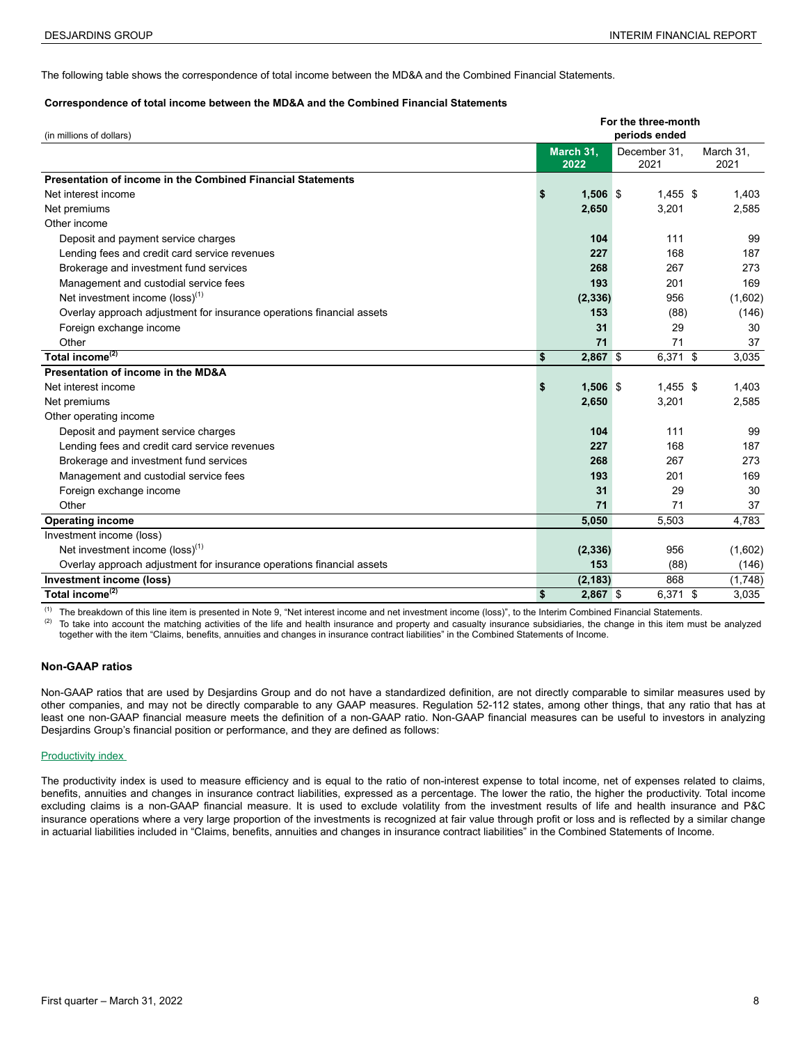The following table shows the correspondence of total income between the MD&A and the Combined Financial Statements.

**Correspondence of total income between the MD&A and the Combined Financial Statements**

| (in millions of dollars) | For the three-month periods ended | | |
|---|---|---|---|
| | **March 31, 2022** | December 31, 2021 | March 31, 2021 |
| **Presentation of income in the Combined Financial Statements** | | | |
| Net interest income | **$ 1,506** | $ 1,455 | $ 1,403 |
| Net premiums | **2,650** | 3,201 | 2,585 |
| Other income | | | |
| Deposit and payment service charges | **104** | 111 | 99 |
| Lending fees and credit card service revenues | **227** | 168 | 187 |
| Brokerage and investment fund services | **268** | 267 | 273 |
| Management and custodial service fees | **193** | 201 | 169 |
| Net investment income (loss)[1] | **(2,336)** | 956 | (1,602) |
| Overlay approach adjustment for insurance operations financial assets | **153** | (88) | (146) |
| Foreign exchange income | **31** | 29 | 30 |
| Other | **71** | 71 | 37 |
| **Total income[2]** | **$ 2,867** | $ 6,371 | $ 3,035 |
| **Presentation of income in the MD&A** | | | |
| Net interest income | **$ 1,506** | $ 1,455 | $ 1,403 |
| Net premiums | **2,650** | 3,201 | 2,585 |
| Other operating income | | | |
| Deposit and payment service charges | **104** | 111 | 99 |
| Lending fees and credit card service revenues | **227** | 168 | 187 |
| Brokerage and investment fund services | **268** | 267 | 273 |
| Management and custodial service fees | **193** | 201 | 169 |
| Foreign exchange income | **31** | 29 | 30 |
| Other | **71** | 71 | 37 |
| **Operating income** | **5,050** | 5,503 | 4,783 |
| Investment income (loss) | | | |
| Net investment income (loss)[1] | **(2,336)** | 956 | (1,602) |
| Overlay approach adjustment for insurance operations financial assets | **153** | (88) | (146) |
| **Investment income (loss)** | **(2,183)** | 868 | (1,748) |
| **Total income[2]** | **$ 2,867** | $ 6,371 | $ 3,035 |

[1] The breakdown of this line item is presented in Note 9, "Net interest income and net investment income (loss)", to the Interim Combined Financial Statements.
[2] To take into account the matching activities of the life and health insurance and property and casualty insurance subsidiaries, the change in this item must be analyzed together with the item "Claims, benefits, annuities and changes in insurance contract liabilities" in the Combined Statements of Income.

### Non-GAAP ratios

Non-GAAP ratios that are used by Desjardins Group and do not have a standardized definition, are not directly comparable to similar measures used by other companies, and may not be directly comparable to any GAAP measures. Regulation 52-112 states, among other things, that any ratio that has at least one non-GAAP financial measure meets the definition of a non-GAAP ratio. Non-GAAP financial measures can be useful to investors in analyzing Desjardins Group's financial position or performance, and they are defined as follows:

Productivity index

The productivity index is used to measure efficiency and is equal to the ratio of non-interest expense to total income, net of expenses related to claims, benefits, annuities and changes in insurance contract liabilities, expressed as a percentage. The lower the ratio, the higher the productivity. Total income excluding claims is a non-GAAP financial measure. It is used to exclude volatility from the investment results of life and health insurance and P&C insurance operations where a very large proportion of the investments is recognized at fair value through profit or loss and is reflected by a similar change in actuarial liabilities included in "Claims, benefits, annuities and changes in insurance contract liabilities" in the Combined Statements of Income.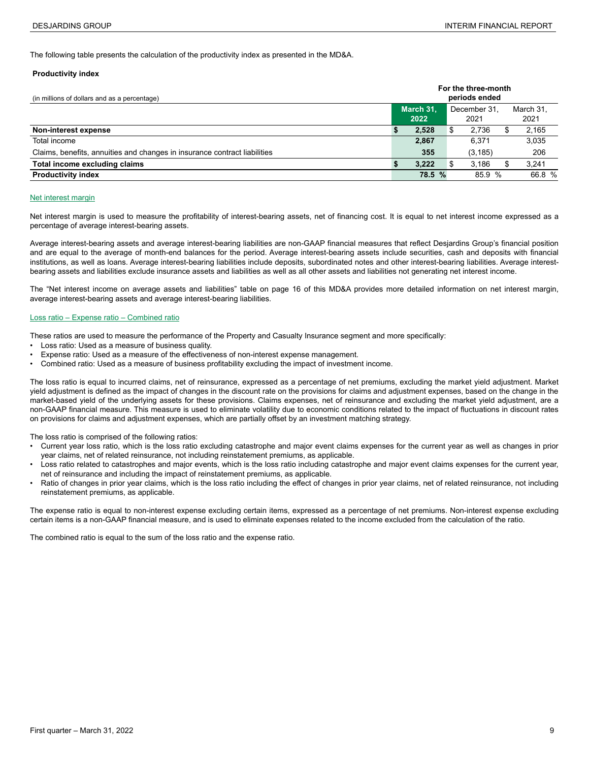The following table presents the calculation of the productivity index as presented in the MD&A.

**Productivity index**

| (in millions of dollars and as a percentage) | For the three-month periods ended | | |
|---|---|---|---|
| | **March 31, 2022** | December 31, 2021 | March 31, 2021 |
| **Non-interest expense** | **$ 2,528** | $ 2,736 | $ 2,165 |
| Total income | **2,867** | 6,371 | 3,035 |
| Claims, benefits, annuities and changes in insurance contract liabilities | **355** | (3,185) | 206 |
| **Total income excluding claims** | **$ 3,222** | $ 3,186 | $ 3,241 |
| **Productivity index** | **78.5 %** | 85.9 % | 66.8 % |

Net interest margin

Net interest margin is used to measure the profitability of interest-bearing assets, net of financing cost. It is equal to net interest income expressed as a percentage of average interest-bearing assets.

Average interest-bearing assets and average interest-bearing liabilities are non-GAAP financial measures that reflect Desjardins Group's financial position and are equal to the average of month-end balances for the period. Average interest-bearing assets include securities, cash and deposits with financial institutions, as well as loans. Average interest-bearing liabilities include deposits, subordinated notes and other interest-bearing liabilities. Average interest-bearing assets and liabilities exclude insurance assets and liabilities as well as all other assets and liabilities not generating net interest income.

The "Net interest income on average assets and liabilities" table on page 16 of this MD&A provides more detailed information on net interest margin, average interest-bearing assets and average interest-bearing liabilities.

Loss ratio – Expense ratio – Combined ratio

These ratios are used to measure the performance of the Property and Casualty Insurance segment and more specifically:

- Loss ratio: Used as a measure of business quality.
- Expense ratio: Used as a measure of the effectiveness of non-interest expense management.
- Combined ratio: Used as a measure of business profitability excluding the impact of investment income.

The loss ratio is equal to incurred claims, net of reinsurance, expressed as a percentage of net premiums, excluding the market yield adjustment. Market yield adjustment is defined as the impact of changes in the discount rate on the provisions for claims and adjustment expenses, based on the change in the market-based yield of the underlying assets for these provisions. Claims expenses, net of reinsurance and excluding the market yield adjustment, are a non-GAAP financial measure. This measure is used to eliminate volatility due to economic conditions related to the impact of fluctuations in discount rates on provisions for claims and adjustment expenses, which are partially offset by an investment matching strategy.

The loss ratio is comprised of the following ratios:

- Current year loss ratio, which is the loss ratio excluding catastrophe and major event claims expenses for the current year as well as changes in prior year claims, net of related reinsurance, not including reinstatement premiums, as applicable.
- Loss ratio related to catastrophes and major events, which is the loss ratio including catastrophe and major event claims expenses for the current year, net of reinsurance and including the impact of reinstatement premiums, as applicable.
- Ratio of changes in prior year claims, which is the loss ratio including the effect of changes in prior year claims, net of related reinsurance, not including reinstatement premiums, as applicable.

The expense ratio is equal to non-interest expense excluding certain items, expressed as a percentage of net premiums. Non-interest expense excluding certain items is a non-GAAP financial measure, and is used to eliminate expenses related to the income excluded from the calculation of the ratio.

The combined ratio is equal to the sum of the loss ratio and the expense ratio.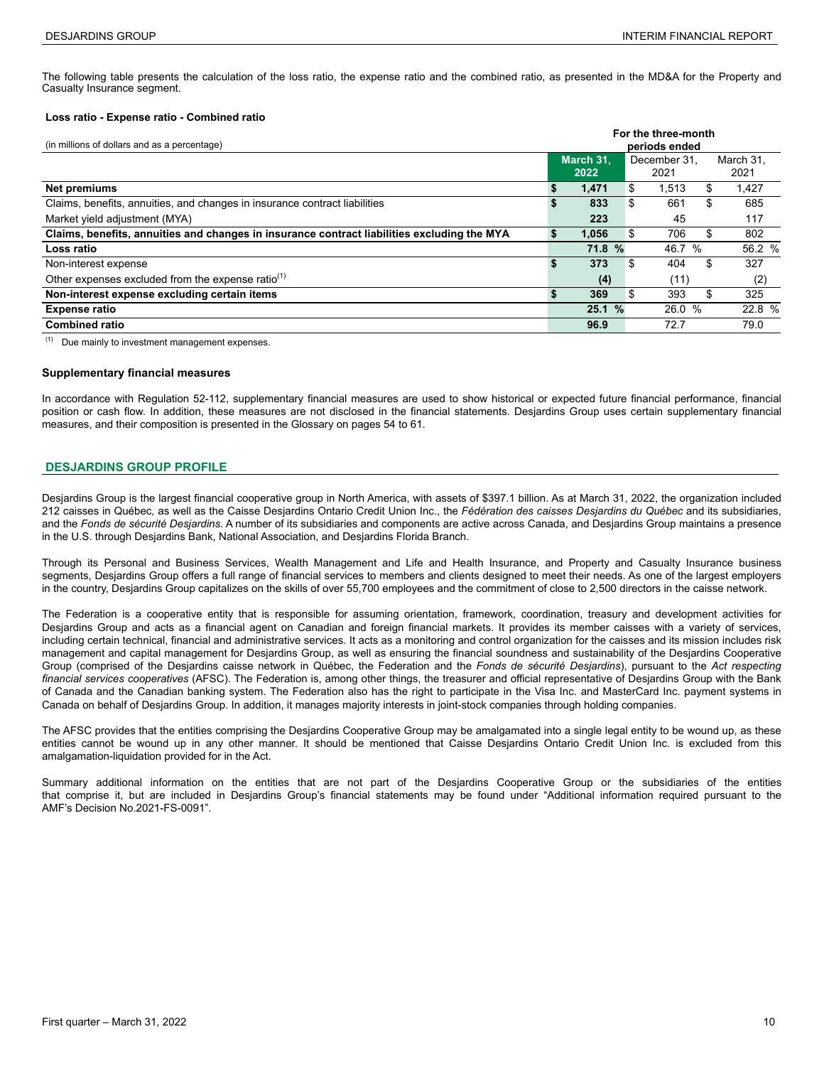The following table presents the calculation of the loss ratio, the expense ratio and the combined ratio, as presented in the MD&A for the Property and Casualty Insurance segment.

**Loss ratio - Expense ratio - Combined ratio**

| (in millions of dollars and as a percentage) | For the three-month periods ended | | |
|---|---|---|---|
| | **March 31, 2022** | December 31, 2021 | March 31, 2021 |
| **Net premiums** | **$ 1,471** | $ 1,513 | $ 1,427 |
| Claims, benefits, annuities, and changes in insurance contract liabilities | **$ 833** | $ 661 | $ 685 |
| Market yield adjustment (MYA) | **223** | 45 | 117 |
| **Claims, benefits, annuities and changes in insurance contract liabilities excluding the MYA** | **$ 1,056** | $ 706 | $ 802 |
| **Loss ratio** | **71.8 %** | 46.7 % | 56.2 % |
| Non-interest expense | **$ 373** | $ 404 | $ 327 |
| Other expenses excluded from the expense ratio[1] | **(4)** | (11) | (2) |
| **Non-interest expense excluding certain items** | **$ 369** | $ 393 | $ 325 |
| **Expense ratio** | **25.1 %** | 26.0 % | 22.8 % |
| **Combined ratio** | **96.9** | 72.7 | 79.0 |

[1] Due mainly to investment management expenses.

### Supplementary financial measures

In accordance with Regulation 52-112, supplementary financial measures are used to show historical or expected future financial performance, financial position or cash flow. In addition, these measures are not disclosed in the financial statements. Desjardins Group uses certain supplementary financial measures, and their composition is presented in the Glossary on pages 54 to 61.

## DESJARDINS GROUP PROFILE

Desjardins Group is the largest financial cooperative group in North America, with assets of $397.1 billion. As at March 31, 2022, the organization included 212 caisses in Québec, as well as the Caisse Desjardins Ontario Credit Union Inc., the *Fédération des caisses Desjardins du Québec* and its subsidiaries, and the *Fonds de sécurité Desjardins*. A number of its subsidiaries and components are active across Canada, and Desjardins Group maintains a presence in the U.S. through Desjardins Bank, National Association, and Desjardins Florida Branch.

Through its Personal and Business Services, Wealth Management and Life and Health Insurance, and Property and Casualty Insurance business segments, Desjardins Group offers a full range of financial services to members and clients designed to meet their needs. As one of the largest employers in the country, Desjardins Group capitalizes on the skills of over 55,700 employees and the commitment of close to 2,500 directors in the caisse network.

The Federation is a cooperative entity that is responsible for assuming orientation, framework, coordination, treasury and development activities for Desjardins Group and acts as a financial agent on Canadian and foreign financial markets. It provides its member caisses with a variety of services, including certain technical, financial and administrative services. It acts as a monitoring and control organization for the caisses and its mission includes risk management and capital management for Desjardins Group, as well as ensuring the financial soundness and sustainability of the Desjardins Cooperative Group (comprised of the Desjardins caisse network in Québec, the Federation and the *Fonds de sécurité Desjardins*), pursuant to the *Act respecting financial services cooperatives* (AFSC). The Federation is, among other things, the treasurer and official representative of Desjardins Group with the Bank of Canada and the Canadian banking system. The Federation also has the right to participate in the Visa Inc. and MasterCard Inc. payment systems in Canada on behalf of Desjardins Group. In addition, it manages majority interests in joint-stock companies through holding companies.

The AFSC provides that the entities comprising the Desjardins Cooperative Group may be amalgamated into a single legal entity to be wound up, as these entities cannot be wound up in any other manner. It should be mentioned that Caisse Desjardins Ontario Credit Union Inc. is excluded from this amalgamation-liquidation provided for in the Act.

Summary additional information on the entities that are not part of the Desjardins Cooperative Group or the subsidiaries of the entities that comprise it, but are included in Desjardins Group's financial statements may be found under "Additional information required pursuant to the AMF's Decision No.2021-FS-0091".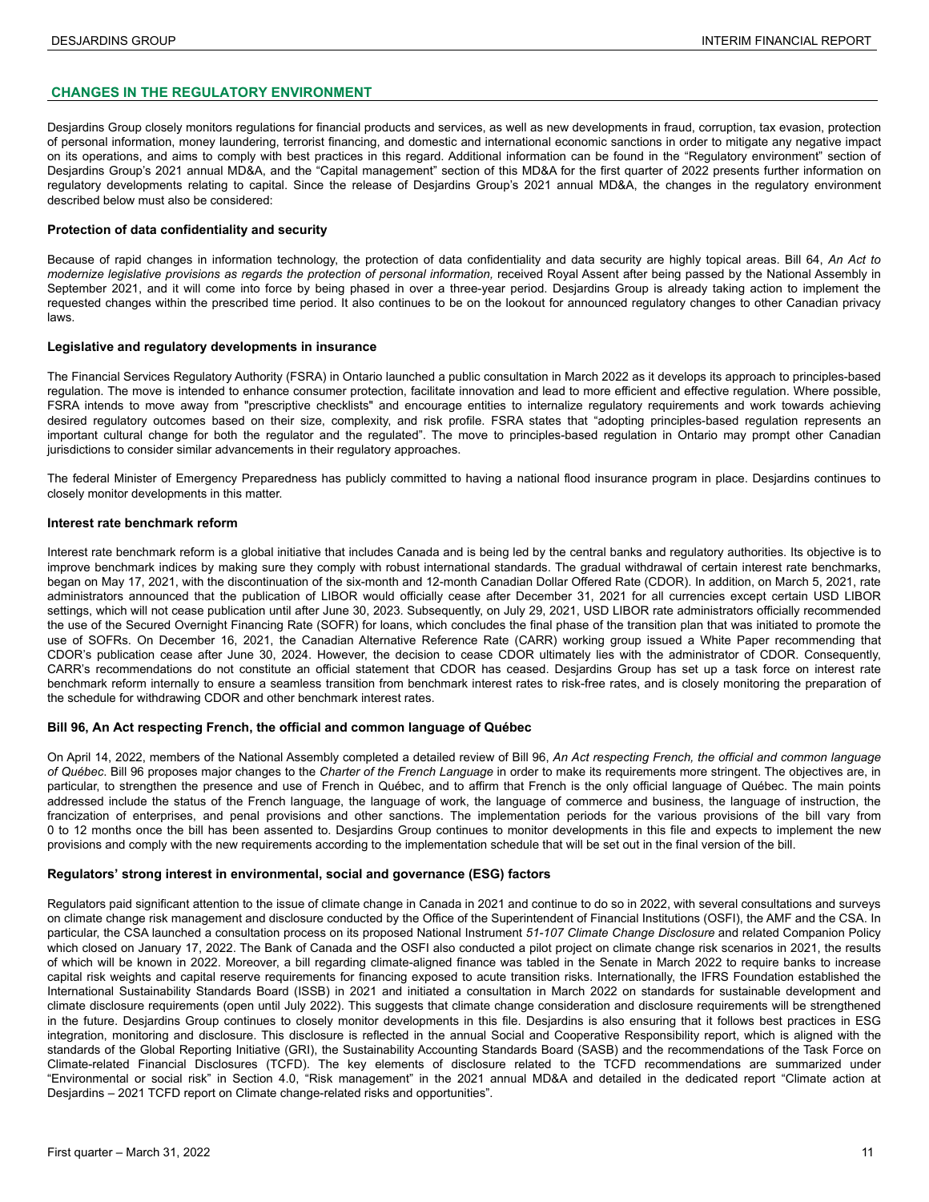## CHANGES IN THE REGULATORY ENVIRONMENT

Desjardins Group closely monitors regulations for financial products and services, as well as new developments in fraud, corruption, tax evasion, protection of personal information, money laundering, terrorist financing, and domestic and international economic sanctions in order to mitigate any negative impact on its operations, and aims to comply with best practices in this regard. Additional information can be found in the "Regulatory environment" section of Desjardins Group's 2021 annual MD&A, and the "Capital management" section of this MD&A for the first quarter of 2022 presents further information on regulatory developments relating to capital. Since the release of Desjardins Group's 2021 annual MD&A, the changes in the regulatory environment described below must also be considered:

### Protection of data confidentiality and security

Because of rapid changes in information technology, the protection of data confidentiality and data security are highly topical areas. Bill 64, *An Act to modernize legislative provisions as regards the protection of personal information,* received Royal Assent after being passed by the National Assembly in September 2021, and it will come into force by being phased in over a three-year period. Desjardins Group is already taking action to implement the requested changes within the prescribed time period. It also continues to be on the lookout for announced regulatory changes to other Canadian privacy laws.

### Legislative and regulatory developments in insurance

The Financial Services Regulatory Authority (FSRA) in Ontario launched a public consultation in March 2022 as it develops its approach to principles-based regulation. The move is intended to enhance consumer protection, facilitate innovation and lead to more efficient and effective regulation. Where possible, FSRA intends to move away from "prescriptive checklists" and encourage entities to internalize regulatory requirements and work towards achieving desired regulatory outcomes based on their size, complexity, and risk profile. FSRA states that "adopting principles-based regulation represents an important cultural change for both the regulator and the regulated". The move to principles-based regulation in Ontario may prompt other Canadian jurisdictions to consider similar advancements in their regulatory approaches.

The federal Minister of Emergency Preparedness has publicly committed to having a national flood insurance program in place. Desjardins continues to closely monitor developments in this matter.

### Interest rate benchmark reform

Interest rate benchmark reform is a global initiative that includes Canada and is being led by the central banks and regulatory authorities. Its objective is to improve benchmark indices by making sure they comply with robust international standards. The gradual withdrawal of certain interest rate benchmarks, began on May 17, 2021, with the discontinuation of the six-month and 12-month Canadian Dollar Offered Rate (CDOR). In addition, on March 5, 2021, rate administrators announced that the publication of LIBOR would officially cease after December 31, 2021 for all currencies except certain USD LIBOR settings, which will not cease publication until after June 30, 2023. Subsequently, on July 29, 2021, USD LIBOR rate administrators officially recommended the use of the Secured Overnight Financing Rate (SOFR) for loans, which concludes the final phase of the transition plan that was initiated to promote the use of SOFRs. On December 16, 2021, the Canadian Alternative Reference Rate (CARR) working group issued a White Paper recommending that CDOR's publication cease after June 30, 2024. However, the decision to cease CDOR ultimately lies with the administrator of CDOR. Consequently, CARR's recommendations do not constitute an official statement that CDOR has ceased. Desjardins Group has set up a task force on interest rate benchmark reform internally to ensure a seamless transition from benchmark interest rates to risk-free rates, and is closely monitoring the preparation of the schedule for withdrawing CDOR and other benchmark interest rates.

### Bill 96, An Act respecting French, the official and common language of Québec

On April 14, 2022, members of the National Assembly completed a detailed review of Bill 96, *An Act respecting French, the official and common language of Québec*. Bill 96 proposes major changes to the *Charter of the French Language* in order to make its requirements more stringent. The objectives are, in particular, to strengthen the presence and use of French in Québec, and to affirm that French is the only official language of Québec. The main points addressed include the status of the French language, the language of work, the language of commerce and business, the language of instruction, the francization of enterprises, and penal provisions and other sanctions. The implementation periods for the various provisions of the bill vary from 0 to 12 months once the bill has been assented to. Desjardins Group continues to monitor developments in this file and expects to implement the new provisions and comply with the new requirements according to the implementation schedule that will be set out in the final version of the bill.

### Regulators' strong interest in environmental, social and governance (ESG) factors

Regulators paid significant attention to the issue of climate change in Canada in 2021 and continue to do so in 2022, with several consultations and surveys on climate change risk management and disclosure conducted by the Office of the Superintendent of Financial Institutions (OSFI), the AMF and the CSA. In particular, the CSA launched a consultation process on its proposed National Instrument *51-107 Climate Change Disclosure* and related Companion Policy which closed on January 17, 2022. The Bank of Canada and the OSFI also conducted a pilot project on climate change risk scenarios in 2021, the results of which will be known in 2022. Moreover, a bill regarding climate-aligned finance was tabled in the Senate in March 2022 to require banks to increase capital risk weights and capital reserve requirements for financing exposed to acute transition risks. Internationally, the IFRS Foundation established the International Sustainability Standards Board (ISSB) in 2021 and initiated a consultation in March 2022 on standards for sustainable development and climate disclosure requirements (open until July 2022). This suggests that climate change consideration and disclosure requirements will be strengthened in the future. Desjardins Group continues to closely monitor developments in this file. Desjardins is also ensuring that it follows best practices in ESG integration, monitoring and disclosure. This disclosure is reflected in the annual Social and Cooperative Responsibility report, which is aligned with the standards of the Global Reporting Initiative (GRI), the Sustainability Accounting Standards Board (SASB) and the recommendations of the Task Force on Climate-related Financial Disclosures (TCFD). The key elements of disclosure related to the TCFD recommendations are summarized under "Environmental or social risk" in Section 4.0, "Risk management" in the 2021 annual MD&A and detailed in the dedicated report "Climate action at Desjardins – 2021 TCFD report on Climate change-related risks and opportunities".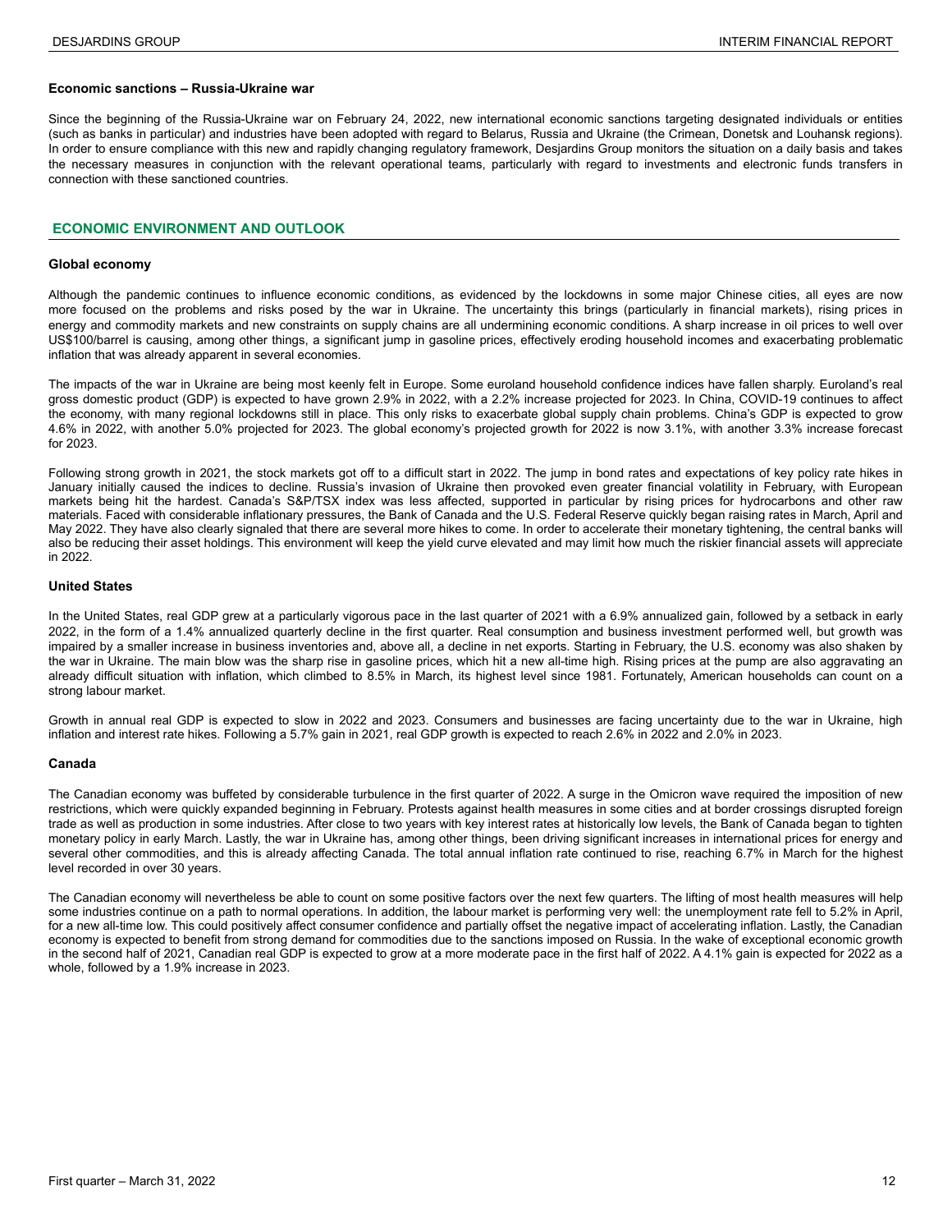### Economic sanctions – Russia-Ukraine war

Since the beginning of the Russia-Ukraine war on February 24, 2022, new international economic sanctions targeting designated individuals or entities (such as banks in particular) and industries have been adopted with regard to Belarus, Russia and Ukraine (the Crimean, Donetsk and Louhansk regions). In order to ensure compliance with this new and rapidly changing regulatory framework, Desjardins Group monitors the situation on a daily basis and takes the necessary measures in conjunction with the relevant operational teams, particularly with regard to investments and electronic funds transfers in connection with these sanctioned countries.

## ECONOMIC ENVIRONMENT AND OUTLOOK

### Global economy

Although the pandemic continues to influence economic conditions, as evidenced by the lockdowns in some major Chinese cities, all eyes are now more focused on the problems and risks posed by the war in Ukraine. The uncertainty this brings (particularly in financial markets), rising prices in energy and commodity markets and new constraints on supply chains are all undermining economic conditions. A sharp increase in oil prices to well over US$100/barrel is causing, among other things, a significant jump in gasoline prices, effectively eroding household incomes and exacerbating problematic inflation that was already apparent in several economies.

The impacts of the war in Ukraine are being most keenly felt in Europe. Some euroland household confidence indices have fallen sharply. Euroland's real gross domestic product (GDP) is expected to have grown 2.9% in 2022, with a 2.2% increase projected for 2023. In China, COVID-19 continues to affect the economy, with many regional lockdowns still in place. This only risks to exacerbate global supply chain problems. China's GDP is expected to grow 4.6% in 2022, with another 5.0% projected for 2023. The global economy's projected growth for 2022 is now 3.1%, with another 3.3% increase forecast for 2023.

Following strong growth in 2021, the stock markets got off to a difficult start in 2022. The jump in bond rates and expectations of key policy rate hikes in January initially caused the indices to decline. Russia's invasion of Ukraine then provoked even greater financial volatility in February, with European markets being hit the hardest. Canada's S&P/TSX index was less affected, supported in particular by rising prices for hydrocarbons and other raw materials. Faced with considerable inflationary pressures, the Bank of Canada and the U.S. Federal Reserve quickly began raising rates in March, April and May 2022. They have also clearly signaled that there are several more hikes to come. In order to accelerate their monetary tightening, the central banks will also be reducing their asset holdings. This environment will keep the yield curve elevated and may limit how much the riskier financial assets will appreciate in 2022.

### United States

In the United States, real GDP grew at a particularly vigorous pace in the last quarter of 2021 with a 6.9% annualized gain, followed by a setback in early 2022, in the form of a 1.4% annualized quarterly decline in the first quarter. Real consumption and business investment performed well, but growth was impaired by a smaller increase in business inventories and, above all, a decline in net exports. Starting in February, the U.S. economy was also shaken by the war in Ukraine. The main blow was the sharp rise in gasoline prices, which hit a new all-time high. Rising prices at the pump are also aggravating an already difficult situation with inflation, which climbed to 8.5% in March, its highest level since 1981. Fortunately, American households can count on a strong labour market.

Growth in annual real GDP is expected to slow in 2022 and 2023. Consumers and businesses are facing uncertainty due to the war in Ukraine, high inflation and interest rate hikes. Following a 5.7% gain in 2021, real GDP growth is expected to reach 2.6% in 2022 and 2.0% in 2023.

### Canada

The Canadian economy was buffeted by considerable turbulence in the first quarter of 2022. A surge in the Omicron wave required the imposition of new restrictions, which were quickly expanded beginning in February. Protests against health measures in some cities and at border crossings disrupted foreign trade as well as production in some industries. After close to two years with key interest rates at historically low levels, the Bank of Canada began to tighten monetary policy in early March. Lastly, the war in Ukraine has, among other things, been driving significant increases in international prices for energy and several other commodities, and this is already affecting Canada. The total annual inflation rate continued to rise, reaching 6.7% in March for the highest level recorded in over 30 years.

The Canadian economy will nevertheless be able to count on some positive factors over the next few quarters. The lifting of most health measures will help some industries continue on a path to normal operations. In addition, the labour market is performing very well: the unemployment rate fell to 5.2% in April, for a new all-time low. This could positively affect consumer confidence and partially offset the negative impact of accelerating inflation. Lastly, the Canadian economy is expected to benefit from strong demand for commodities due to the sanctions imposed on Russia. In the wake of exceptional economic growth in the second half of 2021, Canadian real GDP is expected to grow at a more moderate pace in the first half of 2022. A 4.1% gain is expected for 2022 as a whole, followed by a 1.9% increase in 2023.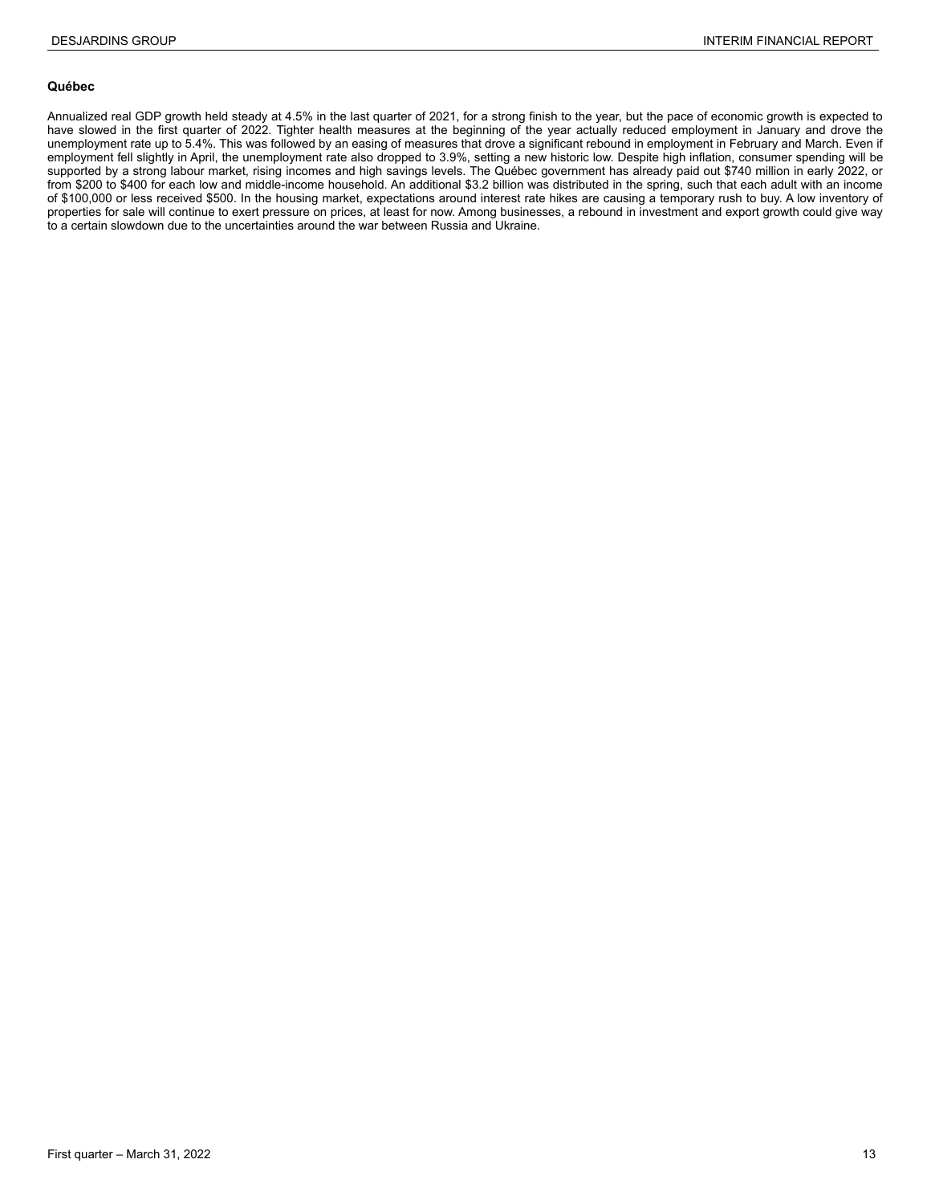### Québec

Annualized real GDP growth held steady at 4.5% in the last quarter of 2021, for a strong finish to the year, but the pace of economic growth is expected to have slowed in the first quarter of 2022. Tighter health measures at the beginning of the year actually reduced employment in January and drove the unemployment rate up to 5.4%. This was followed by an easing of measures that drove a significant rebound in employment in February and March. Even if employment fell slightly in April, the unemployment rate also dropped to 3.9%, setting a new historic low. Despite high inflation, consumer spending will be supported by a strong labour market, rising incomes and high savings levels. The Québec government has already paid out $740 million in early 2022, or from $200 to $400 for each low and middle-income household. An additional $3.2 billion was distributed in the spring, such that each adult with an income of $100,000 or less received $500. In the housing market, expectations around interest rate hikes are causing a temporary rush to buy. A low inventory of properties for sale will continue to exert pressure on prices, at least for now. Among businesses, a rebound in investment and export growth could give way to a certain slowdown due to the uncertainties around the war between Russia and Ukraine.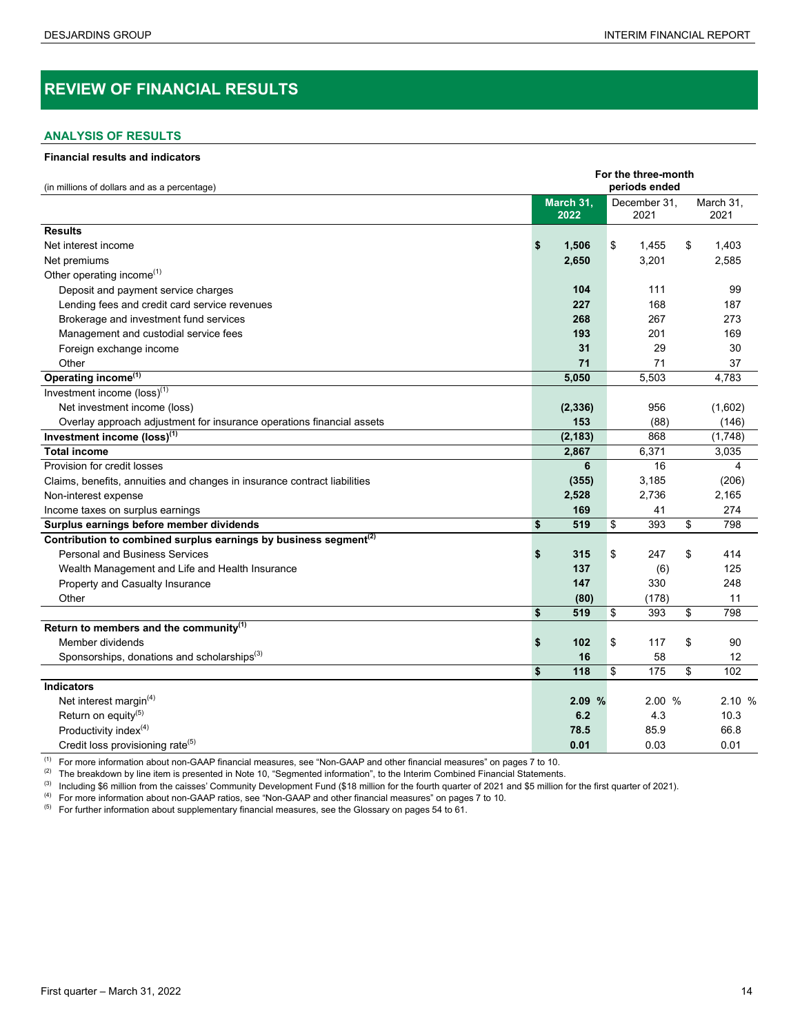# REVIEW OF FINANCIAL RESULTS

## ANALYSIS OF RESULTS

**Financial results and indicators**

| (in millions of dollars and as a percentage) | For the three-month periods ended | | |
|---|---|---|---|
| | **March 31, 2022** | December 31, 2021 | March 31, 2021 |
| **Results** | | | |
| Net interest income | **$ 1,506** | $ 1,455 | $ 1,403 |
| Net premiums | **2,650** | 3,201 | 2,585 |
| Other operating income[(1)] | | | |
| Deposit and payment service charges | **104** | 111 | 99 |
| Lending fees and credit card service revenues | **227** | 168 | 187 |
| Brokerage and investment fund services | **268** | 267 | 273 |
| Management and custodial service fees | **193** | 201 | 169 |
| Foreign exchange income | **31** | 29 | 30 |
| Other | **71** | 71 | 37 |
| **Operating income[(1)]** | **5,050** | 5,503 | 4,783 |
| Investment income (loss)[(1)] | | | |
| Net investment income (loss) | **(2,336)** | 956 | (1,602) |
| Overlay approach adjustment for insurance operations financial assets | **153** | (88) | (146) |
| **Investment income (loss)[(1)]** | **(2,183)** | 868 | (1,748) |
| **Total income** | **2,867** | 6,371 | 3,035 |
| Provision for credit losses | **6** | 16 | 4 |
| Claims, benefits, annuities and changes in insurance contract liabilities | **(355)** | 3,185 | (206) |
| Non-interest expense | **2,528** | 2,736 | 2,165 |
| Income taxes on surplus earnings | **169** | 41 | 274 |
| **Surplus earnings before member dividends** | **$ 519** | $ 393 | $ 798 |
| **Contribution to combined surplus earnings by business segment[(2)]** | | | |
| Personal and Business Services | **$ 315** | $ 247 | $ 414 |
| Wealth Management and Life and Health Insurance | **137** | (6) | 125 |
| Property and Casualty Insurance | **147** | 330 | 248 |
| Other | **(80)** | (178) | 11 |
| | **$ 519** | $ 393 | $ 798 |
| **Return to members and the community[(1)]** | | | |
| Member dividends | **$ 102** | $ 117 | $ 90 |
| Sponsorships, donations and scholarships[(3)] | **16** | 58 | 12 |
| | **$ 118** | $ 175 | $ 102 |
| **Indicators** | | | |
| Net interest margin[(4)] | **2.09 %** | 2.00 % | 2.10 % |
| Return on equity[(5)] | **6.2** | 4.3 | 10.3 |
| Productivity index[(4)] | **78.5** | 85.9 | 66.8 |
| Credit loss provisioning rate[(5)] | **0.01** | 0.03 | 0.01 |

(1) For more information about non-GAAP financial measures, see "Non-GAAP and other financial measures" on pages 7 to 10.
(2) The breakdown by line item is presented in Note 10, "Segmented information", to the Interim Combined Financial Statements.
(3) Including $6 million from the caisses' Community Development Fund ($18 million for the fourth quarter of 2021 and $5 million for the first quarter of 2021).
(4) For more information about non-GAAP ratios, see "Non-GAAP and other financial measures" on pages 7 to 10.
(5) For further information about supplementary financial measures, see the Glossary on pages 54 to 61.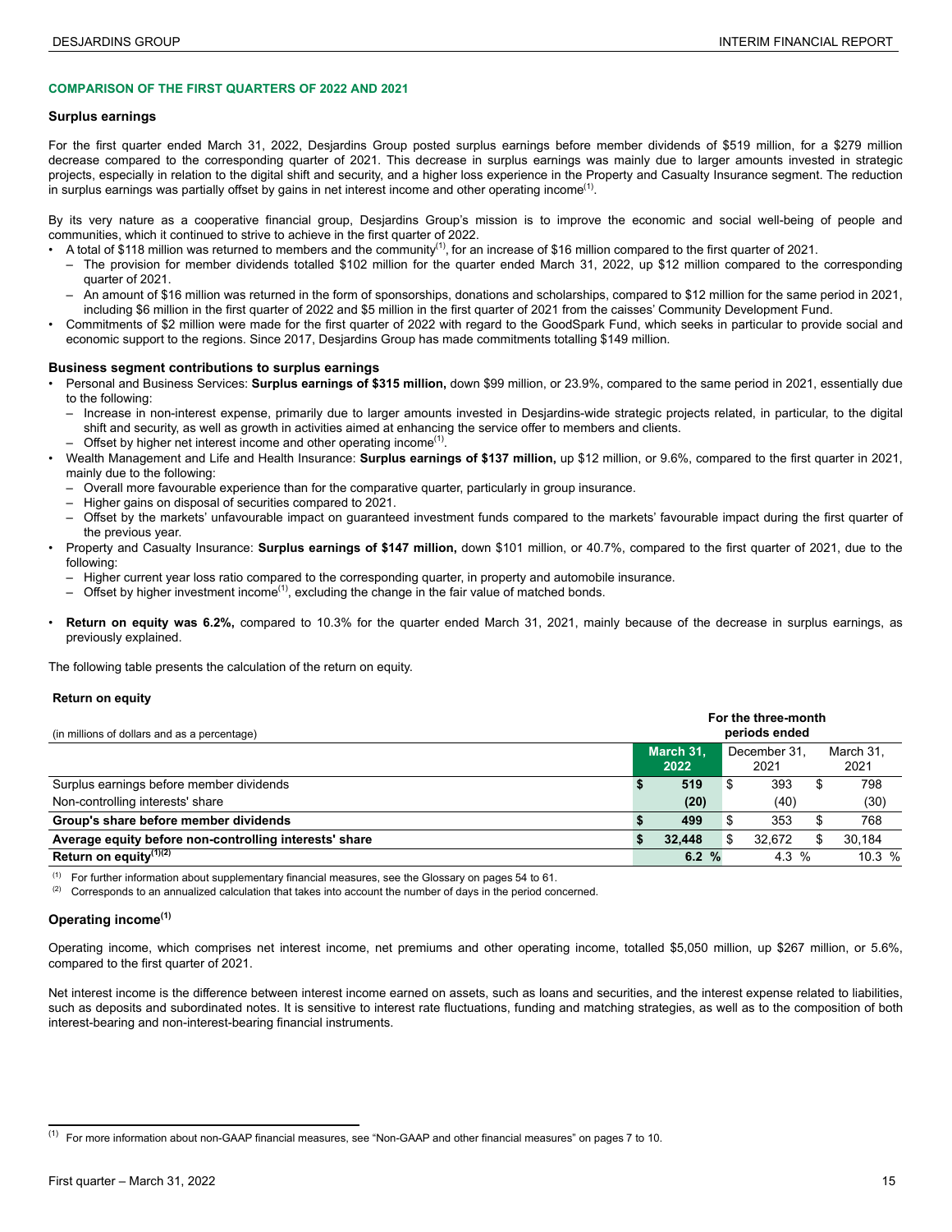## COMPARISON OF THE FIRST QUARTERS OF 2022 AND 2021

### Surplus earnings

For the first quarter ended March 31, 2022, Desjardins Group posted surplus earnings before member dividends of $519 million, for a $279 million decrease compared to the corresponding quarter of 2021. This decrease in surplus earnings was mainly due to larger amounts invested in strategic projects, especially in relation to the digital shift and security, and a higher loss experience in the Property and Casualty Insurance segment. The reduction in surplus earnings was partially offset by gains in net interest income and other operating income[1].

By its very nature as a cooperative financial group, Desjardins Group's mission is to improve the economic and social well-being of people and communities, which it continued to strive to achieve in the first quarter of 2022.

- A total of $118 million was returned to members and the community[1], for an increase of $16 million compared to the first quarter of 2021.
  - The provision for member dividends totalled $102 million for the quarter ended March 31, 2022, up $12 million compared to the corresponding quarter of 2021.
  - An amount of $16 million was returned in the form of sponsorships, donations and scholarships, compared to $12 million for the same period in 2021, including $6 million in the first quarter of 2022 and $5 million in the first quarter of 2021 from the caisses' Community Development Fund.
- Commitments of $2 million were made for the first quarter of 2022 with regard to the GoodSpark Fund, which seeks in particular to provide social and economic support to the regions. Since 2017, Desjardins Group has made commitments totalling $149 million.

### Business segment contributions to surplus earnings

- Personal and Business Services: **Surplus earnings of $315 million,** down $99 million, or 23.9%, compared to the same period in 2021, essentially due to the following:
  - Increase in non-interest expense, primarily due to larger amounts invested in Desjardins-wide strategic projects related, in particular, to the digital shift and security, as well as growth in activities aimed at enhancing the service offer to members and clients.
  - Offset by higher net interest income and other operating income[1].
- Wealth Management and Life and Health Insurance: **Surplus earnings of $137 million,** up $12 million, or 9.6%, compared to the first quarter in 2021, mainly due to the following:
  - Overall more favourable experience than for the comparative quarter, particularly in group insurance.
  - Higher gains on disposal of securities compared to 2021.
  - Offset by the markets' unfavourable impact on guaranteed investment funds compared to the markets' favourable impact during the first quarter of the previous year.
- Property and Casualty Insurance: **Surplus earnings of $147 million,** down $101 million, or 40.7%, compared to the first quarter of 2021, due to the following:
  - Higher current year loss ratio compared to the corresponding quarter, in property and automobile insurance.
  - Offset by higher investment income[1], excluding the change in the fair value of matched bonds.

- **Return on equity was 6.2%,** compared to 10.3% for the quarter ended March 31, 2021, mainly because of the decrease in surplus earnings, as previously explained.

The following table presents the calculation of the return on equity.

**Return on equity**

| (in millions of dollars and as a percentage) | For the three-month periods ended | | |
|---|---|---|---|
| | March 31, 2022 | December 31, 2021 | March 31, 2021 |
| Surplus earnings before member dividends | $ 519 | $ 393 | $ 798 |
| Non-controlling interests' share | (20) | (40) | (30) |
| **Group's share before member dividends** | $ 499 | $ 353 | $ 768 |
| **Average equity before non-controlling interests' share** | $ 32,448 | $ 32,672 | $ 30,184 |
| **Return on equity[1][2]** | 6.2 % | 4.3 % | 10.3 % |

[1] For further information about supplementary financial measures, see the Glossary on pages 54 to 61.

[2] Corresponds to an annualized calculation that takes into account the number of days in the period concerned.

### Operating income[1]

Operating income, which comprises net interest income, net premiums and other operating income, totalled $5,050 million, up $267 million, or 5.6%, compared to the first quarter of 2021.

Net interest income is the difference between interest income earned on assets, such as loans and securities, and the interest expense related to liabilities, such as deposits and subordinated notes. It is sensitive to interest rate fluctuations, funding and matching strategies, as well as to the composition of both interest-bearing and non-interest-bearing financial instruments.

[1] For more information about non-GAAP financial measures, see "Non-GAAP and other financial measures" on pages 7 to 10.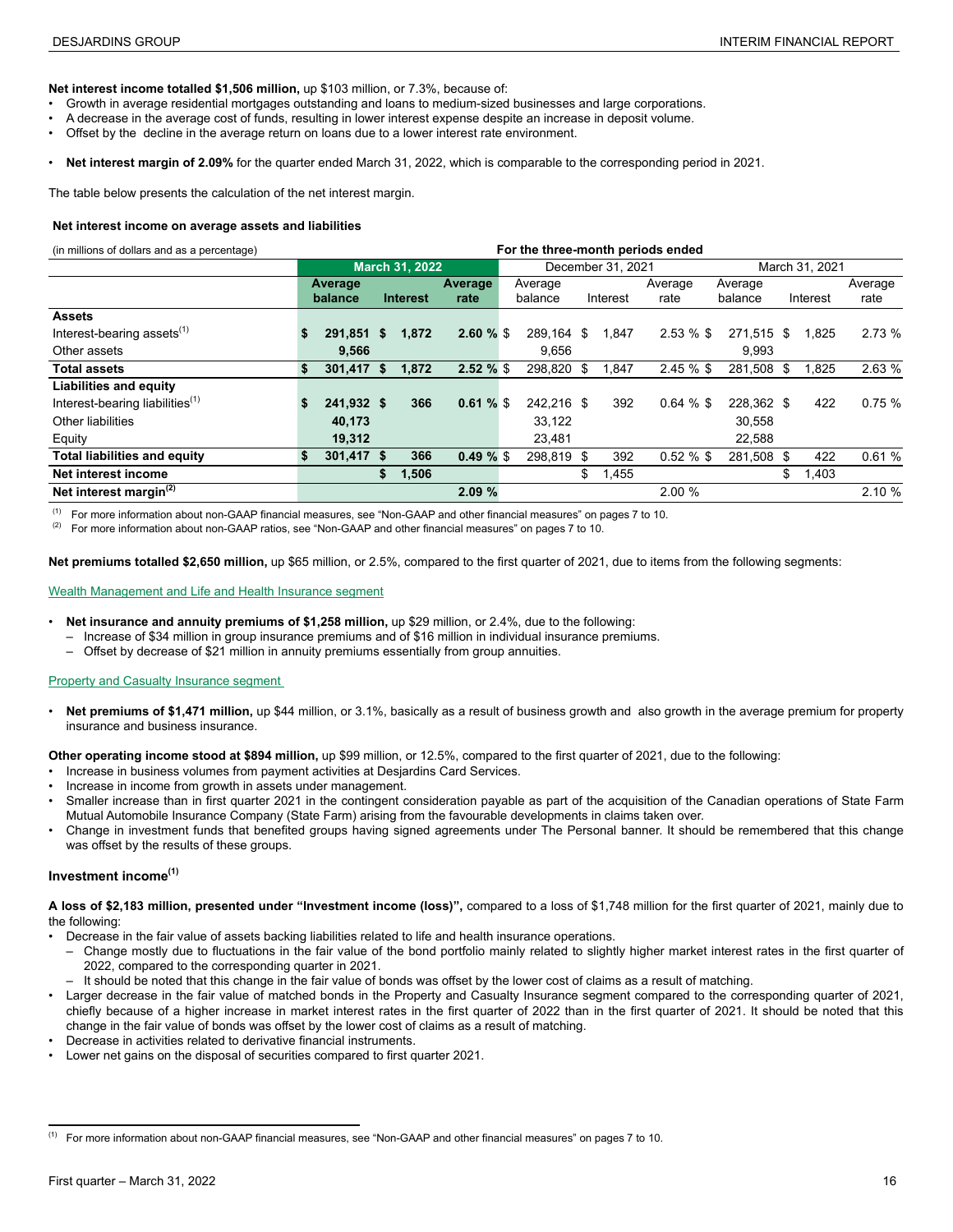**Net interest income totalled $1,506 million,** up $103 million, or 7.3%, because of:

- Growth in average residential mortgages outstanding and loans to medium-sized businesses and large corporations.
- A decrease in the average cost of funds, resulting in lower interest expense despite an increase in deposit volume.
- Offset by the decline in the average return on loans due to a lower interest rate environment.

- **Net interest margin of 2.09%** for the quarter ended March 31, 2022, which is comparable to the corresponding period in 2021.

The table below presents the calculation of the net interest margin.

**Net interest income on average assets and liabilities**

| (in millions of dollars and as a percentage) | For the three-month periods ended | | | | | | | | |
|---|---|---|---|---|---|---|---|---|---|
| | **March 31, 2022** | | | December 31, 2021 | | | March 31, 2021 | | |
| | **Average balance** | **Interest** | **Average rate** | Average balance | Interest | Average rate | Average balance | Interest | Average rate |
| **Assets** | | | | | | | | | |
| Interest-bearing assets[1] | **$ 291,851** | **$ 1,872** | **2.60 %** | $ 289,164 | $ 1,847 | 2.53 % | $ 271,515 | $ 1,825 | 2.73 % |
| Other assets | **9,566** | | | 9,656 | | | 9,993 | | |
| **Total assets** | **$ 301,417** | **$ 1,872** | **2.52 %** | $ 298,820 | $ 1,847 | 2.45 % | $ 281,508 | $ 1,825 | 2.63 % |
| **Liabilities and equity** | | | | | | | | | |
| Interest-bearing liabilities[1] | **$ 241,932** | **$ 366** | **0.61 %** | $ 242,216 | $ 392 | 0.64 % | $ 228,362 | $ 422 | 0.75 % |
| Other liabilities | **40,173** | | | 33,122 | | | 30,558 | | |
| Equity | **19,312** | | | 23,481 | | | 22,588 | | |
| **Total liabilities and equity** | **$ 301,417** | **$ 366** | **0.49 %** | $ 298,819 | $ 392 | 0.52 % | $ 281,508 | $ 422 | 0.61 % |
| **Net interest income** | | **$ 1,506** | | | $ 1,455 | | | $ 1,403 | |
| **Net interest margin[2]** | | | **2.09 %** | | | 2.00 % | | | 2.10 % |

[1] For more information about non-GAAP financial measures, see "Non-GAAP and other financial measures" on pages 7 to 10.

[2] For more information about non-GAAP ratios, see "Non-GAAP and other financial measures" on pages 7 to 10.

**Net premiums totalled $2,650 million,** up $65 million, or 2.5%, compared to the first quarter of 2021, due to items from the following segments:

Wealth Management and Life and Health Insurance segment

- **Net insurance and annuity premiums of $1,258 million,** up $29 million, or 2.4%, due to the following:
  - Increase of $34 million in group insurance premiums and of $16 million in individual insurance premiums.
  - Offset by decrease of $21 million in annuity premiums essentially from group annuities.

Property and Casualty Insurance segment

- **Net premiums of $1,471 million,** up $44 million, or 3.1%, basically as a result of business growth and also growth in the average premium for property insurance and business insurance.

**Other operating income stood at $894 million,** up $99 million, or 12.5%, compared to the first quarter of 2021, due to the following:

- Increase in business volumes from payment activities at Desjardins Card Services.
- Increase in income from growth in assets under management.
- Smaller increase than in first quarter 2021 in the contingent consideration payable as part of the acquisition of the Canadian operations of State Farm Mutual Automobile Insurance Company (State Farm) arising from the favourable developments in claims taken over.
- Change in investment funds that benefited groups having signed agreements under The Personal banner. It should be remembered that this change was offset by the results of these groups.

### Investment income[1]

**A loss of $2,183 million, presented under "Investment income (loss)",** compared to a loss of $1,748 million for the first quarter of 2021, mainly due to the following:

- Decrease in the fair value of assets backing liabilities related to life and health insurance operations.
  - Change mostly due to fluctuations in the fair value of the bond portfolio mainly related to slightly higher market interest rates in the first quarter of 2022, compared to the corresponding quarter in 2021.
  - It should be noted that this change in the fair value of bonds was offset by the lower cost of claims as a result of matching.
- Larger decrease in the fair value of matched bonds in the Property and Casualty Insurance segment compared to the corresponding quarter of 2021, chiefly because of a higher increase in market interest rates in the first quarter of 2022 than in the first quarter of 2021. It should be noted that this change in the fair value of bonds was offset by the lower cost of claims as a result of matching.
- Decrease in activities related to derivative financial instruments.
- Lower net gains on the disposal of securities compared to first quarter 2021.

[1] For more information about non-GAAP financial measures, see "Non-GAAP and other financial measures" on pages 7 to 10.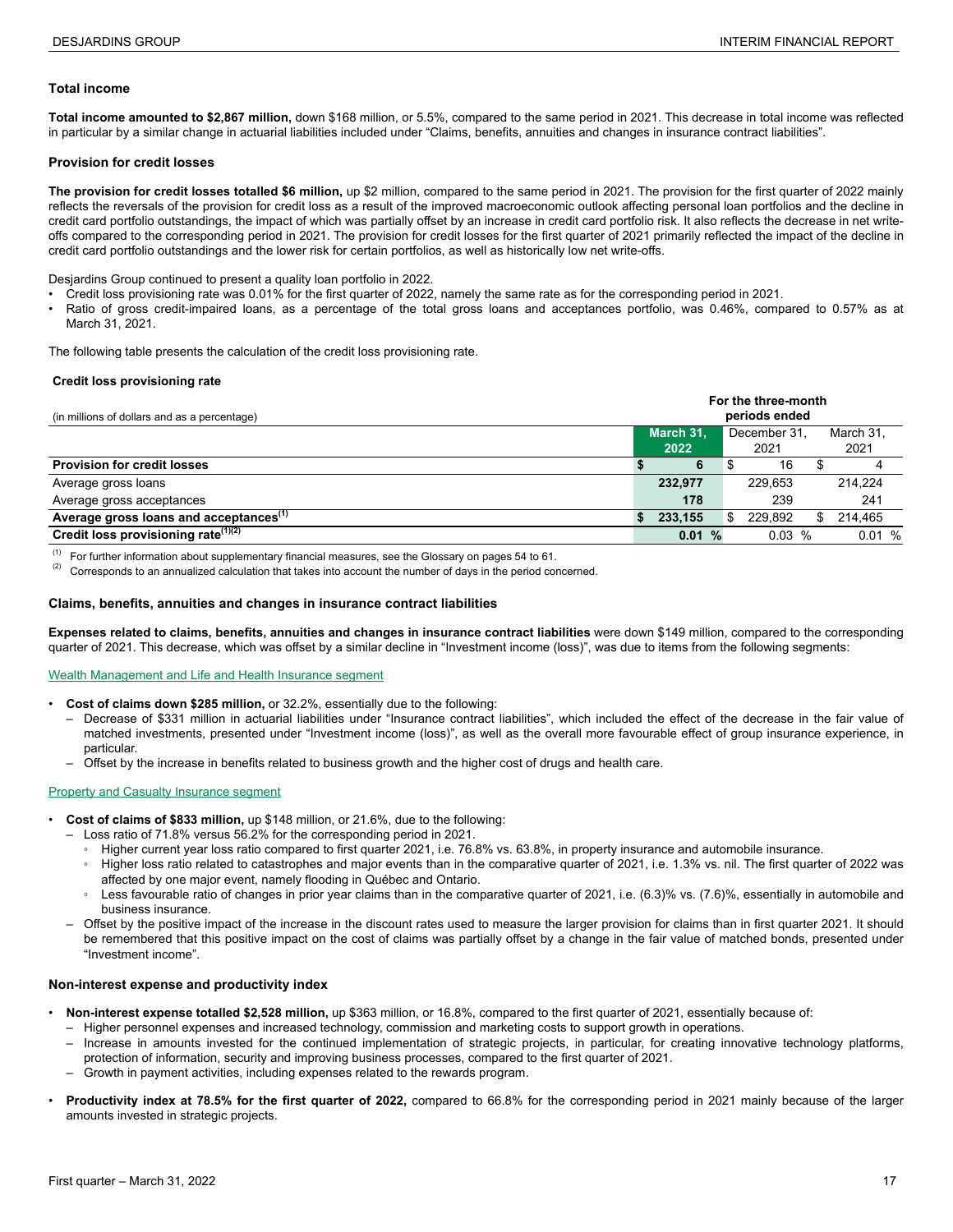### Total income

**Total income amounted to $2,867 million,** down $168 million, or 5.5%, compared to the same period in 2021. This decrease in total income was reflected in particular by a similar change in actuarial liabilities included under "Claims, benefits, annuities and changes in insurance contract liabilities".

### Provision for credit losses

**The provision for credit losses totalled $6 million,** up $2 million, compared to the same period in 2021. The provision for the first quarter of 2022 mainly reflects the reversals of the provision for credit loss as a result of the improved macroeconomic outlook affecting personal loan portfolios and the decline in credit card portfolio outstandings, the impact of which was partially offset by an increase in credit card portfolio risk. It also reflects the decrease in net write-offs compared to the corresponding period in 2021. The provision for credit losses for the first quarter of 2021 primarily reflected the impact of the decline in credit card portfolio outstandings and the lower risk for certain portfolios, as well as historically low net write-offs.

Desjardins Group continued to present a quality loan portfolio in 2022.

- Credit loss provisioning rate was 0.01% for the first quarter of 2022, namely the same rate as for the corresponding period in 2021.
- Ratio of gross credit-impaired loans, as a percentage of the total gross loans and acceptances portfolio, was 0.46%, compared to 0.57% as at March 31, 2021.

The following table presents the calculation of the credit loss provisioning rate.

**Credit loss provisioning rate**

| (in millions of dollars and as a percentage) | For the three-month periods ended | | |
|---|---|---|---|
| | **March 31, 2022** | December 31, 2021 | March 31, 2021 |
| **Provision for credit losses** | **$ 6** | $ 16 | $ 4 |
| Average gross loans | **232,977** | 229,653 | 214,224 |
| Average gross acceptances | **178** | 239 | 241 |
| **Average gross loans and acceptances**[1] | **$ 233,155** | $ 229,892 | $ 214,465 |
| **Credit loss provisioning rate**[1][2] | **0.01 %** | 0.03 % | 0.01 % |

[1] For further information about supplementary financial measures, see the Glossary on pages 54 to 61.
[2] Corresponds to an annualized calculation that takes into account the number of days in the period concerned.

### Claims, benefits, annuities and changes in insurance contract liabilities

**Expenses related to claims, benefits, annuities and changes in insurance contract liabilities** were down $149 million, compared to the corresponding quarter of 2021. This decrease, which was offset by a similar decline in "Investment income (loss)", was due to items from the following segments:

Wealth Management and Life and Health Insurance segment

- **Cost of claims down $285 million,** or 32.2%, essentially due to the following:
  - Decrease of $331 million in actuarial liabilities under "Insurance contract liabilities", which included the effect of the decrease in the fair value of matched investments, presented under "Investment income (loss)", as well as the overall more favourable effect of group insurance experience, in particular.
  - Offset by the increase in benefits related to business growth and the higher cost of drugs and health care.

Property and Casualty Insurance segment

- **Cost of claims of $833 million,** up $148 million, or 21.6%, due to the following:
  - Loss ratio of 71.8% versus 56.2% for the corresponding period in 2021.
    - Higher current year loss ratio compared to first quarter 2021, i.e. 76.8% vs. 63.8%, in property insurance and automobile insurance.
    - Higher loss ratio related to catastrophes and major events than in the comparative quarter of 2021, i.e. 1.3% vs. nil. The first quarter of 2022 was affected by one major event, namely flooding in Québec and Ontario.
    - Less favourable ratio of changes in prior year claims than in the comparative quarter of 2021, i.e. (6.3)% vs. (7.6)%, essentially in automobile and business insurance.
  - Offset by the positive impact of the increase in the discount rates used to measure the larger provision for claims than in first quarter 2021. It should be remembered that this positive impact on the cost of claims was partially offset by a change in the fair value of matched bonds, presented under "Investment income".

### Non-interest expense and productivity index

- **Non-interest expense totalled $2,528 million,** up $363 million, or 16.8%, compared to the first quarter of 2021, essentially because of:
  - Higher personnel expenses and increased technology, commission and marketing costs to support growth in operations.
  - Increase in amounts invested for the continued implementation of strategic projects, in particular, for creating innovative technology platforms, protection of information, security and improving business processes, compared to the first quarter of 2021.
  - Growth in payment activities, including expenses related to the rewards program.
- **Productivity index at 78.5% for the first quarter of 2022,** compared to 66.8% for the corresponding period in 2021 mainly because of the larger amounts invested in strategic projects.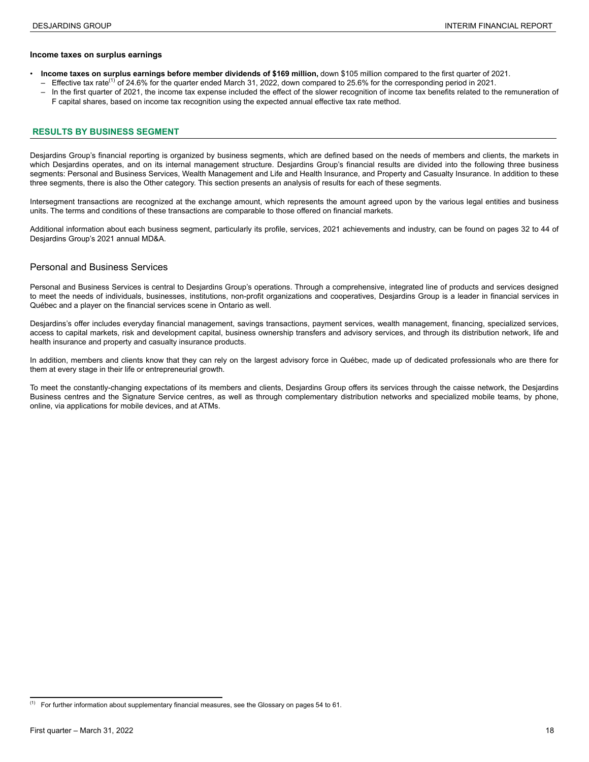**Income taxes on surplus earnings**

- **Income taxes on surplus earnings before member dividends of $169 million,** down $105 million compared to the first quarter of 2021.
  - Effective tax rate[1] of 24.6% for the quarter ended March 31, 2022, down compared to 25.6% for the corresponding period in 2021.
  - In the first quarter of 2021, the income tax expense included the effect of the slower recognition of income tax benefits related to the remuneration of F capital shares, based on income tax recognition using the expected annual effective tax rate method.

## RESULTS BY BUSINESS SEGMENT

Desjardins Group's financial reporting is organized by business segments, which are defined based on the needs of members and clients, the markets in which Desjardins operates, and on its internal management structure. Desjardins Group's financial results are divided into the following three business segments: Personal and Business Services, Wealth Management and Life and Health Insurance, and Property and Casualty Insurance. In addition to these three segments, there is also the Other category. This section presents an analysis of results for each of these segments.

Intersegment transactions are recognized at the exchange amount, which represents the amount agreed upon by the various legal entities and business units. The terms and conditions of these transactions are comparable to those offered on financial markets.

Additional information about each business segment, particularly its profile, services, 2021 achievements and industry, can be found on pages 32 to 44 of Desjardins Group's 2021 annual MD&A.

### Personal and Business Services

Personal and Business Services is central to Desjardins Group's operations. Through a comprehensive, integrated line of products and services designed to meet the needs of individuals, businesses, institutions, non-profit organizations and cooperatives, Desjardins Group is a leader in financial services in Québec and a player on the financial services scene in Ontario as well.

Desjardins's offer includes everyday financial management, savings transactions, payment services, wealth management, financing, specialized services, access to capital markets, risk and development capital, business ownership transfers and advisory services, and through its distribution network, life and health insurance and property and casualty insurance products.

In addition, members and clients know that they can rely on the largest advisory force in Québec, made up of dedicated professionals who are there for them at every stage in their life or entrepreneurial growth.

To meet the constantly-changing expectations of its members and clients, Desjardins Group offers its services through the caisse network, the Desjardins Business centres and the Signature Service centres, as well as through complementary distribution networks and specialized mobile teams, by phone, online, via applications for mobile devices, and at ATMs.

[1] For further information about supplementary financial measures, see the Glossary on pages 54 to 61.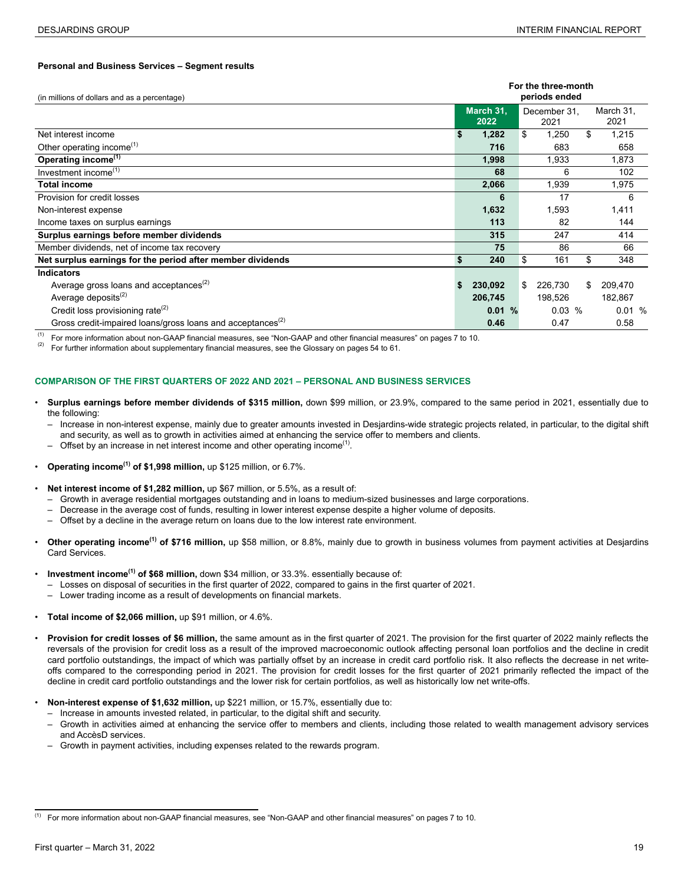**Personal and Business Services – Segment results**

| (in millions of dollars and as a percentage) | For the three-month periods ended | | |
|---|---|---|---|
| | March 31, 2022 | December 31, 2021 | March 31, 2021 |
| Net interest income | $ 1,282 | $ 1,250 | $ 1,215 |
| Other operating income[(1)] | 716 | 683 | 658 |
| **Operating income[(1)]** | **1,998** | 1,933 | 1,873 |
| Investment income[(1)] | 68 | 6 | 102 |
| **Total income** | **2,066** | 1,939 | 1,975 |
| Provision for credit losses | 6 | 17 | 6 |
| Non-interest expense | 1,632 | 1,593 | 1,411 |
| Income taxes on surplus earnings | 113 | 82 | 144 |
| **Surplus earnings before member dividends** | **315** | 247 | 414 |
| Member dividends, net of income tax recovery | 75 | 86 | 66 |
| **Net surplus earnings for the period after member dividends** | **$ 240** | $ 161 | $ 348 |
| **Indicators** | | | |
| Average gross loans and acceptances[(2)] | $ 230,092 | $ 226,730 | $ 209,470 |
| Average deposits[(2)] | 206,745 | 198,526 | 182,867 |
| Credit loss provisioning rate[(2)] | 0.01 % | 0.03 % | 0.01 % |
| Gross credit-impaired loans/gross loans and acceptances[(2)] | 0.46 | 0.47 | 0.58 |

(1) For more information about non-GAAP financial measures, see "Non-GAAP and other financial measures" on pages 7 to 10.
(2) For further information about supplementary financial measures, see the Glossary on pages 54 to 61.

## COMPARISON OF THE FIRST QUARTERS OF 2022 AND 2021 – PERSONAL AND BUSINESS SERVICES

- **Surplus earnings before member dividends of $315 million,** down $99 million, or 23.9%, compared to the same period in 2021, essentially due to the following:
  - Increase in non-interest expense, mainly due to greater amounts invested in Desjardins-wide strategic projects related, in particular, to the digital shift and security, as well as to growth in activities aimed at enhancing the service offer to members and clients.
  - Offset by an increase in net interest income and other operating income[(1)].

- **Operating income[(1)] of $1,998 million,** up $125 million, or 6.7%.

- **Net interest income of $1,282 million,** up $67 million, or 5.5%, as a result of:
  - Growth in average residential mortgages outstanding and in loans to medium-sized businesses and large corporations.
  - Decrease in the average cost of funds, resulting in lower interest expense despite a higher volume of deposits.
  - Offset by a decline in the average return on loans due to the low interest rate environment.

- **Other operating income[(1)] of $716 million,** up $58 million, or 8.8%, mainly due to growth in business volumes from payment activities at Desjardins Card Services.

- **Investment income[(1)] of $68 million,** down $34 million, or 33.3%. essentially because of:
  - Losses on disposal of securities in the first quarter of 2022, compared to gains in the first quarter of 2021.
  - Lower trading income as a result of developments on financial markets.

- **Total income of $2,066 million,** up $91 million, or 4.6%.

- **Provision for credit losses of $6 million,** the same amount as in the first quarter of 2021. The provision for the first quarter of 2022 mainly reflects the reversals of the provision for credit loss as a result of the improved macroeconomic outlook affecting personal loan portfolios and the decline in credit card portfolio outstandings, the impact of which was partially offset by an increase in credit card portfolio risk. It also reflects the decrease in net write-offs compared to the corresponding period in 2021. The provision for credit losses for the first quarter of 2021 primarily reflected the impact of the decline in credit card portfolio outstandings and the lower risk for certain portfolios, as well as historically low net write-offs.

- **Non-interest expense of $1,632 million,** up $221 million, or 15.7%, essentially due to:
  - Increase in amounts invested related, in particular, to the digital shift and security.
  - Growth in activities aimed at enhancing the service offer to members and clients, including those related to wealth management advisory services and AccèsD services.
  - Growth in payment activities, including expenses related to the rewards program.

(1) For more information about non-GAAP financial measures, see "Non-GAAP and other financial measures" on pages 7 to 10.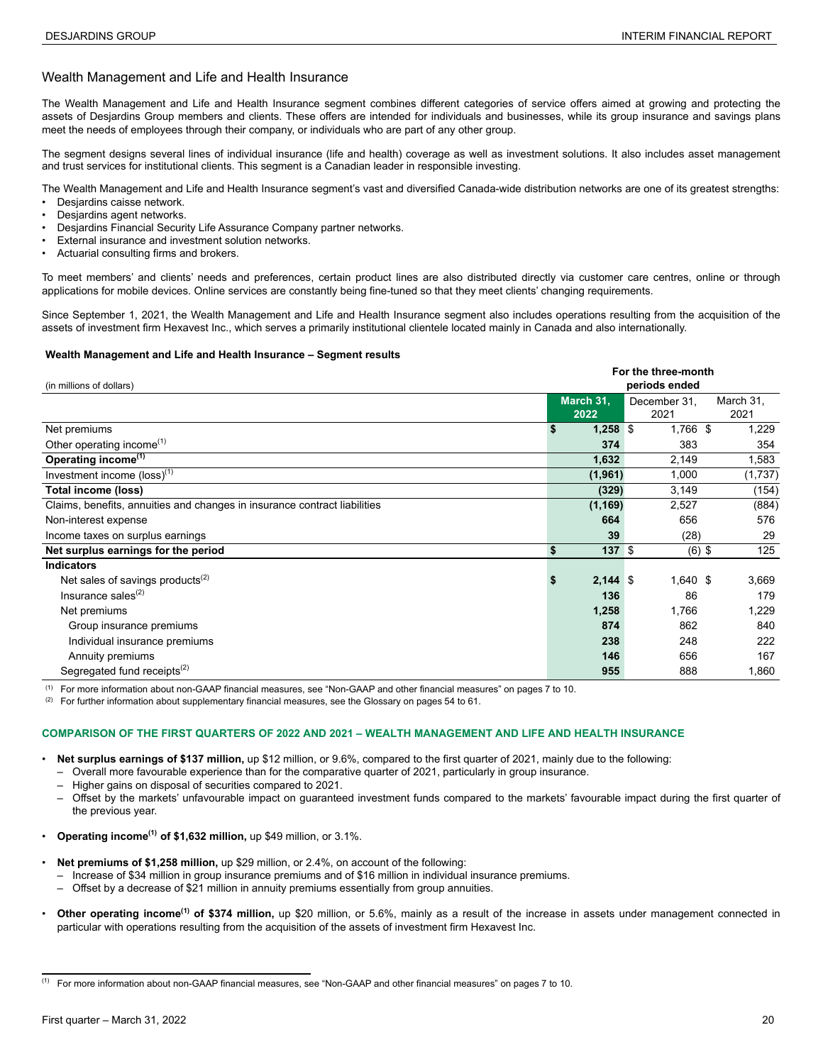## Wealth Management and Life and Health Insurance

The Wealth Management and Life and Health Insurance segment combines different categories of service offers aimed at growing and protecting the assets of Desjardins Group members and clients. These offers are intended for individuals and businesses, while its group insurance and savings plans meet the needs of employees through their company, or individuals who are part of any other group.

The segment designs several lines of individual insurance (life and health) coverage as well as investment solutions. It also includes asset management and trust services for institutional clients. This segment is a Canadian leader in responsible investing.

The Wealth Management and Life and Health Insurance segment's vast and diversified Canada-wide distribution networks are one of its greatest strengths:

- Desjardins caisse network.
- Desjardins agent networks.
- Desjardins Financial Security Life Assurance Company partner networks.
- External insurance and investment solution networks.
- Actuarial consulting firms and brokers.

To meet members' and clients' needs and preferences, certain product lines are also distributed directly via customer care centres, online or through applications for mobile devices. Online services are constantly being fine-tuned so that they meet clients' changing requirements.

Since September 1, 2021, the Wealth Management and Life and Health Insurance segment also includes operations resulting from the acquisition of the assets of investment firm Hexavest Inc., which serves a primarily institutional clientele located mainly in Canada and also internationally.

**Wealth Management and Life and Health Insurance – Segment results**

| (in millions of dollars) | For the three-month periods ended | | |
|---|---|---|---|
| | **March 31, 2022** | December 31, 2021 | March 31, 2021 |
| Net premiums | **$ 1,258** | $ 1,766 | $ 1,229 |
| Other operating income[1] | **374** | 383 | 354 |
| **Operating income[1]** | **1,632** | 2,149 | 1,583 |
| Investment income (loss)[1] | **(1,961)** | 1,000 | (1,737) |
| **Total income (loss)** | **(329)** | 3,149 | (154) |
| Claims, benefits, annuities and changes in insurance contract liabilities | **(1,169)** | 2,527 | (884) |
| Non-interest expense | **664** | 656 | 576 |
| Income taxes on surplus earnings | **39** | (28) | 29 |
| **Net surplus earnings for the period** | **$ 137** | $ (6) | $ 125 |
| **Indicators** | | | |
| Net sales of savings products[2] | **$ 2,144** | $ 1,640 | $ 3,669 |
| Insurance sales[2] | **136** | 86 | 179 |
| Net premiums | **1,258** | 1,766 | 1,229 |
| Group insurance premiums | **874** | 862 | 840 |
| Individual insurance premiums | **238** | 248 | 222 |
| Annuity premiums | **146** | 656 | 167 |
| Segregated fund receipts[2] | **955** | 888 | 1,860 |

(1) For more information about non-GAAP financial measures, see "Non-GAAP and other financial measures" on pages 7 to 10.

(2) For further information about supplementary financial measures, see the Glossary on pages 54 to 61.

### COMPARISON OF THE FIRST QUARTERS OF 2022 AND 2021 – WEALTH MANAGEMENT AND LIFE AND HEALTH INSURANCE

- **Net surplus earnings of $137 million,** up $12 million, or 9.6%, compared to the first quarter of 2021, mainly due to the following:
  - Overall more favourable experience than for the comparative quarter of 2021, particularly in group insurance.
  - Higher gains on disposal of securities compared to 2021.
  - Offset by the markets' unfavourable impact on guaranteed investment funds compared to the markets' favourable impact during the first quarter of the previous year.

- **Operating income[1] of $1,632 million,** up $49 million, or 3.1%.

- **Net premiums of $1,258 million,** up $29 million, or 2.4%, on account of the following:
  - Increase of $34 million in group insurance premiums and of $16 million in individual insurance premiums.
  - Offset by a decrease of $21 million in annuity premiums essentially from group annuities.

- **Other operating income[1] of $374 million,** up $20 million, or 5.6%, mainly as a result of the increase in assets under management connected in particular with operations resulting from the acquisition of the assets of investment firm Hexavest Inc.

(1) For more information about non-GAAP financial measures, see "Non-GAAP and other financial measures" on pages 7 to 10.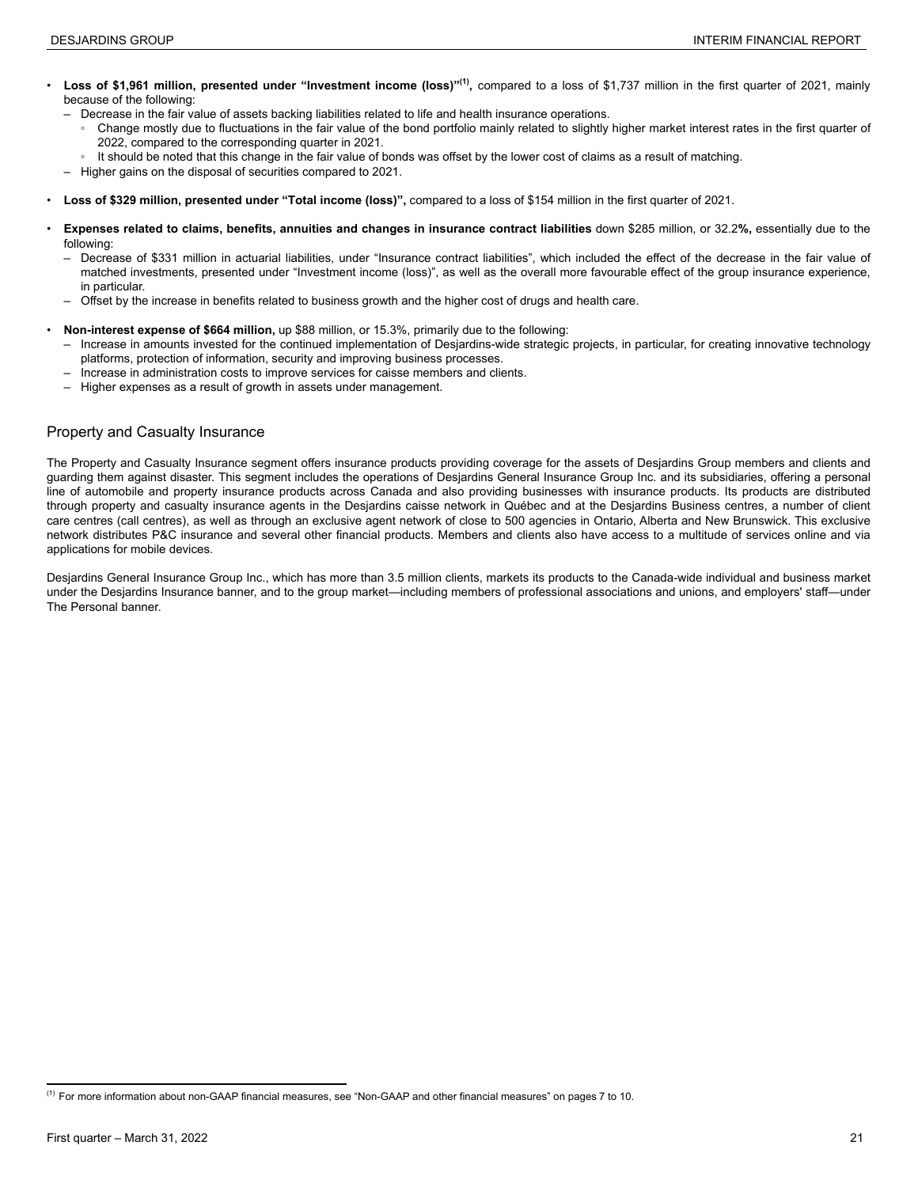- **Loss of $1,961 million, presented under "Investment income (loss)"[(1)],** compared to a loss of $1,737 million in the first quarter of 2021, mainly because of the following:
  - Decrease in the fair value of assets backing liabilities related to life and health insurance operations.
    - Change mostly due to fluctuations in the fair value of the bond portfolio mainly related to slightly higher market interest rates in the first quarter of 2022, compared to the corresponding quarter in 2021.
    - It should be noted that this change in the fair value of bonds was offset by the lower cost of claims as a result of matching.
  - Higher gains on the disposal of securities compared to 2021.

- **Loss of $329 million, presented under "Total income (loss)",** compared to a loss of $154 million in the first quarter of 2021.

- **Expenses related to claims, benefits, annuities and changes in insurance contract liabilities** down $285 million, or 32.2**%,** essentially due to the following:
  - Decrease of $331 million in actuarial liabilities, under "Insurance contract liabilities", which included the effect of the decrease in the fair value of matched investments, presented under "Investment income (loss)", as well as the overall more favourable effect of the group insurance experience, in particular.
  - Offset by the increase in benefits related to business growth and the higher cost of drugs and health care.

- **Non-interest expense of $664 million,** up $88 million, or 15.3%, primarily due to the following:
  - Increase in amounts invested for the continued implementation of Desjardins-wide strategic projects, in particular, for creating innovative technology platforms, protection of information, security and improving business processes.
  - Increase in administration costs to improve services for caisse members and clients.
  - Higher expenses as a result of growth in assets under management.

## Property and Casualty Insurance

The Property and Casualty Insurance segment offers insurance products providing coverage for the assets of Desjardins Group members and clients and guarding them against disaster. This segment includes the operations of Desjardins General Insurance Group Inc. and its subsidiaries, offering a personal line of automobile and property insurance products across Canada and also providing businesses with insurance products. Its products are distributed through property and casualty insurance agents in the Desjardins caisse network in Québec and at the Desjardins Business centres, a number of client care centres (call centres), as well as through an exclusive agent network of close to 500 agencies in Ontario, Alberta and New Brunswick. This exclusive network distributes P&C insurance and several other financial products. Members and clients also have access to a multitude of services online and via applications for mobile devices.

Desjardins General Insurance Group Inc., which has more than 3.5 million clients, markets its products to the Canada-wide individual and business market under the Desjardins Insurance banner, and to the group market—including members of professional associations and unions, and employers' staff—under The Personal banner.

---

[(1)] For more information about non-GAAP financial measures, see "Non-GAAP and other financial measures" on pages 7 to 10.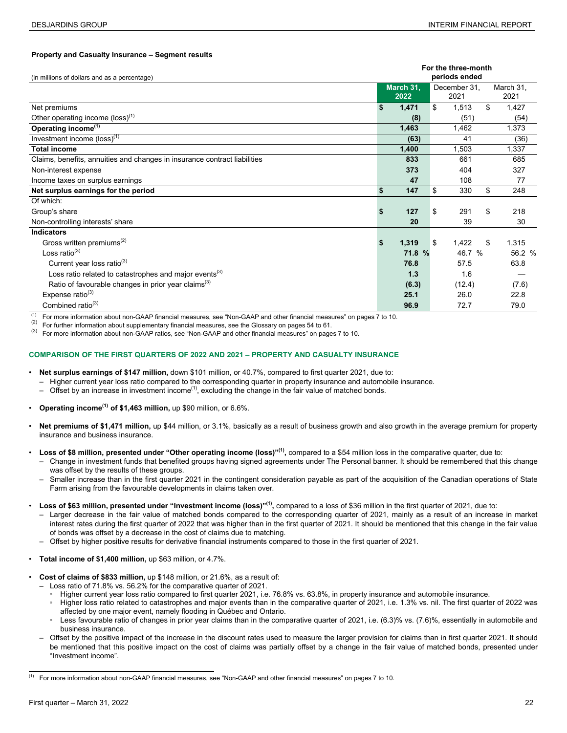**Property and Casualty Insurance – Segment results**

| (in millions of dollars and as a percentage) | For the three-month periods ended | | |
|---|---|---|---|
| | March 31, 2022 | December 31, 2021 | March 31, 2021 |
| Net premiums | $ 1,471 | $ 1,513 | $ 1,427 |
| Other operating income (loss)[1] | (8) | (51) | (54) |
| **Operating income[1]** | 1,463 | 1,462 | 1,373 |
| Investment income (loss)[1] | (63) | 41 | (36) |
| **Total income** | 1,400 | 1,503 | 1,337 |
| Claims, benefits, annuities and changes in insurance contract liabilities | 833 | 661 | 685 |
| Non-interest expense | 373 | 404 | 327 |
| Income taxes on surplus earnings | 47 | 108 | 77 |
| **Net surplus earnings for the period** | $ 147 | $ 330 | $ 248 |
| Of which: | | | |
| Group's share | $ 127 | $ 291 | $ 218 |
| Non-controlling interests' share | 20 | 39 | 30 |
| **Indicators** | | | |
| Gross written premiums[2] | $ 1,319 | $ 1,422 | $ 1,315 |
| Loss ratio[3] | 71.8 % | 46.7 % | 56.2 % |
| Current year loss ratio[3] | 76.8 | 57.5 | 63.8 |
| Loss ratio related to catastrophes and major events[3] | 1.3 | 1.6 | — |
| Ratio of favourable changes in prior year claims[3] | (6.3) | (12.4) | (7.6) |
| Expense ratio[3] | 25.1 | 26.0 | 22.8 |
| Combined ratio[3] | 96.9 | 72.7 | 79.0 |

(1) For more information about non-GAAP financial measures, see "Non-GAAP and other financial measures" on pages 7 to 10.
(2) For further information about supplementary financial measures, see the Glossary on pages 54 to 61.
(3) For more information about non-GAAP ratios, see "Non-GAAP and other financial measures" on pages 7 to 10.

## COMPARISON OF THE FIRST QUARTERS OF 2022 AND 2021 – PROPERTY AND CASUALTY INSURANCE

- **Net surplus earnings of $147 million,** down $101 million, or 40.7%, compared to first quarter 2021, due to:
  - Higher current year loss ratio compared to the corresponding quarter in property insurance and automobile insurance.
  - Offset by an increase in investment income[1], excluding the change in the fair value of matched bonds.

- **Operating income[1] of $1,463 million,** up $90 million, or 6.6%.

- **Net premiums of $1,471 million,** up $44 million, or 3.1%, basically as a result of business growth and also growth in the average premium for property insurance and business insurance.

- **Loss of $8 million, presented under "Other operating income (loss)"[1],** compared to a $54 million loss in the comparative quarter, due to:
  - Change in investment funds that benefited groups having signed agreements under The Personal banner. It should be remembered that this change was offset by the results of these groups.
  - Smaller increase than in the first quarter 2021 in the contingent consideration payable as part of the acquisition of the Canadian operations of State Farm arising from the favourable developments in claims taken over.

- **Loss of $63 million, presented under "Investment income (loss)"[1],** compared to a loss of $36 million in the first quarter of 2021, due to:
  - Larger decrease in the fair value of matched bonds compared to the corresponding quarter of 2021, mainly as a result of an increase in market interest rates during the first quarter of 2022 that was higher than in the first quarter of 2021. It should be mentioned that this change in the fair value of bonds was offset by a decrease in the cost of claims due to matching.
  - Offset by higher positive results for derivative financial instruments compared to those in the first quarter of 2021.

- **Total income of $1,400 million,** up $63 million, or 4.7%.

- **Cost of claims of $833 million,** up $148 million, or 21.6%, as a result of:
  - Loss ratio of 71.8% vs. 56.2% for the comparative quarter of 2021.
    - Higher current year loss ratio compared to first quarter 2021, i.e. 76.8% vs. 63.8%, in property insurance and automobile insurance.
    - Higher loss ratio related to catastrophes and major events than in the comparative quarter of 2021, i.e. 1.3% vs. nil. The first quarter of 2022 was affected by one major event, namely flooding in Québec and Ontario.
    - Less favourable ratio of changes in prior year claims than in the comparative quarter of 2021, i.e. (6.3)% vs. (7.6)%, essentially in automobile and business insurance.
  - Offset by the positive impact of the increase in the discount rates used to measure the larger provision for claims than in first quarter 2021. It should be mentioned that this positive impact on the cost of claims was partially offset by a change in the fair value of matched bonds, presented under "Investment income".

(1) For more information about non-GAAP financial measures, see "Non-GAAP and other financial measures" on pages 7 to 10.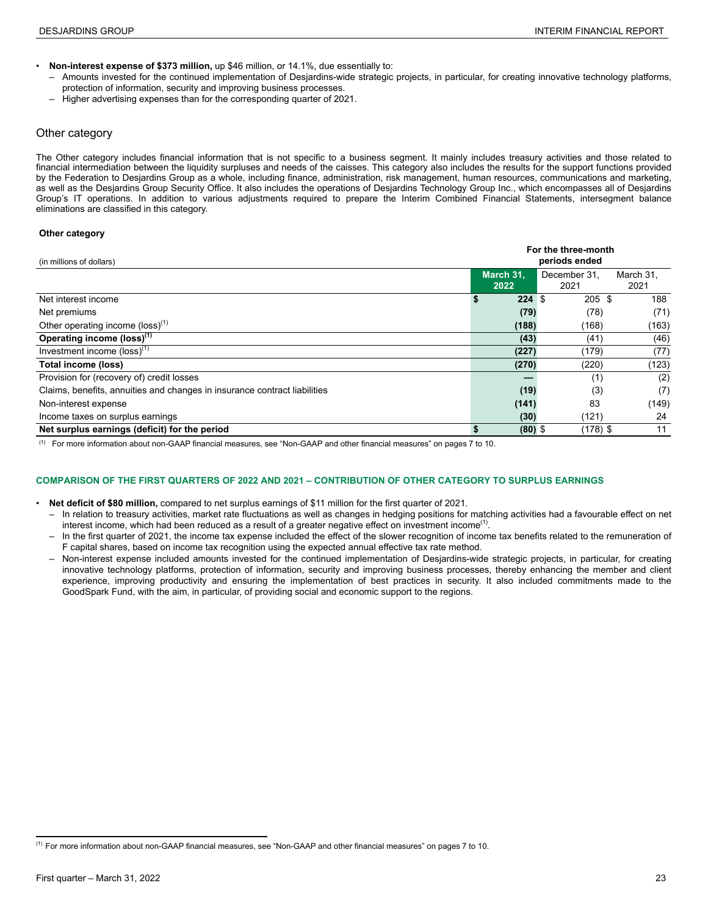- **Non-interest expense of $373 million,** up $46 million, or 14.1%, due essentially to:
  - Amounts invested for the continued implementation of Desjardins-wide strategic projects, in particular, for creating innovative technology platforms, protection of information, security and improving business processes.
  - Higher advertising expenses than for the corresponding quarter of 2021.

## Other category

The Other category includes financial information that is not specific to a business segment. It mainly includes treasury activities and those related to financial intermediation between the liquidity surpluses and needs of the caisses. This category also includes the results for the support functions provided by the Federation to Desjardins Group as a whole, including finance, administration, risk management, human resources, communications and marketing, as well as the Desjardins Group Security Office. It also includes the operations of Desjardins Technology Group Inc., which encompasses all of Desjardins Group's IT operations. In addition to various adjustments required to prepare the Interim Combined Financial Statements, intersegment balance eliminations are classified in this category.

**Other category**

| (in millions of dollars) | For the three-month periods ended | | |
|---|---|---|---|
| | **March 31, 2022** | December 31, 2021 | March 31, 2021 |
| Net interest income | **$ 224** | $ 205 | $ 188 |
| Net premiums | **(79)** | (78) | (71) |
| Other operating income (loss)[1] | **(188)** | (168) | (163) |
| **Operating income (loss)[1]** | **(43)** | (41) | (46) |
| Investment income (loss)[1] | **(227)** | (179) | (77) |
| **Total income (loss)** | **(270)** | (220) | (123) |
| Provision for (recovery of) credit losses | **—** | (1) | (2) |
| Claims, benefits, annuities and changes in insurance contract liabilities | **(19)** | (3) | (7) |
| Non-interest expense | **(141)** | 83 | (149) |
| Income taxes on surplus earnings | **(30)** | (121) | 24 |
| **Net surplus earnings (deficit) for the period** | **$ (80)** | $ (178) | $ 11 |

[1] For more information about non-GAAP financial measures, see "Non-GAAP and other financial measures" on pages 7 to 10.

### COMPARISON OF THE FIRST QUARTERS OF 2022 AND 2021 – CONTRIBUTION OF OTHER CATEGORY TO SURPLUS EARNINGS

- **Net deficit of $80 million,** compared to net surplus earnings of $11 million for the first quarter of 2021.
  - In relation to treasury activities, market rate fluctuations as well as changes in hedging positions for matching activities had a favourable effect on net interest income, which had been reduced as a result of a greater negative effect on investment income[1].
  - In the first quarter of 2021, the income tax expense included the effect of the slower recognition of income tax benefits related to the remuneration of F capital shares, based on income tax recognition using the expected annual effective tax rate method.
  - Non-interest expense included amounts invested for the continued implementation of Desjardins-wide strategic projects, in particular, for creating innovative technology platforms, protection of information, security and improving business processes, thereby enhancing the member and client experience, improving productivity and ensuring the implementation of best practices in security. It also included commitments made to the GoodSpark Fund, with the aim, in particular, of providing social and economic support to the regions.

[1] For more information about non-GAAP financial measures, see "Non-GAAP and other financial measures" on pages 7 to 10.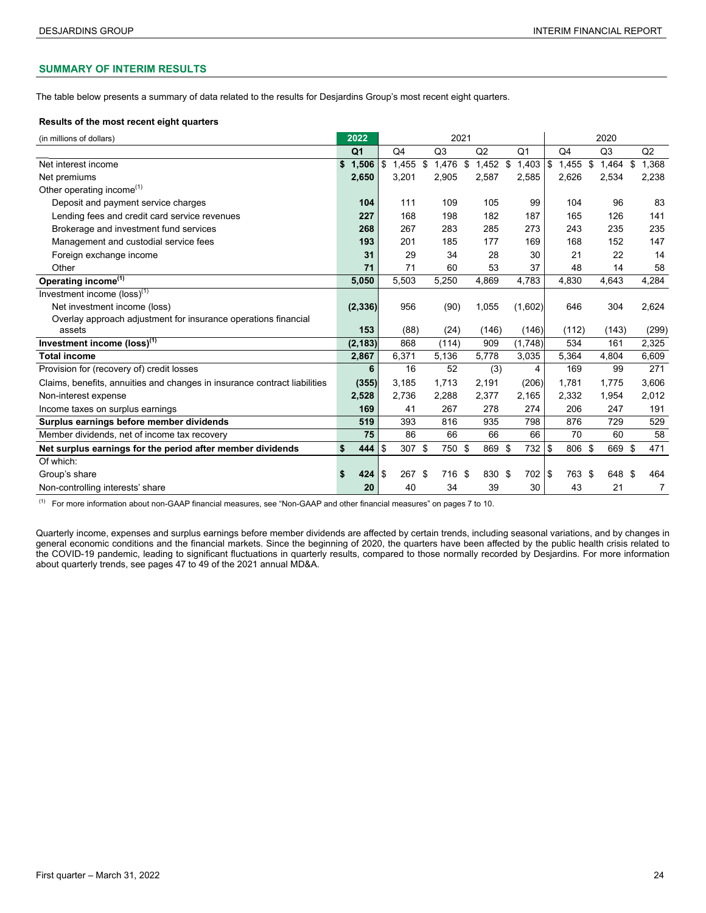## SUMMARY OF INTERIM RESULTS

The table below presents a summary of data related to the results for Desjardins Group's most recent eight quarters.

### Results of the most recent eight quarters

| (in millions of dollars) | 2022 | 2021 | | | | 2020 | | |
|---|---|---|---|---|---|---|---|---|
| | Q1 | Q4 | Q3 | Q2 | Q1 | Q4 | Q3 | Q2 |
| Net interest income | **$ 1,506** | $ 1,455 | $ 1,476 | $ 1,452 | $ 1,403 | $ 1,455 | $ 1,464 | $ 1,368 |
| Net premiums | **2,650** | 3,201 | 2,905 | 2,587 | 2,585 | 2,626 | 2,534 | 2,238 |
| Other operating income[(1)] | | | | | | | | |
| Deposit and payment service charges | **104** | 111 | 109 | 105 | 99 | 104 | 96 | 83 |
| Lending fees and credit card service revenues | **227** | 168 | 198 | 182 | 187 | 165 | 126 | 141 |
| Brokerage and investment fund services | **268** | 267 | 283 | 285 | 273 | 243 | 235 | 235 |
| Management and custodial service fees | **193** | 201 | 185 | 177 | 169 | 168 | 152 | 147 |
| Foreign exchange income | **31** | 29 | 34 | 28 | 30 | 21 | 22 | 14 |
| Other | **71** | 71 | 60 | 53 | 37 | 48 | 14 | 58 |
| **Operating income[(1)]** | **5,050** | 5,503 | 5,250 | 4,869 | 4,783 | 4,830 | 4,643 | 4,284 |
| Investment income (loss)[(1)] | | | | | | | | |
| Net investment income (loss) | **(2,336)** | 956 | (90) | 1,055 | (1,602) | 646 | 304 | 2,624 |
| Overlay approach adjustment for insurance operations financial assets | **153** | (88) | (24) | (146) | (146) | (112) | (143) | (299) |
| **Investment income (loss)[(1)]** | **(2,183)** | 868 | (114) | 909 | (1,748) | 534 | 161 | 2,325 |
| **Total income** | **2,867** | 6,371 | 5,136 | 5,778 | 3,035 | 5,364 | 4,804 | 6,609 |
| Provision for (recovery of) credit losses | **6** | 16 | 52 | (3) | 4 | 169 | 99 | 271 |
| Claims, benefits, annuities and changes in insurance contract liabilities | **(355)** | 3,185 | 1,713 | 2,191 | (206) | 1,781 | 1,775 | 3,606 |
| Non-interest expense | **2,528** | 2,736 | 2,288 | 2,377 | 2,165 | 2,332 | 1,954 | 2,012 |
| Income taxes on surplus earnings | **169** | 41 | 267 | 278 | 274 | 206 | 247 | 191 |
| **Surplus earnings before member dividends** | **519** | 393 | 816 | 935 | 798 | 876 | 729 | 529 |
| Member dividends, net of income tax recovery | **75** | 86 | 66 | 66 | 66 | 70 | 60 | 58 |
| **Net surplus earnings for the period after member dividends** | **$ 444** | $ 307 | $ 750 | $ 869 | $ 732 | $ 806 | $ 669 | $ 471 |
| Of which: | | | | | | | | |
| Group's share | **$ 424** | $ 267 | $ 716 | $ 830 | $ 702 | $ 763 | $ 648 | $ 464 |
| Non-controlling interests' share | **20** | 40 | 34 | 39 | 30 | 43 | 21 | 7 |

(1) For more information about non-GAAP financial measures, see "Non-GAAP and other financial measures" on pages 7 to 10.

Quarterly income, expenses and surplus earnings before member dividends are affected by certain trends, including seasonal variations, and by changes in general economic conditions and the financial markets. Since the beginning of 2020, the quarters have been affected by the public health crisis related to the COVID-19 pandemic, leading to significant fluctuations in quarterly results, compared to those normally recorded by Desjardins. For more information about quarterly trends, see pages 47 to 49 of the 2021 annual MD&A.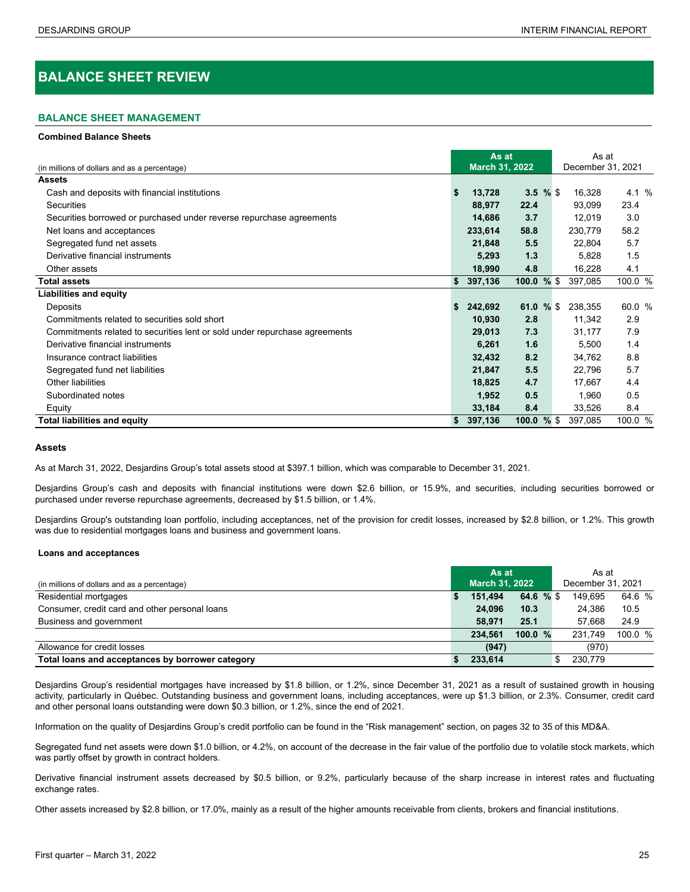# BALANCE SHEET REVIEW

## BALANCE SHEET MANAGEMENT

**Combined Balance Sheets**

| (in millions of dollars and as a percentage) | As at March 31, 2022 | | As at December 31, 2021 | |
|---|---|---|---|---|
| **Assets** | | | | |
| Cash and deposits with financial institutions | **$ 13,728** | **3.5 %** | $ 16,328 | 4.1 % |
| Securities | **88,977** | **22.4** | 93,099 | 23.4 |
| Securities borrowed or purchased under reverse repurchase agreements | **14,686** | **3.7** | 12,019 | 3.0 |
| Net loans and acceptances | **233,614** | **58.8** | 230,779 | 58.2 |
| Segregated fund net assets | **21,848** | **5.5** | 22,804 | 5.7 |
| Derivative financial instruments | **5,293** | **1.3** | 5,828 | 1.5 |
| Other assets | **18,990** | **4.8** | 16,228 | 4.1 |
| **Total assets** | **$ 397,136** | **100.0 %** | $ 397,085 | 100.0 % |
| **Liabilities and equity** | | | | |
| Deposits | **$ 242,692** | **61.0 %** | $ 238,355 | 60.0 % |
| Commitments related to securities sold short | **10,930** | **2.8** | 11,342 | 2.9 |
| Commitments related to securities lent or sold under repurchase agreements | **29,013** | **7.3** | 31,177 | 7.9 |
| Derivative financial instruments | **6,261** | **1.6** | 5,500 | 1.4 |
| Insurance contract liabilities | **32,432** | **8.2** | 34,762 | 8.8 |
| Segregated fund net liabilities | **21,847** | **5.5** | 22,796 | 5.7 |
| Other liabilities | **18,825** | **4.7** | 17,667 | 4.4 |
| Subordinated notes | **1,952** | **0.5** | 1,960 | 0.5 |
| Equity | **33,184** | **8.4** | 33,526 | 8.4 |
| **Total liabilities and equity** | **$ 397,136** | **100.0 %** | $ 397,085 | 100.0 % |

### Assets

As at March 31, 2022, Desjardins Group's total assets stood at $397.1 billion, which was comparable to December 31, 2021.

Desjardins Group's cash and deposits with financial institutions were down $2.6 billion, or 15.9%, and securities, including securities borrowed or purchased under reverse repurchase agreements, decreased by $1.5 billion, or 1.4%.

Desjardins Group's outstanding loan portfolio, including acceptances, net of the provision for credit losses, increased by $2.8 billion, or 1.2%. This growth was due to residential mortgages loans and business and government loans.

**Loans and acceptances**

| (in millions of dollars and as a percentage) | As at March 31, 2022 | | As at December 31, 2021 | |
|---|---|---|---|---|
| Residential mortgages | **$ 151,494** | **64.6 %** | $ 149,695 | 64.6 % |
| Consumer, credit card and other personal loans | **24,096** | **10.3** | 24,386 | 10.5 |
| Business and government | **58,971** | **25.1** | 57,668 | 24.9 |
| | **234,561** | **100.0 %** | 231,749 | 100.0 % |
| Allowance for credit losses | **(947)** | | (970) | |
| **Total loans and acceptances by borrower category** | **$ 233,614** | | $ 230,779 | |

Desjardins Group's residential mortgages have increased by $1.8 billion, or 1.2%, since December 31, 2021 as a result of sustained growth in housing activity, particularly in Québec. Outstanding business and government loans, including acceptances, were up $1.3 billion, or 2.3%. Consumer, credit card and other personal loans outstanding were down $0.3 billion, or 1.2%, since the end of 2021.

Information on the quality of Desjardins Group's credit portfolio can be found in the "Risk management" section, on pages 32 to 35 of this MD&A.

Segregated fund net assets were down $1.0 billion, or 4.2%, on account of the decrease in the fair value of the portfolio due to volatile stock markets, which was partly offset by growth in contract holders.

Derivative financial instrument assets decreased by $0.5 billion, or 9.2%, particularly because of the sharp increase in interest rates and fluctuating exchange rates.

Other assets increased by $2.8 billion, or 17.0%, mainly as a result of the higher amounts receivable from clients, brokers and financial institutions.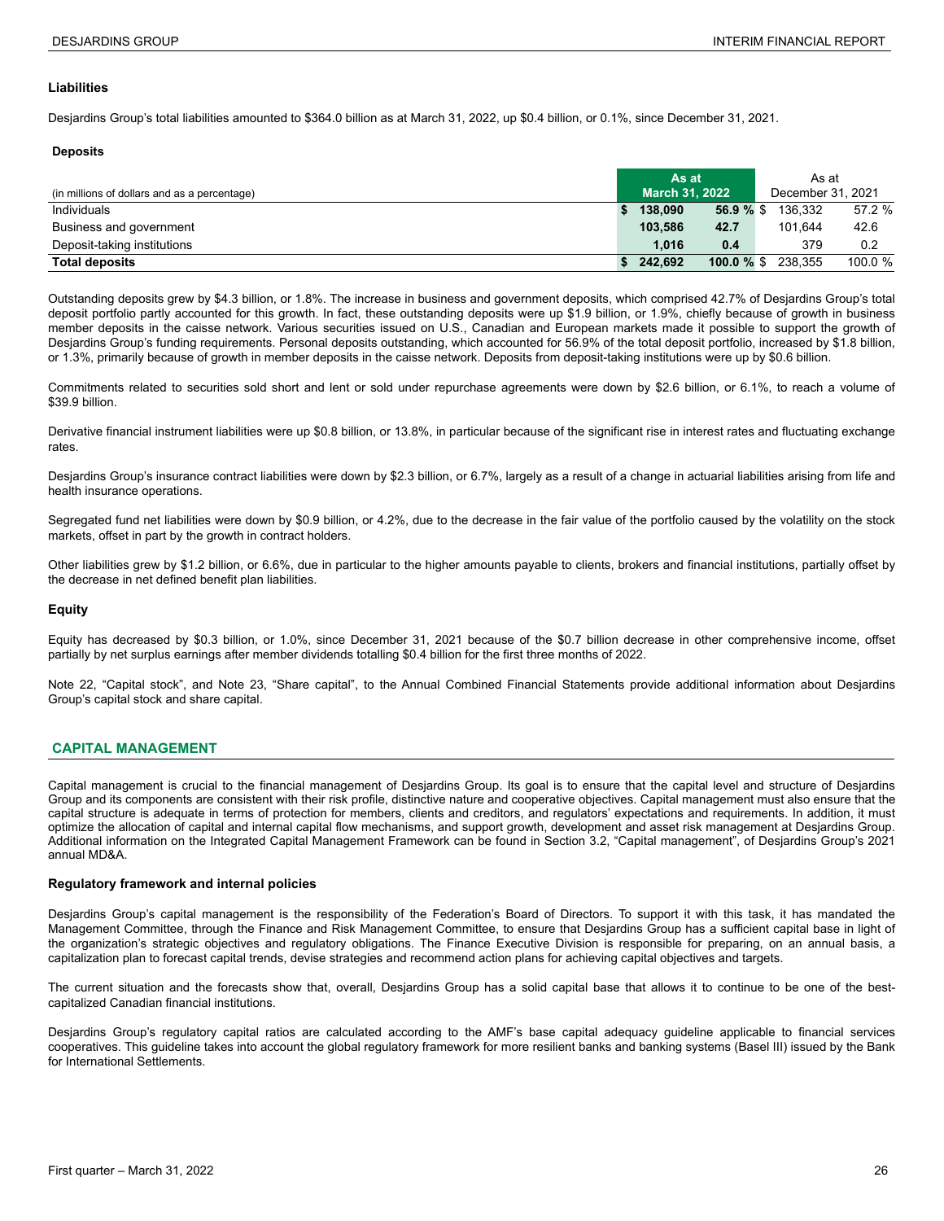### Liabilities

Desjardins Group's total liabilities amounted to $364.0 billion as at March 31, 2022, up $0.4 billion, or 0.1%, since December 31, 2021.

#### Deposits

| (in millions of dollars and as a percentage) | As at March 31, 2022 | | As at December 31, 2021 | |
|---|---|---|---|---|
| Individuals | $ 138,090 | 56.9 % | $ 136,332 | 57.2 % |
| Business and government | 103,586 | 42.7 | 101,644 | 42.6 |
| Deposit-taking institutions | 1,016 | 0.4 | 379 | 0.2 |
| **Total deposits** | $ 242,692 | 100.0 % | $ 238,355 | 100.0 % |

Outstanding deposits grew by $4.3 billion, or 1.8%. The increase in business and government deposits, which comprised 42.7% of Desjardins Group's total deposit portfolio partly accounted for this growth. In fact, these outstanding deposits were up $1.9 billion, or 1.9%, chiefly because of growth in business member deposits in the caisse network. Various securities issued on U.S., Canadian and European markets made it possible to support the growth of Desjardins Group's funding requirements. Personal deposits outstanding, which accounted for 56.9% of the total deposit portfolio, increased by $1.8 billion, or 1.3%, primarily because of growth in member deposits in the caisse network. Deposits from deposit-taking institutions were up by $0.6 billion.

Commitments related to securities sold short and lent or sold under repurchase agreements were down by $2.6 billion, or 6.1%, to reach a volume of $39.9 billion.

Derivative financial instrument liabilities were up $0.8 billion, or 13.8%, in particular because of the significant rise in interest rates and fluctuating exchange rates.

Desjardins Group's insurance contract liabilities were down by $2.3 billion, or 6.7%, largely as a result of a change in actuarial liabilities arising from life and health insurance operations.

Segregated fund net liabilities were down by $0.9 billion, or 4.2%, due to the decrease in the fair value of the portfolio caused by the volatility on the stock markets, offset in part by the growth in contract holders.

Other liabilities grew by $1.2 billion, or 6.6%, due in particular to the higher amounts payable to clients, brokers and financial institutions, partially offset by the decrease in net defined benefit plan liabilities.

### Equity

Equity has decreased by $0.3 billion, or 1.0%, since December 31, 2021 because of the $0.7 billion decrease in other comprehensive income, offset partially by net surplus earnings after member dividends totalling $0.4 billion for the first three months of 2022.

Note 22, "Capital stock", and Note 23, "Share capital", to the Annual Combined Financial Statements provide additional information about Desjardins Group's capital stock and share capital.

## CAPITAL MANAGEMENT

Capital management is crucial to the financial management of Desjardins Group. Its goal is to ensure that the capital level and structure of Desjardins Group and its components are consistent with their risk profile, distinctive nature and cooperative objectives. Capital management must also ensure that the capital structure is adequate in terms of protection for members, clients and creditors, and regulators' expectations and requirements. In addition, it must optimize the allocation of capital and internal capital flow mechanisms, and support growth, development and asset risk management at Desjardins Group. Additional information on the Integrated Capital Management Framework can be found in Section 3.2, "Capital management", of Desjardins Group's 2021 annual MD&A.

### Regulatory framework and internal policies

Desjardins Group's capital management is the responsibility of the Federation's Board of Directors. To support it with this task, it has mandated the Management Committee, through the Finance and Risk Management Committee, to ensure that Desjardins Group has a sufficient capital base in light of the organization's strategic objectives and regulatory obligations. The Finance Executive Division is responsible for preparing, on an annual basis, a capitalization plan to forecast capital trends, devise strategies and recommend action plans for achieving capital objectives and targets.

The current situation and the forecasts show that, overall, Desjardins Group has a solid capital base that allows it to continue to be one of the best-capitalized Canadian financial institutions.

Desjardins Group's regulatory capital ratios are calculated according to the AMF's base capital adequacy guideline applicable to financial services cooperatives. This guideline takes into account the global regulatory framework for more resilient banks and banking systems (Basel III) issued by the Bank for International Settlements.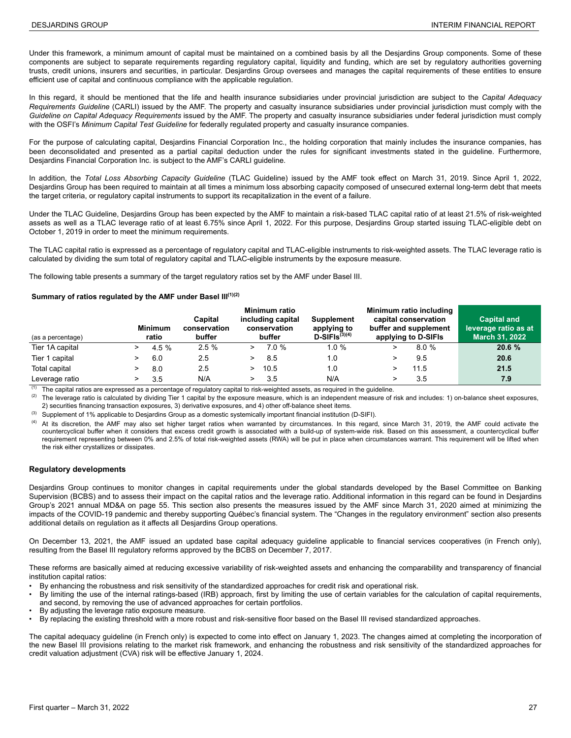Under this framework, a minimum amount of capital must be maintained on a combined basis by all the Desjardins Group components. Some of these components are subject to separate requirements regarding regulatory capital, liquidity and funding, which are set by regulatory authorities governing trusts, credit unions, insurers and securities, in particular. Desjardins Group oversees and manages the capital requirements of these entities to ensure efficient use of capital and continuous compliance with the applicable regulation.

In this regard, it should be mentioned that the life and health insurance subsidiaries under provincial jurisdiction are subject to the *Capital Adequacy Requirements Guideline* (CARLI) issued by the AMF. The property and casualty insurance subsidiaries under provincial jurisdiction must comply with the *Guideline on Capital Adequacy Requirements* issued by the AMF. The property and casualty insurance subsidiaries under federal jurisdiction must comply with the OSFI's *Minimum Capital Test Guideline* for federally regulated property and casualty insurance companies.

For the purpose of calculating capital, Desjardins Financial Corporation Inc., the holding corporation that mainly includes the insurance companies, has been deconsolidated and presented as a partial capital deduction under the rules for significant investments stated in the guideline. Furthermore, Desjardins Financial Corporation Inc. is subject to the AMF's CARLI guideline.

In addition, the *Total Loss Absorbing Capacity Guideline* (TLAC Guideline) issued by the AMF took effect on March 31, 2019. Since April 1, 2022, Desjardins Group has been required to maintain at all times a minimum loss absorbing capacity composed of unsecured external long-term debt that meets the target criteria, or regulatory capital instruments to support its recapitalization in the event of a failure.

Under the TLAC Guideline, Desjardins Group has been expected by the AMF to maintain a risk-based TLAC capital ratio of at least 21.5% of risk-weighted assets as well as a TLAC leverage ratio of at least 6.75% since April 1, 2022. For this purpose, Desjardins Group started issuing TLAC-eligible debt on October 1, 2019 in order to meet the minimum requirements.

The TLAC capital ratio is expressed as a percentage of regulatory capital and TLAC-eligible instruments to risk-weighted assets. The TLAC leverage ratio is calculated by dividing the sum total of regulatory capital and TLAC-eligible instruments by the exposure measure.

The following table presents a summary of the target regulatory ratios set by the AMF under Basel III.

**Summary of ratios regulated by the AMF under Basel III[(1)(2)]**

| (as a percentage) | Minimum ratio | Capital conservation buffer | Minimum ratio including capital conservation buffer | Supplement applying to D-SIFIs[(3)(4)] | Minimum ratio including capital conservation buffer and supplement applying to D-SIFIs | Capital and leverage ratio as at March 31, 2022 |
|---|---|---|---|---|---|---|
| Tier 1A capital | > 4.5 % | 2.5 % | > 7.0 % | 1.0 % | > 8.0 % | **20.6 %** |
| Tier 1 capital | > 6.0 | 2.5 | > 8.5 | 1.0 | > 9.5 | **20.6** |
| Total capital | > 8.0 | 2.5 | > 10.5 | 1.0 | > 11.5 | **21.5** |
| Leverage ratio | > 3.5 | N/A | > 3.5 | N/A | > 3.5 | **7.9** |

(1) The capital ratios are expressed as a percentage of regulatory capital to risk-weighted assets, as required in the guideline.

(2) The leverage ratio is calculated by dividing Tier 1 capital by the exposure measure, which is an independent measure of risk and includes: 1) on-balance sheet exposures, 2) securities financing transaction exposures, 3) derivative exposures, and 4) other off-balance sheet items.

(3) Supplement of 1% applicable to Desjardins Group as a domestic systemically important financial institution (D-SIFI).

(4) At its discretion, the AMF may also set higher target ratios when warranted by circumstances. In this regard, since March 31, 2019, the AMF could activate the countercyclical buffer when it considers that excess credit growth is associated with a build-up of system-wide risk. Based on this assessment, a countercyclical buffer requirement representing between 0% and 2.5% of total risk-weighted assets (RWA) will be put in place when circumstances warrant. This requirement will be lifted when the risk either crystallizes or dissipates.

### Regulatory developments

Desjardins Group continues to monitor changes in capital requirements under the global standards developed by the Basel Committee on Banking Supervision (BCBS) and to assess their impact on the capital ratios and the leverage ratio. Additional information in this regard can be found in Desjardins Group's 2021 annual MD&A on page 55. This section also presents the measures issued by the AMF since March 31, 2020 aimed at minimizing the impacts of the COVID-19 pandemic and thereby supporting Québec's financial system. The "Changes in the regulatory environment" section also presents additional details on regulation as it affects all Desjardins Group operations.

On December 13, 2021, the AMF issued an updated base capital adequacy guideline applicable to financial services cooperatives (in French only), resulting from the Basel III regulatory reforms approved by the BCBS on December 7, 2017.

These reforms are basically aimed at reducing excessive variability of risk-weighted assets and enhancing the comparability and transparency of financial institution capital ratios:

- By enhancing the robustness and risk sensitivity of the standardized approaches for credit risk and operational risk.
- By limiting the use of the internal ratings-based (IRB) approach, first by limiting the use of certain variables for the calculation of capital requirements, and second, by removing the use of advanced approaches for certain portfolios.
- By adjusting the leverage ratio exposure measure.
- By replacing the existing threshold with a more robust and risk-sensitive floor based on the Basel III revised standardized approaches.

The capital adequacy guideline (in French only) is expected to come into effect on January 1, 2023. The changes aimed at completing the incorporation of the new Basel III provisions relating to the market risk framework, and enhancing the robustness and risk sensitivity of the standardized approaches for credit valuation adjustment (CVA) risk will be effective January 1, 2024.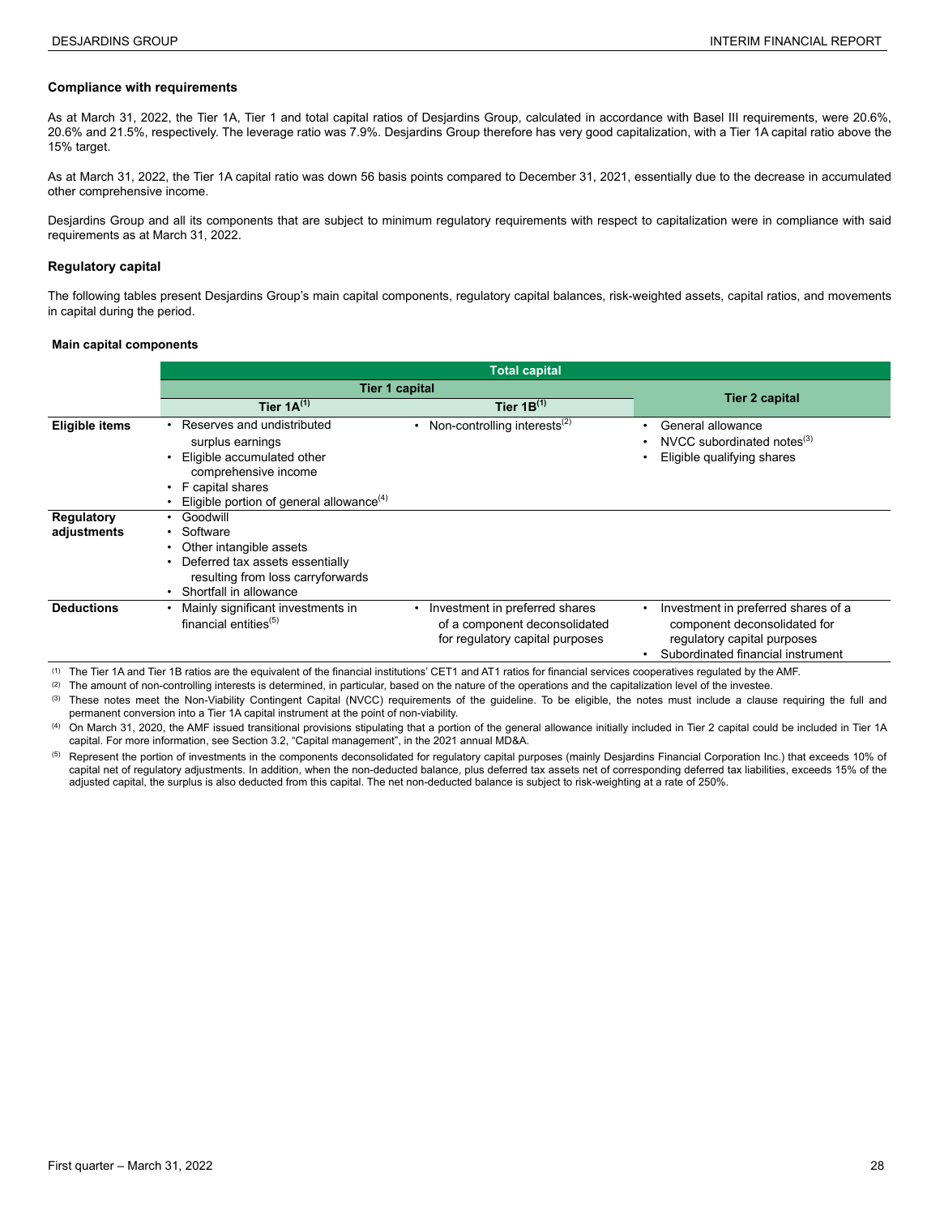### Compliance with requirements

As at March 31, 2022, the Tier 1A, Tier 1 and total capital ratios of Desjardins Group, calculated in accordance with Basel III requirements, were 20.6%, 20.6% and 21.5%, respectively. The leverage ratio was 7.9%. Desjardins Group therefore has very good capitalization, with a Tier 1A capital ratio above the 15% target.

As at March 31, 2022, the Tier 1A capital ratio was down 56 basis points compared to December 31, 2021, essentially due to the decrease in accumulated other comprehensive income.

Desjardins Group and all its components that are subject to minimum regulatory requirements with respect to capitalization were in compliance with said requirements as at March 31, 2022.

### Regulatory capital

The following tables present Desjardins Group's main capital components, regulatory capital balances, risk-weighted assets, capital ratios, and movements in capital during the period.

#### Main capital components

| | Total capital | | |
|---|---|---|---|
| | Tier 1 capital | | Tier 2 capital |
| | Tier 1A[(1)] | Tier 1B[(1)] | |
| **Eligible items** | • Reserves and undistributed surplus earnings<br>• Eligible accumulated other comprehensive income<br>• F capital shares<br>• Eligible portion of general allowance[(4)] | • Non-controlling interests[(2)] | • General allowance<br>• NVCC subordinated notes[(3)]<br>• Eligible qualifying shares |
| **Regulatory adjustments** | • Goodwill<br>• Software<br>• Other intangible assets<br>• Deferred tax assets essentially resulting from loss carryforwards<br>• Shortfall in allowance | | |
| **Deductions** | • Mainly significant investments in financial entities[(5)] | • Investment in preferred shares of a component deconsolidated for regulatory capital purposes | • Investment in preferred shares of a component deconsolidated for regulatory capital purposes<br>• Subordinated financial instrument |

(1) The Tier 1A and Tier 1B ratios are the equivalent of the financial institutions' CET1 and AT1 ratios for financial services cooperatives regulated by the AMF.

(2) The amount of non-controlling interests is determined, in particular, based on the nature of the operations and the capitalization level of the investee.

(3) These notes meet the Non-Viability Contingent Capital (NVCC) requirements of the guideline. To be eligible, the notes must include a clause requiring the full and permanent conversion into a Tier 1A capital instrument at the point of non-viability.

(4) On March 31, 2020, the AMF issued transitional provisions stipulating that a portion of the general allowance initially included in Tier 2 capital could be included in Tier 1A capital. For more information, see Section 3.2, "Capital management", in the 2021 annual MD&A.

(5) Represent the portion of investments in the components deconsolidated for regulatory capital purposes (mainly Desjardins Financial Corporation Inc.) that exceeds 10% of capital net of regulatory adjustments. In addition, when the non-deducted balance, plus deferred tax assets net of corresponding deferred tax liabilities, exceeds 15% of the adjusted capital, the surplus is also deducted from this capital. The net non-deducted balance is subject to risk-weighting at a rate of 250%.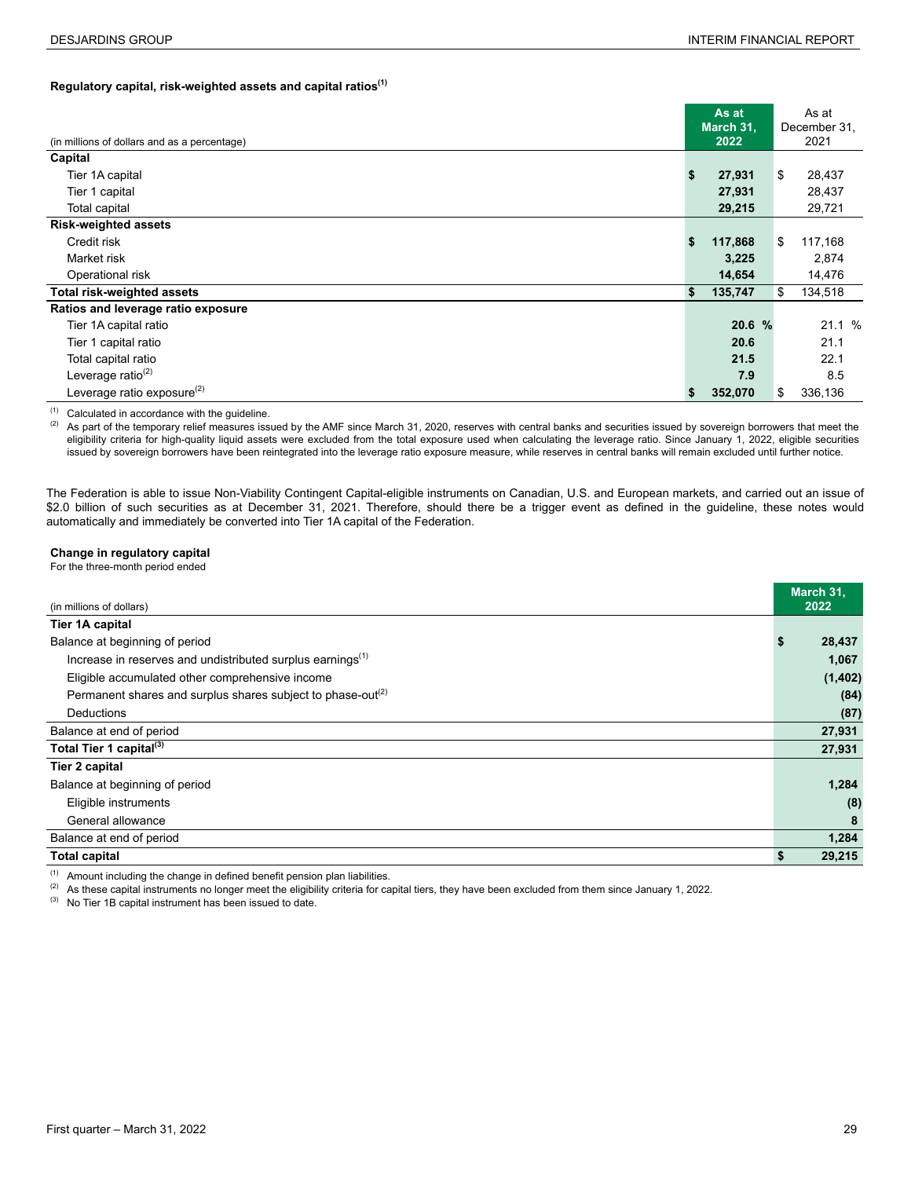**Regulatory capital, risk-weighted assets and capital ratios[1]**

| (in millions of dollars and as a percentage) | As at March 31, 2022 | As at December 31, 2021 |
|---|---|---|
| **Capital** | | |
| Tier 1A capital | $ 27,931 | $ 28,437 |
| Tier 1 capital | 27,931 | 28,437 |
| Total capital | 29,215 | 29,721 |
| **Risk-weighted assets** | | |
| Credit risk | $ 117,868 | $ 117,168 |
| Market risk | 3,225 | 2,874 |
| Operational risk | 14,654 | 14,476 |
| **Total risk-weighted assets** | $ 135,747 | $ 134,518 |
| **Ratios and leverage ratio exposure** | | |
| Tier 1A capital ratio | 20.6 % | 21.1 % |
| Tier 1 capital ratio | 20.6 | 21.1 |
| Total capital ratio | 21.5 | 22.1 |
| Leverage ratio[2] | 7.9 | 8.5 |
| Leverage ratio exposure[2] | $ 352,070 | $ 336,136 |

[1] Calculated in accordance with the guideline.
[2] As part of the temporary relief measures issued by the AMF since March 31, 2020, reserves with central banks and securities issued by sovereign borrowers that meet the eligibility criteria for high-quality liquid assets were excluded from the total exposure used when calculating the leverage ratio. Since January 1, 2022, eligible securities issued by sovereign borrowers have been reintegrated into the leverage ratio exposure measure, while reserves in central banks will remain excluded until further notice.

The Federation is able to issue Non-Viability Contingent Capital-eligible instruments on Canadian, U.S. and European markets, and carried out an issue of $2.0 billion of such securities as at December 31, 2021. Therefore, should there be a trigger event as defined in the guideline, these notes would automatically and immediately be converted into Tier 1A capital of the Federation.

**Change in regulatory capital**
For the three-month period ended

| (in millions of dollars) | March 31, 2022 |
|---|---|
| **Tier 1A capital** | |
| Balance at beginning of period | $ 28,437 |
| Increase in reserves and undistributed surplus earnings[1] | 1,067 |
| Eligible accumulated other comprehensive income | (1,402) |
| Permanent shares and surplus shares subject to phase-out[2] | (84) |
| Deductions | (87) |
| Balance at end of period | 27,931 |
| **Total Tier 1 capital[3]** | 27,931 |
| **Tier 2 capital** | |
| Balance at beginning of period | 1,284 |
| Eligible instruments | (8) |
| General allowance | 8 |
| Balance at end of period | 1,284 |
| **Total capital** | $ 29,215 |

[1] Amount including the change in defined benefit pension plan liabilities.
[2] As these capital instruments no longer meet the eligibility criteria for capital tiers, they have been excluded from them since January 1, 2022.
[3] No Tier 1B capital instrument has been issued to date.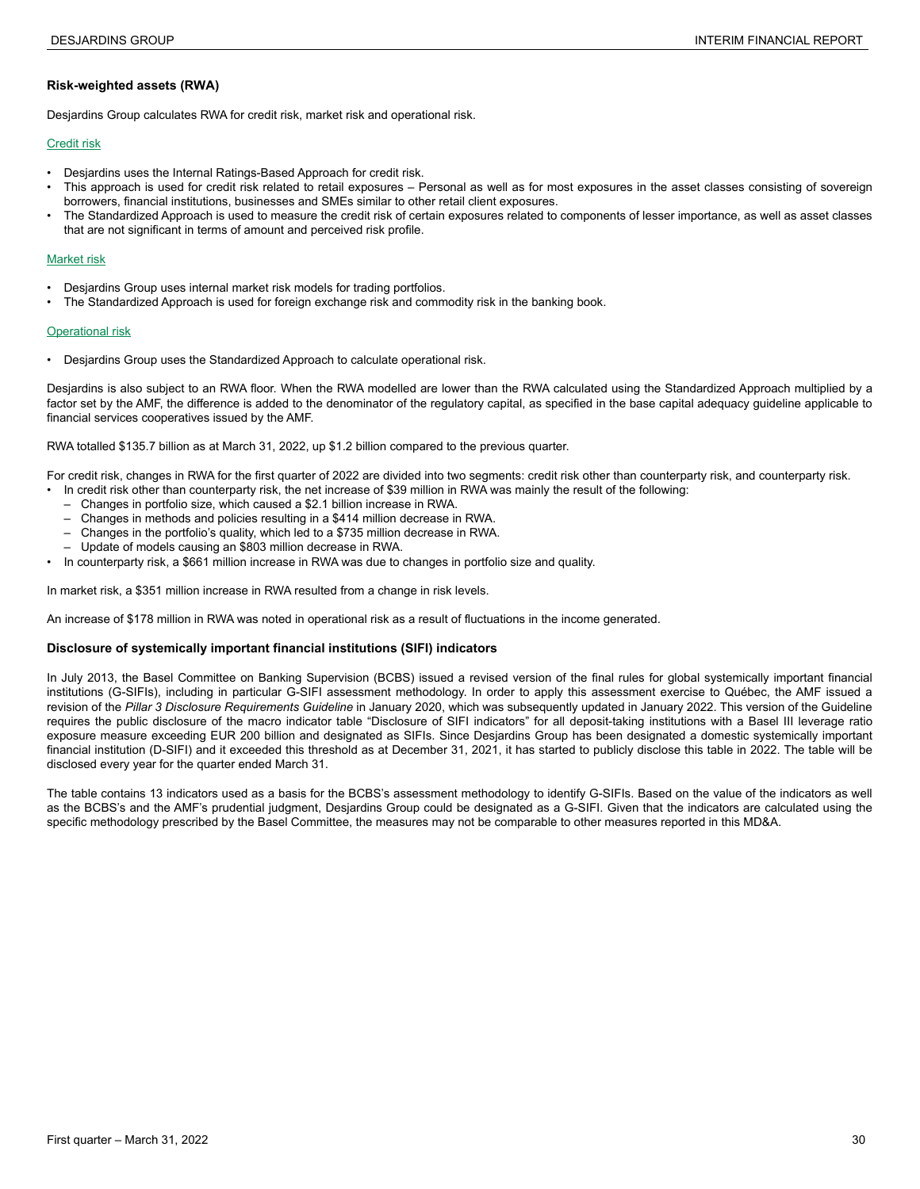### Risk-weighted assets (RWA)

Desjardins Group calculates RWA for credit risk, market risk and operational risk.

Credit risk

- Desjardins uses the Internal Ratings-Based Approach for credit risk.
- This approach is used for credit risk related to retail exposures – Personal as well as for most exposures in the asset classes consisting of sovereign borrowers, financial institutions, businesses and SMEs similar to other retail client exposures.
- The Standardized Approach is used to measure the credit risk of certain exposures related to components of lesser importance, as well as asset classes that are not significant in terms of amount and perceived risk profile.

Market risk

- Desjardins Group uses internal market risk models for trading portfolios.
- The Standardized Approach is used for foreign exchange risk and commodity risk in the banking book.

Operational risk

- Desjardins Group uses the Standardized Approach to calculate operational risk.

Desjardins is also subject to an RWA floor. When the RWA modelled are lower than the RWA calculated using the Standardized Approach multiplied by a factor set by the AMF, the difference is added to the denominator of the regulatory capital, as specified in the base capital adequacy guideline applicable to financial services cooperatives issued by the AMF.

RWA totalled $135.7 billion as at March 31, 2022, up $1.2 billion compared to the previous quarter.

For credit risk, changes in RWA for the first quarter of 2022 are divided into two segments: credit risk other than counterparty risk, and counterparty risk.

- In credit risk other than counterparty risk, the net increase of $39 million in RWA was mainly the result of the following:
  - Changes in portfolio size, which caused a $2.1 billion increase in RWA.
  - Changes in methods and policies resulting in a $414 million decrease in RWA.
  - Changes in the portfolio's quality, which led to a $735 million decrease in RWA.
  - Update of models causing an $803 million decrease in RWA.
- In counterparty risk, a $661 million increase in RWA was due to changes in portfolio size and quality.

In market risk, a $351 million increase in RWA resulted from a change in risk levels.

An increase of $178 million in RWA was noted in operational risk as a result of fluctuations in the income generated.

### Disclosure of systemically important financial institutions (SIFI) indicators

In July 2013, the Basel Committee on Banking Supervision (BCBS) issued a revised version of the final rules for global systemically important financial institutions (G-SIFIs), including in particular G-SIFI assessment methodology. In order to apply this assessment exercise to Québec, the AMF issued a revision of the *Pillar 3 Disclosure Requirements Guideline* in January 2020, which was subsequently updated in January 2022. This version of the Guideline requires the public disclosure of the macro indicator table "Disclosure of SIFI indicators" for all deposit-taking institutions with a Basel III leverage ratio exposure measure exceeding EUR 200 billion and designated as SIFIs. Since Desjardins Group has been designated a domestic systemically important financial institution (D-SIFI) and it exceeded this threshold as at December 31, 2021, it has started to publicly disclose this table in 2022. The table will be disclosed every year for the quarter ended March 31.

The table contains 13 indicators used as a basis for the BCBS's assessment methodology to identify G-SIFIs. Based on the value of the indicators as well as the BCBS's and the AMF's prudential judgment, Desjardins Group could be designated as a G-SIFI. Given that the indicators are calculated using the specific methodology prescribed by the Basel Committee, the measures may not be comparable to other measures reported in this MD&A.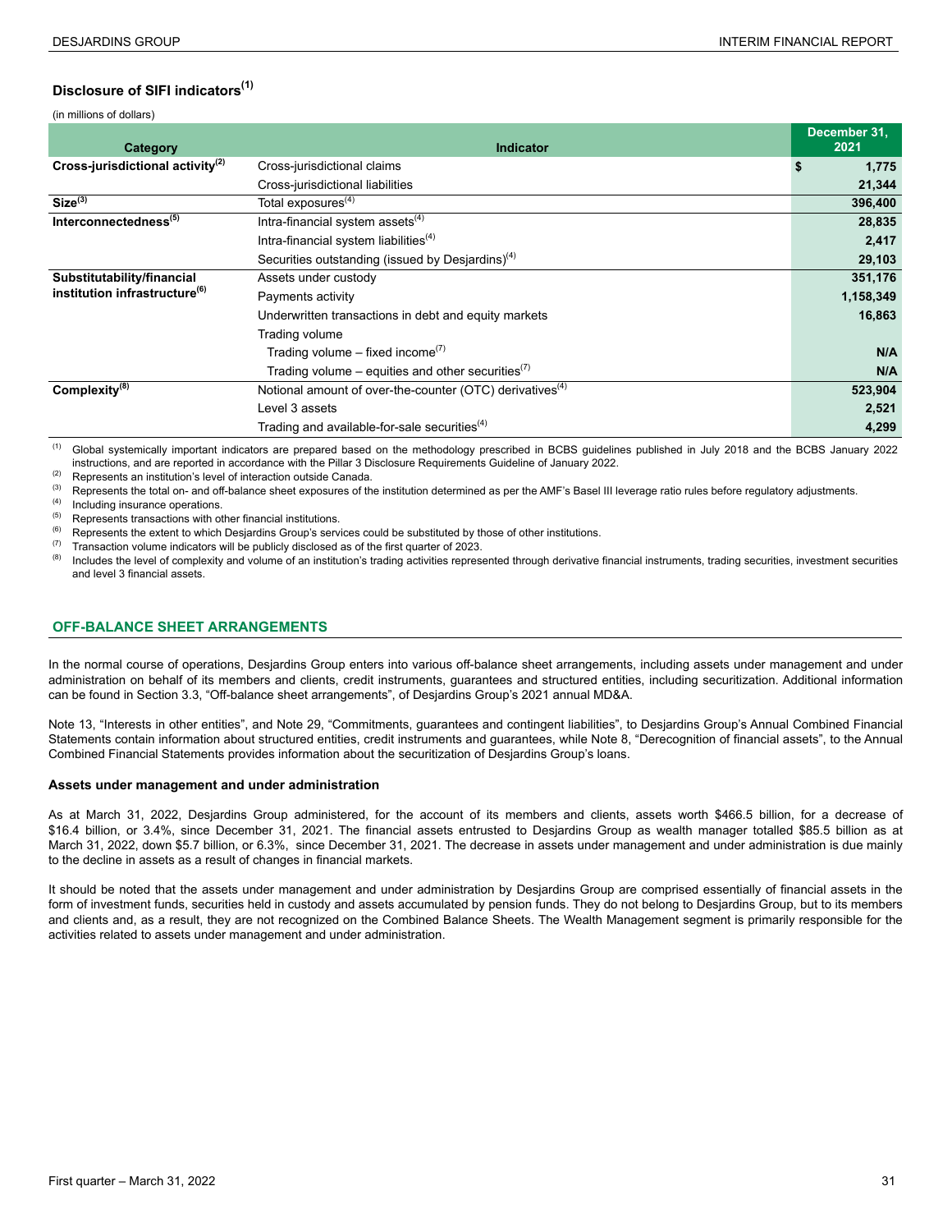### Disclosure of SIFI indicators[(1)]

(in millions of dollars)

| Category | Indicator | December 31, 2021 |
|---|---|---|
| **Cross-jurisdictional activity[(2)]** | Cross-jurisdictional claims | **$ 1,775** |
| | Cross-jurisdictional liabilities | **21,344** |
| **Size[(3)]** | Total exposures[(4)] | **396,400** |
| **Interconnectedness[(5)]** | Intra-financial system assets[(4)] | **28,835** |
| | Intra-financial system liabilities[(4)] | **2,417** |
| | Securities outstanding (issued by Desjardins)[(4)] | **29,103** |
| **Substitutability/financial institution infrastructure[(6)]** | Assets under custody | **351,176** |
| | Payments activity | **1,158,349** |
| | Underwritten transactions in debt and equity markets | **16,863** |
| | Trading volume | |
| | Trading volume – fixed income[(7)] | **N/A** |
| | Trading volume – equities and other securities[(7)] | **N/A** |
| **Complexity[(8)]** | Notional amount of over-the-counter (OTC) derivatives[(4)] | **523,904** |
| | Level 3 assets | **2,521** |
| | Trading and available-for-sale securities[(4)] | **4,299** |

(1) Global systemically important indicators are prepared based on the methodology prescribed in BCBS guidelines published in July 2018 and the BCBS January 2022 instructions, and are reported in accordance with the Pillar 3 Disclosure Requirements Guideline of January 2022.
(2) Represents an institution's level of interaction outside Canada.
(3) Represents the total on- and off-balance sheet exposures of the institution determined as per the AMF's Basel III leverage ratio rules before regulatory adjustments.
(4) Including insurance operations.
(5) Represents transactions with other financial institutions.
(6) Represents the extent to which Desjardins Group's services could be substituted by those of other institutions.
(7) Transaction volume indicators will be publicly disclosed as of the first quarter of 2023.
(8) Includes the level of complexity and volume of an institution's trading activities represented through derivative financial instruments, trading securities, investment securities and level 3 financial assets.

## OFF-BALANCE SHEET ARRANGEMENTS

In the normal course of operations, Desjardins Group enters into various off-balance sheet arrangements, including assets under management and under administration on behalf of its members and clients, credit instruments, guarantees and structured entities, including securitization. Additional information can be found in Section 3.3, "Off-balance sheet arrangements", of Desjardins Group's 2021 annual MD&A.

Note 13, "Interests in other entities", and Note 29, "Commitments, guarantees and contingent liabilities", to Desjardins Group's Annual Combined Financial Statements contain information about structured entities, credit instruments and guarantees, while Note 8, "Derecognition of financial assets", to the Annual Combined Financial Statements provides information about the securitization of Desjardins Group's loans.

**Assets under management and under administration**

As at March 31, 2022, Desjardins Group administered, for the account of its members and clients, assets worth $466.5 billion, for a decrease of $16.4 billion, or 3.4%, since December 31, 2021. The financial assets entrusted to Desjardins Group as wealth manager totalled $85.5 billion as at March 31, 2022, down $5.7 billion, or 6.3%, since December 31, 2021. The decrease in assets under management and under administration is due mainly to the decline in assets as a result of changes in financial markets.

It should be noted that the assets under management and under administration by Desjardins Group are comprised essentially of financial assets in the form of investment funds, securities held in custody and assets accumulated by pension funds. They do not belong to Desjardins Group, but to its members and clients and, as a result, they are not recognized on the Combined Balance Sheets. The Wealth Management segment is primarily responsible for the activities related to assets under management and under administration.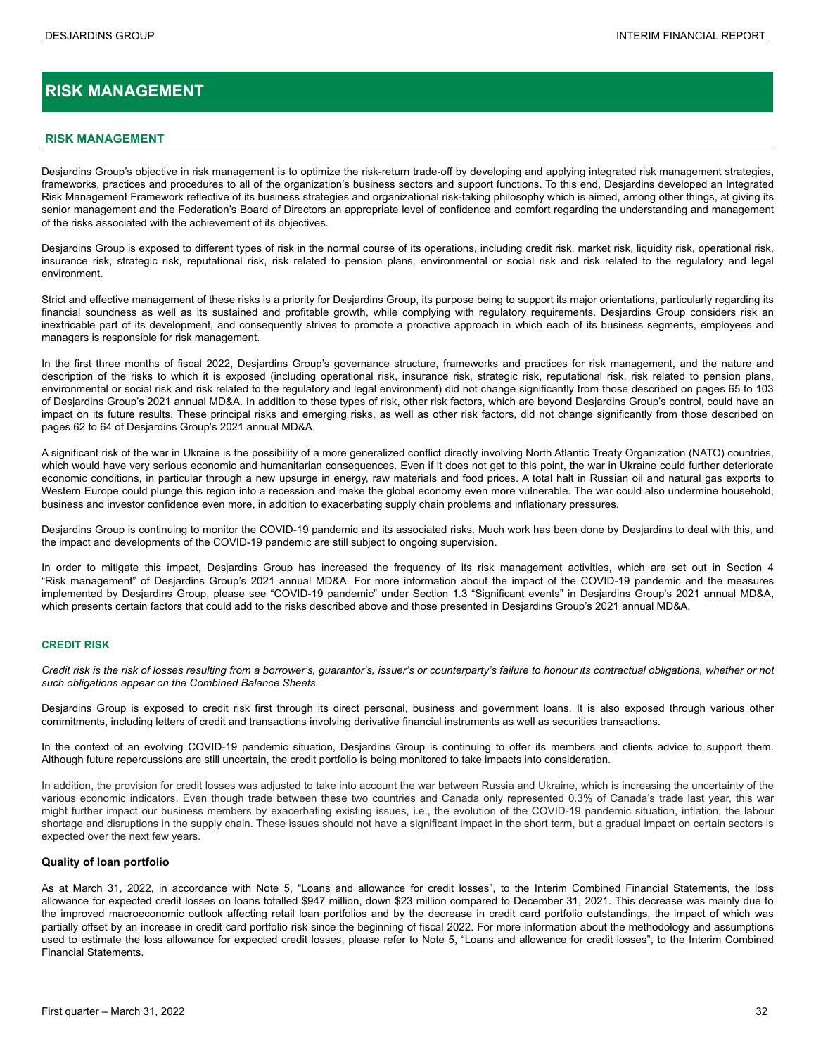# RISK MANAGEMENT

## RISK MANAGEMENT

Desjardins Group's objective in risk management is to optimize the risk-return trade-off by developing and applying integrated risk management strategies, frameworks, practices and procedures to all of the organization's business sectors and support functions. To this end, Desjardins developed an Integrated Risk Management Framework reflective of its business strategies and organizational risk-taking philosophy which is aimed, among other things, at giving its senior management and the Federation's Board of Directors an appropriate level of confidence and comfort regarding the understanding and management of the risks associated with the achievement of its objectives.

Desjardins Group is exposed to different types of risk in the normal course of its operations, including credit risk, market risk, liquidity risk, operational risk, insurance risk, strategic risk, reputational risk, risk related to pension plans, environmental or social risk and risk related to the regulatory and legal environment.

Strict and effective management of these risks is a priority for Desjardins Group, its purpose being to support its major orientations, particularly regarding its financial soundness as well as its sustained and profitable growth, while complying with regulatory requirements. Desjardins Group considers risk an inextricable part of its development, and consequently strives to promote a proactive approach in which each of its business segments, employees and managers is responsible for risk management.

In the first three months of fiscal 2022, Desjardins Group's governance structure, frameworks and practices for risk management, and the nature and description of the risks to which it is exposed (including operational risk, insurance risk, strategic risk, reputational risk, risk related to pension plans, environmental or social risk and risk related to the regulatory and legal environment) did not change significantly from those described on pages 65 to 103 of Desjardins Group's 2021 annual MD&A. In addition to these types of risk, other risk factors, which are beyond Desjardins Group's control, could have an impact on its future results. These principal risks and emerging risks, as well as other risk factors, did not change significantly from those described on pages 62 to 64 of Desjardins Group's 2021 annual MD&A.

A significant risk of the war in Ukraine is the possibility of a more generalized conflict directly involving North Atlantic Treaty Organization (NATO) countries, which would have very serious economic and humanitarian consequences. Even if it does not get to this point, the war in Ukraine could further deteriorate economic conditions, in particular through a new upsurge in energy, raw materials and food prices. A total halt in Russian oil and natural gas exports to Western Europe could plunge this region into a recession and make the global economy even more vulnerable. The war could also undermine household, business and investor confidence even more, in addition to exacerbating supply chain problems and inflationary pressures.

Desjardins Group is continuing to monitor the COVID-19 pandemic and its associated risks. Much work has been done by Desjardins to deal with this, and the impact and developments of the COVID-19 pandemic are still subject to ongoing supervision.

In order to mitigate this impact, Desjardins Group has increased the frequency of its risk management activities, which are set out in Section 4 "Risk management" of Desjardins Group's 2021 annual MD&A. For more information about the impact of the COVID-19 pandemic and the measures implemented by Desjardins Group, please see "COVID-19 pandemic" under Section 1.3 "Significant events" in Desjardins Group's 2021 annual MD&A, which presents certain factors that could add to the risks described above and those presented in Desjardins Group's 2021 annual MD&A.

### CREDIT RISK

*Credit risk is the risk of losses resulting from a borrower's, guarantor's, issuer's or counterparty's failure to honour its contractual obligations, whether or not such obligations appear on the Combined Balance Sheets.*

Desjardins Group is exposed to credit risk first through its direct personal, business and government loans. It is also exposed through various other commitments, including letters of credit and transactions involving derivative financial instruments as well as securities transactions.

In the context of an evolving COVID-19 pandemic situation, Desjardins Group is continuing to offer its members and clients advice to support them. Although future repercussions are still uncertain, the credit portfolio is being monitored to take impacts into consideration.

In addition, the provision for credit losses was adjusted to take into account the war between Russia and Ukraine, which is increasing the uncertainty of the various economic indicators. Even though trade between these two countries and Canada only represented 0.3% of Canada's trade last year, this war might further impact our business members by exacerbating existing issues, i.e., the evolution of the COVID-19 pandemic situation, inflation, the labour shortage and disruptions in the supply chain. These issues should not have a significant impact in the short term, but a gradual impact on certain sectors is expected over the next few years.

#### Quality of loan portfolio

As at March 31, 2022, in accordance with Note 5, "Loans and allowance for credit losses", to the Interim Combined Financial Statements, the loss allowance for expected credit losses on loans totalled $947 million, down $23 million compared to December 31, 2021. This decrease was mainly due to the improved macroeconomic outlook affecting retail loan portfolios and by the decrease in credit card portfolio outstandings, the impact of which was partially offset by an increase in credit card portfolio risk since the beginning of fiscal 2022. For more information about the methodology and assumptions used to estimate the loss allowance for expected credit losses, please refer to Note 5, "Loans and allowance for credit losses", to the Interim Combined Financial Statements.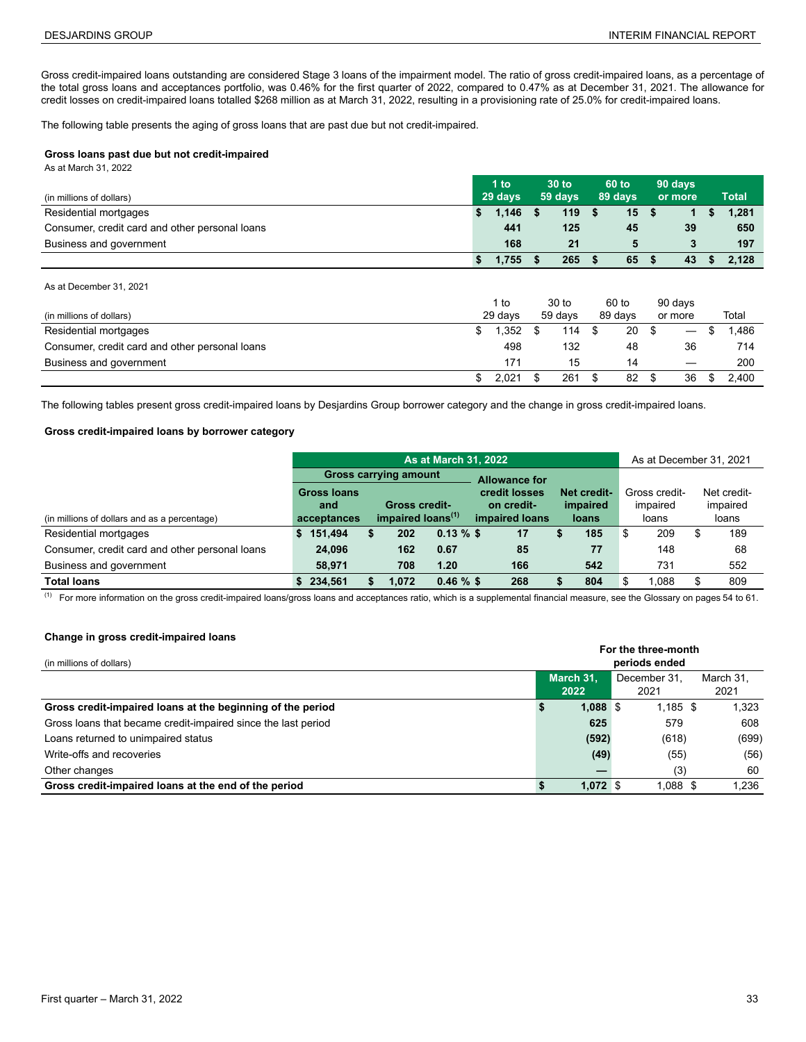Gross credit-impaired loans outstanding are considered Stage 3 loans of the impairment model. The ratio of gross credit-impaired loans, as a percentage of the total gross loans and acceptances portfolio, was 0.46% for the first quarter of 2022, compared to 0.47% as at December 31, 2021. The allowance for credit losses on credit-impaired loans totalled $268 million as at March 31, 2022, resulting in a provisioning rate of 25.0% for credit-impaired loans.

The following table presents the aging of gross loans that are past due but not credit-impaired.

**Gross loans past due but not credit-impaired**

As at March 31, 2022

| (in millions of dollars) | 1 to 29 days | 30 to 59 days | 60 to 89 days | 90 days or more | Total |
|---|---|---|---|---|---|
| Residential mortgages | $ 1,146 | $ 119 | $ 15 | $ 1 | $ 1,281 |
| Consumer, credit card and other personal loans | 441 | 125 | 45 | 39 | 650 |
| Business and government | 168 | 21 | 5 | 3 | 197 |
| | $ 1,755 | $ 265 | $ 65 | $ 43 | $ 2,128 |

As at December 31, 2021

| (in millions of dollars) | 1 to 29 days | 30 to 59 days | 60 to 89 days | 90 days or more | Total |
|---|---|---|---|---|---|
| Residential mortgages | $ 1,352 | $ 114 | $ 20 | $ — | $ 1,486 |
| Consumer, credit card and other personal loans | 498 | 132 | 48 | 36 | 714 |
| Business and government | 171 | 15 | 14 | — | 200 |
| | $ 2,021 | $ 261 | $ 82 | $ 36 | $ 2,400 |

The following tables present gross credit-impaired loans by Desjardins Group borrower category and the change in gross credit-impaired loans.

**Gross credit-impaired loans by borrower category**

| | As at March 31, 2022 | | | | | As at December 31, 2021 | |
|---|---|---|---|---|---|---|---|
| | Gross carrying amount | | | | | | |
| (in millions of dollars and as a percentage) | Gross loans and acceptances | Gross credit-impaired loans[(1)] | | Allowance for credit losses on credit-impaired loans | Net credit-impaired loans | Gross credit-impaired loans | Net credit-impaired loans |
| Residential mortgages | $ 151,494 | $ 202 | 0.13 % | $ 17 | $ 185 | $ 209 | $ 189 |
| Consumer, credit card and other personal loans | 24,096 | 162 | 0.67 | 85 | 77 | 148 | 68 |
| Business and government | 58,971 | 708 | 1.20 | 166 | 542 | 731 | 552 |
| **Total loans** | **$ 234,561** | **$ 1,072** | **0.46 %** | **$ 268** | **$ 804** | **$ 1,088** | **$ 809** |

(1) For more information on the gross credit-impaired loans/gross loans and acceptances ratio, which is a supplemental financial measure, see the Glossary on pages 54 to 61.

**Change in gross credit-impaired loans**

| | For the three-month periods ended | | |
|---|---|---|---|
| (in millions of dollars) | March 31, 2022 | December 31, 2021 | March 31, 2021 |
| **Gross credit-impaired loans at the beginning of the period** | **$ 1,088** | $ 1,185 | $ 1,323 |
| Gross loans that became credit-impaired since the last period | 625 | 579 | 608 |
| Loans returned to unimpaired status | (592) | (618) | (699) |
| Write-offs and recoveries | (49) | (55) | (56) |
| Other changes | — | (3) | 60 |
| **Gross credit-impaired loans at the end of the period** | **$ 1,072** | $ 1,088 | $ 1,236 |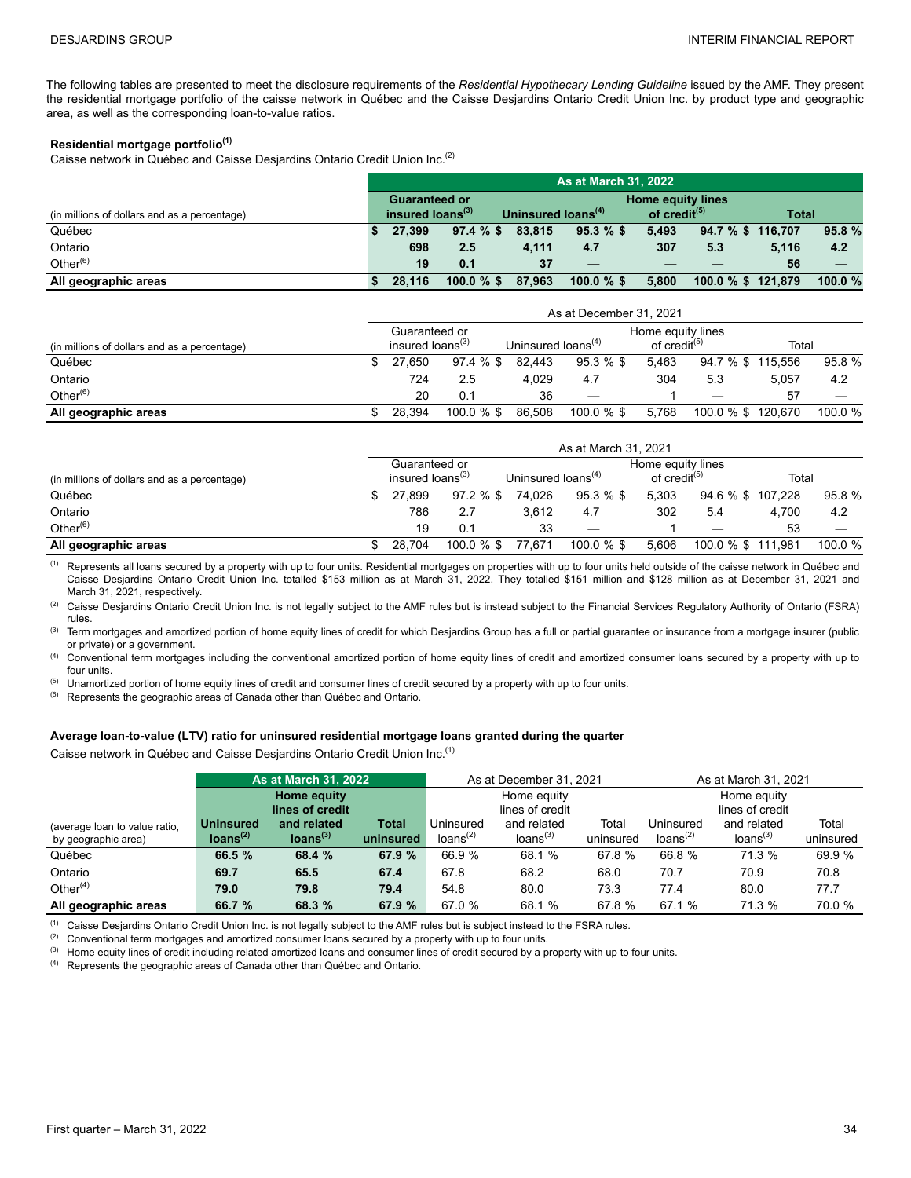The following tables are presented to meet the disclosure requirements of the *Residential Hypothecary Lending Guideline* issued by the AMF. They present the residential mortgage portfolio of the caisse network in Québec and the Caisse Desjardins Ontario Credit Union Inc. by product type and geographic area, as well as the corresponding loan-to-value ratios.

**Residential mortgage portfolio[(1)]**

Caisse network in Québec and Caisse Desjardins Ontario Credit Union Inc.[(2)]

| (in millions of dollars and as a percentage) | **As at March 31, 2022** | | | | | | | |
|---|---|---|---|---|---|---|---|---|
| | **Guaranteed or insured loans[(3)]** | | **Uninsured loans[(4)]** | | **Home equity lines of credit[(5)]** | | **Total** | |
| Québec | **$ 27,399** | **97.4 %** | **$ 83,815** | **95.3 %** | **$ 5,493** | **94.7 %** | **$ 116,707** | **95.8 %** |
| Ontario | **698** | **2.5** | **4,111** | **4.7** | **307** | **5.3** | **5,116** | **4.2** |
| Other[(6)] | **19** | **0.1** | **37** | **—** | **—** | **—** | **56** | **—** |
| **All geographic areas** | **$ 28,116** | **100.0 %** | **$ 87,963** | **100.0 %** | **$ 5,800** | **100.0 %** | **$ 121,879** | **100.0 %** |

| (in millions of dollars and as a percentage) | As at December 31, 2021 | | | | | | | |
|---|---|---|---|---|---|---|---|---|
| | Guaranteed or insured loans[(3)] | | Uninsured loans[(4)] | | Home equity lines of credit[(5)] | | Total | |
| Québec | $ 27,650 | 97.4 % | $ 82,443 | 95.3 % | $ 5,463 | 94.7 % | $ 115,556 | 95.8 % |
| Ontario | 724 | 2.5 | 4,029 | 4.7 | 304 | 5.3 | 5,057 | 4.2 |
| Other[(6)] | 20 | 0.1 | 36 | — | 1 | — | 57 | — |
| **All geographic areas** | $ 28,394 | 100.0 % | $ 86,508 | 100.0 % | $ 5,768 | 100.0 % | $ 120,670 | 100.0 % |

| (in millions of dollars and as a percentage) | As at March 31, 2021 | | | | | | | |
|---|---|---|---|---|---|---|---|---|
| | Guaranteed or insured loans[(3)] | | Uninsured loans[(4)] | | Home equity lines of credit[(5)] | | Total | |
| Québec | $ 27,899 | 97.2 % | $ 74,026 | 95.3 % | $ 5,303 | 94.6 % | $ 107,228 | 95.8 % |
| Ontario | 786 | 2.7 | 3,612 | 4.7 | 302 | 5.4 | 4,700 | 4.2 |
| Other[(6)] | 19 | 0.1 | 33 | — | 1 | — | 53 | — |
| **All geographic areas** | $ 28,704 | 100.0 % | $ 77,671 | 100.0 % | $ 5,606 | 100.0 % | $ 111,981 | 100.0 % |

(1) Represents all loans secured by a property with up to four units. Residential mortgages on properties with up to four units held outside of the caisse network in Québec and Caisse Desjardins Ontario Credit Union Inc. totalled $153 million as at March 31, 2022. They totalled $151 million and $128 million as at December 31, 2021 and March 31, 2021, respectively.

(2) Caisse Desjardins Ontario Credit Union Inc. is not legally subject to the AMF rules but is instead subject to the Financial Services Regulatory Authority of Ontario (FSRA) rules.

(3) Term mortgages and amortized portion of home equity lines of credit for which Desjardins Group has a full or partial guarantee or insurance from a mortgage insurer (public or private) or a government.

(4) Conventional term mortgages including the conventional amortized portion of home equity lines of credit and amortized consumer loans secured by a property with up to four units.

(5) Unamortized portion of home equity lines of credit and consumer lines of credit secured by a property with up to four units.

(6) Represents the geographic areas of Canada other than Québec and Ontario.

**Average loan-to-value (LTV) ratio for uninsured residential mortgage loans granted during the quarter**

Caisse network in Québec and Caisse Desjardins Ontario Credit Union Inc.[(1)]

| (average loan to value ratio, by geographic area) | **As at March 31, 2022** | | | As at December 31, 2021 | | | As at March 31, 2021 | | |
|---|---|---|---|---|---|---|---|---|---|
| | **Uninsured loans[(2)]** | **Home equity lines of credit and related loans[(3)]** | **Total uninsured** | Uninsured loans[(2)] | Home equity lines of credit and related loans[(3)] | Total uninsured | Uninsured loans[(2)] | Home equity lines of credit and related loans[(3)] | Total uninsured |
| Québec | **66.5 %** | **68.4 %** | **67.9 %** | 66.9 % | 68.1 % | 67.8 % | 66.8 % | 71.3 % | 69.9 % |
| Ontario | **69.7** | **65.5** | **67.4** | 67.8 | 68.2 | 68.0 | 70.7 | 70.9 | 70.8 |
| Other[(4)] | **79.0** | **79.8** | **79.4** | 54.8 | 80.0 | 73.3 | 77.4 | 80.0 | 77.7 |
| **All geographic areas** | **66.7 %** | **68.3 %** | **67.9 %** | 67.0 % | 68.1 % | 67.8 % | 67.1 % | 71.3 % | 70.0 % |

(1) Caisse Desjardins Ontario Credit Union Inc. is not legally subject to the AMF rules but is subject instead to the FSRA rules.

(2) Conventional term mortgages and amortized consumer loans secured by a property with up to four units.

(3) Home equity lines of credit including related amortized loans and consumer lines of credit secured by a property with up to four units.

(4) Represents the geographic areas of Canada other than Québec and Ontario.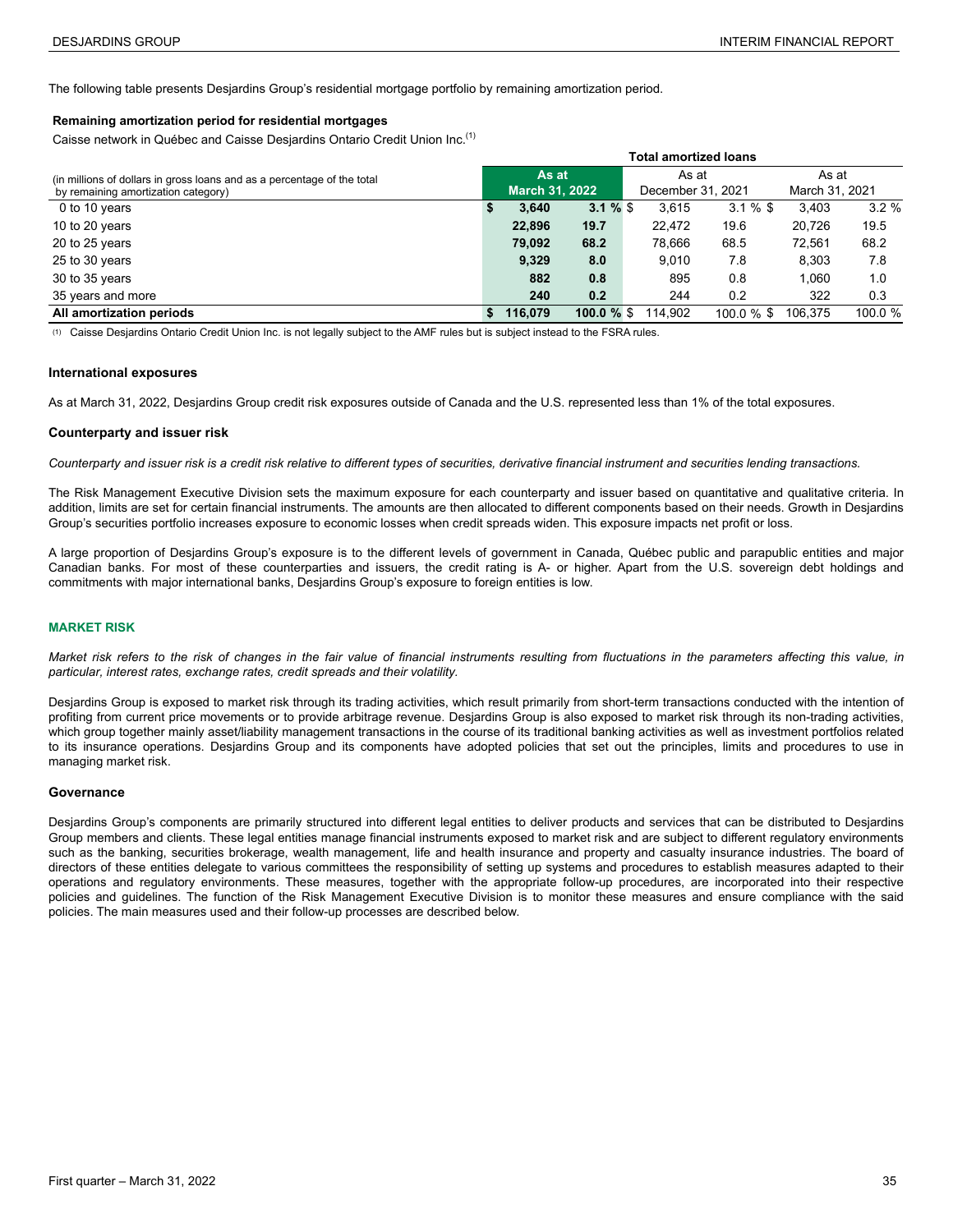The following table presents Desjardins Group's residential mortgage portfolio by remaining amortization period.

**Remaining amortization period for residential mortgages**

Caisse network in Québec and Caisse Desjardins Ontario Credit Union Inc.[(1)]

| (in millions of dollars in gross loans and as a percentage of the total by remaining amortization category) | Total amortized loans | | | | | |
|---|---|---|---|---|---|---|
| | **As at March 31, 2022** | | As at December 31, 2021 | | As at March 31, 2021 | |
| 0 to 10 years | **$ 3,640** | **3.1 %** | $ 3,615 | 3.1 % | $ 3,403 | 3.2 % |
| 10 to 20 years | **22,896** | **19.7** | 22,472 | 19.6 | 20,726 | 19.5 |
| 20 to 25 years | **79,092** | **68.2** | 78,666 | 68.5 | 72,561 | 68.2 |
| 25 to 30 years | **9,329** | **8.0** | 9,010 | 7.8 | 8,303 | 7.8 |
| 30 to 35 years | **882** | **0.8** | 895 | 0.8 | 1,060 | 1.0 |
| 35 years and more | **240** | **0.2** | 244 | 0.2 | 322 | 0.3 |
| **All amortization periods** | **$ 116,079** | **100.0 %** | $ 114,902 | 100.0 % | $ 106,375 | 100.0 % |

(1) Caisse Desjardins Ontario Credit Union Inc. is not legally subject to the AMF rules but is subject instead to the FSRA rules.

### International exposures

As at March 31, 2022, Desjardins Group credit risk exposures outside of Canada and the U.S. represented less than 1% of the total exposures.

### Counterparty and issuer risk

*Counterparty and issuer risk is a credit risk relative to different types of securities, derivative financial instrument and securities lending transactions.*

The Risk Management Executive Division sets the maximum exposure for each counterparty and issuer based on quantitative and qualitative criteria. In addition, limits are set for certain financial instruments. The amounts are then allocated to different components based on their needs. Growth in Desjardins Group's securities portfolio increases exposure to economic losses when credit spreads widen. This exposure impacts net profit or loss.

A large proportion of Desjardins Group's exposure is to the different levels of government in Canada, Québec public and parapublic entities and major Canadian banks. For most of these counterparties and issuers, the credit rating is A- or higher. Apart from the U.S. sovereign debt holdings and commitments with major international banks, Desjardins Group's exposure to foreign entities is low.

## MARKET RISK

*Market risk refers to the risk of changes in the fair value of financial instruments resulting from fluctuations in the parameters affecting this value, in particular, interest rates, exchange rates, credit spreads and their volatility.*

Desjardins Group is exposed to market risk through its trading activities, which result primarily from short-term transactions conducted with the intention of profiting from current price movements or to provide arbitrage revenue. Desjardins Group is also exposed to market risk through its non-trading activities, which group together mainly asset/liability management transactions in the course of its traditional banking activities as well as investment portfolios related to its insurance operations. Desjardins Group and its components have adopted policies that set out the principles, limits and procedures to use in managing market risk.

### Governance

Desjardins Group's components are primarily structured into different legal entities to deliver products and services that can be distributed to Desjardins Group members and clients. These legal entities manage financial instruments exposed to market risk and are subject to different regulatory environments such as the banking, securities brokerage, wealth management, life and health insurance and property and casualty insurance industries. The board of directors of these entities delegate to various committees the responsibility of setting up systems and procedures to establish measures adapted to their operations and regulatory environments. These measures, together with the appropriate follow-up procedures, are incorporated into their respective policies and guidelines. The function of the Risk Management Executive Division is to monitor these measures and ensure compliance with the said policies. The main measures used and their follow-up processes are described below.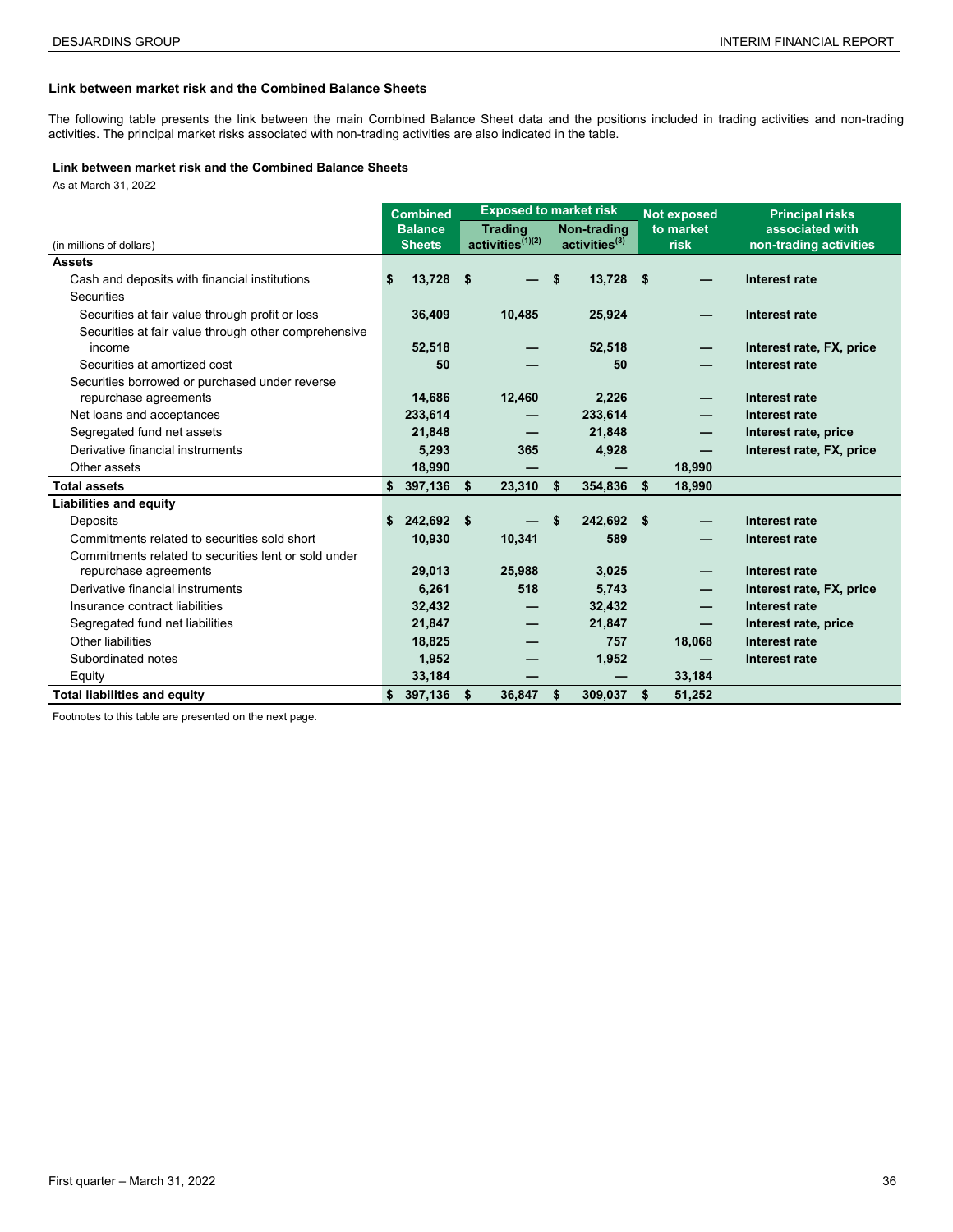### Link between market risk and the Combined Balance Sheets

The following table presents the link between the main Combined Balance Sheet data and the positions included in trading activities and non-trading activities. The principal market risks associated with non-trading activities are also indicated in the table.

**Link between market risk and the Combined Balance Sheets**

As at March 31, 2022

| (in millions of dollars) | Combined Balance Sheets | Exposed to market risk | | Not exposed to market risk | Principal risks associated with non-trading activities |
|---|---|---|---|---|---|
| | | Trading activities(1)(2) | Non-trading activities(3) | | |
| **Assets** | | | | | |
| Cash and deposits with financial institutions | $ 13,728 | $ — | $ 13,728 | $ — | Interest rate |
| Securities | | | | | |
| Securities at fair value through profit or loss | 36,409 | 10,485 | 25,924 | — | Interest rate |
| Securities at fair value through other comprehensive income | 52,518 | — | 52,518 | — | Interest rate, FX, price |
| Securities at amortized cost | 50 | — | 50 | — | Interest rate |
| Securities borrowed or purchased under reverse repurchase agreements | 14,686 | 12,460 | 2,226 | — | Interest rate |
| Net loans and acceptances | 233,614 | — | 233,614 | — | Interest rate |
| Segregated fund net assets | 21,848 | — | 21,848 | — | Interest rate, price |
| Derivative financial instruments | 5,293 | 365 | 4,928 | — | Interest rate, FX, price |
| Other assets | 18,990 | — | — | 18,990 | |
| **Total assets** | $ 397,136 | $ 23,310 | $ 354,836 | $ 18,990 | |
| **Liabilities and equity** | | | | | |
| Deposits | $ 242,692 | $ — | $ 242,692 | $ — | Interest rate |
| Commitments related to securities sold short | 10,930 | 10,341 | 589 | — | Interest rate |
| Commitments related to securities lent or sold under repurchase agreements | 29,013 | 25,988 | 3,025 | — | Interest rate |
| Derivative financial instruments | 6,261 | 518 | 5,743 | — | Interest rate, FX, price |
| Insurance contract liabilities | 32,432 | — | 32,432 | — | Interest rate |
| Segregated fund net liabilities | 21,847 | — | 21,847 | — | Interest rate, price |
| Other liabilities | 18,825 | — | 757 | 18,068 | Interest rate |
| Subordinated notes | 1,952 | — | 1,952 | — | Interest rate |
| Equity | 33,184 | — | — | 33,184 | |
| **Total liabilities and equity** | $ 397,136 | $ 36,847 | $ 309,037 | $ 51,252 | |

Footnotes to this table are presented on the next page.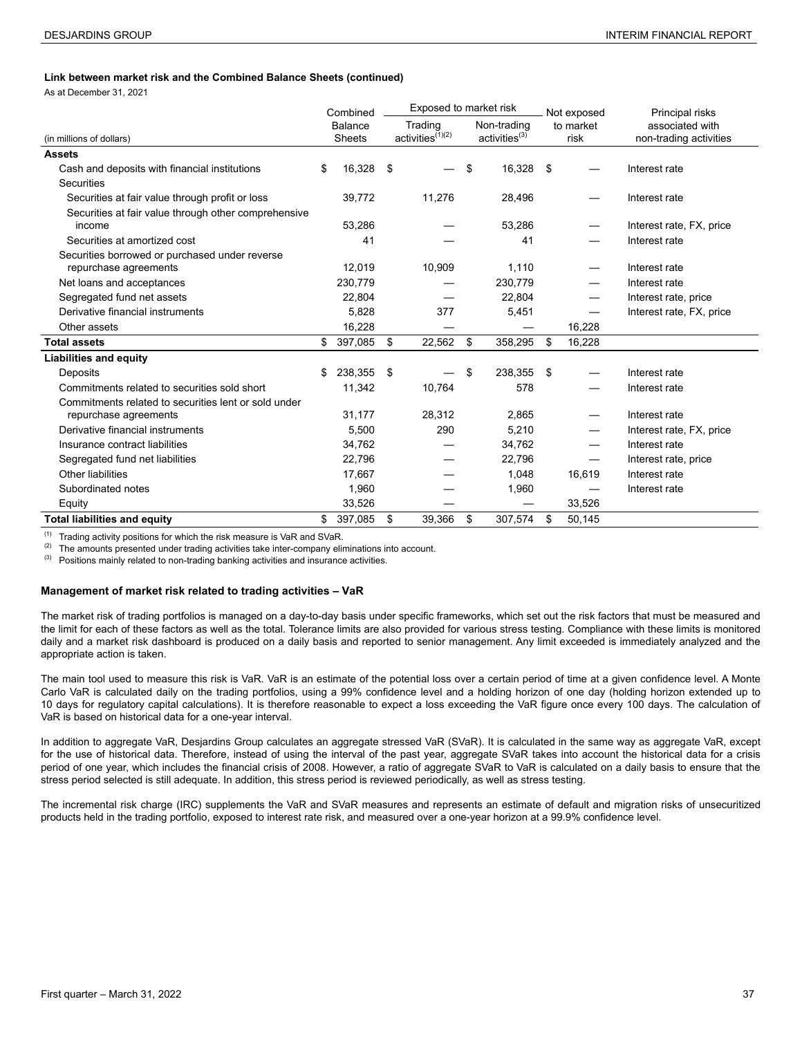**Link between market risk and the Combined Balance Sheets (continued)**

As at December 31, 2021

| (in millions of dollars) | Combined Balance Sheets | Exposed to market risk | | Not exposed to market risk | Principal risks associated with non-trading activities |
|---|---|---|---|---|---|
| | | Trading activities[(1)(2)] | Non-trading activities[(3)] | | |
| **Assets** | | | | | |
| Cash and deposits with financial institutions | $ 16,328 | $ — | $ 16,328 | $ — | Interest rate |
| Securities | | | | | |
| Securities at fair value through profit or loss | 39,772 | 11,276 | 28,496 | — | Interest rate |
| Securities at fair value through other comprehensive income | 53,286 | — | 53,286 | — | Interest rate, FX, price |
| Securities at amortized cost | 41 | — | 41 | — | Interest rate |
| Securities borrowed or purchased under reverse repurchase agreements | 12,019 | 10,909 | 1,110 | — | Interest rate |
| Net loans and acceptances | 230,779 | — | 230,779 | — | Interest rate |
| Segregated fund net assets | 22,804 | — | 22,804 | — | Interest rate, price |
| Derivative financial instruments | 5,828 | 377 | 5,451 | — | Interest rate, FX, price |
| Other assets | 16,228 | — | — | 16,228 | |
| **Total assets** | $ 397,085 | $ 22,562 | $ 358,295 | $ 16,228 | |
| **Liabilities and equity** | | | | | |
| Deposits | $ 238,355 | $ — | $ 238,355 | $ — | Interest rate |
| Commitments related to securities sold short | 11,342 | 10,764 | 578 | — | Interest rate |
| Commitments related to securities lent or sold under repurchase agreements | 31,177 | 28,312 | 2,865 | — | Interest rate |
| Derivative financial instruments | 5,500 | 290 | 5,210 | — | Interest rate, FX, price |
| Insurance contract liabilities | 34,762 | — | 34,762 | — | Interest rate |
| Segregated fund net liabilities | 22,796 | — | 22,796 | — | Interest rate, price |
| Other liabilities | 17,667 | — | 1,048 | 16,619 | Interest rate |
| Subordinated notes | 1,960 | — | 1,960 | — | Interest rate |
| Equity | 33,526 | — | — | 33,526 | |
| **Total liabilities and equity** | $ 397,085 | $ 39,366 | $ 307,574 | $ 50,145 | |

(1) Trading activity positions for which the risk measure is VaR and SVaR.
(2) The amounts presented under trading activities take inter-company eliminations into account.
(3) Positions mainly related to non-trading banking activities and insurance activities.

**Management of market risk related to trading activities – VaR**

The market risk of trading portfolios is managed on a day-to-day basis under specific frameworks, which set out the risk factors that must be measured and the limit for each of these factors as well as the total. Tolerance limits are also provided for various stress testing. Compliance with these limits is monitored daily and a market risk dashboard is produced on a daily basis and reported to senior management. Any limit exceeded is immediately analyzed and the appropriate action is taken.

The main tool used to measure this risk is VaR. VaR is an estimate of the potential loss over a certain period of time at a given confidence level. A Monte Carlo VaR is calculated daily on the trading portfolios, using a 99% confidence level and a holding horizon of one day (holding horizon extended up to 10 days for regulatory capital calculations). It is therefore reasonable to expect a loss exceeding the VaR figure once every 100 days. The calculation of VaR is based on historical data for a one-year interval.

In addition to aggregate VaR, Desjardins Group calculates an aggregate stressed VaR (SVaR). It is calculated in the same way as aggregate VaR, except for the use of historical data. Therefore, instead of using the interval of the past year, aggregate SVaR takes into account the historical data for a crisis period of one year, which includes the financial crisis of 2008. However, a ratio of aggregate SVaR to VaR is calculated on a daily basis to ensure that the stress period selected is still adequate. In addition, this stress period is reviewed periodically, as well as stress testing.

The incremental risk charge (IRC) supplements the VaR and SVaR measures and represents an estimate of default and migration risks of unsecuritized products held in the trading portfolio, exposed to interest rate risk, and measured over a one-year horizon at a 99.9% confidence level.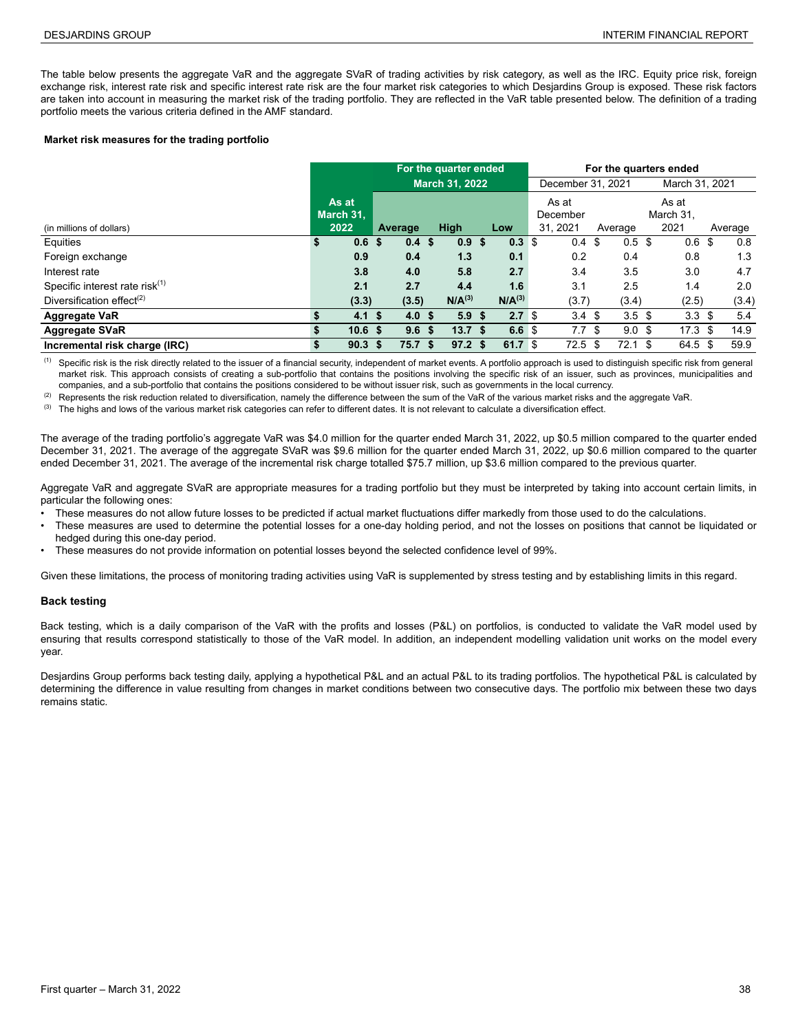The table below presents the aggregate VaR and the aggregate SVaR of trading activities by risk category, as well as the IRC. Equity price risk, foreign exchange risk, interest rate risk and specific interest rate risk are the four market risk categories to which Desjardins Group is exposed. These risk factors are taken into account in measuring the market risk of the trading portfolio. They are reflected in the VaR table presented below. The definition of a trading portfolio meets the various criteria defined in the AMF standard.

**Market risk measures for the trading portfolio**

| | | For the quarter ended March 31, 2022 | | | For the quarters ended | | | |
|---|---|---|---|---|---|---|---|---|
| | | | | | December 31, 2021 | | March 31, 2021 | |
| (in millions of dollars) | As at March 31, 2022 | Average | High | Low | As at December 31, 2021 | Average | As at March 31, 2021 | Average |
| Equities | $ 0.6 | $ 0.4 | $ 0.9 | $ 0.3 | $ 0.4 | $ 0.5 | $ 0.6 | $ 0.8 |
| Foreign exchange | 0.9 | 0.4 | 1.3 | 0.1 | 0.2 | 0.4 | 0.8 | 1.3 |
| Interest rate | 3.8 | 4.0 | 5.8 | 2.7 | 3.4 | 3.5 | 3.0 | 4.7 |
| Specific interest rate risk[1] | 2.1 | 2.7 | 4.4 | 1.6 | 3.1 | 2.5 | 1.4 | 2.0 |
| Diversification effect[2] | (3.3) | (3.5) | N/A[3] | N/A[3] | (3.7) | (3.4) | (2.5) | (3.4) |
| **Aggregate VaR** | $ 4.1 | $ 4.0 | $ 5.9 | $ 2.7 | $ 3.4 | $ 3.5 | $ 3.3 | $ 5.4 |
| **Aggregate SVaR** | $ 10.6 | $ 9.6 | $ 13.7 | $ 6.6 | $ 7.7 | $ 9.0 | $ 17.3 | $ 14.9 |
| **Incremental risk charge (IRC)** | $ 90.3 | $ 75.7 | $ 97.2 | $ 61.7 | $ 72.5 | $ 72.1 | $ 64.5 | $ 59.9 |

[1] Specific risk is the risk directly related to the issuer of a financial security, independent of market events. A portfolio approach is used to distinguish specific risk from general market risk. This approach consists of creating a sub-portfolio that contains the positions involving the specific risk of an issuer, such as provinces, municipalities and companies, and a sub-portfolio that contains the positions considered to be without issuer risk, such as governments in the local currency.

[2] Represents the risk reduction related to diversification, namely the difference between the sum of the VaR of the various market risks and the aggregate VaR.

[3] The highs and lows of the various market risk categories can refer to different dates. It is not relevant to calculate a diversification effect.

The average of the trading portfolio's aggregate VaR was $4.0 million for the quarter ended March 31, 2022, up $0.5 million compared to the quarter ended December 31, 2021. The average of the aggregate SVaR was $9.6 million for the quarter ended March 31, 2022, up $0.6 million compared to the quarter ended December 31, 2021. The average of the incremental risk charge totalled $75.7 million, up $3.6 million compared to the previous quarter.

Aggregate VaR and aggregate SVaR are appropriate measures for a trading portfolio but they must be interpreted by taking into account certain limits, in particular the following ones:

- These measures do not allow future losses to be predicted if actual market fluctuations differ markedly from those used to do the calculations.
- These measures are used to determine the potential losses for a one-day holding period, and not the losses on positions that cannot be liquidated or hedged during this one-day period.
- These measures do not provide information on potential losses beyond the selected confidence level of 99%.

Given these limitations, the process of monitoring trading activities using VaR is supplemented by stress testing and by establishing limits in this regard.

### Back testing

Back testing, which is a daily comparison of the VaR with the profits and losses (P&L) on portfolios, is conducted to validate the VaR model used by ensuring that results correspond statistically to those of the VaR model. In addition, an independent modelling validation unit works on the model every year.

Desjardins Group performs back testing daily, applying a hypothetical P&L and an actual P&L to its trading portfolios. The hypothetical P&L is calculated by determining the difference in value resulting from changes in market conditions between two consecutive days. The portfolio mix between these two days remains static.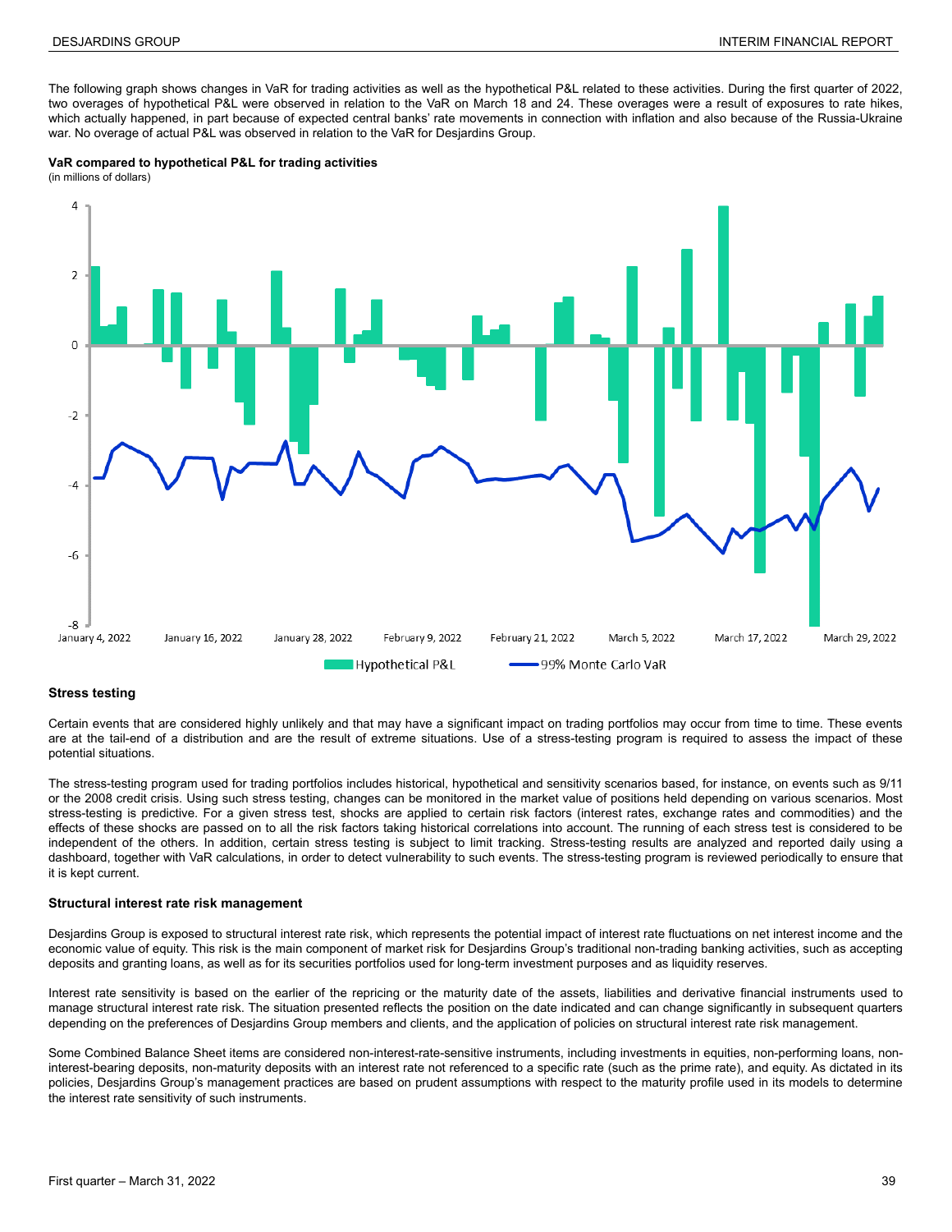The following graph shows changes in VaR for trading activities as well as the hypothetical P&L related to these activities. During the first quarter of 2022, two overages of hypothetical P&L were observed in relation to the VaR on March 18 and 24. These overages were a result of exposures to rate hikes, which actually happened, in part because of expected central banks' rate movements in connection with inflation and also because of the Russia-Ukraine war. No overage of actual P&L was observed in relation to the VaR for Desjardins Group.

**VaR compared to hypothetical P&L for trading activities**
(in millions of dollars)

### Stress testing

Certain events that are considered highly unlikely and that may have a significant impact on trading portfolios may occur from time to time. These events are at the tail-end of a distribution and are the result of extreme situations. Use of a stress-testing program is required to assess the impact of these potential situations.

The stress-testing program used for trading portfolios includes historical, hypothetical and sensitivity scenarios based, for instance, on events such as 9/11 or the 2008 credit crisis. Using such stress testing, changes can be monitored in the market value of positions held depending on various scenarios. Most stress-testing is predictive. For a given stress test, shocks are applied to certain risk factors (interest rates, exchange rates and commodities) and the effects of these shocks are passed on to all the risk factors taking historical correlations into account. The running of each stress test is considered to be independent of the others. In addition, certain stress testing is subject to limit tracking. Stress-testing results are analyzed and reported daily using a dashboard, together with VaR calculations, in order to detect vulnerability to such events. The stress-testing program is reviewed periodically to ensure that it is kept current.

### Structural interest rate risk management

Desjardins Group is exposed to structural interest rate risk, which represents the potential impact of interest rate fluctuations on net interest income and the economic value of equity. This risk is the main component of market risk for Desjardins Group's traditional non-trading banking activities, such as accepting deposits and granting loans, as well as for its securities portfolios used for long-term investment purposes and as liquidity reserves.

Interest rate sensitivity is based on the earlier of the repricing or the maturity date of the assets, liabilities and derivative financial instruments used to manage structural interest rate risk. The situation presented reflects the position on the date indicated and can change significantly in subsequent quarters depending on the preferences of Desjardins Group members and clients, and the application of policies on structural interest rate risk management.

Some Combined Balance Sheet items are considered non-interest-rate-sensitive instruments, including investments in equities, non-performing loans, non-interest-bearing deposits, non-maturity deposits with an interest rate not referenced to a specific rate (such as the prime rate), and equity. As dictated in its policies, Desjardins Group's management practices are based on prudent assumptions with respect to the maturity profile used in its models to determine the interest rate sensitivity of such instruments.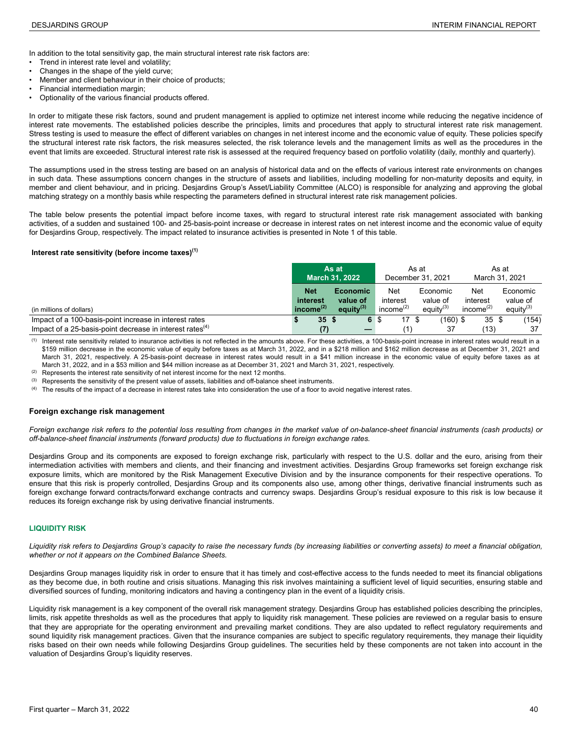In addition to the total sensitivity gap, the main structural interest rate risk factors are:

- Trend in interest rate level and volatility;
- Changes in the shape of the yield curve;
- Member and client behaviour in their choice of products;
- Financial intermediation margin;
- Optionality of the various financial products offered.

In order to mitigate these risk factors, sound and prudent management is applied to optimize net interest income while reducing the negative incidence of interest rate movements. The established policies describe the principles, limits and procedures that apply to structural interest rate risk management. Stress testing is used to measure the effect of different variables on changes in net interest income and the economic value of equity. These policies specify the structural interest rate risk factors, the risk measures selected, the risk tolerance levels and the management limits as well as the procedures in the event that limits are exceeded. Structural interest rate risk is assessed at the required frequency based on portfolio volatility (daily, monthly and quarterly).

The assumptions used in the stress testing are based on an analysis of historical data and on the effects of various interest rate environments on changes in such data. These assumptions concern changes in the structure of assets and liabilities, including modelling for non-maturity deposits and equity, in member and client behaviour, and in pricing. Desjardins Group's Asset/Liability Committee (ALCO) is responsible for analyzing and approving the global matching strategy on a monthly basis while respecting the parameters defined in structural interest rate risk management policies.

The table below presents the potential impact before income taxes, with regard to structural interest rate risk management associated with banking activities, of a sudden and sustained 100- and 25-basis-point increase or decrease in interest rates on net interest income and the economic value of equity for Desjardins Group, respectively. The impact related to insurance activities is presented in Note 1 of this table.

**Interest rate sensitivity (before income taxes)[1]**

| | **As at March 31, 2022** | | As at December 31, 2021 | | As at March 31, 2021 | |
|---|---|---|---|---|---|---|
| (in millions of dollars) | **Net interest income[2]** | **Economic value of equity[3]** | Net interest income[2] | Economic value of equity[3] | Net interest income[2] | Economic value of equity[3] |
| Impact of a 100-basis-point increase in interest rates | **$ 35** | **$ 6** | $ 17 | $ (160) | $ 35 | $ (154) |
| Impact of a 25-basis-point decrease in interest rates[4] | **(7)** | **—** | (1) | 37 | (13) | 37 |

(1) Interest rate sensitivity related to insurance activities is not reflected in the amounts above. For these activities, a 100-basis-point increase in interest rates would result in a $159 million decrease in the economic value of equity before taxes as at March 31, 2022, and in a $218 million and $162 million decrease as at December 31, 2021 and March 31, 2021, respectively. A 25-basis-point decrease in interest rates would result in a $41 million increase in the economic value of equity before taxes as at March 31, 2022, and in a $53 million and $44 million increase as at December 31, 2021 and March 31, 2021, respectively.
(2) Represents the interest rate sensitivity of net interest income for the next 12 months.
(3) Represents the sensitivity of the present value of assets, liabilities and off-balance sheet instruments.
(4) The results of the impact of a decrease in interest rates take into consideration the use of a floor to avoid negative interest rates.

### Foreign exchange risk management

*Foreign exchange risk refers to the potential loss resulting from changes in the market value of on-balance-sheet financial instruments (cash products) or off-balance-sheet financial instruments (forward products) due to fluctuations in foreign exchange rates.*

Desjardins Group and its components are exposed to foreign exchange risk, particularly with respect to the U.S. dollar and the euro, arising from their intermediation activities with members and clients, and their financing and investment activities. Desjardins Group frameworks set foreign exchange risk exposure limits, which are monitored by the Risk Management Executive Division and by the insurance components for their respective operations. To ensure that this risk is properly controlled, Desjardins Group and its components also use, among other things, derivative financial instruments such as foreign exchange forward contracts/forward exchange contracts and currency swaps. Desjardins Group's residual exposure to this risk is low because it reduces its foreign exchange risk by using derivative financial instruments.

## LIQUIDITY RISK

*Liquidity risk refers to Desjardins Group's capacity to raise the necessary funds (by increasing liabilities or converting assets) to meet a financial obligation, whether or not it appears on the Combined Balance Sheets.*

Desjardins Group manages liquidity risk in order to ensure that it has timely and cost-effective access to the funds needed to meet its financial obligations as they become due, in both routine and crisis situations. Managing this risk involves maintaining a sufficient level of liquid securities, ensuring stable and diversified sources of funding, monitoring indicators and having a contingency plan in the event of a liquidity crisis.

Liquidity risk management is a key component of the overall risk management strategy. Desjardins Group has established policies describing the principles, limits, risk appetite thresholds as well as the procedures that apply to liquidity risk management. These policies are reviewed on a regular basis to ensure that they are appropriate for the operating environment and prevailing market conditions. They are also updated to reflect regulatory requirements and sound liquidity risk management practices. Given that the insurance companies are subject to specific regulatory requirements, they manage their liquidity risks based on their own needs while following Desjardins Group guidelines. The securities held by these components are not taken into account in the valuation of Desjardins Group's liquidity reserves.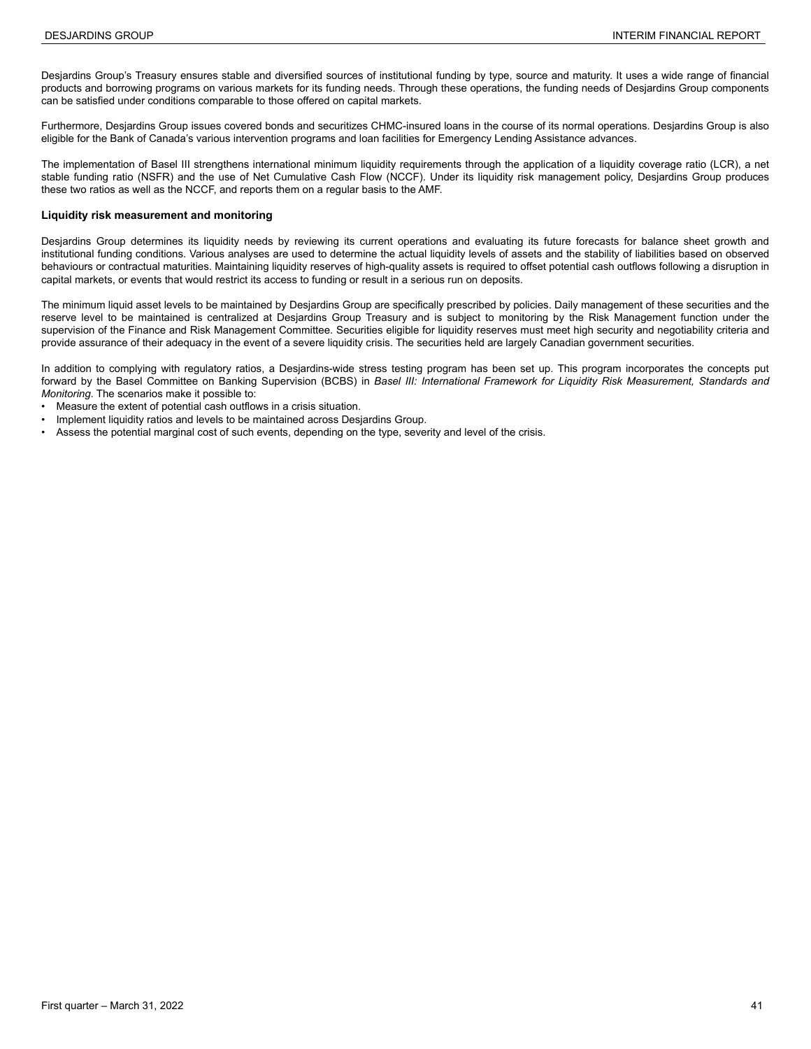Desjardins Group's Treasury ensures stable and diversified sources of institutional funding by type, source and maturity. It uses a wide range of financial products and borrowing programs on various markets for its funding needs. Through these operations, the funding needs of Desjardins Group components can be satisfied under conditions comparable to those offered on capital markets.

Furthermore, Desjardins Group issues covered bonds and securitizes CHMC-insured loans in the course of its normal operations. Desjardins Group is also eligible for the Bank of Canada's various intervention programs and loan facilities for Emergency Lending Assistance advances.

The implementation of Basel III strengthens international minimum liquidity requirements through the application of a liquidity coverage ratio (LCR), a net stable funding ratio (NSFR) and the use of Net Cumulative Cash Flow (NCCF). Under its liquidity risk management policy, Desjardins Group produces these two ratios as well as the NCCF, and reports them on a regular basis to the AMF.

**Liquidity risk measurement and monitoring**

Desjardins Group determines its liquidity needs by reviewing its current operations and evaluating its future forecasts for balance sheet growth and institutional funding conditions. Various analyses are used to determine the actual liquidity levels of assets and the stability of liabilities based on observed behaviours or contractual maturities. Maintaining liquidity reserves of high-quality assets is required to offset potential cash outflows following a disruption in capital markets, or events that would restrict its access to funding or result in a serious run on deposits.

The minimum liquid asset levels to be maintained by Desjardins Group are specifically prescribed by policies. Daily management of these securities and the reserve level to be maintained is centralized at Desjardins Group Treasury and is subject to monitoring by the Risk Management function under the supervision of the Finance and Risk Management Committee. Securities eligible for liquidity reserves must meet high security and negotiability criteria and provide assurance of their adequacy in the event of a severe liquidity crisis. The securities held are largely Canadian government securities.

In addition to complying with regulatory ratios, a Desjardins-wide stress testing program has been set up. This program incorporates the concepts put forward by the Basel Committee on Banking Supervision (BCBS) in *Basel III: International Framework for Liquidity Risk Measurement, Standards and Monitoring*. The scenarios make it possible to:

- Measure the extent of potential cash outflows in a crisis situation.
- Implement liquidity ratios and levels to be maintained across Desjardins Group.
- Assess the potential marginal cost of such events, depending on the type, severity and level of the crisis.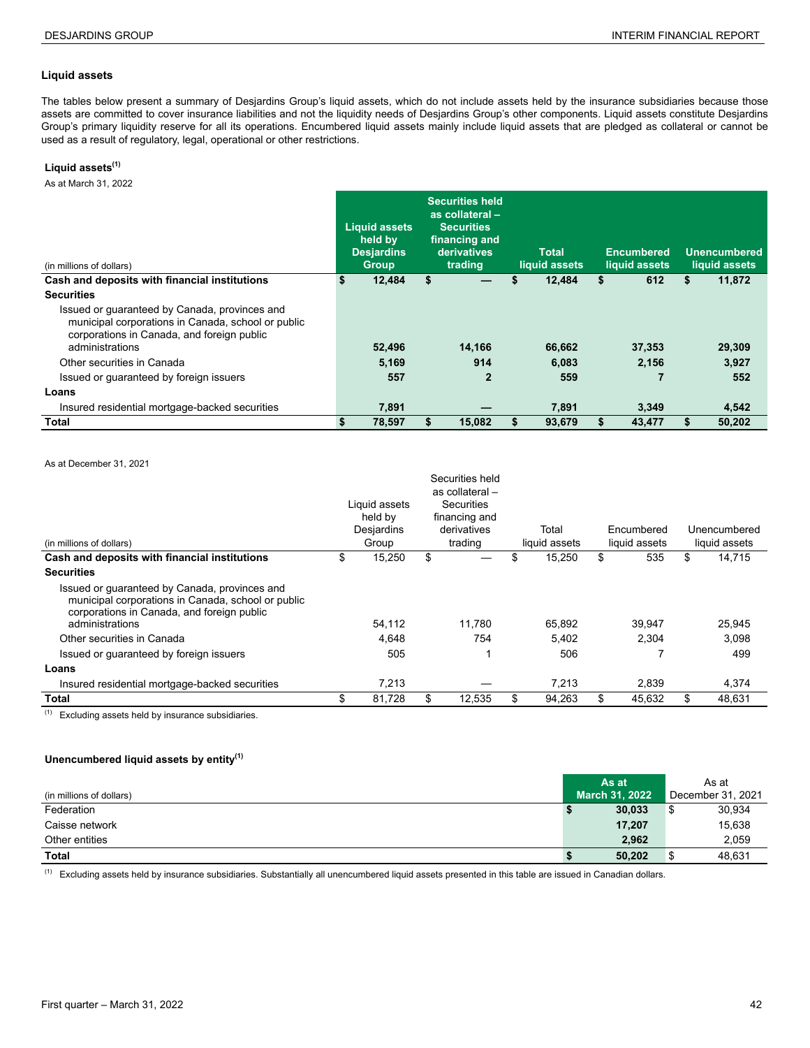### Liquid assets

The tables below present a summary of Desjardins Group's liquid assets, which do not include assets held by the insurance subsidiaries because those assets are committed to cover insurance liabilities and not the liquidity needs of Desjardins Group's other components. Liquid assets constitute Desjardins Group's primary liquidity reserve for all its operations. Encumbered liquid assets mainly include liquid assets that are pledged as collateral or cannot be used as a result of regulatory, legal, operational or other restrictions.

**Liquid assets[(1)]**

As at March 31, 2022

| (in millions of dollars) | Liquid assets held by Desjardins Group | Securities held as collateral – Securities financing and derivatives trading | Total liquid assets | Encumbered liquid assets | Unencumbered liquid assets |
|---|---|---|---|---|---|
| **Cash and deposits with financial institutions** | **$ 12,484** | **$ —** | **$ 12,484** | **$ 612** | **$ 11,872** |
| **Securities** | | | | | |
| Issued or guaranteed by Canada, provinces and municipal corporations in Canada, school or public corporations in Canada, and foreign public administrations | **52,496** | **14,166** | **66,662** | **37,353** | **29,309** |
| Other securities in Canada | **5,169** | **914** | **6,083** | **2,156** | **3,927** |
| Issued or guaranteed by foreign issuers | **557** | **2** | **559** | **7** | **552** |
| **Loans** | | | | | |
| Insured residential mortgage-backed securities | **7,891** | **—** | **7,891** | **3,349** | **4,542** |
| **Total** | **$ 78,597** | **$ 15,082** | **$ 93,679** | **$ 43,477** | **$ 50,202** |

As at December 31, 2021

| (in millions of dollars) | Liquid assets held by Desjardins Group | Securities held as collateral – Securities financing and derivatives trading | Total liquid assets | Encumbered liquid assets | Unencumbered liquid assets |
|---|---|---|---|---|---|
| **Cash and deposits with financial institutions** | $ 15,250 | $ — | $ 15,250 | $ 535 | $ 14,715 |
| **Securities** | | | | | |
| Issued or guaranteed by Canada, provinces and municipal corporations in Canada, school or public corporations in Canada, and foreign public administrations | 54,112 | 11,780 | 65,892 | 39,947 | 25,945 |
| Other securities in Canada | 4,648 | 754 | 5,402 | 2,304 | 3,098 |
| Issued or guaranteed by foreign issuers | 505 | 1 | 506 | 7 | 499 |
| **Loans** | | | | | |
| Insured residential mortgage-backed securities | 7,213 | — | 7,213 | 2,839 | 4,374 |
| **Total** | $ 81,728 | $ 12,535 | $ 94,263 | $ 45,632 | $ 48,631 |

(1) Excluding assets held by insurance subsidiaries.

**Unencumbered liquid assets by entity[(1)]**

| (in millions of dollars) | As at March 31, 2022 | As at December 31, 2021 |
|---|---|---|
| Federation | **$ 30,033** | $ 30,934 |
| Caisse network | **17,207** | 15,638 |
| Other entities | **2,962** | 2,059 |
| **Total** | **$ 50,202** | $ 48,631 |

(1) Excluding assets held by insurance subsidiaries. Substantially all unencumbered liquid assets presented in this table are issued in Canadian dollars.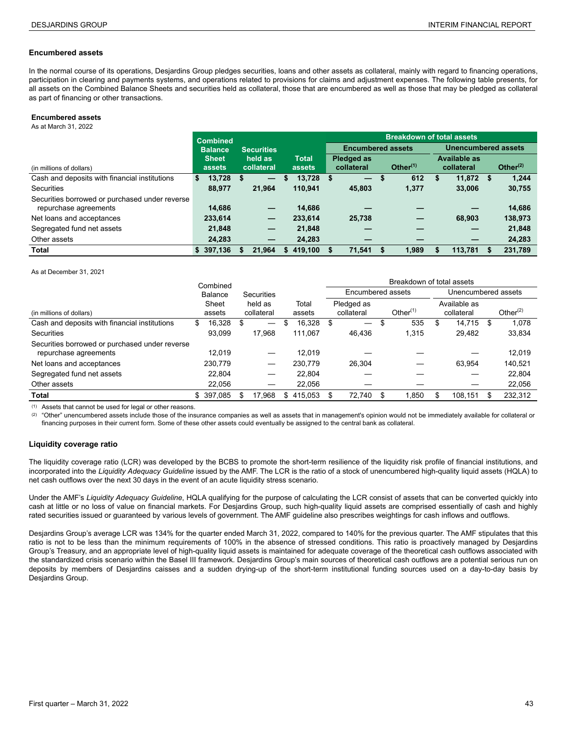### Encumbered assets

In the normal course of its operations, Desjardins Group pledges securities, loans and other assets as collateral, mainly with regard to financing operations, participation in clearing and payments systems, and operations related to provisions for claims and adjustment expenses. The following table presents, for all assets on the Combined Balance Sheets and securities held as collateral, those that are encumbered as well as those that may be pledged as collateral as part of financing or other transactions.

**Encumbered assets**
As at March 31, 2022

| | | | | Breakdown of total assets | | | |
|---|---|---|---|---|---|---|---|
| | | | | Encumbered assets | | Unencumbered assets | |
| (in millions of dollars) | Combined Balance Sheet assets | Securities held as collateral | Total assets | Pledged as collateral | Other[(1)] | Available as collateral | Other[(2)] |
| Cash and deposits with financial institutions | $ 13,728 | $ — | $ 13,728 | $ — | $ 612 | $ 11,872 | $ 1,244 |
| Securities | 88,977 | 21,964 | 110,941 | 45,803 | 1,377 | 33,006 | 30,755 |
| Securities borrowed or purchased under reverse repurchase agreements | 14,686 | — | 14,686 | — | — | — | 14,686 |
| Net loans and acceptances | 233,614 | — | 233,614 | 25,738 | — | 68,903 | 138,973 |
| Segregated fund net assets | 21,848 | — | 21,848 | — | — | — | 21,848 |
| Other assets | 24,283 | — | 24,283 | — | — | — | 24,283 |
| **Total** | **$ 397,136** | **$ 21,964** | **$ 419,100** | **$ 71,541** | **$ 1,989** | **$ 113,781** | **$ 231,789** |

As at December 31, 2021

| | | | | Breakdown of total assets | | | |
|---|---|---|---|---|---|---|---|
| | | | | Encumbered assets | | Unencumbered assets | |
| (in millions of dollars) | Combined Balance Sheet assets | Securities held as collateral | Total assets | Pledged as collateral | Other[(1)] | Available as collateral | Other[(2)] |
| Cash and deposits with financial institutions | $ 16,328 | $ — | $ 16,328 | $ — | $ 535 | $ 14,715 | $ 1,078 |
| Securities | 93,099 | 17,968 | 111,067 | 46,436 | 1,315 | 29,482 | 33,834 |
| Securities borrowed or purchased under reverse repurchase agreements | 12,019 | — | 12,019 | — | — | — | 12,019 |
| Net loans and acceptances | 230,779 | — | 230,779 | 26,304 | — | 63,954 | 140,521 |
| Segregated fund net assets | 22,804 | — | 22,804 | — | — | — | 22,804 |
| Other assets | 22,056 | — | 22,056 | — | — | — | 22,056 |
| **Total** | $ 397,085 | $ 17,968 | $ 415,053 | $ 72,740 | $ 1,850 | $ 108,151 | $ 232,312 |

(1) Assets that cannot be used for legal or other reasons.
(2) "Other" unencumbered assets include those of the insurance companies as well as assets that in management's opinion would not be immediately available for collateral or financing purposes in their current form. Some of these other assets could eventually be assigned to the central bank as collateral.

### Liquidity coverage ratio

The liquidity coverage ratio (LCR) was developed by the BCBS to promote the short-term resilience of the liquidity risk profile of financial institutions, and incorporated into the *Liquidity Adequacy Guideline* issued by the AMF. The LCR is the ratio of a stock of unencumbered high-quality liquid assets (HQLA) to net cash outflows over the next 30 days in the event of an acute liquidity stress scenario.

Under the AMF's *Liquidity Adequacy Guideline*, HQLA qualifying for the purpose of calculating the LCR consist of assets that can be converted quickly into cash at little or no loss of value on financial markets. For Desjardins Group, such high-quality liquid assets are comprised essentially of cash and highly rated securities issued or guaranteed by various levels of government. The AMF guideline also prescribes weightings for cash inflows and outflows.

Desjardins Group's average LCR was 134% for the quarter ended March 31, 2022, compared to 140% for the previous quarter. The AMF stipulates that this ratio is not to be less than the minimum requirements of 100% in the absence of stressed conditions. This ratio is proactively managed by Desjardins Group's Treasury, and an appropriate level of high-quality liquid assets is maintained for adequate coverage of the theoretical cash outflows associated with the standardized crisis scenario within the Basel III framework. Desjardins Group's main sources of theoretical cash outflows are a potential serious run on deposits by members of Desjardins caisses and a sudden drying-up of the short-term institutional funding sources used on a day-to-day basis by Desjardins Group.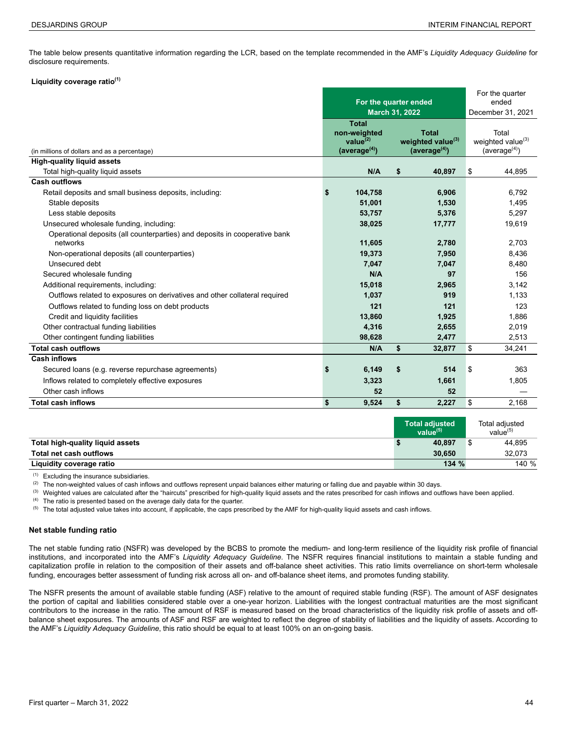The table below presents quantitative information regarding the LCR, based on the template recommended in the AMF's *Liquidity Adequacy Guideline* for disclosure requirements.

**Liquidity coverage ratio[(1)]**

| (in millions of dollars and as a percentage) | For the quarter ended March 31, 2022 | | For the quarter ended December 31, 2021 |
|---|---|---|---|
| | **Total non-weighted value[(2)] (average[(4)])** | **Total weighted value[(3)] (average[(4)])** | Total weighted value[(3)] (average[(4)]) |
| **High-quality liquid assets** | | | |
| Total high-quality liquid assets | **N/A** | **$ 40,897** | $ 44,895 |
| **Cash outflows** | | | |
| Retail deposits and small business deposits, including: | **$ 104,758** | **6,906** | 6,792 |
| Stable deposits | **51,001** | **1,530** | 1,495 |
| Less stable deposits | **53,757** | **5,376** | 5,297 |
| Unsecured wholesale funding, including: | **38,025** | **17,777** | 19,619 |
| Operational deposits (all counterparties) and deposits in cooperative bank networks | **11,605** | **2,780** | 2,703 |
| Non-operational deposits (all counterparties) | **19,373** | **7,950** | 8,436 |
| Unsecured debt | **7,047** | **7,047** | 8,480 |
| Secured wholesale funding | **N/A** | **97** | 156 |
| Additional requirements, including: | **15,018** | **2,965** | 3,142 |
| Outflows related to exposures on derivatives and other collateral required | **1,037** | **919** | 1,133 |
| Outflows related to funding loss on debt products | **121** | **121** | 123 |
| Credit and liquidity facilities | **13,860** | **1,925** | 1,886 |
| Other contractual funding liabilities | **4,316** | **2,655** | 2,019 |
| Other contingent funding liabilities | **98,628** | **2,477** | 2,513 |
| **Total cash outflows** | **N/A** | **$ 32,877** | $ 34,241 |
| **Cash inflows** | | | |
| Secured loans (e.g. reverse repurchase agreements) | **$ 6,149** | **$ 514** | $ 363 |
| Inflows related to completely effective exposures | **3,323** | **1,661** | 1,805 |
| Other cash inflows | **52** | **52** | — |
| **Total cash inflows** | **$ 9,524** | **$ 2,227** | $ 2,168 |

| | **Total adjusted value[(5)]** | Total adjusted value[(5)] |
|---|---|---|
| **Total high-quality liquid assets** | **$ 40,897** | $ 44,895 |
| **Total net cash outflows** | **30,650** | 32,073 |
| **Liquidity coverage ratio** | **134 %** | 140 % |

(1) Excluding the insurance subsidiaries.
(2) The non-weighted values of cash inflows and outflows represent unpaid balances either maturing or falling due and payable within 30 days.
(3) Weighted values are calculated after the "haircuts" prescribed for high-quality liquid assets and the rates prescribed for cash inflows and outflows have been applied.
(4) The ratio is presented based on the average daily data for the quarter.
(5) The total adjusted value takes into account, if applicable, the caps prescribed by the AMF for high-quality liquid assets and cash inflows.

### Net stable funding ratio

The net stable funding ratio (NSFR) was developed by the BCBS to promote the medium- and long-term resilience of the liquidity risk profile of financial institutions, and incorporated into the AMF's *Liquidity Adequacy Guideline*. The NSFR requires financial institutions to maintain a stable funding and capitalization profile in relation to the composition of their assets and off-balance sheet activities. This ratio limits overreliance on short-term wholesale funding, encourages better assessment of funding risk across all on- and off-balance sheet items, and promotes funding stability.

The NSFR presents the amount of available stable funding (ASF) relative to the amount of required stable funding (RSF). The amount of ASF designates the portion of capital and liabilities considered stable over a one-year horizon. Liabilities with the longest contractual maturities are the most significant contributors to the increase in the ratio. The amount of RSF is measured based on the broad characteristics of the liquidity risk profile of assets and off-balance sheet exposures. The amounts of ASF and RSF are weighted to reflect the degree of stability of liabilities and the liquidity of assets. According to the AMF's *Liquidity Adequacy Guideline*, this ratio should be equal to at least 100% on an on-going basis.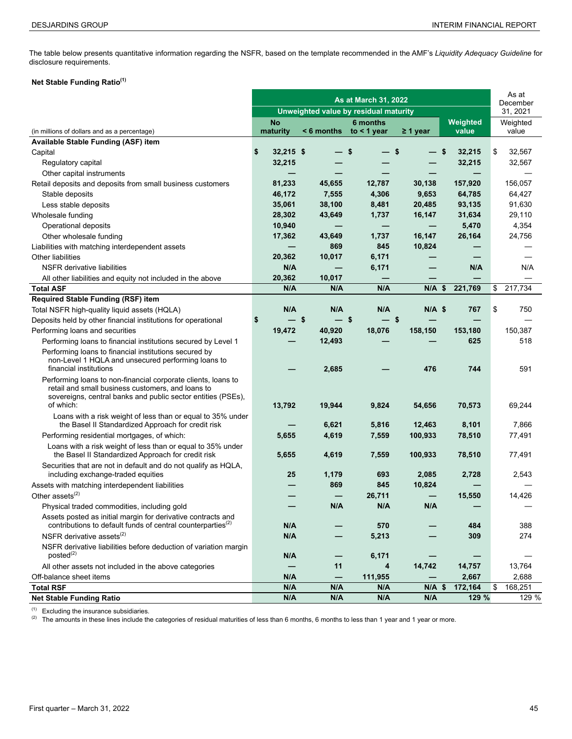The table below presents quantitative information regarding the NSFR, based on the template recommended in the AMF's *Liquidity Adequacy Guideline* for disclosure requirements.

**Net Stable Funding Ratio(1)**

| (in millions of dollars and as a percentage) | As at March 31, 2022 | | | | | As at December 31, 2021 |
|---|---|---|---|---|---|---|
| | Unweighted value by residual maturity | | | | | |
| | No maturity | < 6 months | 6 months to < 1 year | ≥ 1 year | Weighted value | Weighted value |
| **Available Stable Funding (ASF) item** | | | | | | |
| Capital | $ 32,215 | $ — | $ — | $ — | $ 32,215 | $ 32,567 |
| Regulatory capital | 32,215 | — | — | — | 32,215 | 32,567 |
| Other capital instruments | — | — | — | — | — | — |
| Retail deposits and deposits from small business customers | 81,233 | 45,655 | 12,787 | 30,138 | 157,920 | 156,057 |
| Stable deposits | 46,172 | 7,555 | 4,306 | 9,653 | 64,785 | 64,427 |
| Less stable deposits | 35,061 | 38,100 | 8,481 | 20,485 | 93,135 | 91,630 |
| Wholesale funding | 28,302 | 43,649 | 1,737 | 16,147 | 31,634 | 29,110 |
| Operational deposits | 10,940 | — | — | — | 5,470 | 4,354 |
| Other wholesale funding | 17,362 | 43,649 | 1,737 | 16,147 | 26,164 | 24,756 |
| Liabilities with matching interdependent assets | — | 869 | 845 | 10,824 | — | — |
| Other liabilities | 20,362 | 10,017 | 6,171 | — | — | — |
| NSFR derivative liabilities | N/A | — | 6,171 | — | N/A | N/A |
| All other liabilities and equity not included in the above | 20,362 | 10,017 | — | — | — | — |
| **Total ASF** | N/A | N/A | N/A | N/A | $ 221,769 | $ 217,734 |
| **Required Stable Funding (RSF) item** | | | | | | |
| Total NSFR high-quality liquid assets (HQLA) | N/A | N/A | N/A | N/A | $ 767 | $ 750 |
| Deposits held by other financial institutions for operational | $ — | $ — | $ — | $ — | — | — |
| Performing loans and securities | 19,472 | 40,920 | 18,076 | 158,150 | 153,180 | 150,387 |
| Performing loans to financial institutions secured by Level 1 | — | 12,493 | — | — | 625 | 518 |
| Performing loans to financial institutions secured by non-Level 1 HQLA and unsecured performing loans to financial institutions | — | 2,685 | — | 476 | 744 | 591 |
| Performing loans to non-financial corporate clients, loans to retail and small business customers, and loans to sovereigns, central banks and public sector entities (PSEs), of which: | 13,792 | 19,944 | 9,824 | 54,656 | 70,573 | 69,244 |
| Loans with a risk weight of less than or equal to 35% under the Basel II Standardized Approach for credit risk | — | 6,621 | 5,816 | 12,463 | 8,101 | 7,866 |
| Performing residential mortgages, of which: | 5,655 | 4,619 | 7,559 | 100,933 | 78,510 | 77,491 |
| Loans with a risk weight of less than or equal to 35% under the Basel II Standardized Approach for credit risk | 5,655 | 4,619 | 7,559 | 100,933 | 78,510 | 77,491 |
| Securities that are not in default and do not qualify as HQLA, including exchange-traded equities | 25 | 1,179 | 693 | 2,085 | 2,728 | 2,543 |
| Assets with matching interdependent liabilities | — | 869 | 845 | 10,824 | — | — |
| Other assets(2) | — | — | 26,711 | — | 15,550 | 14,426 |
| Physical traded commodities, including gold | — | N/A | N/A | N/A | — | — |
| Assets posted as initial margin for derivative contracts and contributions to default funds of central counterparties(2) | N/A | — | 570 | — | 484 | 388 |
| NSFR derivative assets(2) | N/A | — | 5,213 | — | 309 | 274 |
| NSFR derivative liabilities before deduction of variation margin posted(2) | N/A | — | 6,171 | — | — | — |
| All other assets not included in the above categories | — | 11 | 4 | 14,742 | 14,757 | 13,764 |
| Off-balance sheet items | N/A | — | 111,955 | — | 2,667 | 2,688 |
| **Total RSF** | N/A | N/A | N/A | N/A | $ 172,164 | $ 168,251 |
| **Net Stable Funding Ratio** | N/A | N/A | N/A | N/A | 129 % | 129 % |

(1) Excluding the insurance subsidiaries.
(2) The amounts in these lines include the categories of residual maturities of less than 6 months, 6 months to less than 1 year and 1 year or more.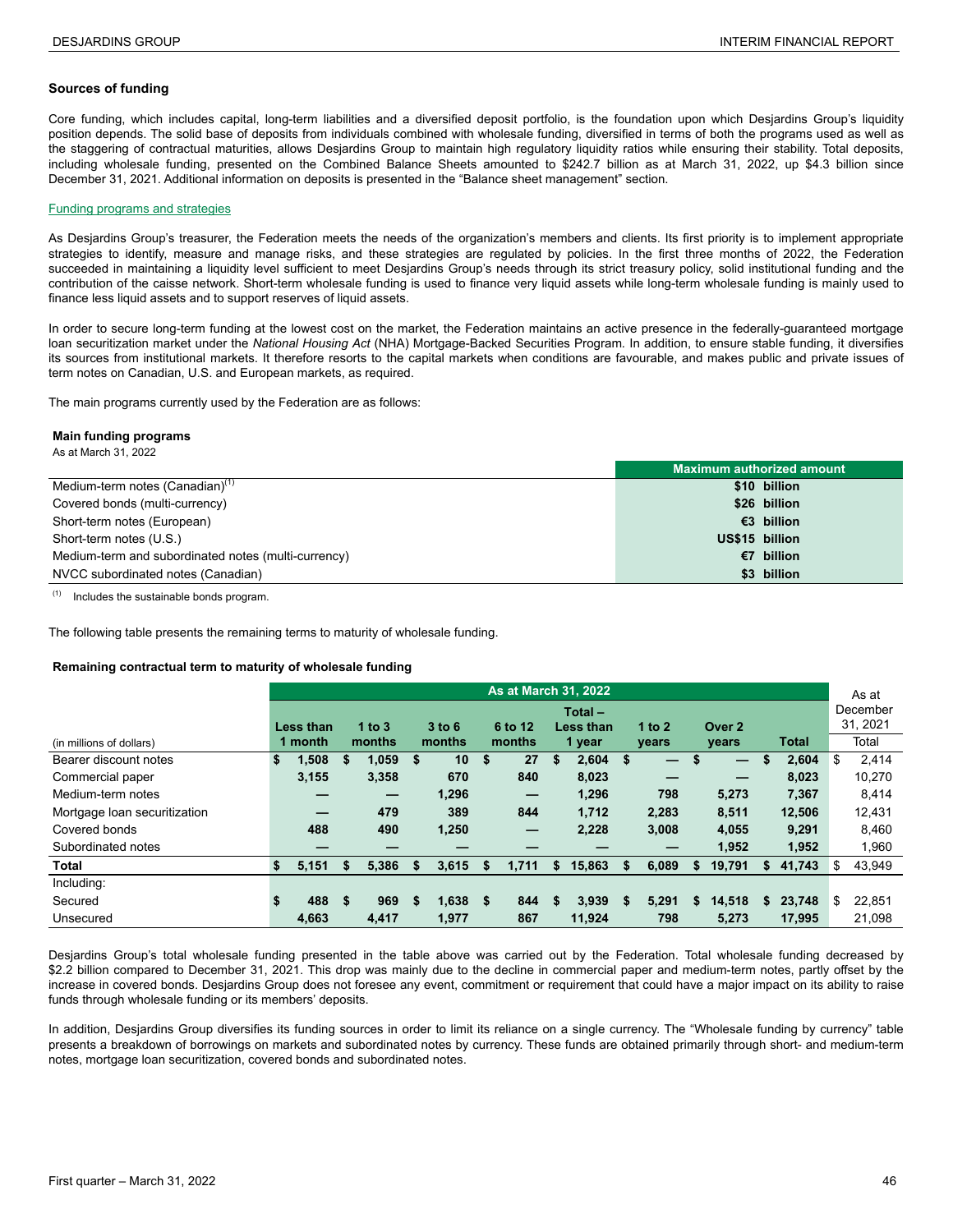### Sources of funding

Core funding, which includes capital, long-term liabilities and a diversified deposit portfolio, is the foundation upon which Desjardins Group's liquidity position depends. The solid base of deposits from individuals combined with wholesale funding, diversified in terms of both the programs used as well as the staggering of contractual maturities, allows Desjardins Group to maintain high regulatory liquidity ratios while ensuring their stability. Total deposits, including wholesale funding, presented on the Combined Balance Sheets amounted to $242.7 billion as at March 31, 2022, up $4.3 billion since December 31, 2021. Additional information on deposits is presented in the "Balance sheet management" section.

#### Funding programs and strategies

As Desjardins Group's treasurer, the Federation meets the needs of the organization's members and clients. Its first priority is to implement appropriate strategies to identify, measure and manage risks, and these strategies are regulated by policies. In the first three months of 2022, the Federation succeeded in maintaining a liquidity level sufficient to meet Desjardins Group's needs through its strict treasury policy, solid institutional funding and the contribution of the caisse network. Short-term wholesale funding is used to finance very liquid assets while long-term wholesale funding is mainly used to finance less liquid assets and to support reserves of liquid assets.

In order to secure long-term funding at the lowest cost on the market, the Federation maintains an active presence in the federally-guaranteed mortgage loan securitization market under the *National Housing Act* (NHA) Mortgage-Backed Securities Program. In addition, to ensure stable funding, it diversifies its sources from institutional markets. It therefore resorts to the capital markets when conditions are favourable, and makes public and private issues of term notes on Canadian, U.S. and European markets, as required.

The main programs currently used by the Federation are as follows:

**Main funding programs**
As at March 31, 2022

| | Maximum authorized amount |
|---|---|
| Medium-term notes (Canadian)[1] | $10 billion |
| Covered bonds (multi-currency) | $26 billion |
| Short-term notes (European) | €3 billion |
| Short-term notes (U.S.) | US$15 billion |
| Medium-term and subordinated notes (multi-currency) | €7 billion |
| NVCC subordinated notes (Canadian) | $3 billion |

[1] Includes the sustainable bonds program.

The following table presents the remaining terms to maturity of wholesale funding.

**Remaining contractual term to maturity of wholesale funding**

| | As at March 31, 2022 | | | | | | | | As at December 31, 2021 |
|---|---|---|---|---|---|---|---|---|---|
| (in millions of dollars) | Less than 1 month | 1 to 3 months | 3 to 6 months | 6 to 12 months | Total – Less than 1 year | 1 to 2 years | Over 2 years | Total | Total |
| Bearer discount notes | $ 1,508 | $ 1,059 | $ 10 | $ 27 | $ 2,604 | $ — | $ — | $ 2,604 | $ 2,414 |
| Commercial paper | 3,155 | 3,358 | 670 | 840 | 8,023 | — | — | 8,023 | 10,270 |
| Medium-term notes | — | — | 1,296 | — | 1,296 | 798 | 5,273 | 7,367 | 8,414 |
| Mortgage loan securitization | — | 479 | 389 | 844 | 1,712 | 2,283 | 8,511 | 12,506 | 12,431 |
| Covered bonds | 488 | 490 | 1,250 | — | 2,228 | 3,008 | 4,055 | 9,291 | 8,460 |
| Subordinated notes | — | — | — | — | — | — | 1,952 | 1,952 | 1,960 |
| **Total** | **$ 5,151** | **$ 5,386** | **$ 3,615** | **$ 1,711** | **$ 15,863** | **$ 6,089** | **$ 19,791** | **$ 41,743** | **$ 43,949** |
| Including: | | | | | | | | | |
| Secured | $ 488 | $ 969 | $ 1,638 | $ 844 | $ 3,939 | $ 5,291 | $ 14,518 | $ 23,748 | $ 22,851 |
| Unsecured | 4,663 | 4,417 | 1,977 | 867 | 11,924 | 798 | 5,273 | 17,995 | 21,098 |

Desjardins Group's total wholesale funding presented in the table above was carried out by the Federation. Total wholesale funding decreased by $2.2 billion compared to December 31, 2021. This drop was mainly due to the decline in commercial paper and medium-term notes, partly offset by the increase in covered bonds. Desjardins Group does not foresee any event, commitment or requirement that could have a major impact on its ability to raise funds through wholesale funding or its members' deposits.

In addition, Desjardins Group diversifies its funding sources in order to limit its reliance on a single currency. The "Wholesale funding by currency" table presents a breakdown of borrowings on markets and subordinated notes by currency. These funds are obtained primarily through short- and medium-term notes, mortgage loan securitization, covered bonds and subordinated notes.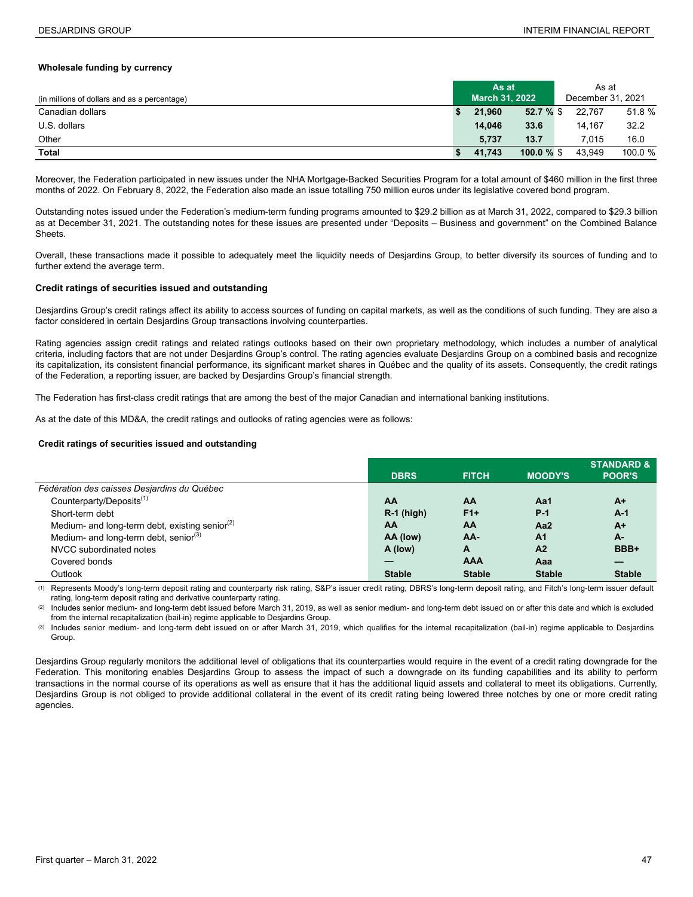**Wholesale funding by currency**

| (in millions of dollars and as a percentage) | As at March 31, 2022 | | As at December 31, 2021 | |
|---|---|---|---|---|
| Canadian dollars | **$ 21,960** | **52.7 %** | $ 22,767 | 51.8 % |
| U.S. dollars | **14,046** | **33.6** | 14,167 | 32.2 |
| Other | **5,737** | **13.7** | 7,015 | 16.0 |
| **Total** | **$ 41,743** | **100.0 %** | $ 43,949 | 100.0 % |

Moreover, the Federation participated in new issues under the NHA Mortgage-Backed Securities Program for a total amount of $460 million in the first three months of 2022. On February 8, 2022, the Federation also made an issue totalling 750 million euros under its legislative covered bond program.

Outstanding notes issued under the Federation's medium-term funding programs amounted to $29.2 billion as at March 31, 2022, compared to $29.3 billion as at December 31, 2021. The outstanding notes for these issues are presented under "Deposits – Business and government" on the Combined Balance Sheets.

Overall, these transactions made it possible to adequately meet the liquidity needs of Desjardins Group, to better diversify its sources of funding and to further extend the average term.

### Credit ratings of securities issued and outstanding

Desjardins Group's credit ratings affect its ability to access sources of funding on capital markets, as well as the conditions of such funding. They are also a factor considered in certain Desjardins Group transactions involving counterparties.

Rating agencies assign credit ratings and related ratings outlooks based on their own proprietary methodology, which includes a number of analytical criteria, including factors that are not under Desjardins Group's control. The rating agencies evaluate Desjardins Group on a combined basis and recognize its capitalization, its consistent financial performance, its significant market shares in Québec and the quality of its assets. Consequently, the credit ratings of the Federation, a reporting issuer, are backed by Desjardins Group's financial strength.

The Federation has first-class credit ratings that are among the best of the major Canadian and international banking institutions.

As at the date of this MD&A, the credit ratings and outlooks of rating agencies were as follows:

**Credit ratings of securities issued and outstanding**

| | DBRS | FITCH | MOODY'S | STANDARD & POOR'S |
|---|---|---|---|---|
| *Fédération des caisses Desjardins du Québec* | | | | |
| Counterparty/Deposits[(1)] | **AA** | **AA** | **Aa1** | **A+** |
| Short-term debt | **R-1 (high)** | **F1+** | **P-1** | **A-1** |
| Medium- and long-term debt, existing senior[(2)] | **AA** | **AA** | **Aa2** | **A+** |
| Medium- and long-term debt, senior[(3)] | **AA (low)** | **AA-** | **A1** | **A-** |
| NVCC subordinated notes | **A (low)** | **A** | **A2** | **BBB+** |
| Covered bonds | **—** | **AAA** | **Aaa** | **—** |
| Outlook | **Stable** | **Stable** | **Stable** | **Stable** |

(1) Represents Moody's long-term deposit rating and counterparty risk rating, S&P's issuer credit rating, DBRS's long-term deposit rating, and Fitch's long-term issuer default rating, long-term deposit rating and derivative counterparty rating.

(2) Includes senior medium- and long-term debt issued before March 31, 2019, as well as senior medium- and long-term debt issued on or after this date and which is excluded from the internal recapitalization (bail-in) regime applicable to Desjardins Group.

(3) Includes senior medium- and long-term debt issued on or after March 31, 2019, which qualifies for the internal recapitalization (bail-in) regime applicable to Desjardins Group.

Desjardins Group regularly monitors the additional level of obligations that its counterparties would require in the event of a credit rating downgrade for the Federation. This monitoring enables Desjardins Group to assess the impact of such a downgrade on its funding capabilities and its ability to perform transactions in the normal course of its operations as well as ensure that it has the additional liquid assets and collateral to meet its obligations. Currently, Desjardins Group is not obliged to provide additional collateral in the event of its credit rating being lowered three notches by one or more credit rating agencies.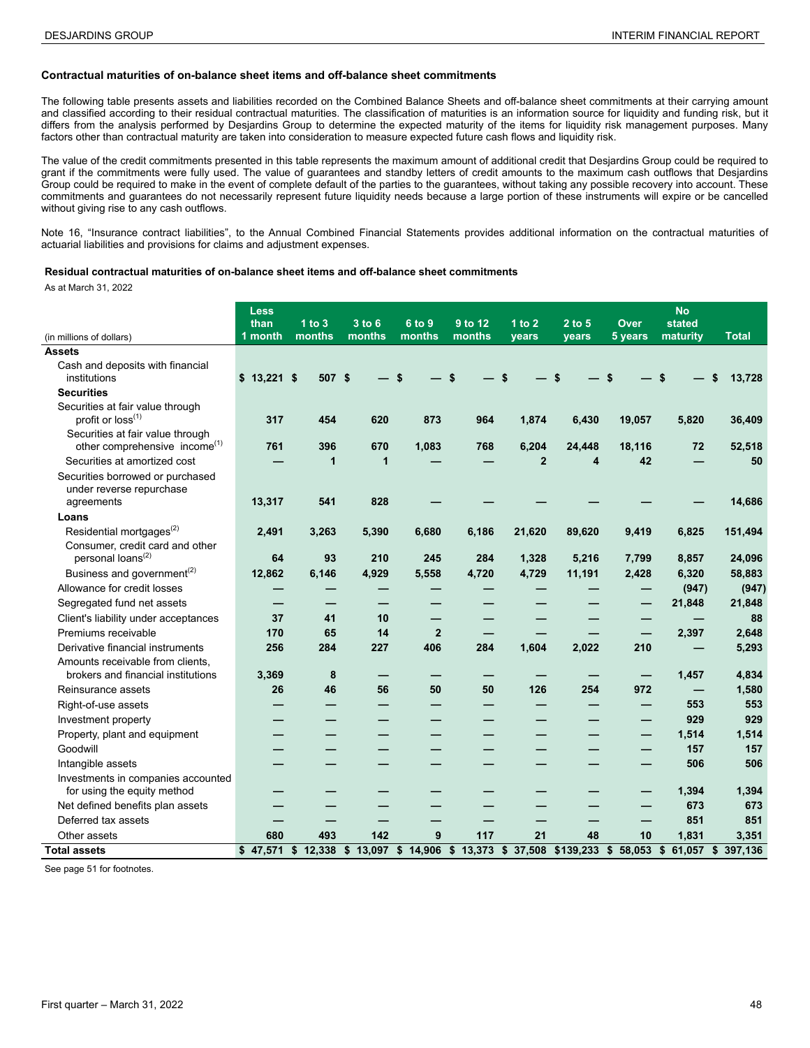### Contractual maturities of on-balance sheet items and off-balance sheet commitments

The following table presents assets and liabilities recorded on the Combined Balance Sheets and off-balance sheet commitments at their carrying amount and classified according to their residual contractual maturities. The classification of maturities is an information source for liquidity and funding risk, but it differs from the analysis performed by Desjardins Group to determine the expected maturity of the items for liquidity risk management purposes. Many factors other than contractual maturity are taken into consideration to measure expected future cash flows and liquidity risk.

The value of the credit commitments presented in this table represents the maximum amount of additional credit that Desjardins Group could be required to grant if the commitments were fully used. The value of guarantees and standby letters of credit amounts to the maximum cash outflows that Desjardins Group could be required to make in the event of complete default of the parties to the guarantees, without taking any possible recovery into account. These commitments and guarantees do not necessarily represent future liquidity needs because a large portion of these instruments will expire or be cancelled without giving rise to any cash outflows.

Note 16, "Insurance contract liabilities", to the Annual Combined Financial Statements provides additional information on the contractual maturities of actuarial liabilities and provisions for claims and adjustment expenses.

#### Residual contractual maturities of on-balance sheet items and off-balance sheet commitments

As at March 31, 2022

| (in millions of dollars) | Less than 1 month | 1 to 3 months | 3 to 6 months | 6 to 9 months | 9 to 12 months | 1 to 2 years | 2 to 5 years | Over 5 years | No stated maturity | Total |
|---|---|---|---|---|---|---|---|---|---|---|
| **Assets** | | | | | | | | | | |
| Cash and deposits with financial institutions | $ 13,221 | $ 507 | $ — | $ — | $ — | $ — | $ — | $ — | $ — | $ 13,728 |
| **Securities** | | | | | | | | | | |
| Securities at fair value through profit or loss(1) | 317 | 454 | 620 | 873 | 964 | 1,874 | 6,430 | 19,057 | 5,820 | 36,409 |
| Securities at fair value through other comprehensive income(1) | 761 | 396 | 670 | 1,083 | 768 | 6,204 | 24,448 | 18,116 | 72 | 52,518 |
| Securities at amortized cost | — | 1 | 1 | — | — | 2 | 4 | 42 | — | 50 |
| Securities borrowed or purchased under reverse repurchase agreements | 13,317 | 541 | 828 | — | — | — | — | — | — | 14,686 |
| **Loans** | | | | | | | | | | |
| Residential mortgages(2) | 2,491 | 3,263 | 5,390 | 6,680 | 6,186 | 21,620 | 89,620 | 9,419 | 6,825 | 151,494 |
| Consumer, credit card and other personal loans(2) | 64 | 93 | 210 | 245 | 284 | 1,328 | 5,216 | 7,799 | 8,857 | 24,096 |
| Business and government(2) | 12,862 | 6,146 | 4,929 | 5,558 | 4,720 | 4,729 | 11,191 | 2,428 | 6,320 | 58,883 |
| Allowance for credit losses | — | — | — | — | — | — | — | — | (947) | (947) |
| Segregated fund net assets | — | — | — | — | — | — | — | — | 21,848 | 21,848 |
| Client's liability under acceptances | 37 | 41 | 10 | — | — | — | — | — | — | 88 |
| Premiums receivable | 170 | 65 | 14 | 2 | — | — | — | — | 2,397 | 2,648 |
| Derivative financial instruments | 256 | 284 | 227 | 406 | 284 | 1,604 | 2,022 | 210 | — | 5,293 |
| Amounts receivable from clients, brokers and financial institutions | 3,369 | 8 | — | — | — | — | — | — | 1,457 | 4,834 |
| Reinsurance assets | 26 | 46 | 56 | 50 | 50 | 126 | 254 | 972 | — | 1,580 |
| Right-of-use assets | — | — | — | — | — | — | — | — | 553 | 553 |
| Investment property | — | — | — | — | — | — | — | — | 929 | 929 |
| Property, plant and equipment | — | — | — | — | — | — | — | — | 1,514 | 1,514 |
| Goodwill | — | — | — | — | — | — | — | — | 157 | 157 |
| Intangible assets | — | — | — | — | — | — | — | — | 506 | 506 |
| Investments in companies accounted for using the equity method | — | — | — | — | — | — | — | — | 1,394 | 1,394 |
| Net defined benefits plan assets | — | — | — | — | — | — | — | — | 673 | 673 |
| Deferred tax assets | — | — | — | — | — | — | — | — | 851 | 851 |
| Other assets | 680 | 493 | 142 | 9 | 117 | 21 | 48 | 10 | 1,831 | 3,351 |
| **Total assets** | $ 47,571 | $ 12,338 | $ 13,097 | $ 14,906 | $ 13,373 | $ 37,508 | $139,233 | $ 58,053 | $ 61,057 | $ 397,136 |

See page 51 for footnotes.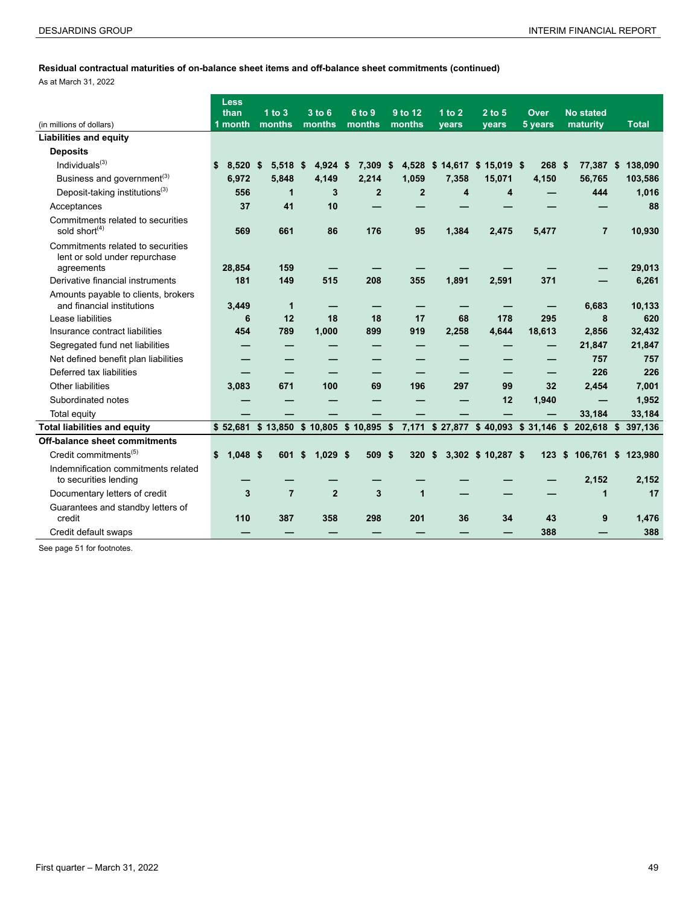**Residual contractual maturities of on-balance sheet items and off-balance sheet commitments (continued)**

As at March 31, 2022

| (in millions of dollars) | Less than 1 month | 1 to 3 months | 3 to 6 months | 6 to 9 months | 9 to 12 months | 1 to 2 years | 2 to 5 years | Over 5 years | No stated maturity | Total |
|---|---|---|---|---|---|---|---|---|---|---|
| **Liabilities and equity** | | | | | | | | | | |
| **Deposits** | | | | | | | | | | |
| Individuals(3) | $ 8,520 | $ 5,518 | $ 4,924 | $ 7,309 | $ 4,528 | $ 14,617 | $ 15,019 | $ 268 | $ 77,387 | $ 138,090 |
| Business and government(3) | 6,972 | 5,848 | 4,149 | 2,214 | 1,059 | 7,358 | 15,071 | 4,150 | 56,765 | 103,586 |
| Deposit-taking institutions(3) | 556 | 1 | 3 | 2 | 2 | 4 | 4 | — | 444 | 1,016 |
| Acceptances | 37 | 41 | 10 | — | — | — | — | — | — | 88 |
| Commitments related to securities sold short(4) | 569 | 661 | 86 | 176 | 95 | 1,384 | 2,475 | 5,477 | 7 | 10,930 |
| Commitments related to securities lent or sold under repurchase agreements | 28,854 | 159 | — | — | — | — | — | — | — | 29,013 |
| Derivative financial instruments | 181 | 149 | 515 | 208 | 355 | 1,891 | 2,591 | 371 | — | 6,261 |
| Amounts payable to clients, brokers and financial institutions | 3,449 | 1 | — | — | — | — | — | — | 6,683 | 10,133 |
| Lease liabilities | 6 | 12 | 18 | 18 | 17 | 68 | 178 | 295 | 8 | 620 |
| Insurance contract liabilities | 454 | 789 | 1,000 | 899 | 919 | 2,258 | 4,644 | 18,613 | 2,856 | 32,432 |
| Segregated fund net liabilities | — | — | — | — | — | — | — | — | 21,847 | 21,847 |
| Net defined benefit plan liabilities | — | — | — | — | — | — | — | — | 757 | 757 |
| Deferred tax liabilities | — | — | — | — | — | — | — | — | 226 | 226 |
| Other liabilities | 3,083 | 671 | 100 | 69 | 196 | 297 | 99 | 32 | 2,454 | 7,001 |
| Subordinated notes | — | — | — | — | — | — | 12 | 1,940 | — | 1,952 |
| Total equity | — | — | — | — | — | — | — | — | 33,184 | 33,184 |
| **Total liabilities and equity** | $ 52,681 | $ 13,850 | $ 10,805 | $ 10,895 | $ 7,171 | $ 27,877 | $ 40,093 | $ 31,146 | $ 202,618 | $ 397,136 |
| **Off-balance sheet commitments** | | | | | | | | | | |
| Credit commitments(5) | $ 1,048 | $ 601 | $ 1,029 | $ 509 | $ 320 | $ 3,302 | $ 10,287 | $ 123 | $ 106,761 | $ 123,980 |
| Indemnification commitments related to securities lending | — | — | — | — | — | — | — | — | 2,152 | 2,152 |
| Documentary letters of credit | 3 | 7 | 2 | 3 | 1 | — | — | — | 1 | 17 |
| Guarantees and standby letters of credit | 110 | 387 | 358 | 298 | 201 | 36 | 34 | 43 | 9 | 1,476 |
| Credit default swaps | — | — | — | — | — | — | — | 388 | — | 388 |

See page 51 for footnotes.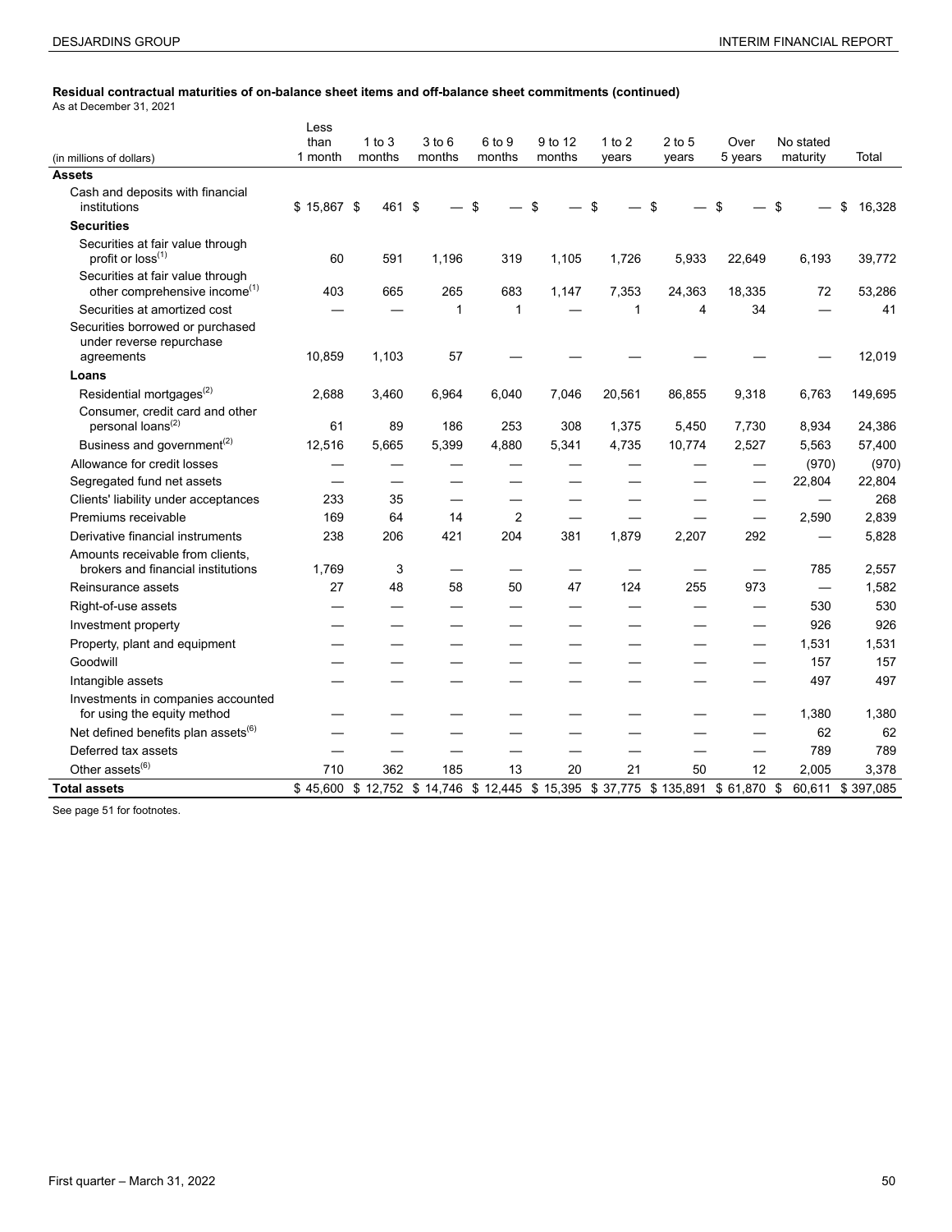**Residual contractual maturities of on-balance sheet items and off-balance sheet commitments (continued)**
As at December 31, 2021

| (in millions of dollars) | Less than 1 month | 1 to 3 months | 3 to 6 months | 6 to 9 months | 9 to 12 months | 1 to 2 years | 2 to 5 years | Over 5 years | No stated maturity | Total |
|---|---|---|---|---|---|---|---|---|---|---|
| **Assets** | | | | | | | | | | |
| Cash and deposits with financial institutions | $ 15,867 | $ 461 | $ — | $ — | $ — | $ — | $ — | $ — | $ — | $ 16,328 |
| **Securities** | | | | | | | | | | |
| Securities at fair value through profit or loss[(1)] | 60 | 591 | 1,196 | 319 | 1,105 | 1,726 | 5,933 | 22,649 | 6,193 | 39,772 |
| Securities at fair value through other comprehensive income[(1)] | 403 | 665 | 265 | 683 | 1,147 | 7,353 | 24,363 | 18,335 | 72 | 53,286 |
| Securities at amortized cost | — | — | 1 | 1 | — | 1 | 4 | 34 | — | 41 |
| Securities borrowed or purchased under reverse repurchase agreements | 10,859 | 1,103 | 57 | — | — | — | — | — | — | 12,019 |
| **Loans** | | | | | | | | | | |
| Residential mortgages[(2)] | 2,688 | 3,460 | 6,964 | 6,040 | 7,046 | 20,561 | 86,855 | 9,318 | 6,763 | 149,695 |
| Consumer, credit card and other personal loans[(2)] | 61 | 89 | 186 | 253 | 308 | 1,375 | 5,450 | 7,730 | 8,934 | 24,386 |
| Business and government[(2)] | 12,516 | 5,665 | 5,399 | 4,880 | 5,341 | 4,735 | 10,774 | 2,527 | 5,563 | 57,400 |
| Allowance for credit losses | — | — | — | — | — | — | — | — | (970) | (970) |
| Segregated fund net assets | — | — | — | — | — | — | — | — | 22,804 | 22,804 |
| Clients' liability under acceptances | 233 | 35 | — | — | — | — | — | — | — | 268 |
| Premiums receivable | 169 | 64 | 14 | 2 | — | — | — | — | 2,590 | 2,839 |
| Derivative financial instruments | 238 | 206 | 421 | 204 | 381 | 1,879 | 2,207 | 292 | — | 5,828 |
| Amounts receivable from clients, brokers and financial institutions | 1,769 | 3 | — | — | — | — | — | — | 785 | 2,557 |
| Reinsurance assets | 27 | 48 | 58 | 50 | 47 | 124 | 255 | 973 | — | 1,582 |
| Right-of-use assets | — | — | — | — | — | — | — | — | 530 | 530 |
| Investment property | — | — | — | — | — | — | — | — | 926 | 926 |
| Property, plant and equipment | — | — | — | — | — | — | — | — | 1,531 | 1,531 |
| Goodwill | — | — | — | — | — | — | — | — | 157 | 157 |
| Intangible assets | — | — | — | — | — | — | — | — | 497 | 497 |
| Investments in companies accounted for using the equity method | — | — | — | — | — | — | — | — | 1,380 | 1,380 |
| Net defined benefits plan assets[(6)] | — | — | — | — | — | — | — | — | 62 | 62 |
| Deferred tax assets | — | — | — | — | — | — | — | — | 789 | 789 |
| Other assets[(6)] | 710 | 362 | 185 | 13 | 20 | 21 | 50 | 12 | 2,005 | 3,378 |
| **Total assets** | $ 45,600 | $ 12,752 | $ 14,746 | $ 12,445 | $ 15,395 | $ 37,775 | $ 135,891 | $ 61,870 | $ 60,611 | $ 397,085 |

See page 51 for footnotes.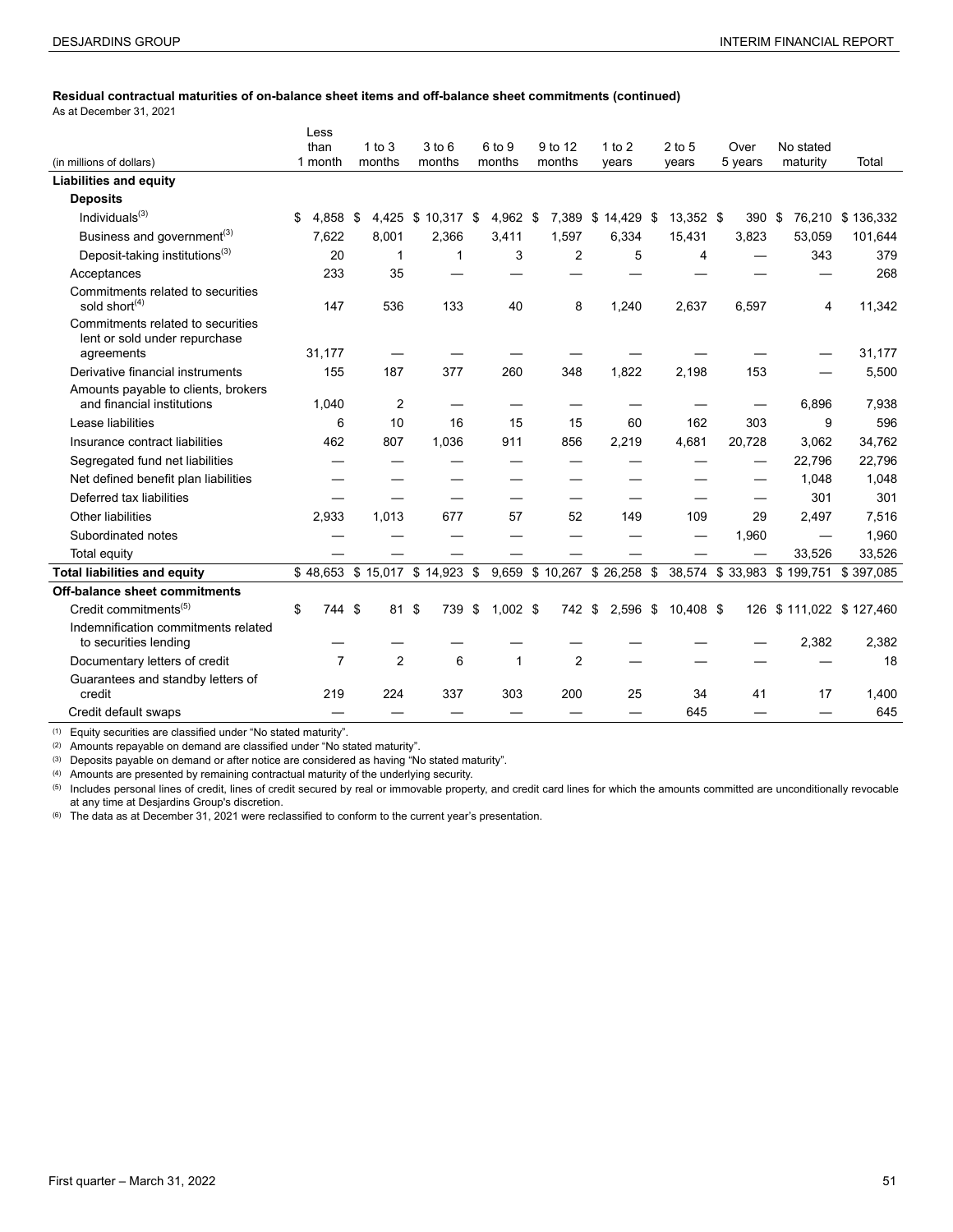**Residual contractual maturities of on-balance sheet items and off-balance sheet commitments (continued)**
As at December 31, 2021

| (in millions of dollars) | Less than 1 month | 1 to 3 months | 3 to 6 months | 6 to 9 months | 9 to 12 months | 1 to 2 years | 2 to 5 years | Over 5 years | No stated maturity | Total |
|---|---|---|---|---|---|---|---|---|---|---|
| **Liabilities and equity** | | | | | | | | | | |
| **Deposits** | | | | | | | | | | |
| Individuals[(3)] | $ 4,858 | $ 4,425 | $ 10,317 | $ 4,962 | $ 7,389 | $ 14,429 | $ 13,352 | $ 390 | $ 76,210 | $ 136,332 |
| Business and government[(3)] | 7,622 | 8,001 | 2,366 | 3,411 | 1,597 | 6,334 | 15,431 | 3,823 | 53,059 | 101,644 |
| Deposit-taking institutions[(3)] | 20 | 1 | 1 | 3 | 2 | 5 | 4 | — | 343 | 379 |
| Acceptances | 233 | 35 | — | — | — | — | — | — | — | 268 |
| Commitments related to securities sold short[(4)] | 147 | 536 | 133 | 40 | 8 | 1,240 | 2,637 | 6,597 | 4 | 11,342 |
| Commitments related to securities lent or sold under repurchase agreements | 31,177 | — | — | — | — | — | — | — | — | 31,177 |
| Derivative financial instruments | 155 | 187 | 377 | 260 | 348 | 1,822 | 2,198 | 153 | — | 5,500 |
| Amounts payable to clients, brokers and financial institutions | 1,040 | 2 | — | — | — | — | — | — | 6,896 | 7,938 |
| Lease liabilities | 6 | 10 | 16 | 15 | 15 | 60 | 162 | 303 | 9 | 596 |
| Insurance contract liabilities | 462 | 807 | 1,036 | 911 | 856 | 2,219 | 4,681 | 20,728 | 3,062 | 34,762 |
| Segregated fund net liabilities | — | — | — | — | — | — | — | — | 22,796 | 22,796 |
| Net defined benefit plan liabilities | — | — | — | — | — | — | — | — | 1,048 | 1,048 |
| Deferred tax liabilities | — | — | — | — | — | — | — | — | 301 | 301 |
| Other liabilities | 2,933 | 1,013 | 677 | 57 | 52 | 149 | 109 | 29 | 2,497 | 7,516 |
| Subordinated notes | — | — | — | — | — | — | — | 1,960 | — | 1,960 |
| Total equity | — | — | — | — | — | — | — | — | 33,526 | 33,526 |
| **Total liabilities and equity** | $ 48,653 | $ 15,017 | $ 14,923 | $ 9,659 | $ 10,267 | $ 26,258 | $ 38,574 | $ 33,983 | $ 199,751 | $ 397,085 |
| **Off-balance sheet commitments** | | | | | | | | | | |
| Credit commitments[(5)] | $ 744 | $ 81 | $ 739 | $ 1,002 | $ 742 | $ 2,596 | $ 10,408 | $ 126 | $ 111,022 | $ 127,460 |
| Indemnification commitments related to securities lending | — | — | — | — | — | — | — | — | 2,382 | 2,382 |
| Documentary letters of credit | 7 | 2 | 6 | 1 | 2 | — | — | — | — | 18 |
| Guarantees and standby letters of credit | 219 | 224 | 337 | 303 | 200 | 25 | 34 | 41 | 17 | 1,400 |
| Credit default swaps | — | — | — | — | — | — | 645 | — | — | 645 |

(1) Equity securities are classified under "No stated maturity".
(2) Amounts repayable on demand are classified under "No stated maturity".
(3) Deposits payable on demand or after notice are considered as having "No stated maturity".
(4) Amounts are presented by remaining contractual maturity of the underlying security.
(5) Includes personal lines of credit, lines of credit secured by real or immovable property, and credit card lines for which the amounts committed are unconditionally revocable at any time at Desjardins Group's discretion.
(6) The data as at December 31, 2021 were reclassified to conform to the current year's presentation.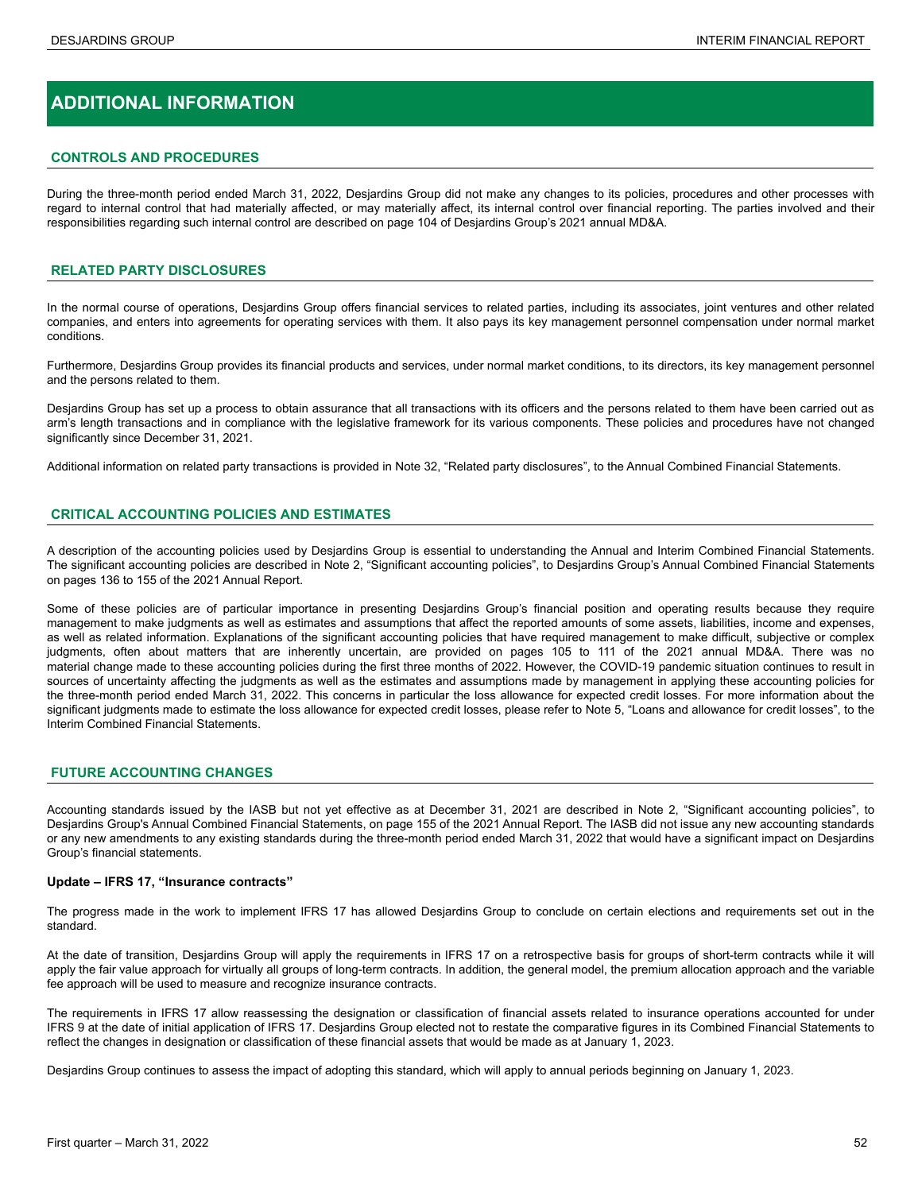# ADDITIONAL INFORMATION

## CONTROLS AND PROCEDURES

During the three-month period ended March 31, 2022, Desjardins Group did not make any changes to its policies, procedures and other processes with regard to internal control that had materially affected, or may materially affect, its internal control over financial reporting. The parties involved and their responsibilities regarding such internal control are described on page 104 of Desjardins Group's 2021 annual MD&A.

## RELATED PARTY DISCLOSURES

In the normal course of operations, Desjardins Group offers financial services to related parties, including its associates, joint ventures and other related companies, and enters into agreements for operating services with them. It also pays its key management personnel compensation under normal market conditions.

Furthermore, Desjardins Group provides its financial products and services, under normal market conditions, to its directors, its key management personnel and the persons related to them.

Desjardins Group has set up a process to obtain assurance that all transactions with its officers and the persons related to them have been carried out as arm's length transactions and in compliance with the legislative framework for its various components. These policies and procedures have not changed significantly since December 31, 2021.

Additional information on related party transactions is provided in Note 32, "Related party disclosures", to the Annual Combined Financial Statements.

## CRITICAL ACCOUNTING POLICIES AND ESTIMATES

A description of the accounting policies used by Desjardins Group is essential to understanding the Annual and Interim Combined Financial Statements. The significant accounting policies are described in Note 2, "Significant accounting policies", to Desjardins Group's Annual Combined Financial Statements on pages 136 to 155 of the 2021 Annual Report.

Some of these policies are of particular importance in presenting Desjardins Group's financial position and operating results because they require management to make judgments as well as estimates and assumptions that affect the reported amounts of some assets, liabilities, income and expenses, as well as related information. Explanations of the significant accounting policies that have required management to make difficult, subjective or complex judgments, often about matters that are inherently uncertain, are provided on pages 105 to 111 of the 2021 annual MD&A. There was no material change made to these accounting policies during the first three months of 2022. However, the COVID-19 pandemic situation continues to result in sources of uncertainty affecting the judgments as well as the estimates and assumptions made by management in applying these accounting policies for the three-month period ended March 31, 2022. This concerns in particular the loss allowance for expected credit losses. For more information about the significant judgments made to estimate the loss allowance for expected credit losses, please refer to Note 5, "Loans and allowance for credit losses", to the Interim Combined Financial Statements.

## FUTURE ACCOUNTING CHANGES

Accounting standards issued by the IASB but not yet effective as at December 31, 2021 are described in Note 2, "Significant accounting policies", to Desjardins Group's Annual Combined Financial Statements, on page 155 of the 2021 Annual Report. The IASB did not issue any new accounting standards or any new amendments to any existing standards during the three-month period ended March 31, 2022 that would have a significant impact on Desjardins Group's financial statements.

**Update – IFRS 17, "Insurance contracts"**

The progress made in the work to implement IFRS 17 has allowed Desjardins Group to conclude on certain elections and requirements set out in the standard.

At the date of transition, Desjardins Group will apply the requirements in IFRS 17 on a retrospective basis for groups of short-term contracts while it will apply the fair value approach for virtually all groups of long-term contracts. In addition, the general model, the premium allocation approach and the variable fee approach will be used to measure and recognize insurance contracts.

The requirements in IFRS 17 allow reassessing the designation or classification of financial assets related to insurance operations accounted for under IFRS 9 at the date of initial application of IFRS 17. Desjardins Group elected not to restate the comparative figures in its Combined Financial Statements to reflect the changes in designation or classification of these financial assets that would be made as at January 1, 2023.

Desjardins Group continues to assess the impact of adopting this standard, which will apply to annual periods beginning on January 1, 2023.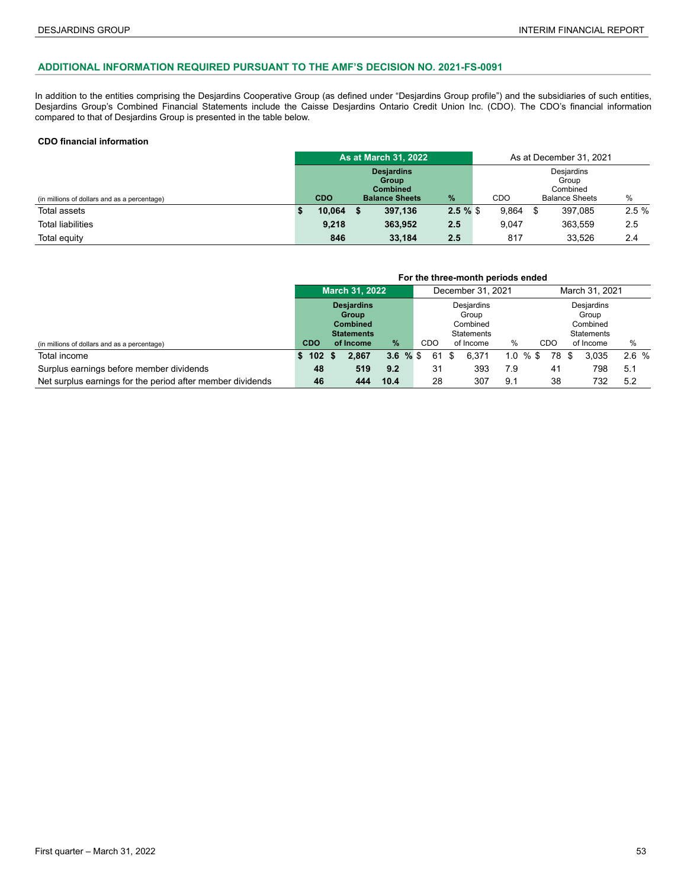## ADDITIONAL INFORMATION REQUIRED PURSUANT TO THE AMF'S DECISION NO. 2021-FS-0091

In addition to the entities comprising the Desjardins Cooperative Group (as defined under "Desjardins Group profile") and the subsidiaries of such entities, Desjardins Group's Combined Financial Statements include the Caisse Desjardins Ontario Credit Union Inc. (CDO). The CDO's financial information compared to that of Desjardins Group is presented in the table below.

**CDO financial information**

| (in millions of dollars and as a percentage) | As at March 31, 2022 | | | As at December 31, 2021 | | |
|---|---|---|---|---|---|---|
| | **CDO** | **Desjardins Group Combined Balance Sheets** | **%** | CDO | Desjardins Group Combined Balance Sheets | % |
| Total assets | **$ 10,064** | **$ 397,136** | **2.5 %** | $ 9,864 | $ 397,085 | 2.5 % |
| Total liabilities | **9,218** | **363,952** | **2.5** | 9,047 | 363,559 | 2.5 |
| Total equity | **846** | **33,184** | **2.5** | 817 | 33,526 | 2.4 |

| (in millions of dollars and as a percentage) | For the three-month periods ended | | | | | | | | |
|---|---|---|---|---|---|---|---|---|---|
| | March 31, 2022 | | | December 31, 2021 | | | March 31, 2021 | | |
| | **CDO** | **Desjardins Group Combined Statements of Income** | **%** | CDO | Desjardins Group Combined Statements of Income | % | CDO | Desjardins Group Combined Statements of Income | % |
| Total income | **$ 102** | **$ 2,867** | **3.6 %** | $ 61 | $ 6,371 | 1.0 % | $ 78 | $ 3,035 | 2.6 % |
| Surplus earnings before member dividends | **48** | **519** | **9.2** | 31 | 393 | 7.9 | 41 | 798 | 5.1 |
| Net surplus earnings for the period after member dividends | **46** | **444** | **10.4** | 28 | 307 | 9.1 | 38 | 732 | 5.2 |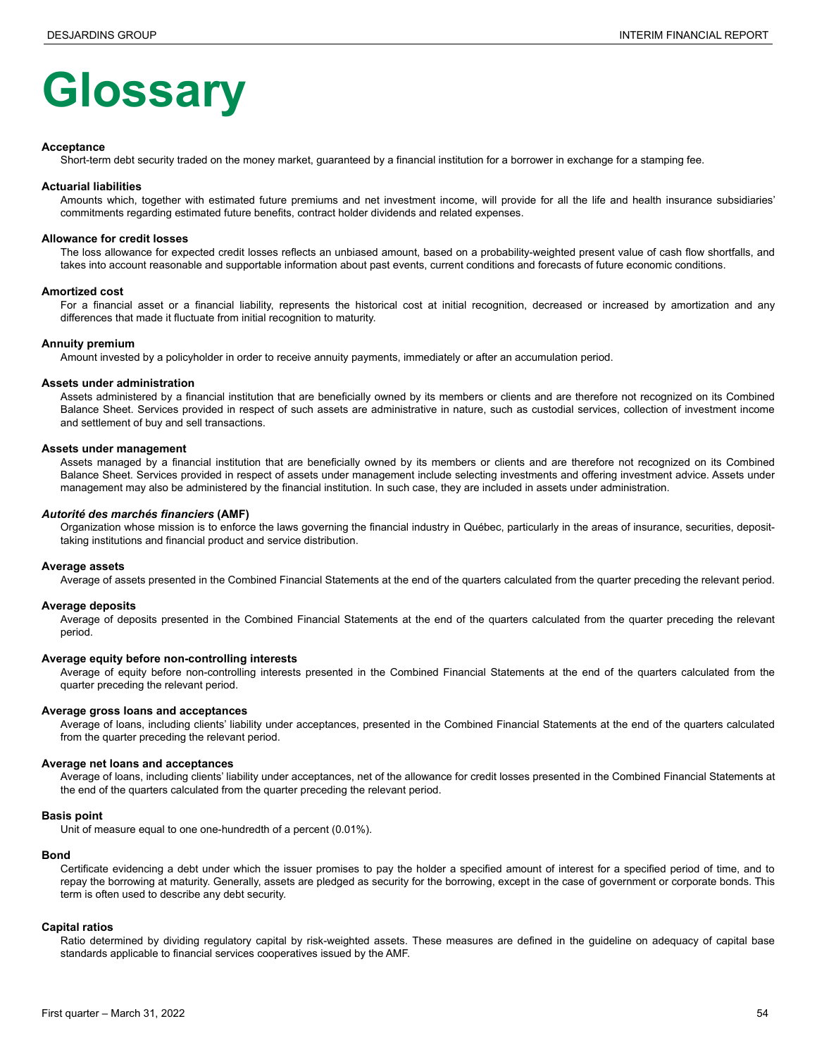# Glossary

**Acceptance**

Short-term debt security traded on the money market, guaranteed by a financial institution for a borrower in exchange for a stamping fee.

**Actuarial liabilities**

Amounts which, together with estimated future premiums and net investment income, will provide for all the life and health insurance subsidiaries' commitments regarding estimated future benefits, contract holder dividends and related expenses.

**Allowance for credit losses**

The loss allowance for expected credit losses reflects an unbiased amount, based on a probability-weighted present value of cash flow shortfalls, and takes into account reasonable and supportable information about past events, current conditions and forecasts of future economic conditions.

**Amortized cost**

For a financial asset or a financial liability, represents the historical cost at initial recognition, decreased or increased by amortization and any differences that made it fluctuate from initial recognition to maturity.

**Annuity premium**

Amount invested by a policyholder in order to receive annuity payments, immediately or after an accumulation period.

**Assets under administration**

Assets administered by a financial institution that are beneficially owned by its members or clients and are therefore not recognized on its Combined Balance Sheet. Services provided in respect of such assets are administrative in nature, such as custodial services, collection of investment income and settlement of buy and sell transactions.

**Assets under management**

Assets managed by a financial institution that are beneficially owned by its members or clients and are therefore not recognized on its Combined Balance Sheet. Services provided in respect of assets under management include selecting investments and offering investment advice. Assets under management may also be administered by the financial institution. In such case, they are included in assets under administration.

***Autorité des marchés financiers* (AMF)**

Organization whose mission is to enforce the laws governing the financial industry in Québec, particularly in the areas of insurance, securities, deposit-taking institutions and financial product and service distribution.

**Average assets**

Average of assets presented in the Combined Financial Statements at the end of the quarters calculated from the quarter preceding the relevant period.

**Average deposits**

Average of deposits presented in the Combined Financial Statements at the end of the quarters calculated from the quarter preceding the relevant period.

**Average equity before non-controlling interests**

Average of equity before non-controlling interests presented in the Combined Financial Statements at the end of the quarters calculated from the quarter preceding the relevant period.

**Average gross loans and acceptances**

Average of loans, including clients' liability under acceptances, presented in the Combined Financial Statements at the end of the quarters calculated from the quarter preceding the relevant period.

**Average net loans and acceptances**

Average of loans, including clients' liability under acceptances, net of the allowance for credit losses presented in the Combined Financial Statements at the end of the quarters calculated from the quarter preceding the relevant period.

**Basis point**

Unit of measure equal to one one-hundredth of a percent (0.01%).

**Bond**

Certificate evidencing a debt under which the issuer promises to pay the holder a specified amount of interest for a specified period of time, and to repay the borrowing at maturity. Generally, assets are pledged as security for the borrowing, except in the case of government or corporate bonds. This term is often used to describe any debt security.

**Capital ratios**

Ratio determined by dividing regulatory capital by risk-weighted assets. These measures are defined in the guideline on adequacy of capital base standards applicable to financial services cooperatives issued by the AMF.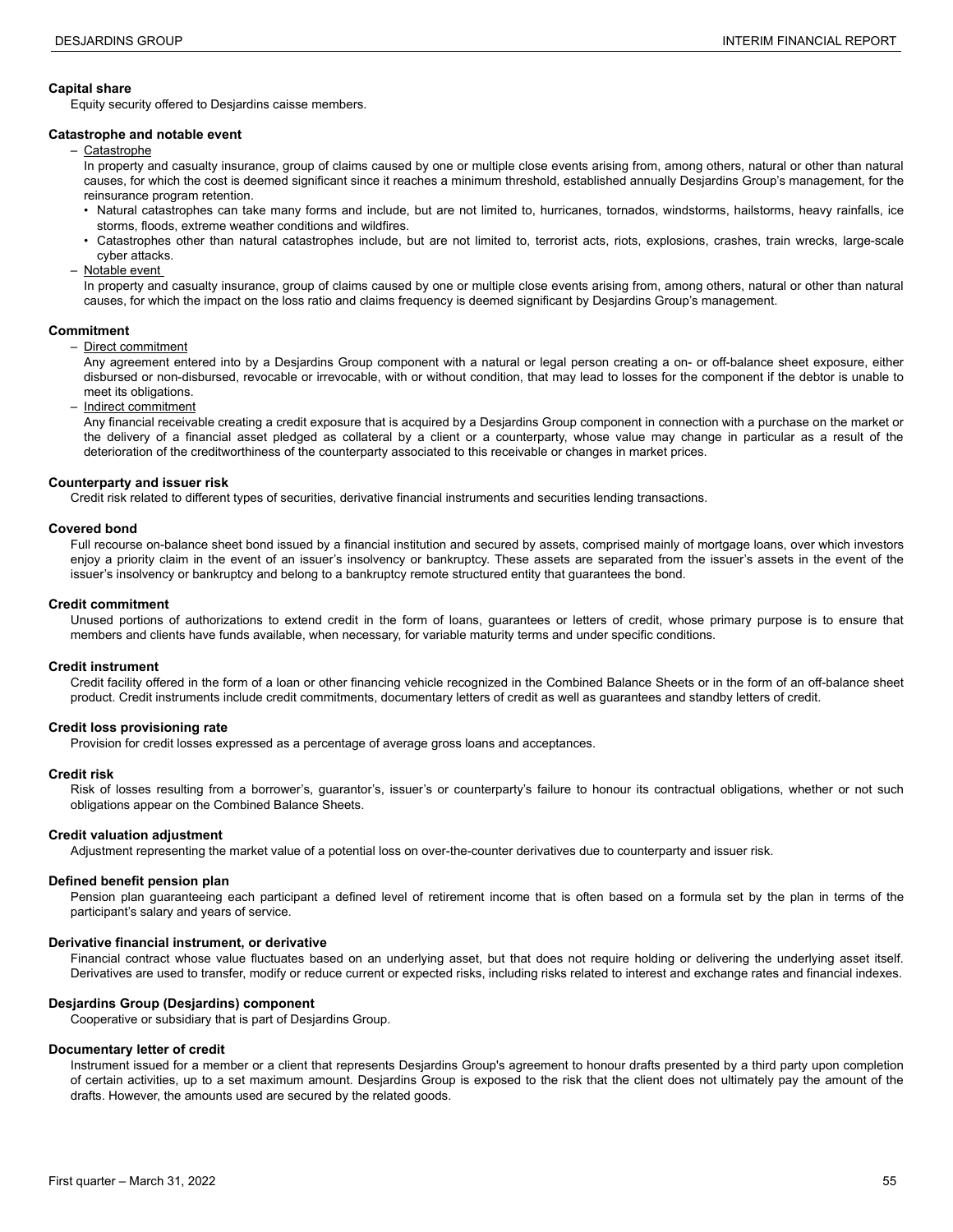**Capital share**

Equity security offered to Desjardins caisse members.

**Catastrophe and notable event**

– Catastrophe

In property and casualty insurance, group of claims caused by one or multiple close events arising from, among others, natural or other than natural causes, for which the cost is deemed significant since it reaches a minimum threshold, established annually Desjardins Group's management, for the reinsurance program retention.

- Natural catastrophes can take many forms and include, but are not limited to, hurricanes, tornados, windstorms, hailstorms, heavy rainfalls, ice storms, floods, extreme weather conditions and wildfires.
- Catastrophes other than natural catastrophes include, but are not limited to, terrorist acts, riots, explosions, crashes, train wrecks, large-scale cyber attacks.

– Notable event

In property and casualty insurance, group of claims caused by one or multiple close events arising from, among others, natural or other than natural causes, for which the impact on the loss ratio and claims frequency is deemed significant by Desjardins Group's management.

**Commitment**

– Direct commitment

Any agreement entered into by a Desjardins Group component with a natural or legal person creating a on- or off-balance sheet exposure, either disbursed or non-disbursed, revocable or irrevocable, with or without condition, that may lead to losses for the component if the debtor is unable to meet its obligations.

– Indirect commitment

Any financial receivable creating a credit exposure that is acquired by a Desjardins Group component in connection with a purchase on the market or the delivery of a financial asset pledged as collateral by a client or a counterparty, whose value may change in particular as a result of the deterioration of the creditworthiness of the counterparty associated to this receivable or changes in market prices.

**Counterparty and issuer risk**

Credit risk related to different types of securities, derivative financial instruments and securities lending transactions.

**Covered bond**

Full recourse on-balance sheet bond issued by a financial institution and secured by assets, comprised mainly of mortgage loans, over which investors enjoy a priority claim in the event of an issuer's insolvency or bankruptcy. These assets are separated from the issuer's assets in the event of the issuer's insolvency or bankruptcy and belong to a bankruptcy remote structured entity that guarantees the bond.

**Credit commitment**

Unused portions of authorizations to extend credit in the form of loans, guarantees or letters of credit, whose primary purpose is to ensure that members and clients have funds available, when necessary, for variable maturity terms and under specific conditions.

**Credit instrument**

Credit facility offered in the form of a loan or other financing vehicle recognized in the Combined Balance Sheets or in the form of an off-balance sheet product. Credit instruments include credit commitments, documentary letters of credit as well as guarantees and standby letters of credit.

**Credit loss provisioning rate**

Provision for credit losses expressed as a percentage of average gross loans and acceptances.

**Credit risk**

Risk of losses resulting from a borrower's, guarantor's, issuer's or counterparty's failure to honour its contractual obligations, whether or not such obligations appear on the Combined Balance Sheets.

**Credit valuation adjustment**

Adjustment representing the market value of a potential loss on over-the-counter derivatives due to counterparty and issuer risk.

**Defined benefit pension plan**

Pension plan guaranteeing each participant a defined level of retirement income that is often based on a formula set by the plan in terms of the participant's salary and years of service.

**Derivative financial instrument, or derivative**

Financial contract whose value fluctuates based on an underlying asset, but that does not require holding or delivering the underlying asset itself. Derivatives are used to transfer, modify or reduce current or expected risks, including risks related to interest and exchange rates and financial indexes.

**Desjardins Group (Desjardins) component**

Cooperative or subsidiary that is part of Desjardins Group.

**Documentary letter of credit**

Instrument issued for a member or a client that represents Desjardins Group's agreement to honour drafts presented by a third party upon completion of certain activities, up to a set maximum amount. Desjardins Group is exposed to the risk that the client does not ultimately pay the amount of the drafts. However, the amounts used are secured by the related goods.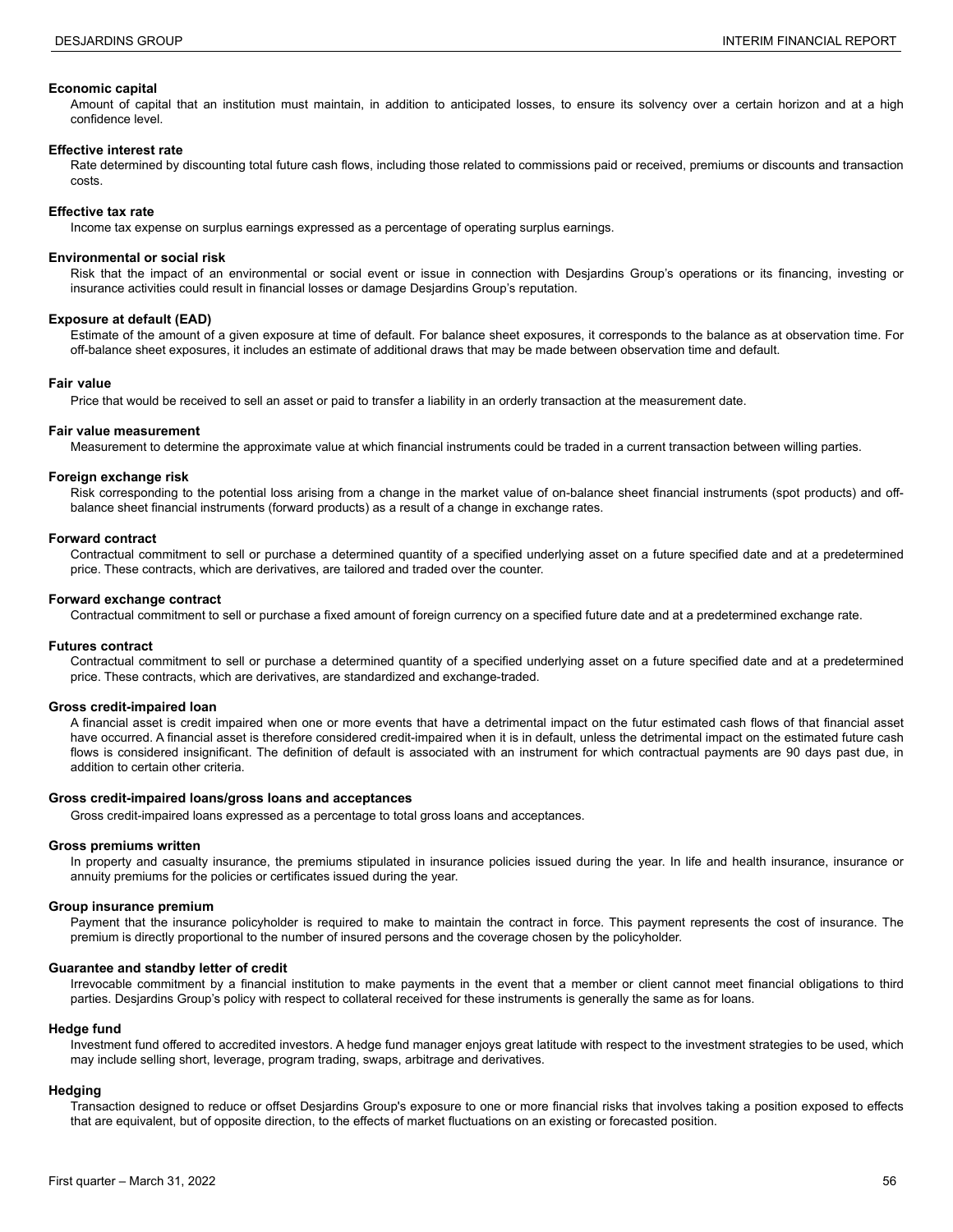**Economic capital**

Amount of capital that an institution must maintain, in addition to anticipated losses, to ensure its solvency over a certain horizon and at a high confidence level.

**Effective interest rate**

Rate determined by discounting total future cash flows, including those related to commissions paid or received, premiums or discounts and transaction costs.

**Effective tax rate**

Income tax expense on surplus earnings expressed as a percentage of operating surplus earnings.

**Environmental or social risk**

Risk that the impact of an environmental or social event or issue in connection with Desjardins Group's operations or its financing, investing or insurance activities could result in financial losses or damage Desjardins Group's reputation.

**Exposure at default (EAD)**

Estimate of the amount of a given exposure at time of default. For balance sheet exposures, it corresponds to the balance as at observation time. For off-balance sheet exposures, it includes an estimate of additional draws that may be made between observation time and default.

**Fair value**

Price that would be received to sell an asset or paid to transfer a liability in an orderly transaction at the measurement date.

**Fair value measurement**

Measurement to determine the approximate value at which financial instruments could be traded in a current transaction between willing parties.

**Foreign exchange risk**

Risk corresponding to the potential loss arising from a change in the market value of on-balance sheet financial instruments (spot products) and off-balance sheet financial instruments (forward products) as a result of a change in exchange rates.

**Forward contract**

Contractual commitment to sell or purchase a determined quantity of a specified underlying asset on a future specified date and at a predetermined price. These contracts, which are derivatives, are tailored and traded over the counter.

**Forward exchange contract**

Contractual commitment to sell or purchase a fixed amount of foreign currency on a specified future date and at a predetermined exchange rate.

**Futures contract**

Contractual commitment to sell or purchase a determined quantity of a specified underlying asset on a future specified date and at a predetermined price. These contracts, which are derivatives, are standardized and exchange-traded.

**Gross credit-impaired loan**

A financial asset is credit impaired when one or more events that have a detrimental impact on the futur estimated cash flows of that financial asset have occurred. A financial asset is therefore considered credit-impaired when it is in default, unless the detrimental impact on the estimated future cash flows is considered insignificant. The definition of default is associated with an instrument for which contractual payments are 90 days past due, in addition to certain other criteria.

**Gross credit-impaired loans/gross loans and acceptances**

Gross credit-impaired loans expressed as a percentage to total gross loans and acceptances.

**Gross premiums written**

In property and casualty insurance, the premiums stipulated in insurance policies issued during the year. In life and health insurance, insurance or annuity premiums for the policies or certificates issued during the year.

**Group insurance premium**

Payment that the insurance policyholder is required to make to maintain the contract in force. This payment represents the cost of insurance. The premium is directly proportional to the number of insured persons and the coverage chosen by the policyholder.

**Guarantee and standby letter of credit**

Irrevocable commitment by a financial institution to make payments in the event that a member or client cannot meet financial obligations to third parties. Desjardins Group's policy with respect to collateral received for these instruments is generally the same as for loans.

**Hedge fund**

Investment fund offered to accredited investors. A hedge fund manager enjoys great latitude with respect to the investment strategies to be used, which may include selling short, leverage, program trading, swaps, arbitrage and derivatives.

**Hedging**

Transaction designed to reduce or offset Desjardins Group's exposure to one or more financial risks that involves taking a position exposed to effects that are equivalent, but of opposite direction, to the effects of market fluctuations on an existing or forecasted position.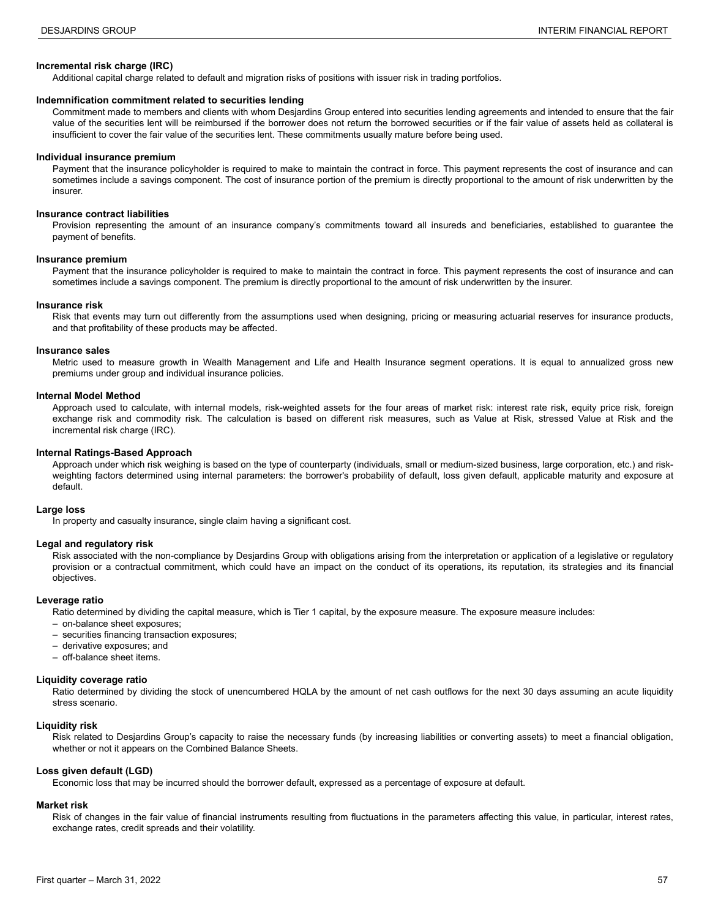**Incremental risk charge (IRC)**

Additional capital charge related to default and migration risks of positions with issuer risk in trading portfolios.

**Indemnification commitment related to securities lending**

Commitment made to members and clients with whom Desjardins Group entered into securities lending agreements and intended to ensure that the fair value of the securities lent will be reimbursed if the borrower does not return the borrowed securities or if the fair value of assets held as collateral is insufficient to cover the fair value of the securities lent. These commitments usually mature before being used.

**Individual insurance premium**

Payment that the insurance policyholder is required to make to maintain the contract in force. This payment represents the cost of insurance and can sometimes include a savings component. The cost of insurance portion of the premium is directly proportional to the amount of risk underwritten by the insurer.

**Insurance contract liabilities**

Provision representing the amount of an insurance company's commitments toward all insureds and beneficiaries, established to guarantee the payment of benefits.

**Insurance premium**

Payment that the insurance policyholder is required to make to maintain the contract in force. This payment represents the cost of insurance and can sometimes include a savings component. The premium is directly proportional to the amount of risk underwritten by the insurer.

**Insurance risk**

Risk that events may turn out differently from the assumptions used when designing, pricing or measuring actuarial reserves for insurance products, and that profitability of these products may be affected.

**Insurance sales**

Metric used to measure growth in Wealth Management and Life and Health Insurance segment operations. It is equal to annualized gross new premiums under group and individual insurance policies.

**Internal Model Method**

Approach used to calculate, with internal models, risk-weighted assets for the four areas of market risk: interest rate risk, equity price risk, foreign exchange risk and commodity risk. The calculation is based on different risk measures, such as Value at Risk, stressed Value at Risk and the incremental risk charge (IRC).

**Internal Ratings-Based Approach**

Approach under which risk weighing is based on the type of counterparty (individuals, small or medium-sized business, large corporation, etc.) and risk-weighting factors determined using internal parameters: the borrower's probability of default, loss given default, applicable maturity and exposure at default.

**Large loss**

In property and casualty insurance, single claim having a significant cost.

**Legal and regulatory risk**

Risk associated with the non-compliance by Desjardins Group with obligations arising from the interpretation or application of a legislative or regulatory provision or a contractual commitment, which could have an impact on the conduct of its operations, its reputation, its strategies and its financial objectives.

**Leverage ratio**

Ratio determined by dividing the capital measure, which is Tier 1 capital, by the exposure measure. The exposure measure includes:

- on-balance sheet exposures;
- securities financing transaction exposures;
- derivative exposures; and
- off-balance sheet items.

**Liquidity coverage ratio**

Ratio determined by dividing the stock of unencumbered HQLA by the amount of net cash outflows for the next 30 days assuming an acute liquidity stress scenario.

**Liquidity risk**

Risk related to Desjardins Group's capacity to raise the necessary funds (by increasing liabilities or converting assets) to meet a financial obligation, whether or not it appears on the Combined Balance Sheets.

**Loss given default (LGD)**

Economic loss that may be incurred should the borrower default, expressed as a percentage of exposure at default.

**Market risk**

Risk of changes in the fair value of financial instruments resulting from fluctuations in the parameters affecting this value, in particular, interest rates, exchange rates, credit spreads and their volatility.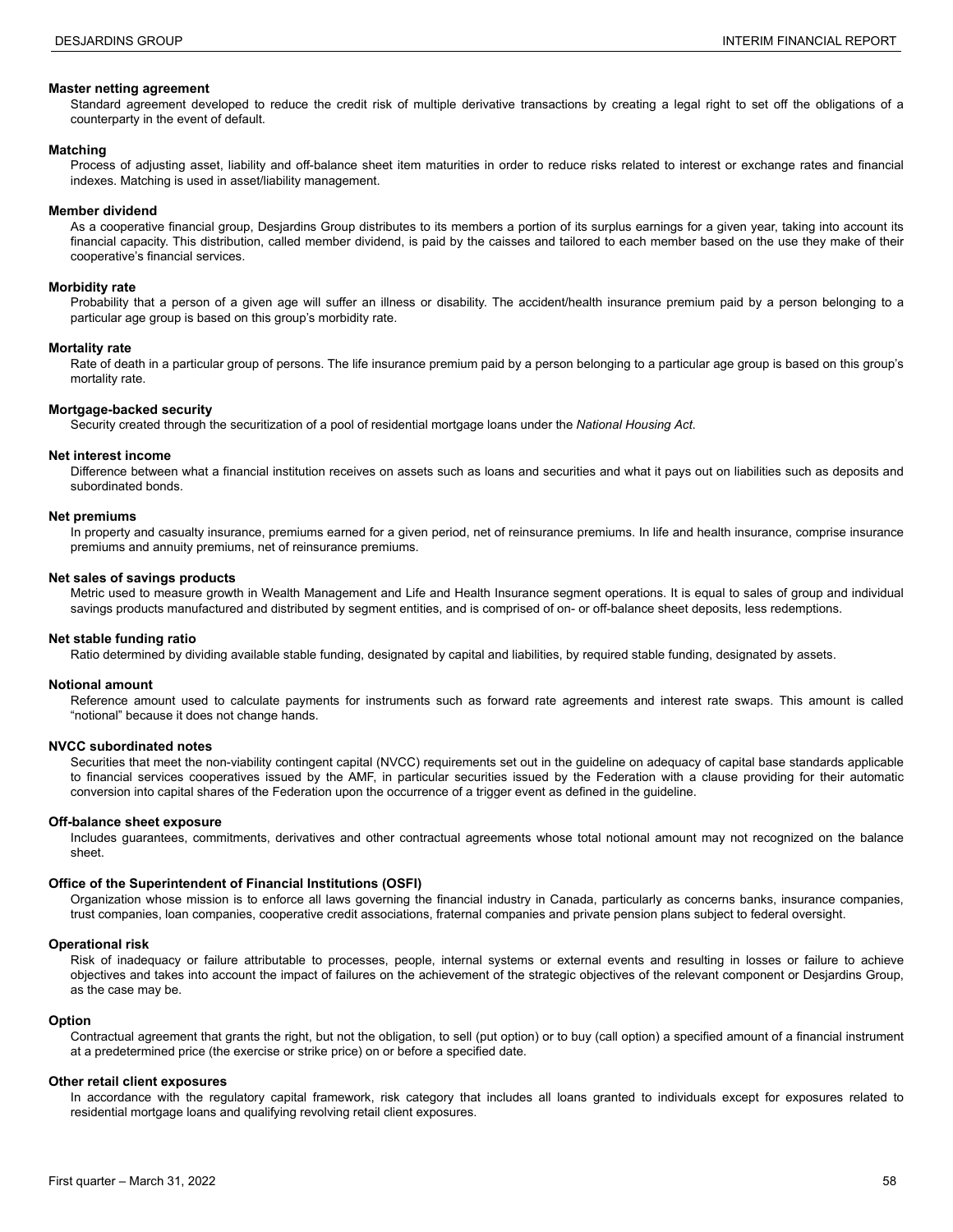**Master netting agreement**

Standard agreement developed to reduce the credit risk of multiple derivative transactions by creating a legal right to set off the obligations of a counterparty in the event of default.

**Matching**

Process of adjusting asset, liability and off-balance sheet item maturities in order to reduce risks related to interest or exchange rates and financial indexes. Matching is used in asset/liability management.

**Member dividend**

As a cooperative financial group, Desjardins Group distributes to its members a portion of its surplus earnings for a given year, taking into account its financial capacity. This distribution, called member dividend, is paid by the caisses and tailored to each member based on the use they make of their cooperative's financial services.

**Morbidity rate**

Probability that a person of a given age will suffer an illness or disability. The accident/health insurance premium paid by a person belonging to a particular age group is based on this group's morbidity rate.

**Mortality rate**

Rate of death in a particular group of persons. The life insurance premium paid by a person belonging to a particular age group is based on this group's mortality rate.

**Mortgage-backed security**

Security created through the securitization of a pool of residential mortgage loans under the *National Housing Act*.

**Net interest income**

Difference between what a financial institution receives on assets such as loans and securities and what it pays out on liabilities such as deposits and subordinated bonds.

**Net premiums**

In property and casualty insurance, premiums earned for a given period, net of reinsurance premiums. In life and health insurance, comprise insurance premiums and annuity premiums, net of reinsurance premiums.

**Net sales of savings products**

Metric used to measure growth in Wealth Management and Life and Health Insurance segment operations. It is equal to sales of group and individual savings products manufactured and distributed by segment entities, and is comprised of on- or off-balance sheet deposits, less redemptions.

**Net stable funding ratio**

Ratio determined by dividing available stable funding, designated by capital and liabilities, by required stable funding, designated by assets.

**Notional amount**

Reference amount used to calculate payments for instruments such as forward rate agreements and interest rate swaps. This amount is called "notional" because it does not change hands.

**NVCC subordinated notes**

Securities that meet the non-viability contingent capital (NVCC) requirements set out in the guideline on adequacy of capital base standards applicable to financial services cooperatives issued by the AMF, in particular securities issued by the Federation with a clause providing for their automatic conversion into capital shares of the Federation upon the occurrence of a trigger event as defined in the guideline.

**Off-balance sheet exposure**

Includes guarantees, commitments, derivatives and other contractual agreements whose total notional amount may not recognized on the balance sheet.

**Office of the Superintendent of Financial Institutions (OSFI)**

Organization whose mission is to enforce all laws governing the financial industry in Canada, particularly as concerns banks, insurance companies, trust companies, loan companies, cooperative credit associations, fraternal companies and private pension plans subject to federal oversight.

**Operational risk**

Risk of inadequacy or failure attributable to processes, people, internal systems or external events and resulting in losses or failure to achieve objectives and takes into account the impact of failures on the achievement of the strategic objectives of the relevant component or Desjardins Group, as the case may be.

**Option**

Contractual agreement that grants the right, but not the obligation, to sell (put option) or to buy (call option) a specified amount of a financial instrument at a predetermined price (the exercise or strike price) on or before a specified date.

**Other retail client exposures**

In accordance with the regulatory capital framework, risk category that includes all loans granted to individuals except for exposures related to residential mortgage loans and qualifying revolving retail client exposures.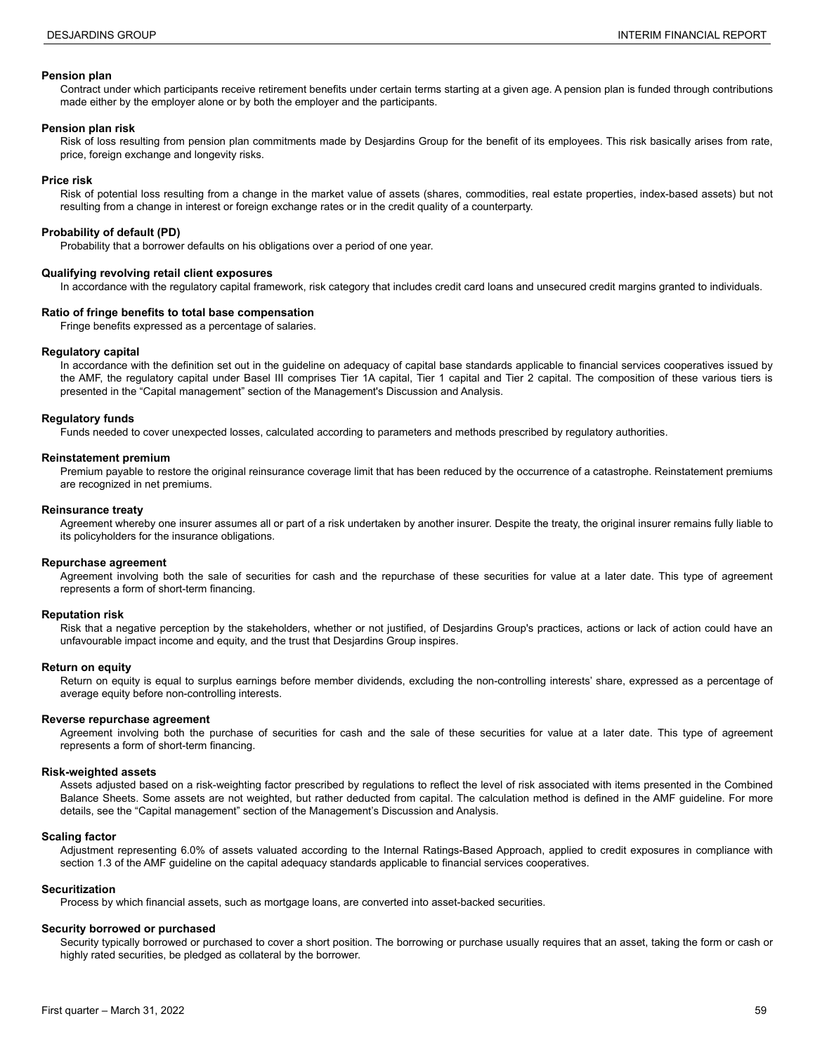**Pension plan**

Contract under which participants receive retirement benefits under certain terms starting at a given age. A pension plan is funded through contributions made either by the employer alone or by both the employer and the participants.

**Pension plan risk**

Risk of loss resulting from pension plan commitments made by Desjardins Group for the benefit of its employees. This risk basically arises from rate, price, foreign exchange and longevity risks.

**Price risk**

Risk of potential loss resulting from a change in the market value of assets (shares, commodities, real estate properties, index-based assets) but not resulting from a change in interest or foreign exchange rates or in the credit quality of a counterparty.

**Probability of default (PD)**

Probability that a borrower defaults on his obligations over a period of one year.

**Qualifying revolving retail client exposures**

In accordance with the regulatory capital framework, risk category that includes credit card loans and unsecured credit margins granted to individuals.

**Ratio of fringe benefits to total base compensation**

Fringe benefits expressed as a percentage of salaries.

**Regulatory capital**

In accordance with the definition set out in the guideline on adequacy of capital base standards applicable to financial services cooperatives issued by the AMF, the regulatory capital under Basel III comprises Tier 1A capital, Tier 1 capital and Tier 2 capital. The composition of these various tiers is presented in the "Capital management" section of the Management's Discussion and Analysis.

**Regulatory funds**

Funds needed to cover unexpected losses, calculated according to parameters and methods prescribed by regulatory authorities.

**Reinstatement premium**

Premium payable to restore the original reinsurance coverage limit that has been reduced by the occurrence of a catastrophe. Reinstatement premiums are recognized in net premiums.

**Reinsurance treaty**

Agreement whereby one insurer assumes all or part of a risk undertaken by another insurer. Despite the treaty, the original insurer remains fully liable to its policyholders for the insurance obligations.

**Repurchase agreement**

Agreement involving both the sale of securities for cash and the repurchase of these securities for value at a later date. This type of agreement represents a form of short-term financing.

**Reputation risk**

Risk that a negative perception by the stakeholders, whether or not justified, of Desjardins Group's practices, actions or lack of action could have an unfavourable impact income and equity, and the trust that Desjardins Group inspires.

**Return on equity**

Return on equity is equal to surplus earnings before member dividends, excluding the non-controlling interests' share, expressed as a percentage of average equity before non-controlling interests.

**Reverse repurchase agreement**

Agreement involving both the purchase of securities for cash and the sale of these securities for value at a later date. This type of agreement represents a form of short-term financing.

**Risk-weighted assets**

Assets adjusted based on a risk-weighting factor prescribed by regulations to reflect the level of risk associated with items presented in the Combined Balance Sheets. Some assets are not weighted, but rather deducted from capital. The calculation method is defined in the AMF guideline. For more details, see the "Capital management" section of the Management's Discussion and Analysis.

**Scaling factor**

Adjustment representing 6.0% of assets valuated according to the Internal Ratings-Based Approach, applied to credit exposures in compliance with section 1.3 of the AMF guideline on the capital adequacy standards applicable to financial services cooperatives.

**Securitization**

Process by which financial assets, such as mortgage loans, are converted into asset-backed securities.

**Security borrowed or purchased**

Security typically borrowed or purchased to cover a short position. The borrowing or purchase usually requires that an asset, taking the form or cash or highly rated securities, be pledged as collateral by the borrower.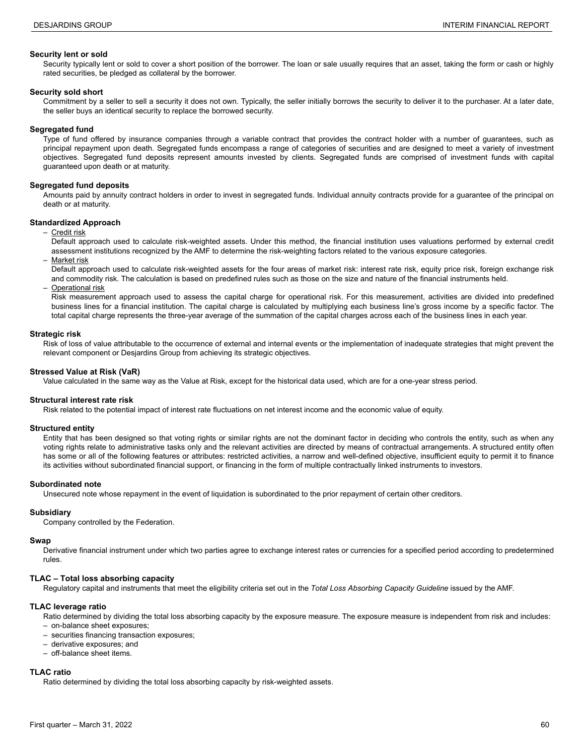**Security lent or sold**

Security typically lent or sold to cover a short position of the borrower. The loan or sale usually requires that an asset, taking the form or cash or highly rated securities, be pledged as collateral by the borrower.

**Security sold short**

Commitment by a seller to sell a security it does not own. Typically, the seller initially borrows the security to deliver it to the purchaser. At a later date, the seller buys an identical security to replace the borrowed security.

**Segregated fund**

Type of fund offered by insurance companies through a variable contract that provides the contract holder with a number of guarantees, such as principal repayment upon death. Segregated funds encompass a range of categories of securities and are designed to meet a variety of investment objectives. Segregated fund deposits represent amounts invested by clients. Segregated funds are comprised of investment funds with capital guaranteed upon death or at maturity.

**Segregated fund deposits**

Amounts paid by annuity contract holders in order to invest in segregated funds. Individual annuity contracts provide for a guarantee of the principal on death or at maturity.

**Standardized Approach**

- Credit risk

  Default approach used to calculate risk-weighted assets. Under this method, the financial institution uses valuations performed by external credit assessment institutions recognized by the AMF to determine the risk-weighting factors related to the various exposure categories.

- Market risk

  Default approach used to calculate risk-weighted assets for the four areas of market risk: interest rate risk, equity price risk, foreign exchange risk and commodity risk. The calculation is based on predefined rules such as those on the size and nature of the financial instruments held.

- Operational risk

  Risk measurement approach used to assess the capital charge for operational risk. For this measurement, activities are divided into predefined business lines for a financial institution. The capital charge is calculated by multiplying each business line's gross income by a specific factor. The total capital charge represents the three-year average of the summation of the capital charges across each of the business lines in each year.

**Strategic risk**

Risk of loss of value attributable to the occurrence of external and internal events or the implementation of inadequate strategies that might prevent the relevant component or Desjardins Group from achieving its strategic objectives.

**Stressed Value at Risk (VaR)**

Value calculated in the same way as the Value at Risk, except for the historical data used, which are for a one-year stress period.

**Structural interest rate risk**

Risk related to the potential impact of interest rate fluctuations on net interest income and the economic value of equity.

**Structured entity**

Entity that has been designed so that voting rights or similar rights are not the dominant factor in deciding who controls the entity, such as when any voting rights relate to administrative tasks only and the relevant activities are directed by means of contractual arrangements. A structured entity often has some or all of the following features or attributes: restricted activities, a narrow and well-defined objective, insufficient equity to permit it to finance its activities without subordinated financial support, or financing in the form of multiple contractually linked instruments to investors.

**Subordinated note**

Unsecured note whose repayment in the event of liquidation is subordinated to the prior repayment of certain other creditors.

**Subsidiary**

Company controlled by the Federation.

**Swap**

Derivative financial instrument under which two parties agree to exchange interest rates or currencies for a specified period according to predetermined rules.

**TLAC – Total loss absorbing capacity**

Regulatory capital and instruments that meet the eligibility criteria set out in the *Total Loss Absorbing Capacity Guideline* issued by the AMF.

**TLAC leverage ratio**

Ratio determined by dividing the total loss absorbing capacity by the exposure measure. The exposure measure is independent from risk and includes:

- on-balance sheet exposures;
- securities financing transaction exposures;
- derivative exposures; and
- off-balance sheet items.

**TLAC ratio**

Ratio determined by dividing the total loss absorbing capacity by risk-weighted assets.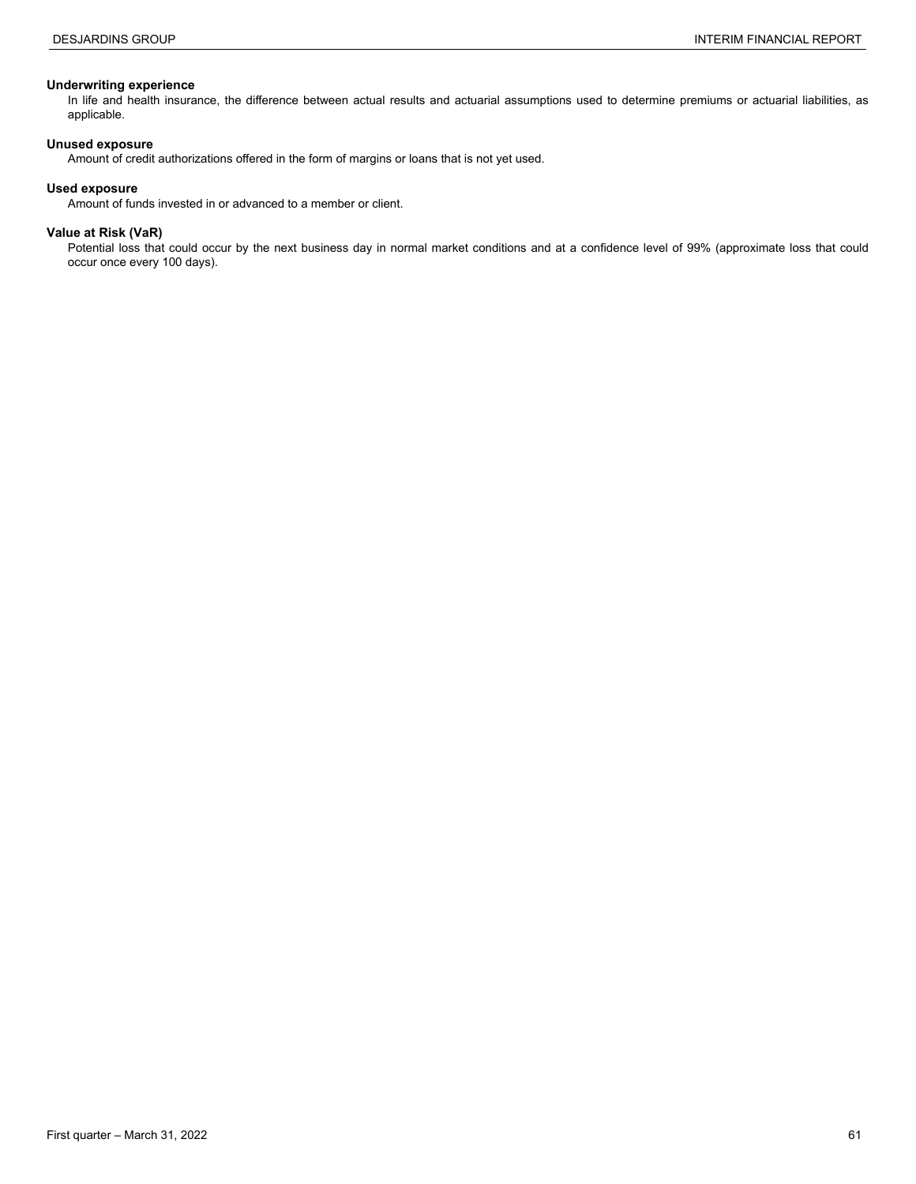**Underwriting experience**

In life and health insurance, the difference between actual results and actuarial assumptions used to determine premiums or actuarial liabilities, as applicable.

**Unused exposure**

Amount of credit authorizations offered in the form of margins or loans that is not yet used.

**Used exposure**

Amount of funds invested in or advanced to a member or client.

**Value at Risk (VaR)**

Potential loss that could occur by the next business day in normal market conditions and at a confidence level of 99% (approximate loss that could occur once every 100 days).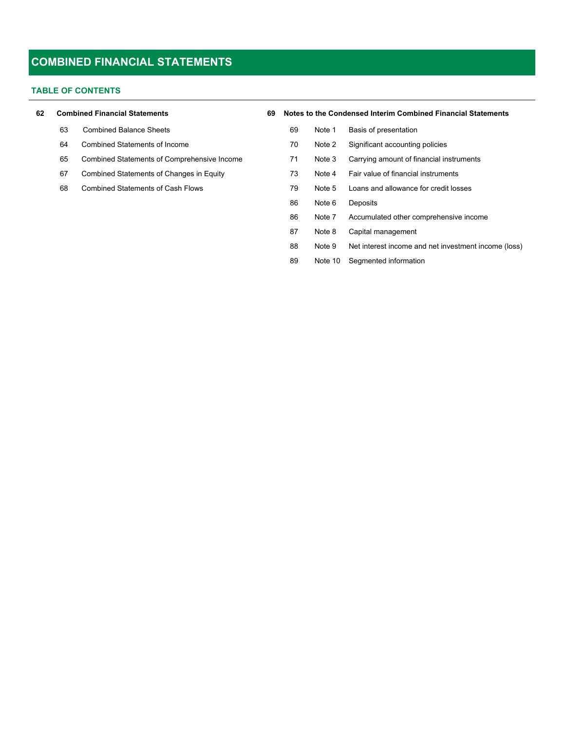# COMBINED FINANCIAL STATEMENTS

## TABLE OF CONTENTS

**62 Combined Financial Statements**

- 63 Combined Balance Sheets
- 64 Combined Statements of Income
- 65 Combined Statements of Comprehensive Income
- 67 Combined Statements of Changes in Equity
- 68 Combined Statements of Cash Flows

**69 Notes to the Condensed Interim Combined Financial Statements**

| | | |
|---|---|---|
| 69 | Note 1 | Basis of presentation |
| 70 | Note 2 | Significant accounting policies |
| 71 | Note 3 | Carrying amount of financial instruments |
| 73 | Note 4 | Fair value of financial instruments |
| 79 | Note 5 | Loans and allowance for credit losses |
| 86 | Note 6 | Deposits |
| 86 | Note 7 | Accumulated other comprehensive income |
| 87 | Note 8 | Capital management |
| 88 | Note 9 | Net interest income and net investment income (loss) |
| 89 | Note 10 | Segmented information |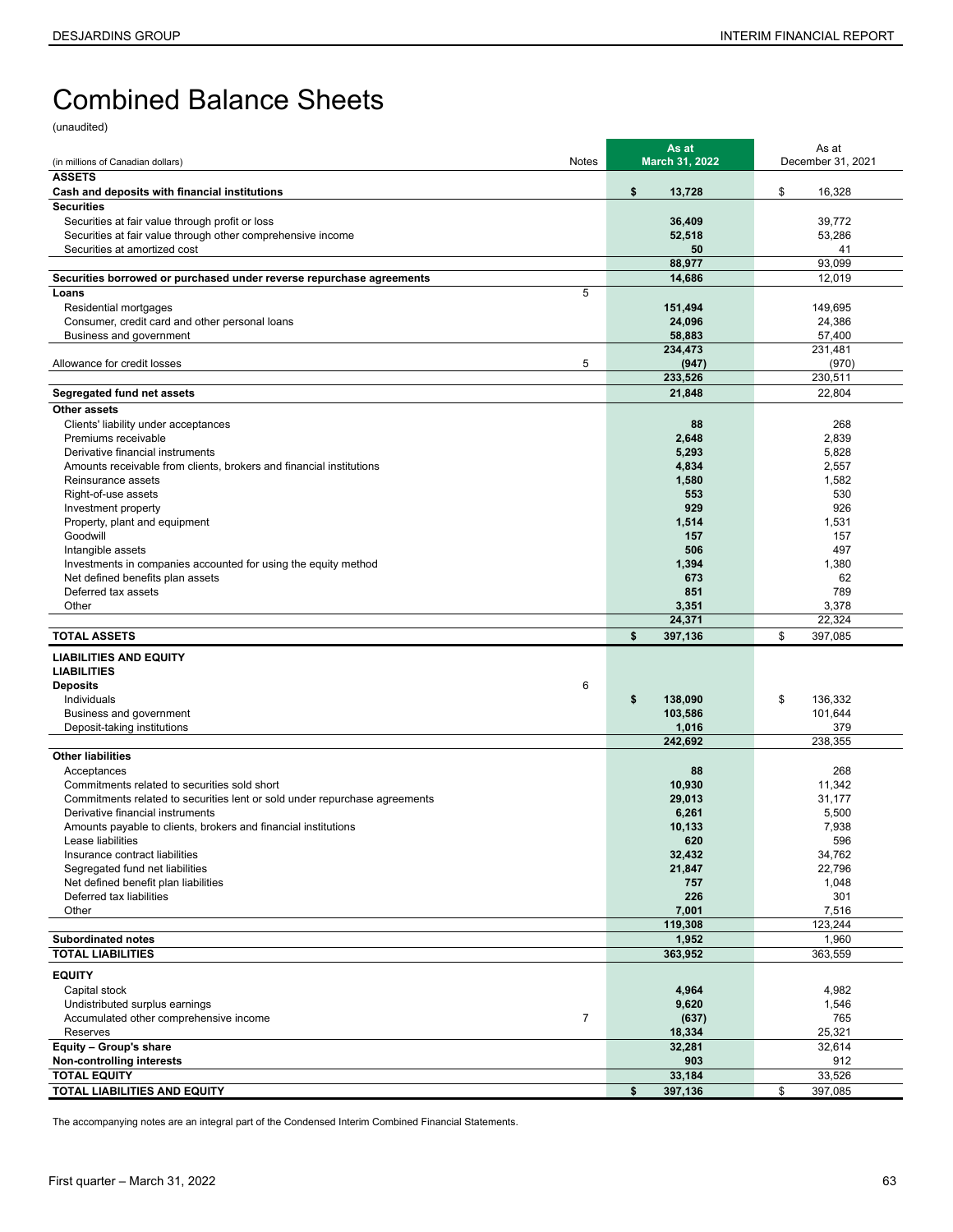# Combined Balance Sheets

(unaudited)

| (in millions of Canadian dollars) | Notes | As at March 31, 2022 | As at December 31, 2021 |
|---|---|---|---|
| **ASSETS** | | | |
| **Cash and deposits with financial institutions** | | **$ 13,728** | $ 16,328 |
| **Securities** | | | |
| Securities at fair value through profit or loss | | **36,409** | 39,772 |
| Securities at fair value through other comprehensive income | | **52,518** | 53,286 |
| Securities at amortized cost | | **50** | 41 |
| | | **88,977** | 93,099 |
| **Securities borrowed or purchased under reverse repurchase agreements** | | **14,686** | 12,019 |
| **Loans** | 5 | | |
| Residential mortgages | | **151,494** | 149,695 |
| Consumer, credit card and other personal loans | | **24,096** | 24,386 |
| Business and government | | **58,883** | 57,400 |
| | | **234,473** | 231,481 |
| Allowance for credit losses | 5 | **(947)** | (970) |
| | | **233,526** | 230,511 |
| **Segregated fund net assets** | | **21,848** | 22,804 |
| **Other assets** | | | |
| Clients' liability under acceptances | | **88** | 268 |
| Premiums receivable | | **2,648** | 2,839 |
| Derivative financial instruments | | **5,293** | 5,828 |
| Amounts receivable from clients, brokers and financial institutions | | **4,834** | 2,557 |
| Reinsurance assets | | **1,580** | 1,582 |
| Right-of-use assets | | **553** | 530 |
| Investment property | | **929** | 926 |
| Property, plant and equipment | | **1,514** | 1,531 |
| Goodwill | | **157** | 157 |
| Intangible assets | | **506** | 497 |
| Investments in companies accounted for using the equity method | | **1,394** | 1,380 |
| Net defined benefits plan assets | | **673** | 62 |
| Deferred tax assets | | **851** | 789 |
| Other | | **3,351** | 3,378 |
| | | **24,371** | 22,324 |
| **TOTAL ASSETS** | | **$ 397,136** | $ 397,085 |
| **LIABILITIES AND EQUITY** | | | |
| **LIABILITIES** | | | |
| **Deposits** | 6 | | |
| Individuals | | **$ 138,090** | $ 136,332 |
| Business and government | | **103,586** | 101,644 |
| Deposit-taking institutions | | **1,016** | 379 |
| | | **242,692** | 238,355 |
| **Other liabilities** | | | |
| Acceptances | | **88** | 268 |
| Commitments related to securities sold short | | **10,930** | 11,342 |
| Commitments related to securities lent or sold under repurchase agreements | | **29,013** | 31,177 |
| Derivative financial instruments | | **6,261** | 5,500 |
| Amounts payable to clients, brokers and financial institutions | | **10,133** | 7,938 |
| Lease liabilities | | **620** | 596 |
| Insurance contract liabilities | | **32,432** | 34,762 |
| Segregated fund net liabilities | | **21,847** | 22,796 |
| Net defined benefit plan liabilities | | **757** | 1,048 |
| Deferred tax liabilities | | **226** | 301 |
| Other | | **7,001** | 7,516 |
| | | **119,308** | 123,244 |
| **Subordinated notes** | | **1,952** | 1,960 |
| **TOTAL LIABILITIES** | | **363,952** | 363,559 |
| **EQUITY** | | | |
| Capital stock | | **4,964** | 4,982 |
| Undistributed surplus earnings | | **9,620** | 1,546 |
| Accumulated other comprehensive income | 7 | **(637)** | 765 |
| Reserves | | **18,334** | 25,321 |
| **Equity – Group's share** | | **32,281** | 32,614 |
| **Non-controlling interests** | | **903** | 912 |
| **TOTAL EQUITY** | | **33,184** | 33,526 |
| **TOTAL LIABILITIES AND EQUITY** | | **$ 397,136** | $ 397,085 |

The accompanying notes are an integral part of the Condensed Interim Combined Financial Statements.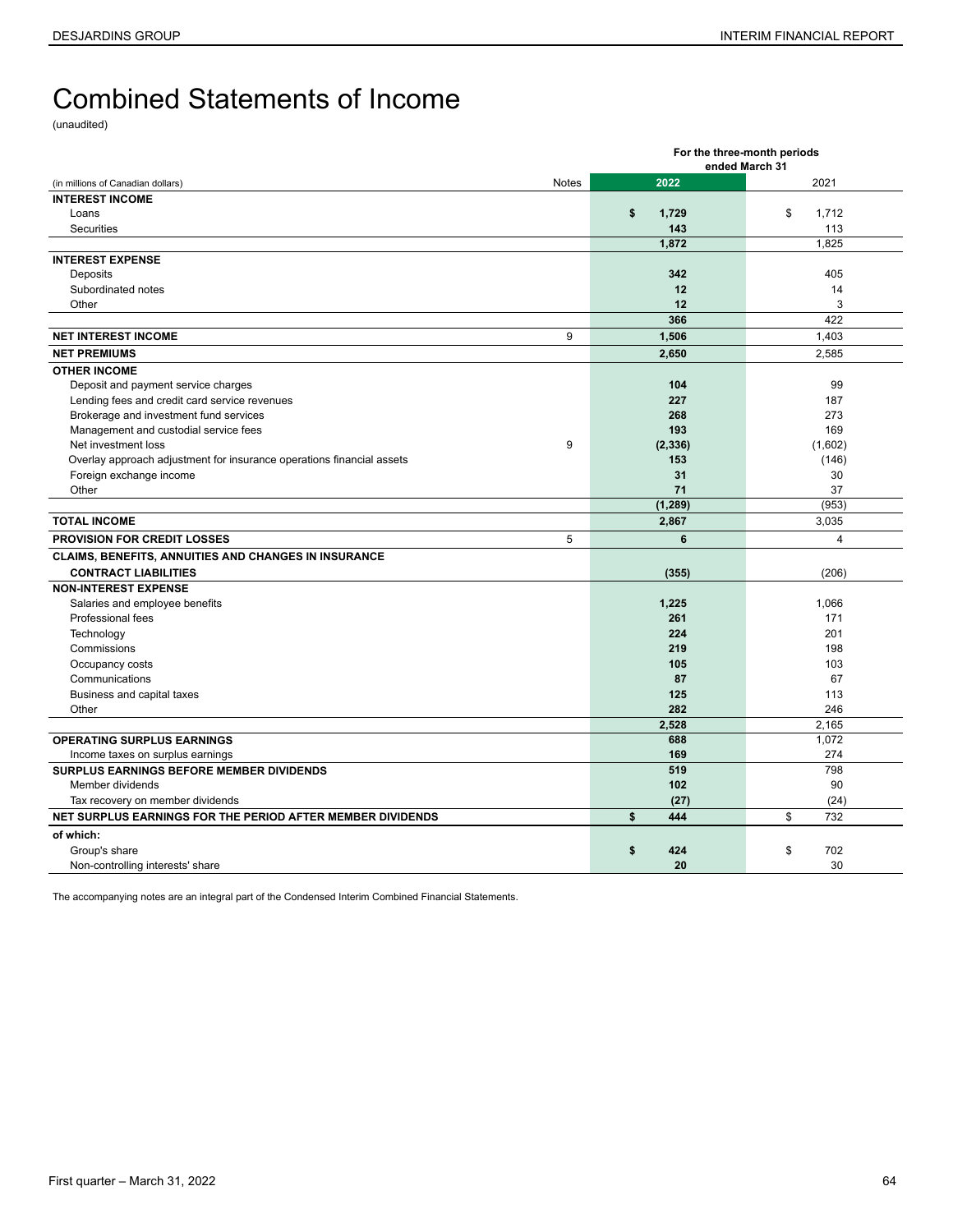# Combined Statements of Income

(unaudited)

| (in millions of Canadian dollars) | Notes | For the three-month periods ended March 31 2022 | 2021 |
|---|---|---|---|
| **INTEREST INCOME** | | | |
| Loans | | **$ 1,729** | $ 1,712 |
| Securities | | **143** | 113 |
| | | **1,872** | 1,825 |
| **INTEREST EXPENSE** | | | |
| Deposits | | **342** | 405 |
| Subordinated notes | | **12** | 14 |
| Other | | **12** | 3 |
| | | **366** | 422 |
| **NET INTEREST INCOME** | 9 | **1,506** | 1,403 |
| **NET PREMIUMS** | | **2,650** | 2,585 |
| **OTHER INCOME** | | | |
| Deposit and payment service charges | | **104** | 99 |
| Lending fees and credit card service revenues | | **227** | 187 |
| Brokerage and investment fund services | | **268** | 273 |
| Management and custodial service fees | | **193** | 169 |
| Net investment loss | 9 | **(2,336)** | (1,602) |
| Overlay approach adjustment for insurance operations financial assets | | **153** | (146) |
| Foreign exchange income | | **31** | 30 |
| Other | | **71** | 37 |
| | | **(1,289)** | (953) |
| **TOTAL INCOME** | | **2,867** | 3,035 |
| **PROVISION FOR CREDIT LOSSES** | 5 | **6** | 4 |
| **CLAIMS, BENEFITS, ANNUITIES AND CHANGES IN INSURANCE CONTRACT LIABILITIES** | | **(355)** | (206) |
| **NON-INTEREST EXPENSE** | | | |
| Salaries and employee benefits | | **1,225** | 1,066 |
| Professional fees | | **261** | 171 |
| Technology | | **224** | 201 |
| Commissions | | **219** | 198 |
| Occupancy costs | | **105** | 103 |
| Communications | | **87** | 67 |
| Business and capital taxes | | **125** | 113 |
| Other | | **282** | 246 |
| | | **2,528** | 2,165 |
| **OPERATING SURPLUS EARNINGS** | | **688** | 1,072 |
| Income taxes on surplus earnings | | **169** | 274 |
| **SURPLUS EARNINGS BEFORE MEMBER DIVIDENDS** | | **519** | 798 |
| Member dividends | | **102** | 90 |
| Tax recovery on member dividends | | **(27)** | (24) |
| **NET SURPLUS EARNINGS FOR THE PERIOD AFTER MEMBER DIVIDENDS** | | **$ 444** | $ 732 |
| **of which:** | | | |
| Group's share | | **$ 424** | $ 702 |
| Non-controlling interests' share | | **20** | 30 |

The accompanying notes are an integral part of the Condensed Interim Combined Financial Statements.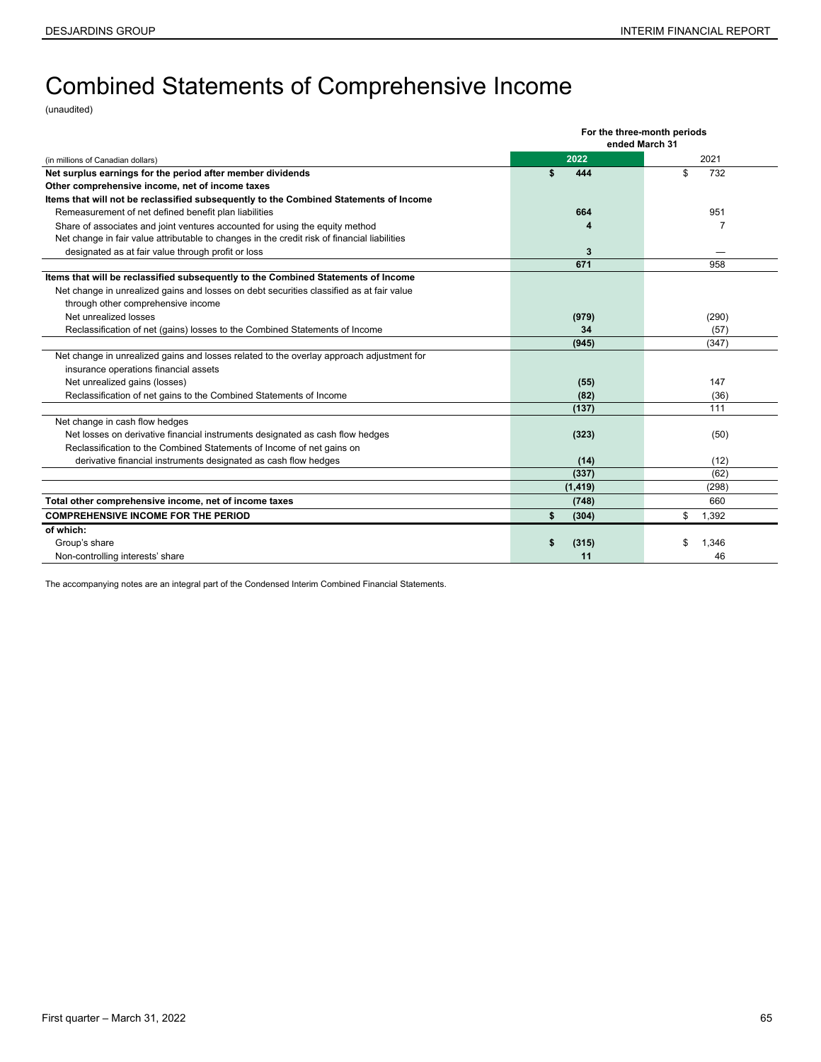# Combined Statements of Comprehensive Income

(unaudited)

| (in millions of Canadian dollars) | For the three-month periods ended March 31 2022 | 2021 |
|---|---|---|
| **Net surplus earnings for the period after member dividends** | **$ 444** | $ 732 |
| **Other comprehensive income, net of income taxes** | | |
| **Items that will not be reclassified subsequently to the Combined Statements of Income** | | |
| Remeasurement of net defined benefit plan liabilities | **664** | 951 |
| Share of associates and joint ventures accounted for using the equity method | **4** | 7 |
| Net change in fair value attributable to changes in the credit risk of financial liabilities designated as at fair value through profit or loss | **3** | — |
| | **671** | 958 |
| **Items that will be reclassified subsequently to the Combined Statements of Income** | | |
| Net change in unrealized gains and losses on debt securities classified as at fair value through other comprehensive income | | |
| Net unrealized losses | **(979)** | (290) |
| Reclassification of net (gains) losses to the Combined Statements of Income | **34** | (57) |
| | **(945)** | (347) |
| Net change in unrealized gains and losses related to the overlay approach adjustment for insurance operations financial assets | | |
| Net unrealized gains (losses) | **(55)** | 147 |
| Reclassification of net gains to the Combined Statements of Income | **(82)** | (36) |
| | **(137)** | 111 |
| Net change in cash flow hedges | | |
| Net losses on derivative financial instruments designated as cash flow hedges | **(323)** | (50) |
| Reclassification to the Combined Statements of Income of net gains on derivative financial instruments designated as cash flow hedges | **(14)** | (12) |
| | **(337)** | (62) |
| | **(1,419)** | (298) |
| **Total other comprehensive income, net of income taxes** | **(748)** | 660 |
| **COMPREHENSIVE INCOME FOR THE PERIOD** | **$ (304)** | $ 1,392 |
| **of which:** | | |
| Group's share | **$ (315)** | $ 1,346 |
| Non-controlling interests' share | **11** | 46 |

The accompanying notes are an integral part of the Condensed Interim Combined Financial Statements.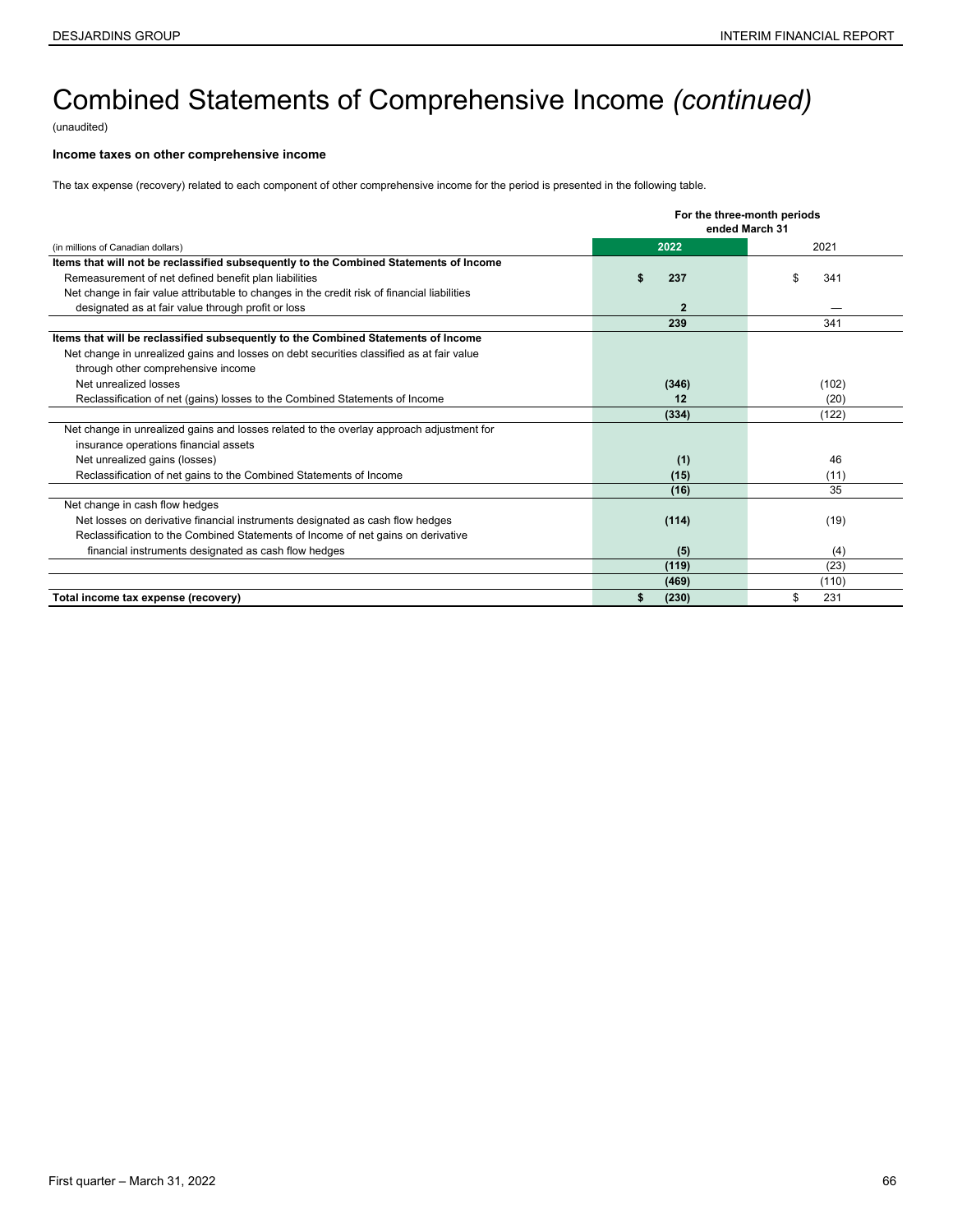# Combined Statements of Comprehensive Income *(continued)*

(unaudited)

**Income taxes on other comprehensive income**

The tax expense (recovery) related to each component of other comprehensive income for the period is presented in the following table.

| (in millions of Canadian dollars) | For the three-month periods ended March 31 2022 | 2021 |
|---|---|---|
| **Items that will not be reclassified subsequently to the Combined Statements of Income** | | |
| Remeasurement of net defined benefit plan liabilities | **$ 237** | $ 341 |
| Net change in fair value attributable to changes in the credit risk of financial liabilities designated as at fair value through profit or loss | **2** | — |
| | **239** | 341 |
| **Items that will be reclassified subsequently to the Combined Statements of Income** | | |
| Net change in unrealized gains and losses on debt securities classified as at fair value through other comprehensive income | | |
| Net unrealized losses | **(346)** | (102) |
| Reclassification of net (gains) losses to the Combined Statements of Income | **12** | (20) |
| | **(334)** | (122) |
| Net change in unrealized gains and losses related to the overlay approach adjustment for insurance operations financial assets | | |
| Net unrealized gains (losses) | **(1)** | 46 |
| Reclassification of net gains to the Combined Statements of Income | **(15)** | (11) |
| | **(16)** | 35 |
| Net change in cash flow hedges | | |
| Net losses on derivative financial instruments designated as cash flow hedges | **(114)** | (19) |
| Reclassification to the Combined Statements of Income of net gains on derivative financial instruments designated as cash flow hedges | **(5)** | (4) |
| | **(119)** | (23) |
| | **(469)** | (110) |
| **Total income tax expense (recovery)** | **$ (230)** | $ 231 |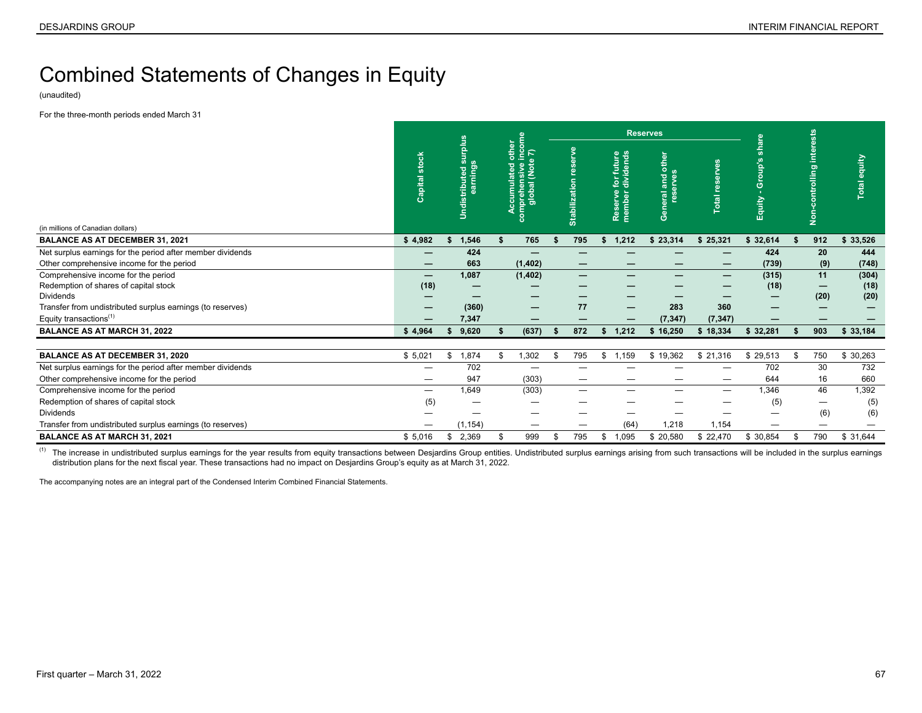# Combined Statements of Changes in Equity

(unaudited)

For the three-month periods ended March 31

| (in millions of Canadian dollars) | Capital stock | Undistributed surplus earnings | Accumulated other comprehensive income global (Note 7) | Reserves | | | | Equity - Group's share | Non-controlling interests | Total equity |
|---|---|---|---|---|---|---|---|---|---|---|
| | | | | Stabilization reserve | Reserve for future member dividends | General and other reserves | Total reserves | | | |
| **BALANCE AS AT DECEMBER 31, 2021** | **$ 4,982** | **$ 1,546** | **$ 765** | **$ 795** | **$ 1,212** | **$ 23,314** | **$ 25,321** | **$ 32,614** | **$ 912** | **$ 33,526** |
| Net surplus earnings for the period after member dividends | **—** | **424** | **—** | **—** | **—** | **—** | **—** | **424** | **20** | **444** |
| Other comprehensive income for the period | **—** | **663** | **(1,402)** | **—** | **—** | **—** | **—** | **(739)** | **(9)** | **(748)** |
| Comprehensive income for the period | **—** | **1,087** | **(1,402)** | **—** | **—** | **—** | **—** | **(315)** | **11** | **(304)** |
| Redemption of shares of capital stock | **(18)** | **—** | **—** | **—** | **—** | **—** | **—** | **(18)** | **—** | **(18)** |
| Dividends | **—** | **—** | **—** | **—** | **—** | **—** | **—** | **—** | **(20)** | **(20)** |
| Transfer from undistributed surplus earnings (to reserves) | **—** | **(360)** | **—** | **77** | **—** | **283** | **360** | **—** | **—** | **—** |
| Equity transactions[(1)] | **—** | **7,347** | **—** | **—** | **—** | **(7,347)** | **(7,347)** | **—** | **—** | **—** |
| **BALANCE AS AT MARCH 31, 2022** | **$ 4,964** | **$ 9,620** | **$ (637)** | **$ 872** | **$ 1,212** | **$ 16,250** | **$ 18,334** | **$ 32,281** | **$ 903** | **$ 33,184** |
| **BALANCE AS AT DECEMBER 31, 2020** | $ 5,021 | $ 1,874 | $ 1,302 | $ 795 | $ 1,159 | $ 19,362 | $ 21,316 | $ 29,513 | $ 750 | $ 30,263 |
| Net surplus earnings for the period after member dividends | — | 702 | — | — | — | — | — | 702 | 30 | 732 |
| Other comprehensive income for the period | — | 947 | (303) | — | — | — | — | 644 | 16 | 660 |
| Comprehensive income for the period | — | 1,649 | (303) | — | — | — | — | 1,346 | 46 | 1,392 |
| Redemption of shares of capital stock | (5) | — | — | — | — | — | — | (5) | — | (5) |
| Dividends | — | — | — | — | — | — | — | — | (6) | (6) |
| Transfer from undistributed surplus earnings (to reserves) | — | (1,154) | — | — | (64) | 1,218 | 1,154 | — | — | — |
| **BALANCE AS AT MARCH 31, 2021** | $ 5,016 | $ 2,369 | $ 999 | $ 795 | $ 1,095 | $ 20,580 | $ 22,470 | $ 30,854 | $ 790 | $ 31,644 |

(1) The increase in undistributed surplus earnings for the year results from equity transactions between Desjardins Group entities. Undistributed surplus earnings arising from such transactions will be included in the surplus earnings distribution plans for the next fiscal year. These transactions had no impact on Desjardins Group's equity as at March 31, 2022.

The accompanying notes are an integral part of the Condensed Interim Combined Financial Statements.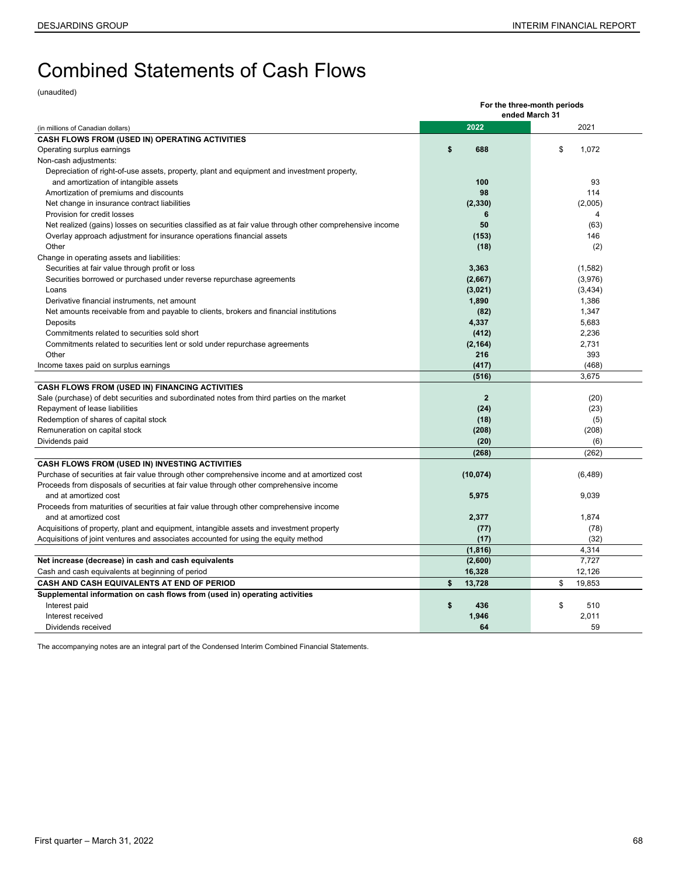# Combined Statements of Cash Flows

(unaudited)

| (in millions of Canadian dollars) | For the three-month periods ended March 31 2022 | 2021 |
|---|---|---|
| **CASH FLOWS FROM (USED IN) OPERATING ACTIVITIES** | | |
| Operating surplus earnings | **$ 688** | $ 1,072 |
| Non-cash adjustments: | | |
| Depreciation of right-of-use assets, property, plant and equipment and investment property, and amortization of intangible assets | **100** | 93 |
| Amortization of premiums and discounts | **98** | 114 |
| Net change in insurance contract liabilities | **(2,330)** | (2,005) |
| Provision for credit losses | **6** | 4 |
| Net realized (gains) losses on securities classified as at fair value through other comprehensive income | **50** | (63) |
| Overlay approach adjustment for insurance operations financial assets | **(153)** | 146 |
| Other | **(18)** | (2) |
| Change in operating assets and liabilities: | | |
| Securities at fair value through profit or loss | **3,363** | (1,582) |
| Securities borrowed or purchased under reverse repurchase agreements | **(2,667)** | (3,976) |
| Loans | **(3,021)** | (3,434) |
| Derivative financial instruments, net amount | **1,890** | 1,386 |
| Net amounts receivable from and payable to clients, brokers and financial institutions | **(82)** | 1,347 |
| Deposits | **4,337** | 5,683 |
| Commitments related to securities sold short | **(412)** | 2,236 |
| Commitments related to securities lent or sold under repurchase agreements | **(2,164)** | 2,731 |
| Other | **216** | 393 |
| Income taxes paid on surplus earnings | **(417)** | (468) |
| | **(516)** | 3,675 |
| **CASH FLOWS FROM (USED IN) FINANCING ACTIVITIES** | | |
| Sale (purchase) of debt securities and subordinated notes from third parties on the market | **2** | (20) |
| Repayment of lease liabilities | **(24)** | (23) |
| Redemption of shares of capital stock | **(18)** | (5) |
| Remuneration on capital stock | **(208)** | (208) |
| Dividends paid | **(20)** | (6) |
| | **(268)** | (262) |
| **CASH FLOWS FROM (USED IN) INVESTING ACTIVITIES** | | |
| Purchase of securities at fair value through other comprehensive income and at amortized cost | **(10,074)** | (6,489) |
| Proceeds from disposals of securities at fair value through other comprehensive income and at amortized cost | **5,975** | 9,039 |
| Proceeds from maturities of securities at fair value through other comprehensive income and at amortized cost | **2,377** | 1,874 |
| Acquisitions of property, plant and equipment, intangible assets and investment property | **(77)** | (78) |
| Acquisitions of joint ventures and associates accounted for using the equity method | **(17)** | (32) |
| | **(1,816)** | 4,314 |
| **Net increase (decrease) in cash and cash equivalents** | **(2,600)** | 7,727 |
| Cash and cash equivalents at beginning of period | **16,328** | 12,126 |
| **CASH AND CASH EQUIVALENTS AT END OF PERIOD** | **$ 13,728** | $ 19,853 |
| **Supplemental information on cash flows from (used in) operating activities** | | |
| Interest paid | **$ 436** | $ 510 |
| Interest received | **1,946** | 2,011 |
| Dividends received | **64** | 59 |

The accompanying notes are an integral part of the Condensed Interim Combined Financial Statements.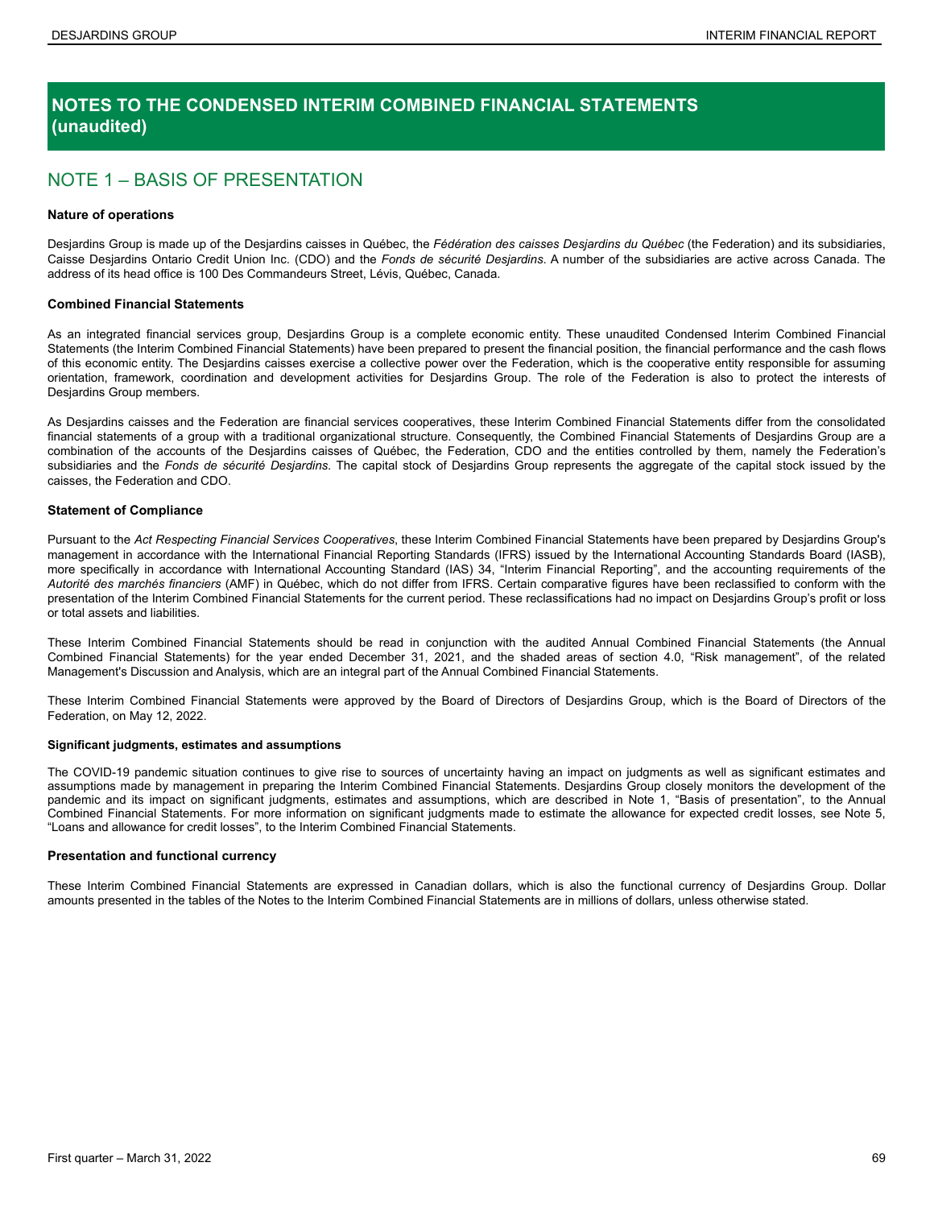# NOTES TO THE CONDENSED INTERIM COMBINED FINANCIAL STATEMENTS (unaudited)

## NOTE 1 – BASIS OF PRESENTATION

### Nature of operations

Desjardins Group is made up of the Desjardins caisses in Québec, the *Fédération des caisses Desjardins du Québec* (the Federation) and its subsidiaries, Caisse Desjardins Ontario Credit Union Inc. (CDO) and the *Fonds de sécurité Desjardins*. A number of the subsidiaries are active across Canada. The address of its head office is 100 Des Commandeurs Street, Lévis, Québec, Canada.

### Combined Financial Statements

As an integrated financial services group, Desjardins Group is a complete economic entity. These unaudited Condensed Interim Combined Financial Statements (the Interim Combined Financial Statements) have been prepared to present the financial position, the financial performance and the cash flows of this economic entity. The Desjardins caisses exercise a collective power over the Federation, which is the cooperative entity responsible for assuming orientation, framework, coordination and development activities for Desjardins Group. The role of the Federation is also to protect the interests of Desjardins Group members.

As Desjardins caisses and the Federation are financial services cooperatives, these Interim Combined Financial Statements differ from the consolidated financial statements of a group with a traditional organizational structure. Consequently, the Combined Financial Statements of Desjardins Group are a combination of the accounts of the Desjardins caisses of Québec, the Federation, CDO and the entities controlled by them, namely the Federation's subsidiaries and the *Fonds de sécurité Desjardins*. The capital stock of Desjardins Group represents the aggregate of the capital stock issued by the caisses, the Federation and CDO.

### Statement of Compliance

Pursuant to the *Act Respecting Financial Services Cooperatives*, these Interim Combined Financial Statements have been prepared by Desjardins Group's management in accordance with the International Financial Reporting Standards (IFRS) issued by the International Accounting Standards Board (IASB), more specifically in accordance with International Accounting Standard (IAS) 34, "Interim Financial Reporting", and the accounting requirements of the *Autorité des marchés financiers* (AMF) in Québec, which do not differ from IFRS. Certain comparative figures have been reclassified to conform with the presentation of the Interim Combined Financial Statements for the current period. These reclassifications had no impact on Desjardins Group's profit or loss or total assets and liabilities.

These Interim Combined Financial Statements should be read in conjunction with the audited Annual Combined Financial Statements (the Annual Combined Financial Statements) for the year ended December 31, 2021, and the shaded areas of section 4.0, "Risk management", of the related Management's Discussion and Analysis, which are an integral part of the Annual Combined Financial Statements.

These Interim Combined Financial Statements were approved by the Board of Directors of Desjardins Group, which is the Board of Directors of the Federation, on May 12, 2022.

### Significant judgments, estimates and assumptions

The COVID-19 pandemic situation continues to give rise to sources of uncertainty having an impact on judgments as well as significant estimates and assumptions made by management in preparing the Interim Combined Financial Statements. Desjardins Group closely monitors the development of the pandemic and its impact on significant judgments, estimates and assumptions, which are described in Note 1, "Basis of presentation", to the Annual Combined Financial Statements. For more information on significant judgments made to estimate the allowance for expected credit losses, see Note 5, "Loans and allowance for credit losses", to the Interim Combined Financial Statements.

### Presentation and functional currency

These Interim Combined Financial Statements are expressed in Canadian dollars, which is also the functional currency of Desjardins Group. Dollar amounts presented in the tables of the Notes to the Interim Combined Financial Statements are in millions of dollars, unless otherwise stated.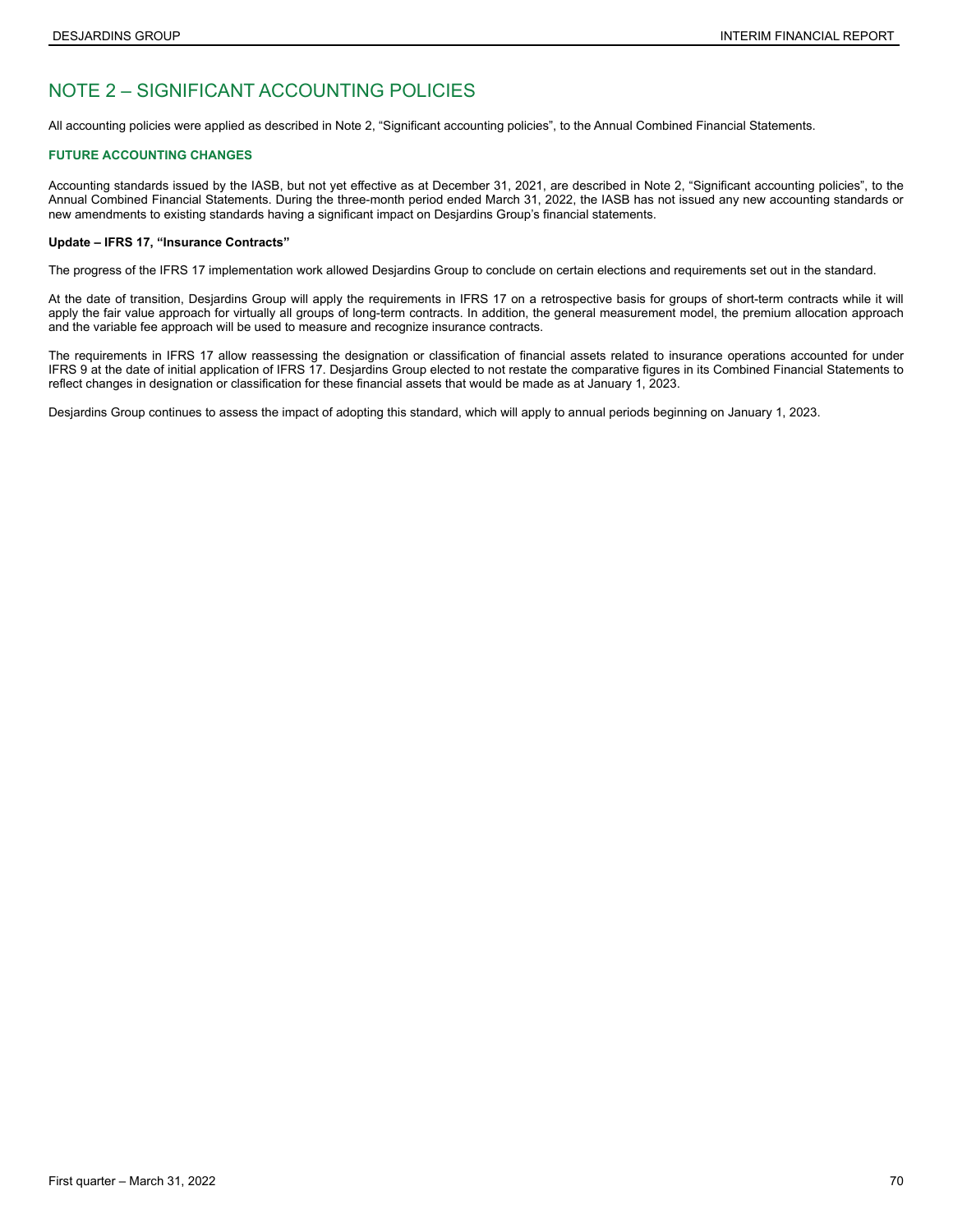# NOTE 2 – SIGNIFICANT ACCOUNTING POLICIES

All accounting policies were applied as described in Note 2, "Significant accounting policies", to the Annual Combined Financial Statements.

## FUTURE ACCOUNTING CHANGES

Accounting standards issued by the IASB, but not yet effective as at December 31, 2021, are described in Note 2, "Significant accounting policies", to the Annual Combined Financial Statements. During the three-month period ended March 31, 2022, the IASB has not issued any new accounting standards or new amendments to existing standards having a significant impact on Desjardins Group's financial statements.

### Update – IFRS 17, "Insurance Contracts"

The progress of the IFRS 17 implementation work allowed Desjardins Group to conclude on certain elections and requirements set out in the standard.

At the date of transition, Desjardins Group will apply the requirements in IFRS 17 on a retrospective basis for groups of short-term contracts while it will apply the fair value approach for virtually all groups of long-term contracts. In addition, the general measurement model, the premium allocation approach and the variable fee approach will be used to measure and recognize insurance contracts.

The requirements in IFRS 17 allow reassessing the designation or classification of financial assets related to insurance operations accounted for under IFRS 9 at the date of initial application of IFRS 17. Desjardins Group elected to not restate the comparative figures in its Combined Financial Statements to reflect changes in designation or classification for these financial assets that would be made as at January 1, 2023.

Desjardins Group continues to assess the impact of adopting this standard, which will apply to annual periods beginning on January 1, 2023.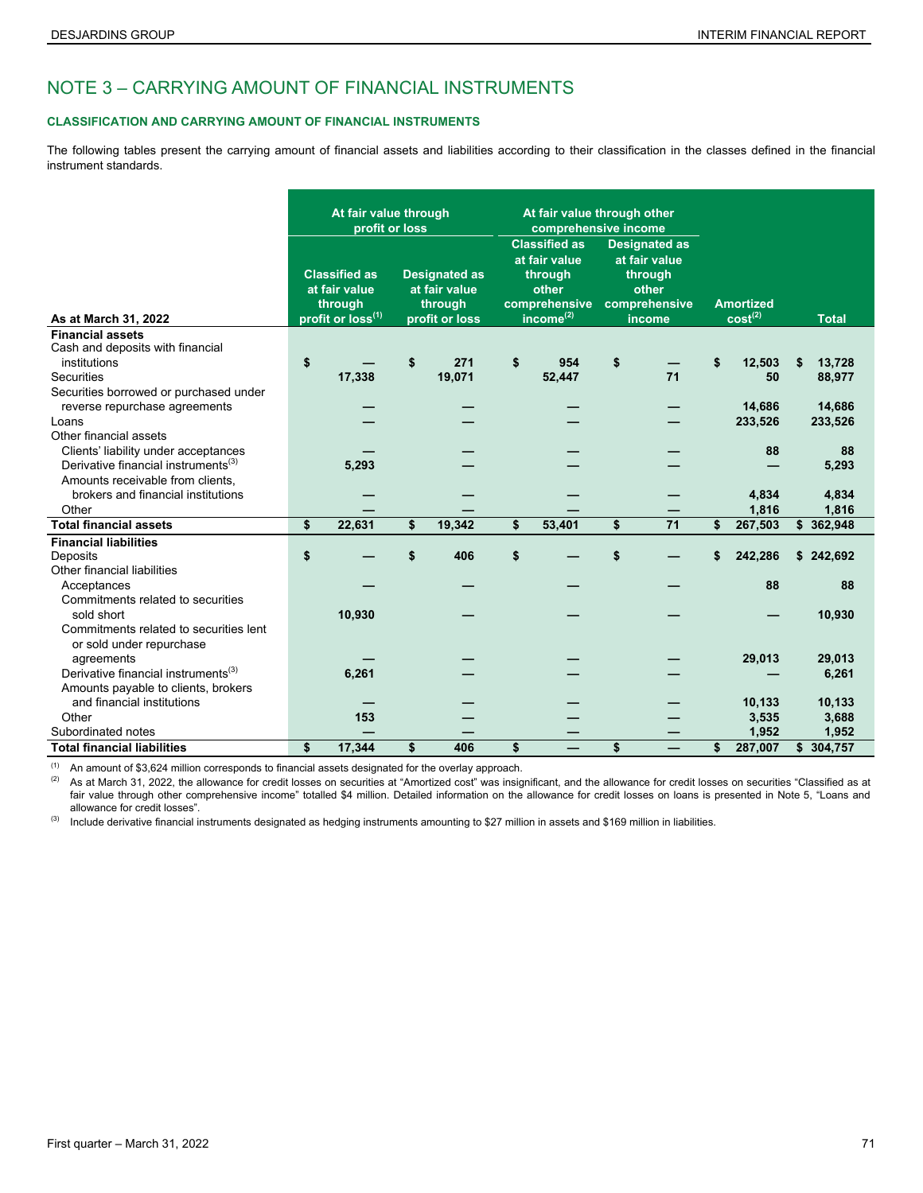# NOTE 3 – CARRYING AMOUNT OF FINANCIAL INSTRUMENTS

### CLASSIFICATION AND CARRYING AMOUNT OF FINANCIAL INSTRUMENTS

The following tables present the carrying amount of financial assets and liabilities according to their classification in the classes defined in the financial instrument standards.

| As at March 31, 2022 | At fair value through profit or loss | | At fair value through other comprehensive income | | | |
|---|---|---|---|---|---|---|
| | Classified as at fair value through profit or loss[(1)] | Designated as at fair value through profit or loss | Classified as at fair value through other comprehensive income[(2)] | Designated as at fair value through other comprehensive income | Amortized cost[(2)] | Total |
| **Financial assets** | | | | | | |
| Cash and deposits with financial institutions | $ — | $ 271 | $ 954 | $ — | $ 12,503 | $ 13,728 |
| Securities | 17,338 | 19,071 | 52,447 | 71 | 50 | 88,977 |
| Securities borrowed or purchased under reverse repurchase agreements | — | — | — | — | 14,686 | 14,686 |
| Loans | — | — | — | — | 233,526 | 233,526 |
| Other financial assets | | | | | | |
| Clients' liability under acceptances | — | — | — | — | 88 | 88 |
| Derivative financial instruments[(3)] | 5,293 | — | — | — | — | 5,293 |
| Amounts receivable from clients, brokers and financial institutions | — | — | — | — | 4,834 | 4,834 |
| Other | — | — | — | — | 1,816 | 1,816 |
| **Total financial assets** | **$ 22,631** | **$ 19,342** | **$ 53,401** | **$ 71** | **$ 267,503** | **$ 362,948** |
| **Financial liabilities** | | | | | | |
| Deposits | $ — | $ 406 | $ — | $ — | $ 242,286 | $ 242,692 |
| Other financial liabilities | | | | | | |
| Acceptances | — | — | — | — | 88 | 88 |
| Commitments related to securities sold short | 10,930 | — | — | — | — | 10,930 |
| Commitments related to securities lent or sold under repurchase agreements | — | — | — | — | 29,013 | 29,013 |
| Derivative financial instruments[(3)] | 6,261 | — | — | — | — | 6,261 |
| Amounts payable to clients, brokers and financial institutions | — | — | — | — | 10,133 | 10,133 |
| Other | 153 | — | — | — | 3,535 | 3,688 |
| Subordinated notes | — | — | — | — | 1,952 | 1,952 |
| **Total financial liabilities** | **$ 17,344** | **$ 406** | **$ —** | **$ —** | **$ 287,007** | **$ 304,757** |

(1) An amount of $3,624 million corresponds to financial assets designated for the overlay approach.

(2) As at March 31, 2022, the allowance for credit losses on securities at "Amortized cost" was insignificant, and the allowance for credit losses on securities "Classified as at fair value through other comprehensive income" totalled $4 million. Detailed information on the allowance for credit losses on loans is presented in Note 5, "Loans and allowance for credit losses".

(3) Include derivative financial instruments designated as hedging instruments amounting to $27 million in assets and $169 million in liabilities.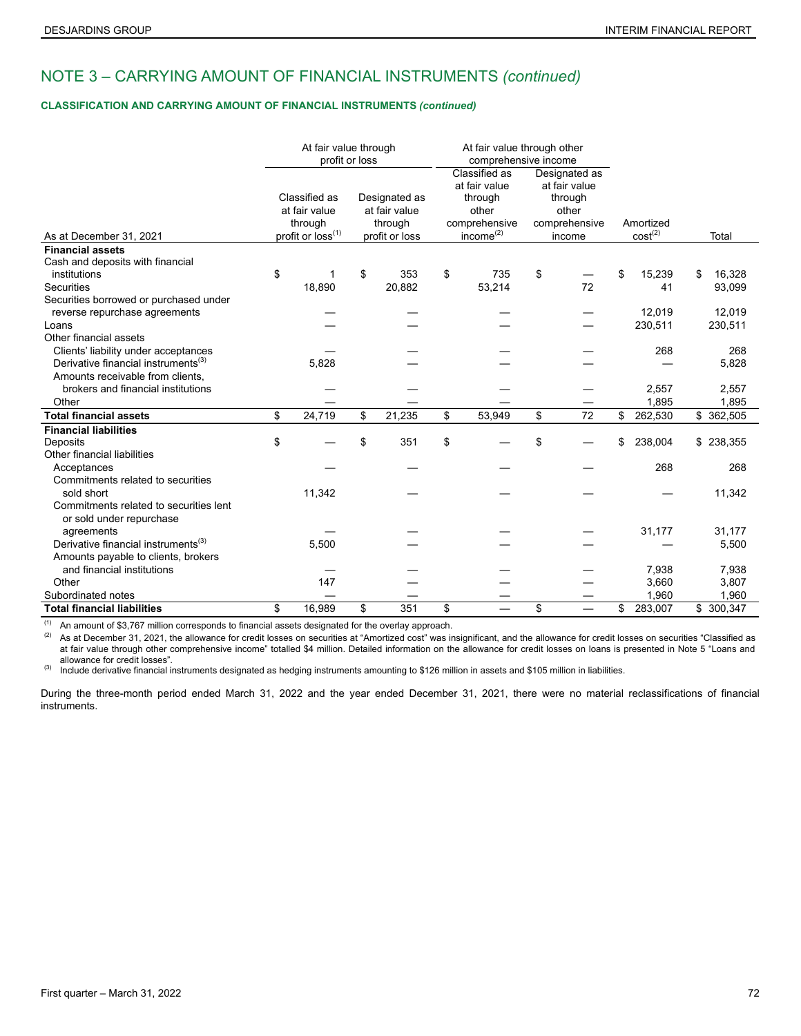# NOTE 3 – CARRYING AMOUNT OF FINANCIAL INSTRUMENTS *(continued)*

**CLASSIFICATION AND CARRYING AMOUNT OF FINANCIAL INSTRUMENTS *(continued)***

| | At fair value through profit or loss | | At fair value through other comprehensive income | | | |
|---|---|---|---|---|---|---|
| As at December 31, 2021 | Classified as at fair value through profit or loss[(1)] | Designated as at fair value through profit or loss | Classified as at fair value through other comprehensive income[(2)] | Designated as at fair value through other comprehensive income | Amortized cost[(2)] | Total |
| **Financial assets** | | | | | | |
| Cash and deposits with financial institutions | $ 1 | $ 353 | $ 735 | $ — | $ 15,239 | $ 16,328 |
| Securities | 18,890 | 20,882 | 53,214 | 72 | 41 | 93,099 |
| Securities borrowed or purchased under reverse repurchase agreements | — | — | — | — | 12,019 | 12,019 |
| Loans | — | — | — | — | 230,511 | 230,511 |
| Other financial assets | | | | | | |
| Clients' liability under acceptances | — | — | — | — | 268 | 268 |
| Derivative financial instruments[(3)] | 5,828 | — | — | — | — | 5,828 |
| Amounts receivable from clients, brokers and financial institutions | — | — | — | — | 2,557 | 2,557 |
| Other | — | — | — | — | 1,895 | 1,895 |
| **Total financial assets** | $ 24,719 | $ 21,235 | $ 53,949 | $ 72 | $ 262,530 | $ 362,505 |
| **Financial liabilities** | | | | | | |
| Deposits | $ — | $ 351 | $ — | $ — | $ 238,004 | $ 238,355 |
| Other financial liabilities | | | | | | |
| Acceptances | — | — | — | — | 268 | 268 |
| Commitments related to securities sold short | 11,342 | — | — | — | — | 11,342 |
| Commitments related to securities lent or sold under repurchase agreements | — | — | — | — | 31,177 | 31,177 |
| Derivative financial instruments[(3)] | 5,500 | — | — | — | — | 5,500 |
| Amounts payable to clients, brokers and financial institutions | — | — | — | — | 7,938 | 7,938 |
| Other | 147 | — | — | — | 3,660 | 3,807 |
| Subordinated notes | — | — | — | — | 1,960 | 1,960 |
| **Total financial liabilities** | $ 16,989 | $ 351 | $ — | $ — | $ 283,007 | $ 300,347 |

(1) An amount of $3,767 million corresponds to financial assets designated for the overlay approach.

(2) As at December 31, 2021, the allowance for credit losses on securities at "Amortized cost" was insignificant, and the allowance for credit losses on securities "Classified as at fair value through other comprehensive income" totalled $4 million. Detailed information on the allowance for credit losses on loans is presented in Note 5 "Loans and allowance for credit losses".

(3) Include derivative financial instruments designated as hedging instruments amounting to $126 million in assets and $105 million in liabilities.

During the three-month period ended March 31, 2022 and the year ended December 31, 2021, there were no material reclassifications of financial instruments.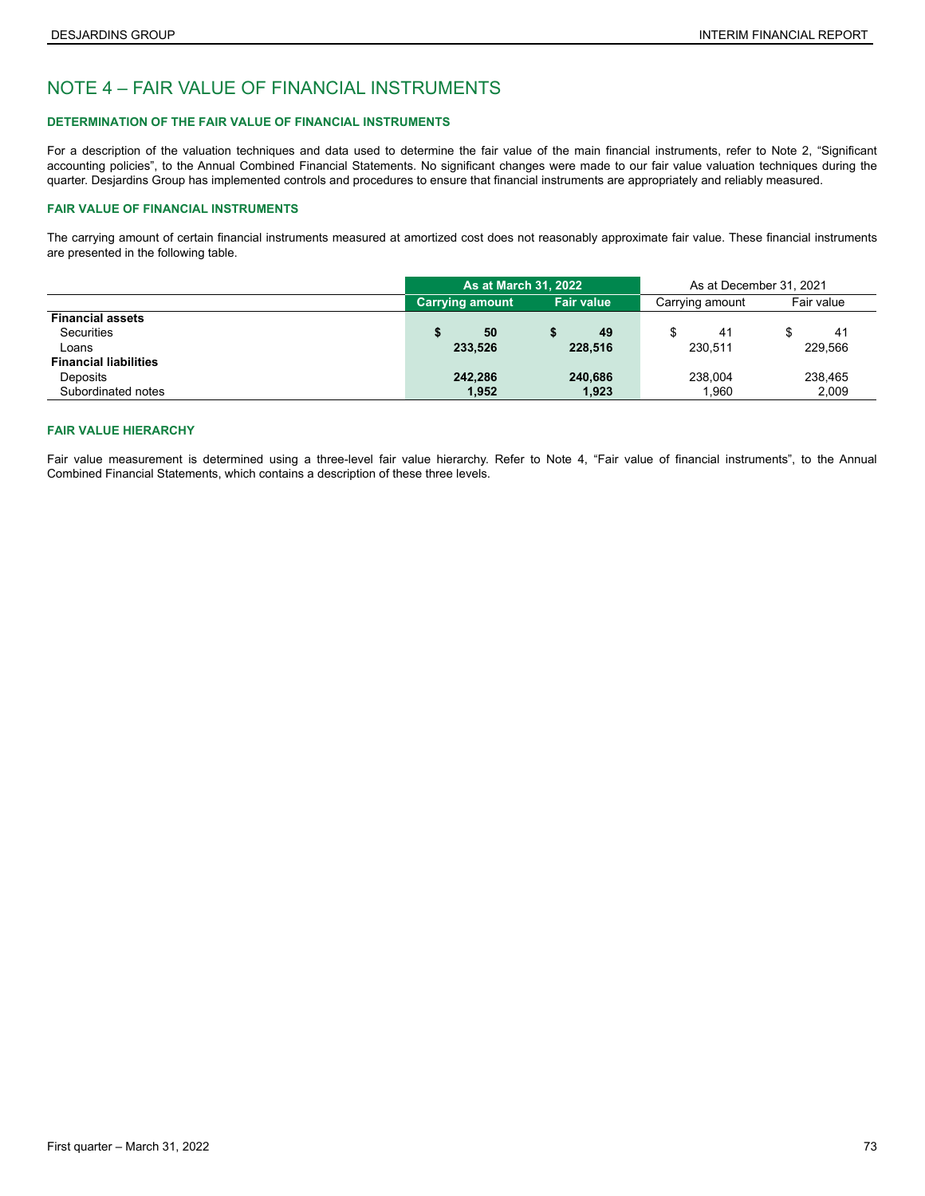# NOTE 4 – FAIR VALUE OF FINANCIAL INSTRUMENTS

### DETERMINATION OF THE FAIR VALUE OF FINANCIAL INSTRUMENTS

For a description of the valuation techniques and data used to determine the fair value of the main financial instruments, refer to Note 2, "Significant accounting policies", to the Annual Combined Financial Statements. No significant changes were made to our fair value valuation techniques during the quarter. Desjardins Group has implemented controls and procedures to ensure that financial instruments are appropriately and reliably measured.

### FAIR VALUE OF FINANCIAL INSTRUMENTS

The carrying amount of certain financial instruments measured at amortized cost does not reasonably approximate fair value. These financial instruments are presented in the following table.

| | **As at March 31, 2022** | | As at December 31, 2021 | |
|---|---|---|---|---|
| | **Carrying amount** | **Fair value** | Carrying amount | Fair value |
| **Financial assets** | | | | |
| Securities | **$ 50** | **$ 49** | $ 41 | $ 41 |
| Loans | **233,526** | **228,516** | 230,511 | 229,566 |
| **Financial liabilities** | | | | |
| Deposits | **242,286** | **240,686** | 238,004 | 238,465 |
| Subordinated notes | **1,952** | **1,923** | 1,960 | 2,009 |

### FAIR VALUE HIERARCHY

Fair value measurement is determined using a three-level fair value hierarchy. Refer to Note 4, "Fair value of financial instruments", to the Annual Combined Financial Statements, which contains a description of these three levels.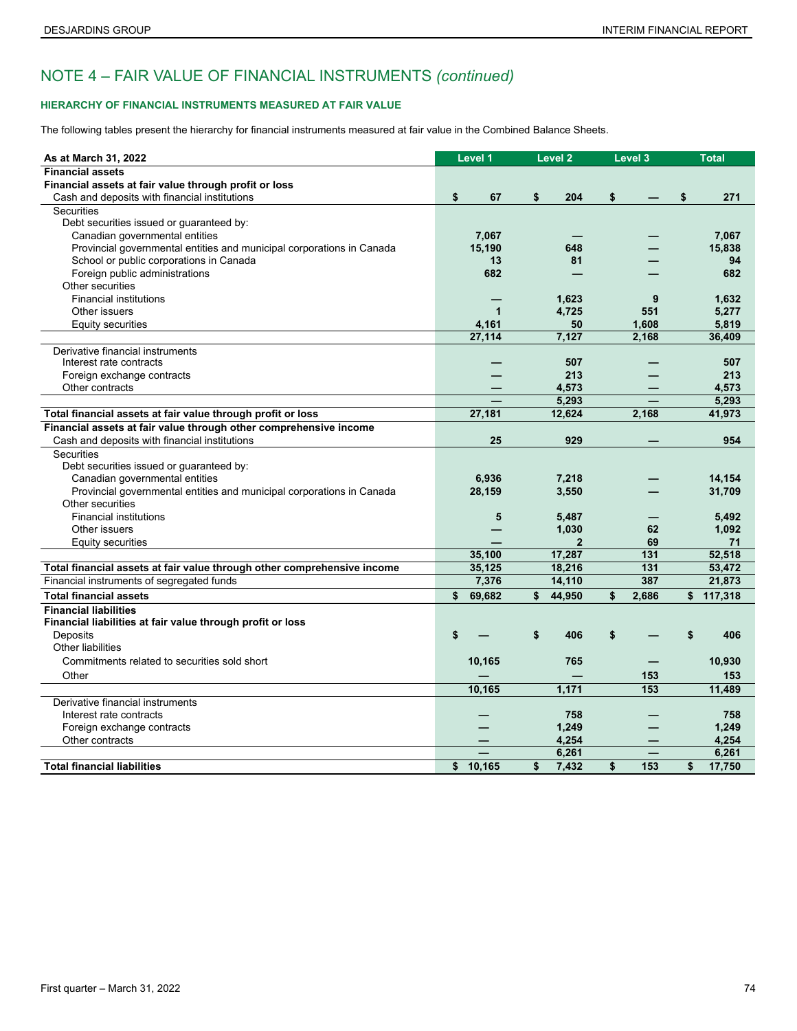# NOTE 4 – FAIR VALUE OF FINANCIAL INSTRUMENTS *(continued)*

### HIERARCHY OF FINANCIAL INSTRUMENTS MEASURED AT FAIR VALUE

The following tables present the hierarchy for financial instruments measured at fair value in the Combined Balance Sheets.

| As at March 31, 2022 | Level 1 | Level 2 | Level 3 | Total |
|---|---|---|---|---|
| **Financial assets** | | | | |
| **Financial assets at fair value through profit or loss** | | | | |
| Cash and deposits with financial institutions | $ 67 | $ 204 | $ — | $ 271 |
| Securities | | | | |
| Debt securities issued or guaranteed by: | | | | |
| Canadian governmental entities | 7,067 | — | — | 7,067 |
| Provincial governmental entities and municipal corporations in Canada | 15,190 | 648 | — | 15,838 |
| School or public corporations in Canada | 13 | 81 | — | 94 |
| Foreign public administrations | 682 | — | — | 682 |
| Other securities | | | | |
| Financial institutions | — | 1,623 | 9 | 1,632 |
| Other issuers | 1 | 4,725 | 551 | 5,277 |
| Equity securities | 4,161 | 50 | 1,608 | 5,819 |
| | 27,114 | 7,127 | 2,168 | 36,409 |
| Derivative financial instruments | | | | |
| Interest rate contracts | — | 507 | — | 507 |
| Foreign exchange contracts | — | 213 | — | 213 |
| Other contracts | — | 4,573 | — | 4,573 |
| | — | 5,293 | — | 5,293 |
| **Total financial assets at fair value through profit or loss** | 27,181 | 12,624 | 2,168 | 41,973 |
| **Financial assets at fair value through other comprehensive income** | | | | |
| Cash and deposits with financial institutions | 25 | 929 | — | 954 |
| Securities | | | | |
| Debt securities issued or guaranteed by: | | | | |
| Canadian governmental entities | 6,936 | 7,218 | — | 14,154 |
| Provincial governmental entities and municipal corporations in Canada | 28,159 | 3,550 | — | 31,709 |
| Other securities | | | | |
| Financial institutions | 5 | 5,487 | — | 5,492 |
| Other issuers | — | 1,030 | 62 | 1,092 |
| Equity securities | — | 2 | 69 | 71 |
| | 35,100 | 17,287 | 131 | 52,518 |
| **Total financial assets at fair value through other comprehensive income** | 35,125 | 18,216 | 131 | 53,472 |
| Financial instruments of segregated funds | 7,376 | 14,110 | 387 | 21,873 |
| **Total financial assets** | $ 69,682 | $ 44,950 | $ 2,686 | $ 117,318 |
| **Financial liabilities** | | | | |
| **Financial liabilities at fair value through profit or loss** | | | | |
| Deposits | $ — | $ 406 | $ — | $ 406 |
| Other liabilities | | | | |
| Commitments related to securities sold short | 10,165 | 765 | — | 10,930 |
| Other | — | — | 153 | 153 |
| | 10,165 | 1,171 | 153 | 11,489 |
| Derivative financial instruments | | | | |
| Interest rate contracts | — | 758 | — | 758 |
| Foreign exchange contracts | — | 1,249 | — | 1,249 |
| Other contracts | — | 4,254 | — | 4,254 |
| | — | 6,261 | — | 6,261 |
| **Total financial liabilities** | $ 10,165 | $ 7,432 | $ 153 | $ 17,750 |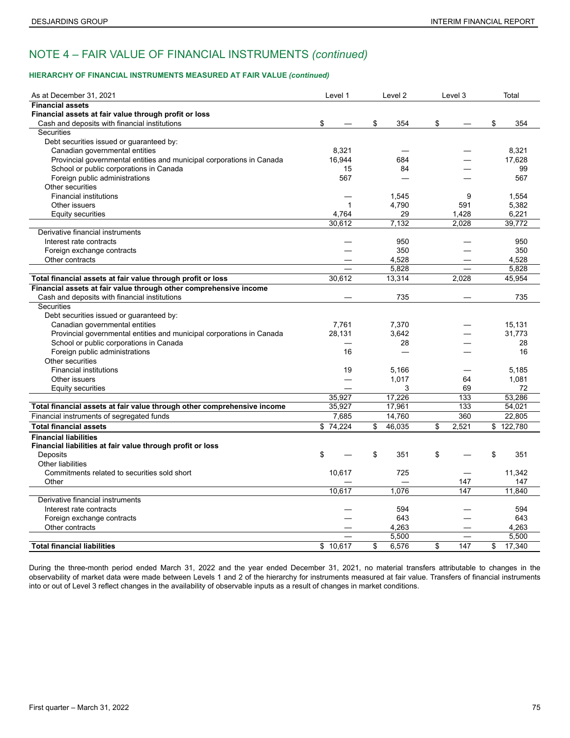# NOTE 4 – FAIR VALUE OF FINANCIAL INSTRUMENTS *(continued)*

### HIERARCHY OF FINANCIAL INSTRUMENTS MEASURED AT FAIR VALUE *(continued)*

| As at December 31, 2021 | Level 1 | Level 2 | Level 3 | Total |
|---|---|---|---|---|
| **Financial assets** | | | | |
| **Financial assets at fair value through profit or loss** | | | | |
| Cash and deposits with financial institutions | $ — | $ 354 | $ — | $ 354 |
| Securities | | | | |
| Debt securities issued or guaranteed by: | | | | |
| Canadian governmental entities | 8,321 | — | — | 8,321 |
| Provincial governmental entities and municipal corporations in Canada | 16,944 | 684 | — | 17,628 |
| School or public corporations in Canada | 15 | 84 | — | 99 |
| Foreign public administrations | 567 | — | — | 567 |
| Other securities | | | | |
| Financial institutions | — | 1,545 | 9 | 1,554 |
| Other issuers | 1 | 4,790 | 591 | 5,382 |
| Equity securities | 4,764 | 29 | 1,428 | 6,221 |
| | 30,612 | 7,132 | 2,028 | 39,772 |
| Derivative financial instruments | | | | |
| Interest rate contracts | — | 950 | — | 950 |
| Foreign exchange contracts | — | 350 | — | 350 |
| Other contracts | — | 4,528 | — | 4,528 |
| | — | 5,828 | — | 5,828 |
| **Total financial assets at fair value through profit or loss** | 30,612 | 13,314 | 2,028 | 45,954 |
| **Financial assets at fair value through other comprehensive income** | | | | |
| Cash and deposits with financial institutions | — | 735 | — | 735 |
| Securities | | | | |
| Debt securities issued or guaranteed by: | | | | |
| Canadian governmental entities | 7,761 | 7,370 | — | 15,131 |
| Provincial governmental entities and municipal corporations in Canada | 28,131 | 3,642 | — | 31,773 |
| School or public corporations in Canada | — | 28 | — | 28 |
| Foreign public administrations | 16 | — | — | 16 |
| Other securities | | | | |
| Financial institutions | 19 | 5,166 | — | 5,185 |
| Other issuers | — | 1,017 | 64 | 1,081 |
| Equity securities | — | 3 | 69 | 72 |
| | 35,927 | 17,226 | 133 | 53,286 |
| **Total financial assets at fair value through other comprehensive income** | 35,927 | 17,961 | 133 | 54,021 |
| Financial instruments of segregated funds | 7,685 | 14,760 | 360 | 22,805 |
| **Total financial assets** | $ 74,224 | $ 46,035 | $ 2,521 | $ 122,780 |
| **Financial liabilities** | | | | |
| **Financial liabilities at fair value through profit or loss** | | | | |
| Deposits | $ — | $ 351 | $ — | $ 351 |
| Other liabilities | | | | |
| Commitments related to securities sold short | 10,617 | 725 | — | 11,342 |
| Other | — | — | 147 | 147 |
| | 10,617 | 1,076 | 147 | 11,840 |
| Derivative financial instruments | | | | |
| Interest rate contracts | — | 594 | — | 594 |
| Foreign exchange contracts | — | 643 | — | 643 |
| Other contracts | — | 4,263 | — | 4,263 |
| | — | 5,500 | — | 5,500 |
| **Total financial liabilities** | $ 10,617 | $ 6,576 | $ 147 | $ 17,340 |

During the three-month period ended March 31, 2022 and the year ended December 31, 2021, no material transfers attributable to changes in the observability of market data were made between Levels 1 and 2 of the hierarchy for instruments measured at fair value. Transfers of financial instruments into or out of Level 3 reflect changes in the availability of observable inputs as a result of changes in market conditions.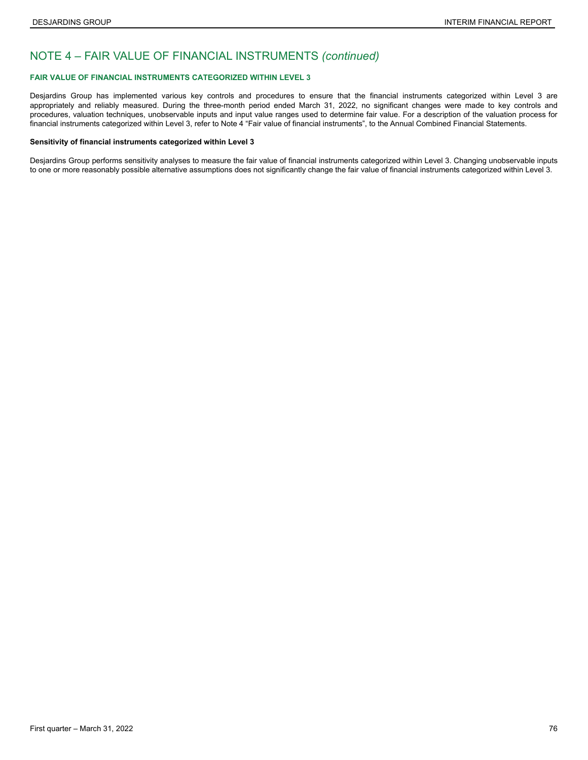# NOTE 4 – FAIR VALUE OF FINANCIAL INSTRUMENTS *(continued)*

## FAIR VALUE OF FINANCIAL INSTRUMENTS CATEGORIZED WITHIN LEVEL 3

Desjardins Group has implemented various key controls and procedures to ensure that the financial instruments categorized within Level 3 are appropriately and reliably measured. During the three-month period ended March 31, 2022, no significant changes were made to key controls and procedures, valuation techniques, unobservable inputs and input value ranges used to determine fair value. For a description of the valuation process for financial instruments categorized within Level 3, refer to Note 4 "Fair value of financial instruments", to the Annual Combined Financial Statements.

### Sensitivity of financial instruments categorized within Level 3

Desjardins Group performs sensitivity analyses to measure the fair value of financial instruments categorized within Level 3. Changing unobservable inputs to one or more reasonably possible alternative assumptions does not significantly change the fair value of financial instruments categorized within Level 3.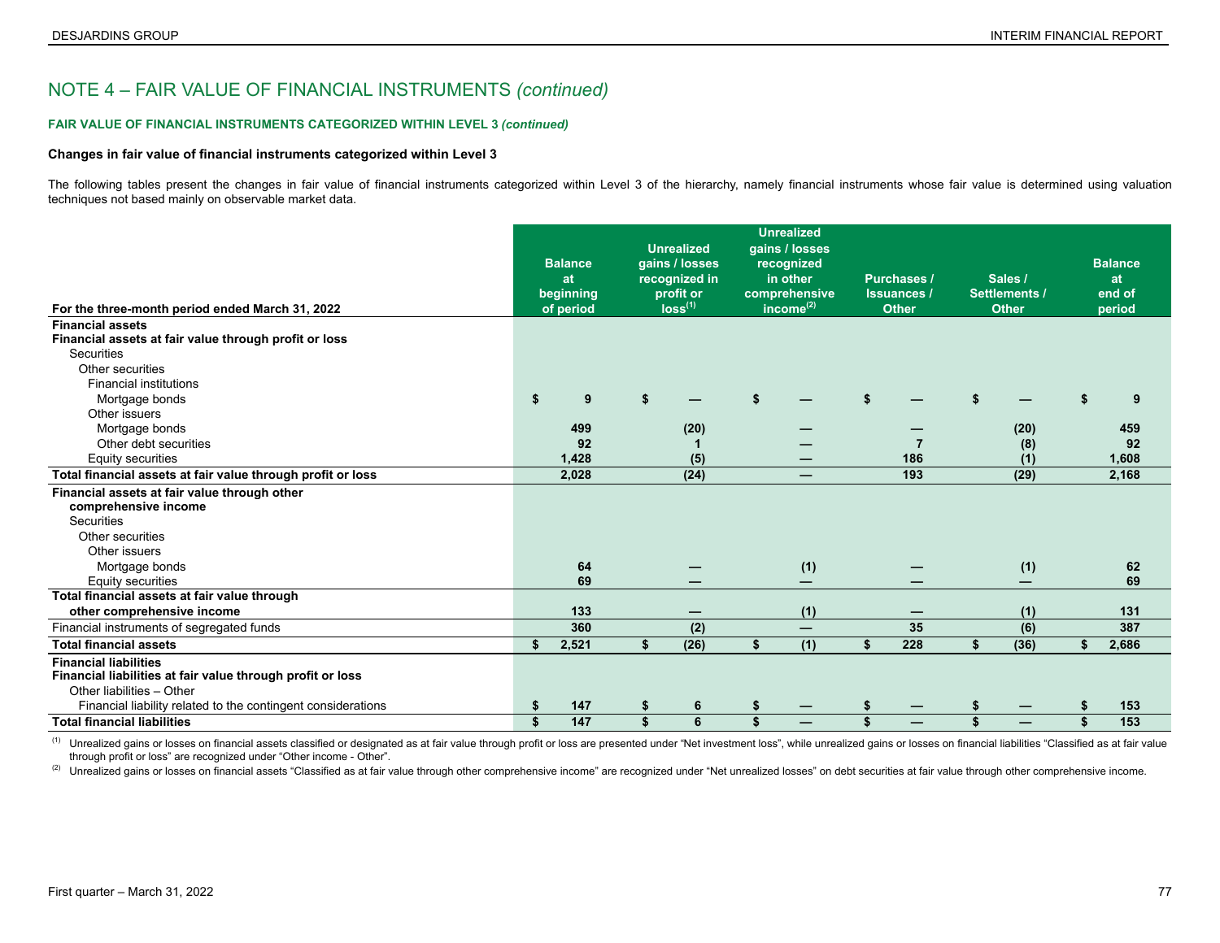# NOTE 4 – FAIR VALUE OF FINANCIAL INSTRUMENTS *(continued)*

**FAIR VALUE OF FINANCIAL INSTRUMENTS CATEGORIZED WITHIN LEVEL 3 *(continued)***

**Changes in fair value of financial instruments categorized within Level 3**

The following tables present the changes in fair value of financial instruments categorized within Level 3 of the hierarchy, namely financial instruments whose fair value is determined using valuation techniques not based mainly on observable market data.

| For the three-month period ended March 31, 2022 | Balance at beginning of period | Unrealized gains / losses recognized in profit or loss[(1)] | Unrealized gains / losses recognized in other comprehensive income[(2)] | Purchases / Issuances / Other | Sales / Settlements / Other | Balance at end of period |
|---|---|---|---|---|---|---|
| **Financial assets** | | | | | | |
| **Financial assets at fair value through profit or loss** | | | | | | |
| Securities | | | | | | |
| Other securities | | | | | | |
| Financial institutions | | | | | | |
| Mortgage bonds | $ 9 | $ — | $ — | $ — | $ — | $ 9 |
| Other issuers | | | | | | |
| Mortgage bonds | 499 | (20) | — | — | (20) | 459 |
| Other debt securities | 92 | 1 | — | 7 | (8) | 92 |
| Equity securities | 1,428 | (5) | — | 186 | (1) | 1,608 |
| **Total financial assets at fair value through profit or loss** | 2,028 | (24) | — | 193 | (29) | 2,168 |
| **Financial assets at fair value through other comprehensive income** | | | | | | |
| Securities | | | | | | |
| Other securities | | | | | | |
| Other issuers | | | | | | |
| Mortgage bonds | 64 | — | (1) | — | (1) | 62 |
| Equity securities | 69 | — | — | — | — | 69 |
| **Total financial assets at fair value through other comprehensive income** | 133 | — | (1) | — | (1) | 131 |
| Financial instruments of segregated funds | 360 | (2) | — | 35 | (6) | 387 |
| **Total financial assets** | $ 2,521 | $ (26) | $ (1) | $ 228 | $ (36) | $ 2,686 |
| **Financial liabilities** | | | | | | |
| **Financial liabilities at fair value through profit or loss** | | | | | | |
| Other liabilities – Other | | | | | | |
| Financial liability related to the contingent considerations | $ 147 | $ 6 | $ — | $ — | $ — | $ 153 |
| **Total financial liabilities** | $ 147 | $ 6 | $ — | $ — | $ — | $ 153 |

(1) Unrealized gains or losses on financial assets classified or designated as at fair value through profit or loss are presented under "Net investment loss", while unrealized gains or losses on financial liabilities "Classified as at fair value through profit or loss" are recognized under "Other income - Other".

(2) Unrealized gains or losses on financial assets "Classified as at fair value through other comprehensive income" are recognized under "Net unrealized losses" on debt securities at fair value through other comprehensive income.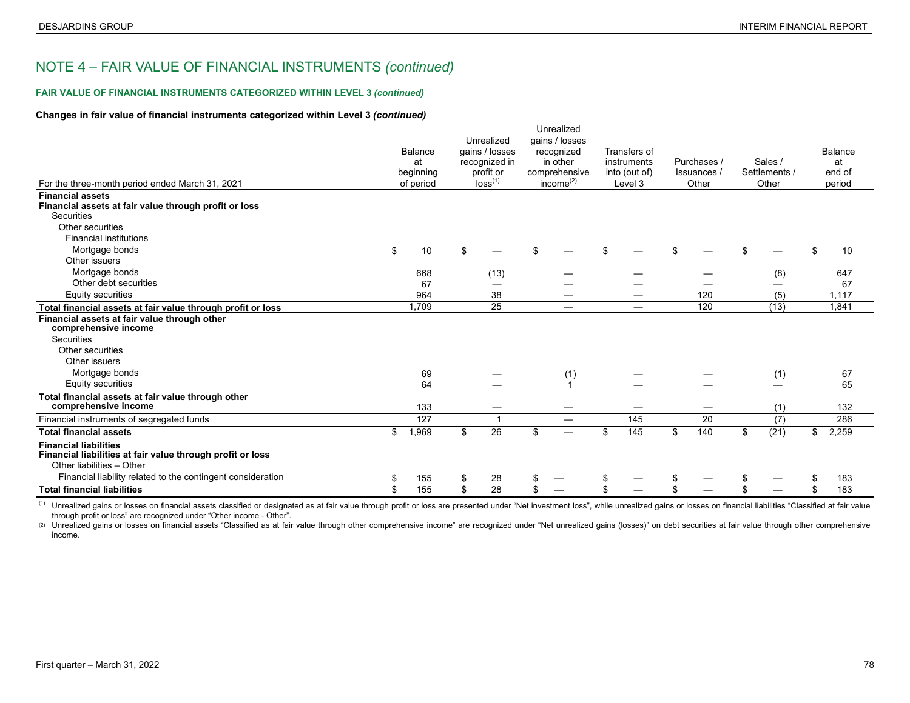# NOTE 4 – FAIR VALUE OF FINANCIAL INSTRUMENTS *(continued)*

**FAIR VALUE OF FINANCIAL INSTRUMENTS CATEGORIZED WITHIN LEVEL 3 *(continued)***

**Changes in fair value of financial instruments categorized within Level 3 *(continued)***

| For the three-month period ended March 31, 2021 | Balance at beginning of period | Unrealized gains / losses recognized in profit or loss[(1)] | Unrealized gains / losses recognized in other comprehensive income[(2)] | Transfers of instruments into (out of) Level 3 | Purchases / Issuances / Other | Sales / Settlements / Other | Balance at end of period |
|---|---|---|---|---|---|---|---|
| **Financial assets** | | | | | | | |
| **Financial assets at fair value through profit or loss** | | | | | | | |
| Securities | | | | | | | |
| Other securities | | | | | | | |
| Financial institutions | | | | | | | |
| Mortgage bonds | $ 10 | $ — | $ — | $ — | $ — | $ — | $ 10 |
| Other issuers | | | | | | | |
| Mortgage bonds | 668 | (13) | — | — | — | (8) | 647 |
| Other debt securities | 67 | — | — | — | — | — | 67 |
| Equity securities | 964 | 38 | — | — | 120 | (5) | 1,117 |
| **Total financial assets at fair value through profit or loss** | 1,709 | 25 | — | — | 120 | (13) | 1,841 |
| **Financial assets at fair value through other comprehensive income** | | | | | | | |
| Securities | | | | | | | |
| Other securities | | | | | | | |
| Other issuers | | | | | | | |
| Mortgage bonds | 69 | — | (1) | — | — | (1) | 67 |
| Equity securities | 64 | — | 1 | — | — | — | 65 |
| **Total financial assets at fair value through other comprehensive income** | 133 | — | — | — | — | (1) | 132 |
| Financial instruments of segregated funds | 127 | 1 | — | 145 | 20 | (7) | 286 |
| **Total financial assets** | $ 1,969 | $ 26 | $ — | $ 145 | $ 140 | $ (21) | $ 2,259 |
| **Financial liabilities** | | | | | | | |
| **Financial liabilities at fair value through profit or loss** | | | | | | | |
| Other liabilities – Other | | | | | | | |
| Financial liability related to the contingent consideration | $ 155 | $ 28 | $ — | $ — | $ — | $ — | $ 183 |
| **Total financial liabilities** | $ 155 | $ 28 | $ — | $ — | $ — | $ — | $ 183 |

(1) Unrealized gains or losses on financial assets classified or designated as at fair value through profit or loss are presented under "Net investment loss", while unrealized gains or losses on financial liabilities "Classified at fair value through profit or loss" are recognized under "Other income - Other".

(2) Unrealized gains or losses on financial assets "Classified as at fair value through other comprehensive income" are recognized under "Net unrealized gains (losses)" on debt securities at fair value through other comprehensive income.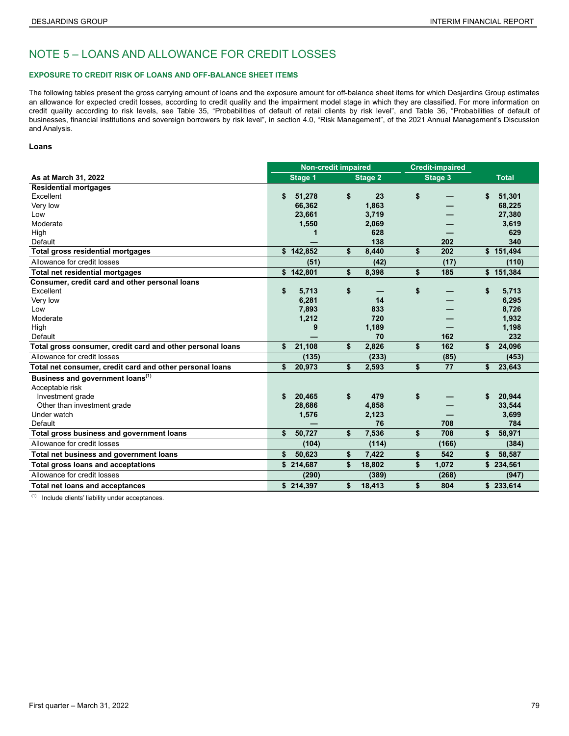# NOTE 5 – LOANS AND ALLOWANCE FOR CREDIT LOSSES

### EXPOSURE TO CREDIT RISK OF LOANS AND OFF-BALANCE SHEET ITEMS

The following tables present the gross carrying amount of loans and the exposure amount for off-balance sheet items for which Desjardins Group estimates an allowance for expected credit losses, according to credit quality and the impairment model stage in which they are classified. For more information on credit quality according to risk levels, see Table 35, "Probabilities of default of retail clients by risk level", and Table 36, "Probabilities of default of businesses, financial institutions and sovereign borrowers by risk level", in section 4.0, "Risk Management", of the 2021 Annual Management's Discussion and Analysis.

**Loans**

| | Non-credit impaired | | Credit-impaired | |
|---|---|---|---|---|
| **As at March 31, 2022** | **Stage 1** | **Stage 2** | **Stage 3** | **Total** |
| **Residential mortgages** | | | | |
| Excellent | $ 51,278 | $ 23 | $ — | $ 51,301 |
| Very low | 66,362 | 1,863 | — | 68,225 |
| Low | 23,661 | 3,719 | — | 27,380 |
| Moderate | 1,550 | 2,069 | — | 3,619 |
| High | 1 | 628 | — | 629 |
| Default | — | 138 | 202 | 340 |
| **Total gross residential mortgages** | **$ 142,852** | **$ 8,440** | **$ 202** | **$ 151,494** |
| Allowance for credit losses | (51) | (42) | (17) | (110) |
| **Total net residential mortgages** | **$ 142,801** | **$ 8,398** | **$ 185** | **$ 151,384** |
| **Consumer, credit card and other personal loans** | | | | |
| Excellent | $ 5,713 | $ — | $ — | $ 5,713 |
| Very low | 6,281 | 14 | — | 6,295 |
| Low | 7,893 | 833 | — | 8,726 |
| Moderate | 1,212 | 720 | — | 1,932 |
| High | 9 | 1,189 | — | 1,198 |
| Default | — | 70 | 162 | 232 |
| **Total gross consumer, credit card and other personal loans** | **$ 21,108** | **$ 2,826** | **$ 162** | **$ 24,096** |
| Allowance for credit losses | (135) | (233) | (85) | (453) |
| **Total net consumer, credit card and other personal loans** | **$ 20,973** | **$ 2,593** | **$ 77** | **$ 23,643** |
| **Business and government loans**[(1)] | | | | |
| Acceptable risk | | | | |
| Investment grade | $ 20,465 | $ 479 | $ — | $ 20,944 |
| Other than investment grade | 28,686 | 4,858 | — | 33,544 |
| Under watch | 1,576 | 2,123 | — | 3,699 |
| Default | — | 76 | 708 | 784 |
| **Total gross business and government loans** | **$ 50,727** | **$ 7,536** | **$ 708** | **$ 58,971** |
| Allowance for credit losses | (104) | (114) | (166) | (384) |
| **Total net business and government loans** | **$ 50,623** | **$ 7,422** | **$ 542** | **$ 58,587** |
| **Total gross loans and acceptations** | **$ 214,687** | **$ 18,802** | **$ 1,072** | **$ 234,561** |
| Allowance for credit losses | (290) | (389) | (268) | (947) |
| **Total net loans and acceptances** | **$ 214,397** | **$ 18,413** | **$ 804** | **$ 233,614** |

(1) Include clients' liability under acceptances.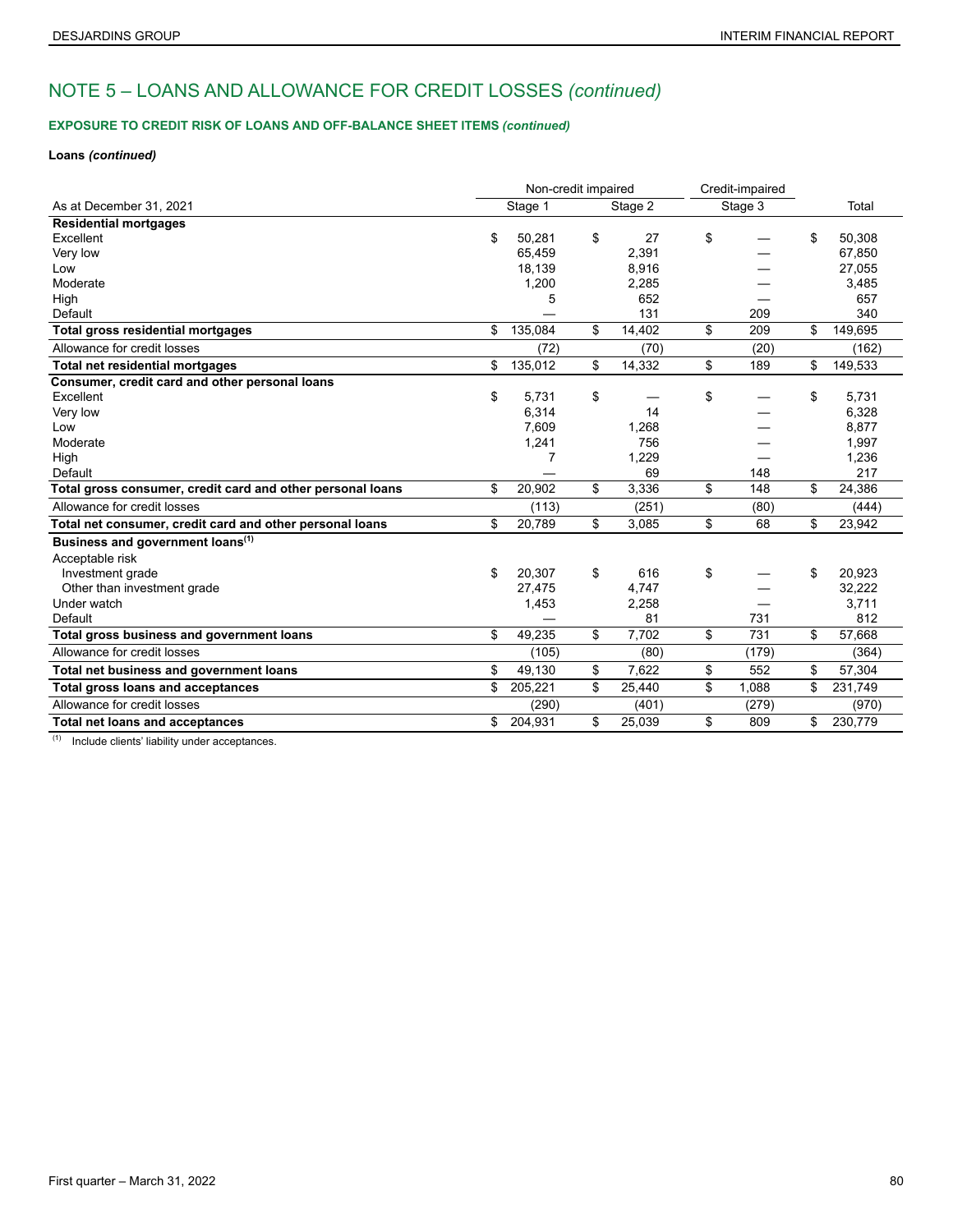# NOTE 5 – LOANS AND ALLOWANCE FOR CREDIT LOSSES *(continued)*

### EXPOSURE TO CREDIT RISK OF LOANS AND OFF-BALANCE SHEET ITEMS *(continued)*

**Loans *(continued)***

| | Non-credit impaired | | Credit-impaired | |
|---|---|---|---|---|
| As at December 31, 2021 | Stage 1 | Stage 2 | Stage 3 | Total |
| **Residential mortgages** | | | | |
| Excellent | $ 50,281 | $ 27 | $ — | $ 50,308 |
| Very low | 65,459 | 2,391 | — | 67,850 |
| Low | 18,139 | 8,916 | — | 27,055 |
| Moderate | 1,200 | 2,285 | — | 3,485 |
| High | 5 | 652 | — | 657 |
| Default | — | 131 | 209 | 340 |
| **Total gross residential mortgages** | $ 135,084 | $ 14,402 | $ 209 | $ 149,695 |
| Allowance for credit losses | (72) | (70) | (20) | (162) |
| **Total net residential mortgages** | $ 135,012 | $ 14,332 | $ 189 | $ 149,533 |
| **Consumer, credit card and other personal loans** | | | | |
| Excellent | $ 5,731 | $ — | $ — | $ 5,731 |
| Very low | 6,314 | 14 | — | 6,328 |
| Low | 7,609 | 1,268 | — | 8,877 |
| Moderate | 1,241 | 756 | — | 1,997 |
| High | 7 | 1,229 | — | 1,236 |
| Default | — | 69 | 148 | 217 |
| **Total gross consumer, credit card and other personal loans** | $ 20,902 | $ 3,336 | $ 148 | $ 24,386 |
| Allowance for credit losses | (113) | (251) | (80) | (444) |
| **Total net consumer, credit card and other personal loans** | $ 20,789 | $ 3,085 | $ 68 | $ 23,942 |
| **Business and government loans[1]** | | | | |
| Acceptable risk | | | | |
| Investment grade | $ 20,307 | $ 616 | $ — | $ 20,923 |
| Other than investment grade | 27,475 | 4,747 | — | 32,222 |
| Under watch | 1,453 | 2,258 | — | 3,711 |
| Default | — | 81 | 731 | 812 |
| **Total gross business and government loans** | $ 49,235 | $ 7,702 | $ 731 | $ 57,668 |
| Allowance for credit losses | (105) | (80) | (179) | (364) |
| **Total net business and government loans** | $ 49,130 | $ 7,622 | $ 552 | $ 57,304 |
| **Total gross loans and acceptances** | $ 205,221 | $ 25,440 | $ 1,088 | $ 231,749 |
| Allowance for credit losses | (290) | (401) | (279) | (970) |
| **Total net loans and acceptances** | $ 204,931 | $ 25,039 | $ 809 | $ 230,779 |

[1] Include clients' liability under acceptances.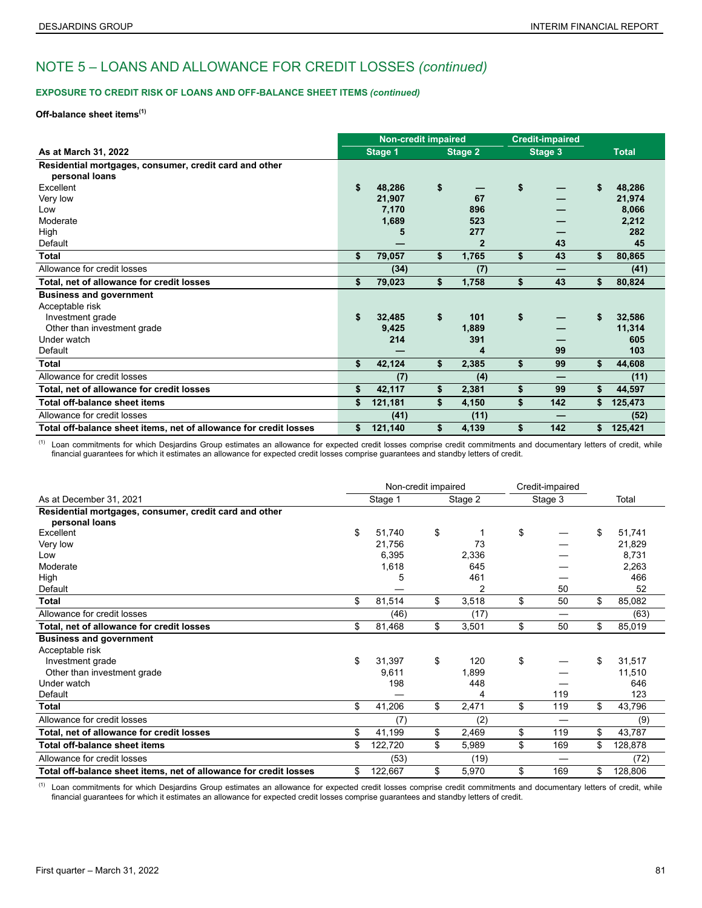# NOTE 5 – LOANS AND ALLOWANCE FOR CREDIT LOSSES *(continued)*

### EXPOSURE TO CREDIT RISK OF LOANS AND OFF-BALANCE SHEET ITEMS *(continued)*

**Off-balance sheet items**[1]

| | Non-credit impaired | | Credit-impaired | |
|---|---|---|---|---|
| **As at March 31, 2022** | **Stage 1** | **Stage 2** | **Stage 3** | **Total** |
| **Residential mortgages, consumer, credit card and other personal loans** | | | | |
| Excellent | $ 48,286 | $ — | $ — | $ 48,286 |
| Very low | 21,907 | 67 | — | 21,974 |
| Low | 7,170 | 896 | — | 8,066 |
| Moderate | 1,689 | 523 | — | 2,212 |
| High | 5 | 277 | — | 282 |
| Default | — | 2 | 43 | 45 |
| **Total** | $ 79,057 | $ 1,765 | $ 43 | $ 80,865 |
| Allowance for credit losses | (34) | (7) | — | (41) |
| **Total, net of allowance for credit losses** | $ 79,023 | $ 1,758 | $ 43 | $ 80,824 |
| **Business and government** | | | | |
| Acceptable risk | | | | |
| Investment grade | $ 32,485 | $ 101 | $ — | $ 32,586 |
| Other than investment grade | 9,425 | 1,889 | — | 11,314 |
| Under watch | 214 | 391 | — | 605 |
| Default | — | 4 | 99 | 103 |
| **Total** | $ 42,124 | $ 2,385 | $ 99 | $ 44,608 |
| Allowance for credit losses | (7) | (4) | — | (11) |
| **Total, net of allowance for credit losses** | $ 42,117 | $ 2,381 | $ 99 | $ 44,597 |
| **Total off-balance sheet items** | $ 121,181 | $ 4,150 | $ 142 | $ 125,473 |
| Allowance for credit losses | (41) | (11) | — | (52) |
| **Total off-balance sheet items, net of allowance for credit losses** | $ 121,140 | $ 4,139 | $ 142 | $ 125,421 |

[1] Loan commitments for which Desjardins Group estimates an allowance for expected credit losses comprise credit commitments and documentary letters of credit, while financial guarantees for which it estimates an allowance for expected credit losses comprise guarantees and standby letters of credit.

| | Non-credit impaired | | Credit-impaired | |
|---|---|---|---|---|
| As at December 31, 2021 | Stage 1 | Stage 2 | Stage 3 | Total |
| **Residential mortgages, consumer, credit card and other personal loans** | | | | |
| Excellent | $ 51,740 | $ 1 | $ — | $ 51,741 |
| Very low | 21,756 | 73 | — | 21,829 |
| Low | 6,395 | 2,336 | — | 8,731 |
| Moderate | 1,618 | 645 | — | 2,263 |
| High | 5 | 461 | — | 466 |
| Default | — | 2 | 50 | 52 |
| **Total** | $ 81,514 | $ 3,518 | $ 50 | $ 85,082 |
| Allowance for credit losses | (46) | (17) | — | (63) |
| **Total, net of allowance for credit losses** | $ 81,468 | $ 3,501 | $ 50 | $ 85,019 |
| **Business and government** | | | | |
| Acceptable risk | | | | |
| Investment grade | $ 31,397 | $ 120 | $ — | $ 31,517 |
| Other than investment grade | 9,611 | 1,899 | — | 11,510 |
| Under watch | 198 | 448 | — | 646 |
| Default | — | 4 | 119 | 123 |
| **Total** | $ 41,206 | $ 2,471 | $ 119 | $ 43,796 |
| Allowance for credit losses | (7) | (2) | — | (9) |
| **Total, net of allowance for credit losses** | $ 41,199 | $ 2,469 | $ 119 | $ 43,787 |
| **Total off-balance sheet items** | $ 122,720 | $ 5,989 | $ 169 | $ 128,878 |
| Allowance for credit losses | (53) | (19) | — | (72) |
| **Total off-balance sheet items, net of allowance for credit losses** | $ 122,667 | $ 5,970 | $ 169 | $ 128,806 |

[1] Loan commitments for which Desjardins Group estimates an allowance for expected credit losses comprise credit commitments and documentary letters of credit, while financial guarantees for which it estimates an allowance for expected credit losses comprise guarantees and standby letters of credit.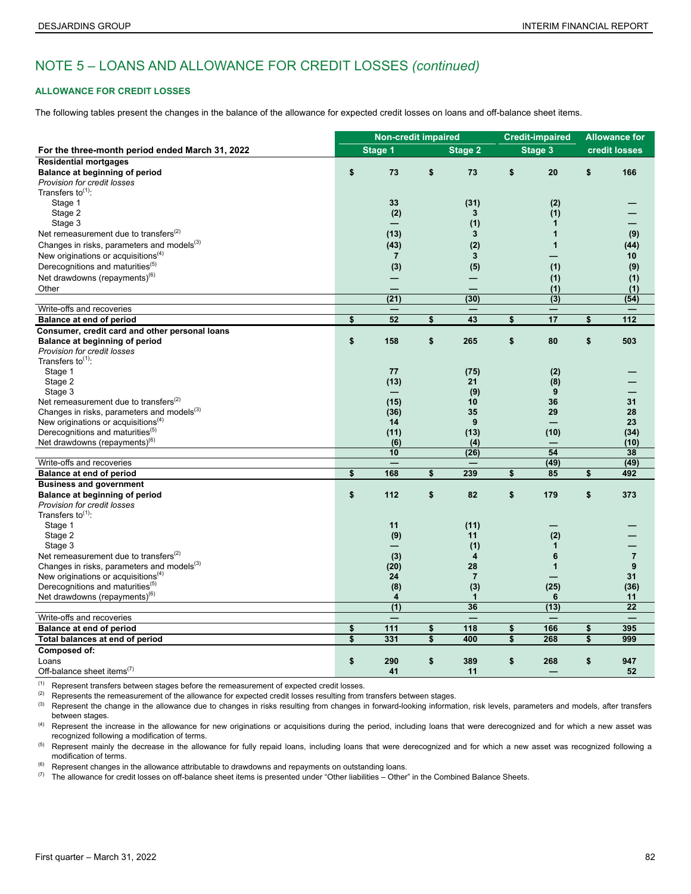# NOTE 5 – LOANS AND ALLOWANCE FOR CREDIT LOSSES *(continued)*

### ALLOWANCE FOR CREDIT LOSSES

The following tables present the changes in the balance of the allowance for expected credit losses on loans and off-balance sheet items.

| | Non-credit impaired | | Credit-impaired | Allowance for |
|---|---|---|---|---|
| **For the three-month period ended March 31, 2022** | **Stage 1** | **Stage 2** | **Stage 3** | **credit losses** |
| **Residential mortgages** | | | | |
| **Balance at beginning of period** | $ 73 | $ 73 | $ 20 | $ 166 |
| *Provision for credit losses* | | | | |
| Transfers to[(1)]: | | | | |
| Stage 1 | 33 | (31) | (2) | — |
| Stage 2 | (2) | 3 | (1) | — |
| Stage 3 | — | (1) | 1 | — |
| Net remeasurement due to transfers[(2)] | (13) | 3 | 1 | (9) |
| Changes in risks, parameters and models[(3)] | (43) | (2) | 1 | (44) |
| New originations or acquisitions[(4)] | 7 | 3 | — | 10 |
| Derecognitions and maturities[(5)] | (3) | (5) | (1) | (9) |
| Net drawdowns (repayments)[(6)] | — | — | (1) | (1) |
| Other | — | — | (1) | (1) |
| | (21) | (30) | (3) | (54) |
| Write-offs and recoveries | — | — | — | — |
| **Balance at end of period** | $ 52 | $ 43 | $ 17 | $ 112 |
| **Consumer, credit card and other personal loans** | | | | |
| **Balance at beginning of period** | $ 158 | $ 265 | $ 80 | $ 503 |
| *Provision for credit losses* | | | | |
| Transfers to[(1)]: | | | | |
| Stage 1 | 77 | (75) | (2) | — |
| Stage 2 | (13) | 21 | (8) | — |
| Stage 3 | — | (9) | 9 | — |
| Net remeasurement due to transfers[(2)] | (15) | 10 | 36 | 31 |
| Changes in risks, parameters and models[(3)] | (36) | 35 | 29 | 28 |
| New originations or acquisitions[(4)] | 14 | 9 | — | 23 |
| Derecognitions and maturities[(5)] | (11) | (13) | (10) | (34) |
| Net drawdowns (repayments)[(6)] | (6) | (4) | — | (10) |
| | 10 | (26) | 54 | 38 |
| Write-offs and recoveries | — | — | (49) | (49) |
| **Balance at end of period** | $ 168 | $ 239 | $ 85 | $ 492 |
| **Business and government** | | | | |
| **Balance at beginning of period** | $ 112 | $ 82 | $ 179 | $ 373 |
| *Provision for credit losses* | | | | |
| Transfers to[(1)]: | | | | |
| Stage 1 | 11 | (11) | — | — |
| Stage 2 | (9) | 11 | (2) | — |
| Stage 3 | — | (1) | 1 | — |
| Net remeasurement due to transfers[(2)] | (3) | 4 | 6 | 7 |
| Changes in risks, parameters and models[(3)] | (20) | 28 | 1 | 9 |
| New originations or acquisitions[(4)] | 24 | 7 | — | 31 |
| Derecognitions and maturities[(5)] | (8) | (3) | (25) | (36) |
| Net drawdowns (repayments)[(6)] | 4 | 1 | 6 | 11 |
| | (1) | 36 | (13) | 22 |
| Write-offs and recoveries | — | — | — | — |
| **Balance at end of period** | $ 111 | $ 118 | $ 166 | $ 395 |
| **Total balances at end of period** | $ 331 | $ 400 | $ 268 | $ 999 |
| **Composed of:** | | | | |
| Loans | $ 290 | $ 389 | $ 268 | $ 947 |
| Off-balance sheet items[(7)] | 41 | 11 | — | 52 |

(1) Represent transfers between stages before the remeasurement of expected credit losses.

(2) Represents the remeasurement of the allowance for expected credit losses resulting from transfers between stages.

(3) Represent the change in the allowance due to changes in risks resulting from changes in forward-looking information, risk levels, parameters and models, after transfers between stages.

(4) Represent the increase in the allowance for new originations or acquisitions during the period, including loans that were derecognized and for which a new asset was recognized following a modification of terms.

(5) Represent mainly the decrease in the allowance for fully repaid loans, including loans that were derecognized and for which a new asset was recognized following a modification of terms.

(6) Represent changes in the allowance attributable to drawdowns and repayments on outstanding loans.

(7) The allowance for credit losses on off-balance sheet items is presented under "Other liabilities – Other" in the Combined Balance Sheets.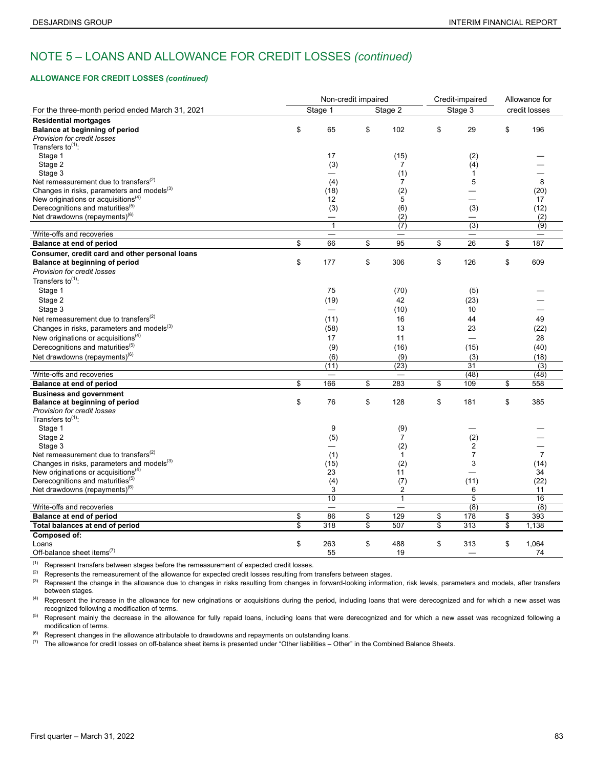# NOTE 5 – LOANS AND ALLOWANCE FOR CREDIT LOSSES *(continued)*

**ALLOWANCE FOR CREDIT LOSSES *(continued)***

| For the three-month period ended March 31, 2021 | Non-credit impaired | | Credit-impaired | Allowance for |
|---|---|---|---|---|
| | Stage 1 | Stage 2 | Stage 3 | credit losses |
| **Residential mortgages** | | | | |
| **Balance at beginning of period** | $ 65 | $ 102 | $ 29 | $ 196 |
| *Provision for credit losses* | | | | |
| Transfers to[1]: | | | | |
| Stage 1 | 17 | (15) | (2) | — |
| Stage 2 | (3) | 7 | (4) | — |
| Stage 3 | — | (1) | 1 | — |
| Net remeasurement due to transfers[2] | (4) | 7 | 5 | 8 |
| Changes in risks, parameters and models[3] | (18) | (2) | — | (20) |
| New originations or acquisitions[4] | 12 | 5 | — | 17 |
| Derecognitions and maturities[5] | (3) | (6) | (3) | (12) |
| Net drawdowns (repayments)[6] | — | (2) | — | (2) |
| | 1 | (7) | (3) | (9) |
| Write-offs and recoveries | — | — | — | — |
| **Balance at end of period** | $ 66 | $ 95 | $ 26 | $ 187 |
| **Consumer, credit card and other personal loans** | | | | |
| **Balance at beginning of period** | $ 177 | $ 306 | $ 126 | $ 609 |
| *Provision for credit losses* | | | | |
| Transfers to[1]: | | | | |
| Stage 1 | 75 | (70) | (5) | — |
| Stage 2 | (19) | 42 | (23) | — |
| Stage 3 | — | (10) | 10 | — |
| Net remeasurement due to transfers[2] | (11) | 16 | 44 | 49 |
| Changes in risks, parameters and models[3] | (58) | 13 | 23 | (22) |
| New originations or acquisitions[4] | 17 | 11 | — | 28 |
| Derecognitions and maturities[5] | (9) | (16) | (15) | (40) |
| Net drawdowns (repayments)[6] | (6) | (9) | (3) | (18) |
| | (11) | (23) | 31 | (3) |
| Write-offs and recoveries | — | — | (48) | (48) |
| **Balance at end of period** | $ 166 | $ 283 | $ 109 | $ 558 |
| **Business and government** | | | | |
| **Balance at beginning of period** | $ 76 | $ 128 | $ 181 | $ 385 |
| *Provision for credit losses* | | | | |
| Transfers to[1]: | | | | |
| Stage 1 | 9 | (9) | — | — |
| Stage 2 | (5) | 7 | (2) | — |
| Stage 3 | — | (2) | 2 | — |
| Net remeasurement due to transfers[2] | (1) | 1 | 7 | 7 |
| Changes in risks, parameters and models[3] | (15) | (2) | 3 | (14) |
| New originations or acquisitions[4] | 23 | 11 | — | 34 |
| Derecognitions and maturities[5] | (4) | (7) | (11) | (22) |
| Net drawdowns (repayments)[6] | 3 | 2 | 6 | 11 |
| | 10 | 1 | 5 | 16 |
| Write-offs and recoveries | — | — | (8) | (8) |
| **Balance at end of period** | $ 86 | $ 129 | $ 178 | $ 393 |
| **Total balances at end of period** | $ 318 | $ 507 | $ 313 | $ 1,138 |
| **Composed of:** | | | | |
| Loans | $ 263 | $ 488 | $ 313 | $ 1,064 |
| Off-balance sheet items[7] | 55 | 19 | — | 74 |

[1] Represent transfers between stages before the remeasurement of expected credit losses.

[2] Represents the remeasurement of the allowance for expected credit losses resulting from transfers between stages.

[3] Represent the change in the allowance due to changes in risks resulting from changes in forward-looking information, risk levels, parameters and models, after transfers between stages.

[4] Represent the increase in the allowance for new originations or acquisitions during the period, including loans that were derecognized and for which a new asset was recognized following a modification of terms.

[5] Represent mainly the decrease in the allowance for fully repaid loans, including loans that were derecognized and for which a new asset was recognized following a modification of terms.

[6] Represent changes in the allowance attributable to drawdowns and repayments on outstanding loans.

[7] The allowance for credit losses on off-balance sheet items is presented under "Other liabilities – Other" in the Combined Balance Sheets.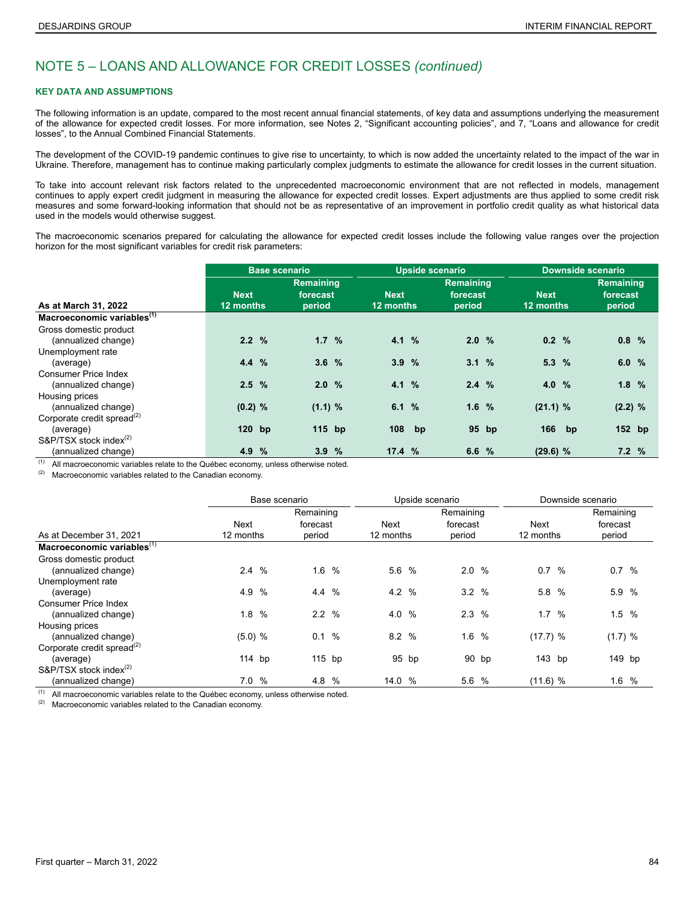## NOTE 5 – LOANS AND ALLOWANCE FOR CREDIT LOSSES *(continued)*

**KEY DATA AND ASSUMPTIONS**

The following information is an update, compared to the most recent annual financial statements, of key data and assumptions underlying the measurement of the allowance for expected credit losses. For more information, see Notes 2, "Significant accounting policies", and 7, "Loans and allowance for credit losses", to the Annual Combined Financial Statements.

The development of the COVID-19 pandemic continues to give rise to uncertainty, to which is now added the uncertainty related to the impact of the war in Ukraine. Therefore, management has to continue making particularly complex judgments to estimate the allowance for credit losses in the current situation.

To take into account relevant risk factors related to the unprecedented macroeconomic environment that are not reflected in models, management continues to apply expert credit judgment in measuring the allowance for expected credit losses. Expert adjustments are thus applied to some credit risk measures and some forward-looking information that should not be as representative of an improvement in portfolio credit quality as what historical data used in the models would otherwise suggest.

The macroeconomic scenarios prepared for calculating the allowance for expected credit losses include the following value ranges over the projection horizon for the most significant variables for credit risk parameters:

| As at March 31, 2022 | Base scenario | | Upside scenario | | Downside scenario | |
|---|---|---|---|---|---|---|
| | Next 12 months | Remaining forecast period | Next 12 months | Remaining forecast period | Next 12 months | Remaining forecast period |
| **Macroeconomic variables**[(1)] | | | | | | |
| Gross domestic product (annualized change) | 2.2 % | 1.7 % | 4.1 % | 2.0 % | 0.2 % | 0.8 % |
| Unemployment rate (average) | 4.4 % | 3.6 % | 3.9 % | 3.1 % | 5.3 % | 6.0 % |
| Consumer Price Index (annualized change) | 2.5 % | 2.0 % | 4.1 % | 2.4 % | 4.0 % | 1.8 % |
| Housing prices (annualized change) | (0.2) % | (1.1) % | 6.1 % | 1.6 % | (21.1) % | (2.2) % |
| Corporate credit spread[(2)] (average) | 120 bp | 115 bp | 108 bp | 95 bp | 166 bp | 152 bp |
| S&P/TSX stock index[(2)] (annualized change) | 4.9 % | 3.9 % | 17.4 % | 6.6 % | (29.6) % | 7.2 % |

(1) All macroeconomic variables relate to the Québec economy, unless otherwise noted.
(2) Macroeconomic variables related to the Canadian economy.

| As at December 31, 2021 | Base scenario | | Upside scenario | | Downside scenario | |
|---|---|---|---|---|---|---|
| | Next 12 months | Remaining forecast period | Next 12 months | Remaining forecast period | Next 12 months | Remaining forecast period |
| **Macroeconomic variables**[(1)] | | | | | | |
| Gross domestic product (annualized change) | 2.4 % | 1.6 % | 5.6 % | 2.0 % | 0.7 % | 0.7 % |
| Unemployment rate (average) | 4.9 % | 4.4 % | 4.2 % | 3.2 % | 5.8 % | 5.9 % |
| Consumer Price Index (annualized change) | 1.8 % | 2.2 % | 4.0 % | 2.3 % | 1.7 % | 1.5 % |
| Housing prices (annualized change) | (5.0) % | 0.1 % | 8.2 % | 1.6 % | (17.7) % | (1.7) % |
| Corporate credit spread[(2)] (average) | 114 bp | 115 bp | 95 bp | 90 bp | 143 bp | 149 bp |
| S&P/TSX stock index[(2)] (annualized change) | 7.0 % | 4.8 % | 14.0 % | 5.6 % | (11.6) % | 1.6 % |

(1) All macroeconomic variables relate to the Québec economy, unless otherwise noted.
(2) Macroeconomic variables related to the Canadian economy.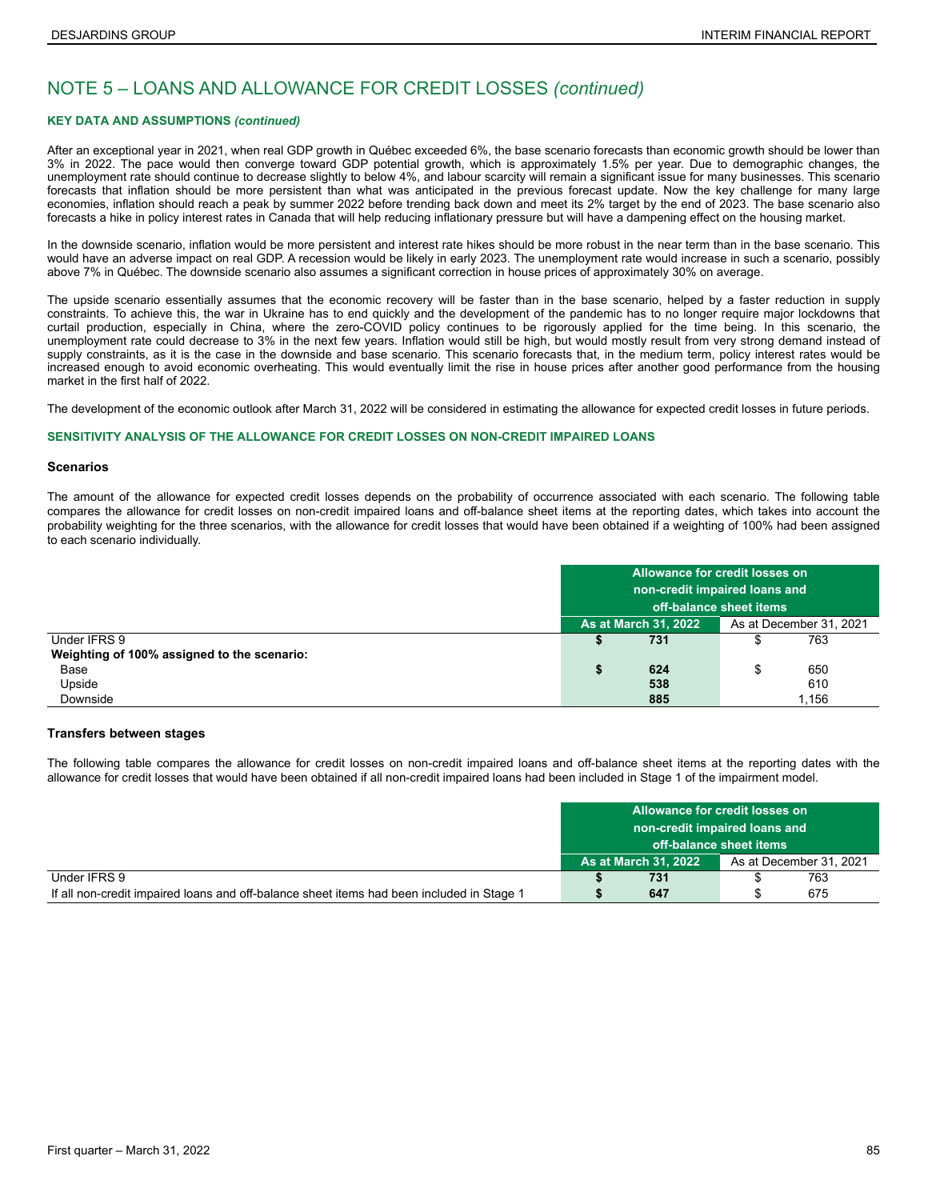# NOTE 5 – LOANS AND ALLOWANCE FOR CREDIT LOSSES *(continued)*

### KEY DATA AND ASSUMPTIONS *(continued)*

After an exceptional year in 2021, when real GDP growth in Québec exceeded 6%, the base scenario forecasts than economic growth should be lower than 3% in 2022. The pace would then converge toward GDP potential growth, which is approximately 1.5% per year. Due to demographic changes, the unemployment rate should continue to decrease slightly to below 4%, and labour scarcity will remain a significant issue for many businesses. This scenario forecasts that inflation should be more persistent than what was anticipated in the previous forecast update. Now the key challenge for many large economies, inflation should reach a peak by summer 2022 before trending back down and meet its 2% target by the end of 2023. The base scenario also forecasts a hike in policy interest rates in Canada that will help reducing inflationary pressure but will have a dampening effect on the housing market.

In the downside scenario, inflation would be more persistent and interest rate hikes should be more robust in the near term than in the base scenario. This would have an adverse impact on real GDP. A recession would be likely in early 2023. The unemployment rate would increase in such a scenario, possibly above 7% in Québec. The downside scenario also assumes a significant correction in house prices of approximately 30% on average.

The upside scenario essentially assumes that the economic recovery will be faster than in the base scenario, helped by a faster reduction in supply constraints. To achieve this, the war in Ukraine has to end quickly and the development of the pandemic has to no longer require major lockdowns that curtail production, especially in China, where the zero-COVID policy continues to be rigorously applied for the time being. In this scenario, the unemployment rate could decrease to 3% in the next few years. Inflation would still be high, but would mostly result from very strong demand instead of supply constraints, as it is the case in the downside and base scenario. This scenario forecasts that, in the medium term, policy interest rates would be increased enough to avoid economic overheating. This would eventually limit the rise in house prices after another good performance from the housing market in the first half of 2022.

The development of the economic outlook after March 31, 2022 will be considered in estimating the allowance for expected credit losses in future periods.

### SENSITIVITY ANALYSIS OF THE ALLOWANCE FOR CREDIT LOSSES ON NON-CREDIT IMPAIRED LOANS

#### Scenarios

The amount of the allowance for expected credit losses depends on the probability of occurrence associated with each scenario. The following table compares the allowance for credit losses on non-credit impaired loans and off-balance sheet items at the reporting dates, which takes into account the probability weighting for the three scenarios, with the allowance for credit losses that would have been obtained if a weighting of 100% had been assigned to each scenario individually.

| | Allowance for credit losses on non-credit impaired loans and off-balance sheet items | |
|---|---|---|
| | **As at March 31, 2022** | As at December 31, 2021 |
| Under IFRS 9 | **$ 731** | $ 763 |
| **Weighting of 100% assigned to the scenario:** | | |
| Base | **$ 624** | $ 650 |
| Upside | **538** | 610 |
| Downside | **885** | 1,156 |

#### Transfers between stages

The following table compares the allowance for credit losses on non-credit impaired loans and off-balance sheet items at the reporting dates with the allowance for credit losses that would have been obtained if all non-credit impaired loans had been included in Stage 1 of the impairment model.

| | Allowance for credit losses on non-credit impaired loans and off-balance sheet items | |
|---|---|---|
| | **As at March 31, 2022** | As at December 31, 2021 |
| Under IFRS 9 | **$ 731** | $ 763 |
| If all non-credit impaired loans and off-balance sheet items had been included in Stage 1 | **$ 647** | $ 675 |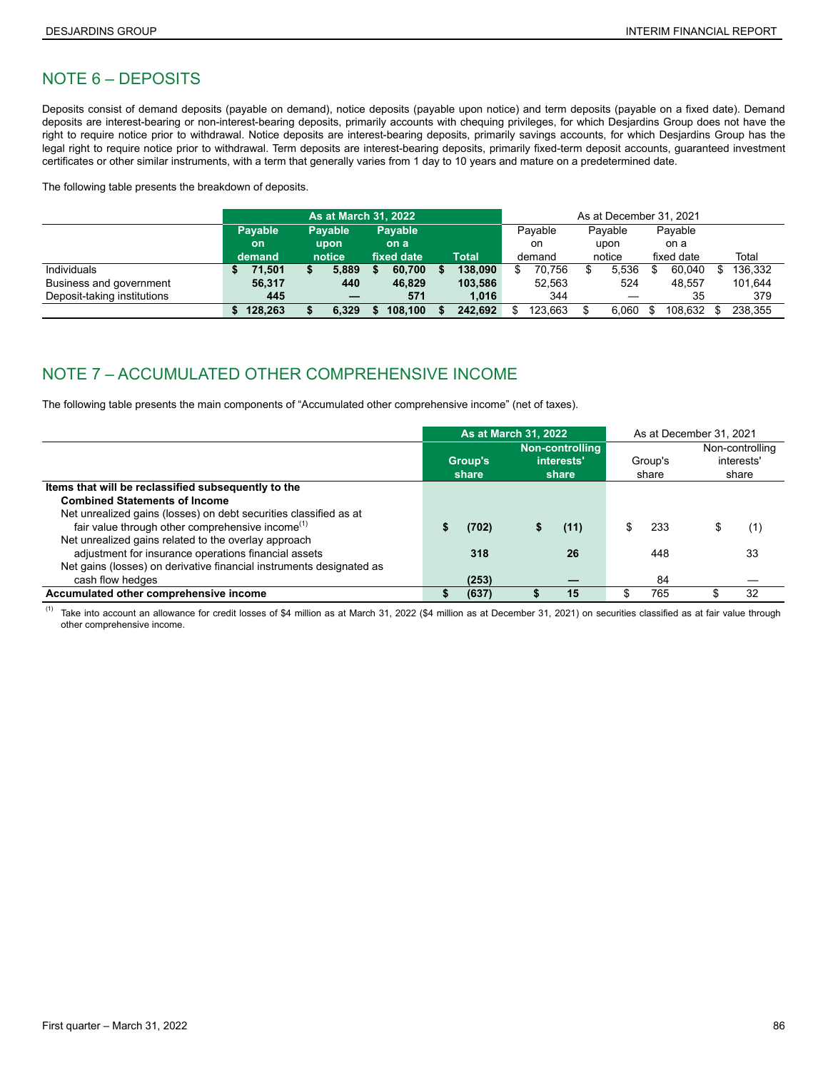## NOTE 6 – DEPOSITS

Deposits consist of demand deposits (payable on demand), notice deposits (payable upon notice) and term deposits (payable on a fixed date). Demand deposits are interest-bearing or non-interest-bearing deposits, primarily accounts with chequing privileges, for which Desjardins Group does not have the right to require notice prior to withdrawal. Notice deposits are interest-bearing deposits, primarily savings accounts, for which Desjardins Group has the legal right to require notice prior to withdrawal. Term deposits are interest-bearing deposits, primarily fixed-term deposit accounts, guaranteed investment certificates or other similar instruments, with a term that generally varies from 1 day to 10 years and mature on a predetermined date.

The following table presents the breakdown of deposits.

| | As at March 31, 2022 | | | | As at December 31, 2021 | | | |
|---|---|---|---|---|---|---|---|---|
| | Payable on demand | Payable upon notice | Payable on a fixed date | Total | Payable on demand | Payable upon notice | Payable on a fixed date | Total |
| Individuals | $ 71,501 | $ 5,889 | $ 60,700 | $ 138,090 | $ 70,756 | $ 5,536 | $ 60,040 | $ 136,332 |
| Business and government | 56,317 | 440 | 46,829 | 103,586 | 52,563 | 524 | 48,557 | 101,644 |
| Deposit-taking institutions | 445 | — | 571 | 1,016 | 344 | — | 35 | 379 |
| | $ 128,263 | $ 6,329 | $ 108,100 | $ 242,692 | $ 123,663 | $ 6,060 | $ 108,632 | $ 238,355 |

## NOTE 7 – ACCUMULATED OTHER COMPREHENSIVE INCOME

The following table presents the main components of "Accumulated other comprehensive income" (net of taxes).

| | As at March 31, 2022 | | As at December 31, 2021 | |
|---|---|---|---|---|
| | Group's share | Non-controlling interests' share | Group's share | Non-controlling interests' share |
| **Items that will be reclassified subsequently to the Combined Statements of Income** | | | | |
| Net unrealized gains (losses) on debt securities classified as at fair value through other comprehensive income[(1)] | $ (702) | $ (11) | $ 233 | $ (1) |
| Net unrealized gains related to the overlay approach adjustment for insurance operations financial assets | 318 | 26 | 448 | 33 |
| Net gains (losses) on derivative financial instruments designated as cash flow hedges | (253) | — | 84 | — |
| **Accumulated other comprehensive income** | $ (637) | $ 15 | $ 765 | $ 32 |

(1) Take into account an allowance for credit losses of $4 million as at March 31, 2022 ($4 million as at December 31, 2021) on securities classified as at fair value through other comprehensive income.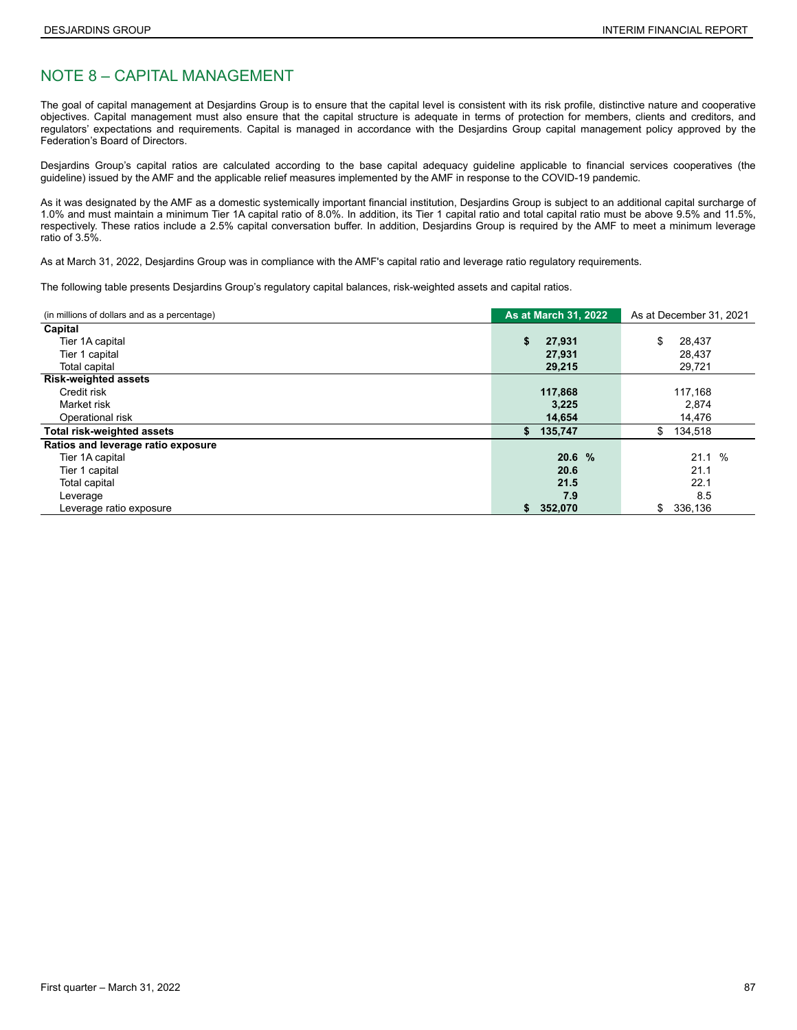# NOTE 8 – CAPITAL MANAGEMENT

The goal of capital management at Desjardins Group is to ensure that the capital level is consistent with its risk profile, distinctive nature and cooperative objectives. Capital management must also ensure that the capital structure is adequate in terms of protection for members, clients and creditors, and regulators' expectations and requirements. Capital is managed in accordance with the Desjardins Group capital management policy approved by the Federation's Board of Directors.

Desjardins Group's capital ratios are calculated according to the base capital adequacy guideline applicable to financial services cooperatives (the guideline) issued by the AMF and the applicable relief measures implemented by the AMF in response to the COVID-19 pandemic.

As it was designated by the AMF as a domestic systemically important financial institution, Desjardins Group is subject to an additional capital surcharge of 1.0% and must maintain a minimum Tier 1A capital ratio of 8.0%. In addition, its Tier 1 capital ratio and total capital ratio must be above 9.5% and 11.5%, respectively. These ratios include a 2.5% capital conversation buffer. In addition, Desjardins Group is required by the AMF to meet a minimum leverage ratio of 3.5%.

As at March 31, 2022, Desjardins Group was in compliance with the AMF's capital ratio and leverage ratio regulatory requirements.

The following table presents Desjardins Group's regulatory capital balances, risk-weighted assets and capital ratios.

| (in millions of dollars and as a percentage) | **As at March 31, 2022** | As at December 31, 2021 |
|---|---|---|
| **Capital** | | |
| Tier 1A capital | **$ 27,931** | $ 28,437 |
| Tier 1 capital | **27,931** | 28,437 |
| Total capital | **29,215** | 29,721 |
| **Risk-weighted assets** | | |
| Credit risk | **117,868** | 117,168 |
| Market risk | **3,225** | 2,874 |
| Operational risk | **14,654** | 14,476 |
| **Total risk-weighted assets** | **$ 135,747** | $ 134,518 |
| **Ratios and leverage ratio exposure** | | |
| Tier 1A capital | **20.6 %** | 21.1 % |
| Tier 1 capital | **20.6** | 21.1 |
| Total capital | **21.5** | 22.1 |
| Leverage | **7.9** | 8.5 |
| Leverage ratio exposure | **$ 352,070** | $ 336,136 |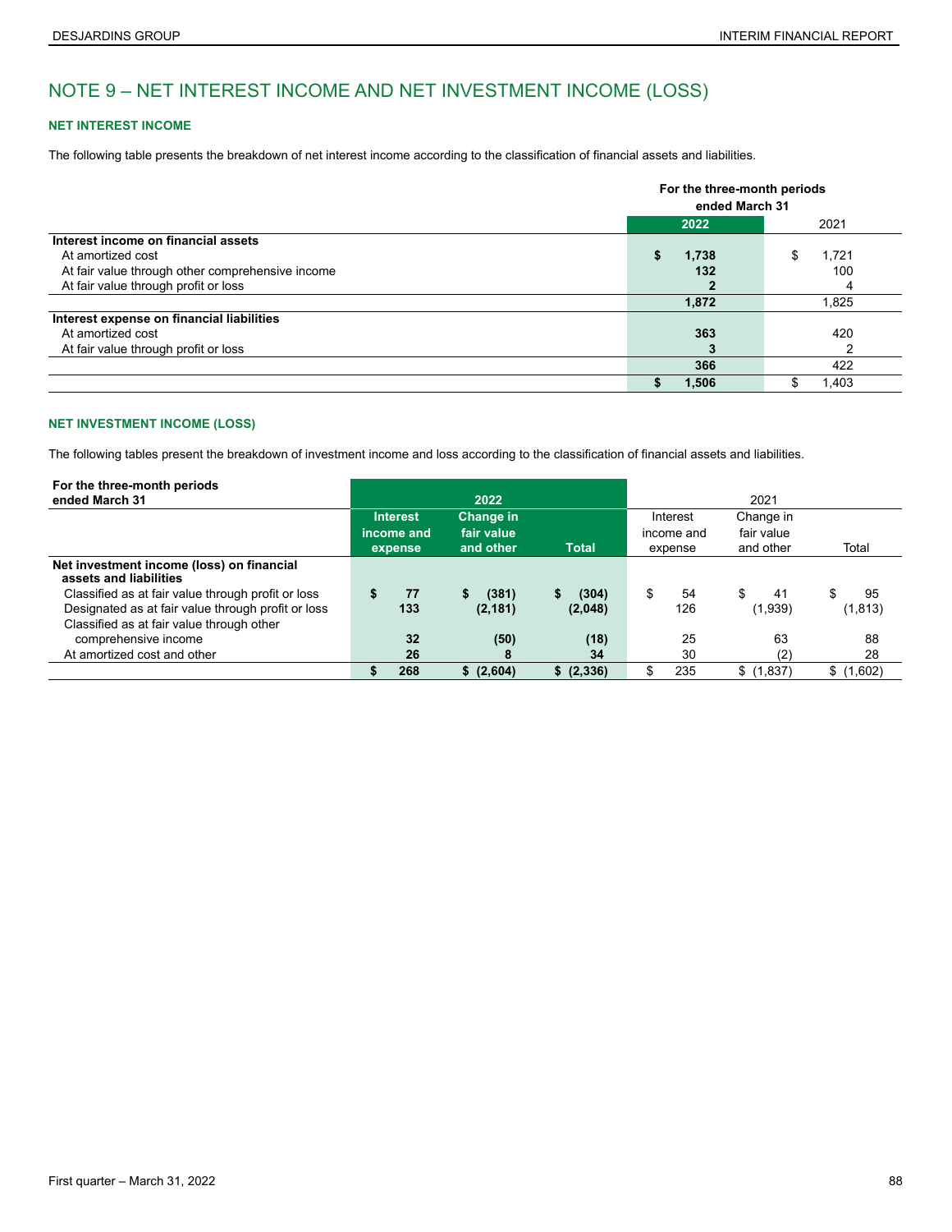# NOTE 9 – NET INTEREST INCOME AND NET INVESTMENT INCOME (LOSS)

### NET INTEREST INCOME

The following table presents the breakdown of net interest income according to the classification of financial assets and liabilities.

| | For the three-month periods ended March 31 | |
|---|---|---|
| | **2022** | 2021 |
| **Interest income on financial assets** | | |
| At amortized cost | **$ 1,738** | $ 1,721 |
| At fair value through other comprehensive income | **132** | 100 |
| At fair value through profit or loss | **2** | 4 |
| | **1,872** | 1,825 |
| **Interest expense on financial liabilities** | | |
| At amortized cost | **363** | 420 |
| At fair value through profit or loss | **3** | 2 |
| | **366** | 422 |
| | **$ 1,506** | $ 1,403 |

### NET INVESTMENT INCOME (LOSS)

The following tables present the breakdown of investment income and loss according to the classification of financial assets and liabilities.

| **For the three-month periods ended March 31** | **2022** | | | 2021 | | |
|---|---|---|---|---|---|---|
| | **Interest income and expense** | **Change in fair value and other** | **Total** | Interest income and expense | Change in fair value and other | Total |
| **Net investment income (loss) on financial assets and liabilities** | | | | | | |
| Classified as at fair value through profit or loss | **$ 77** | **$ (381)** | **$ (304)** | $ 54 | $ 41 | $ 95 |
| Designated as at fair value through profit or loss | **133** | **(2,181)** | **(2,048)** | 126 | (1,939) | (1,813) |
| Classified as at fair value through other comprehensive income | **32** | **(50)** | **(18)** | 25 | 63 | 88 |
| At amortized cost and other | **26** | **8** | **34** | 30 | (2) | 28 |
| | **$ 268** | **$ (2,604)** | **$ (2,336)** | $ 235 | $ (1,837) | $ (1,602) |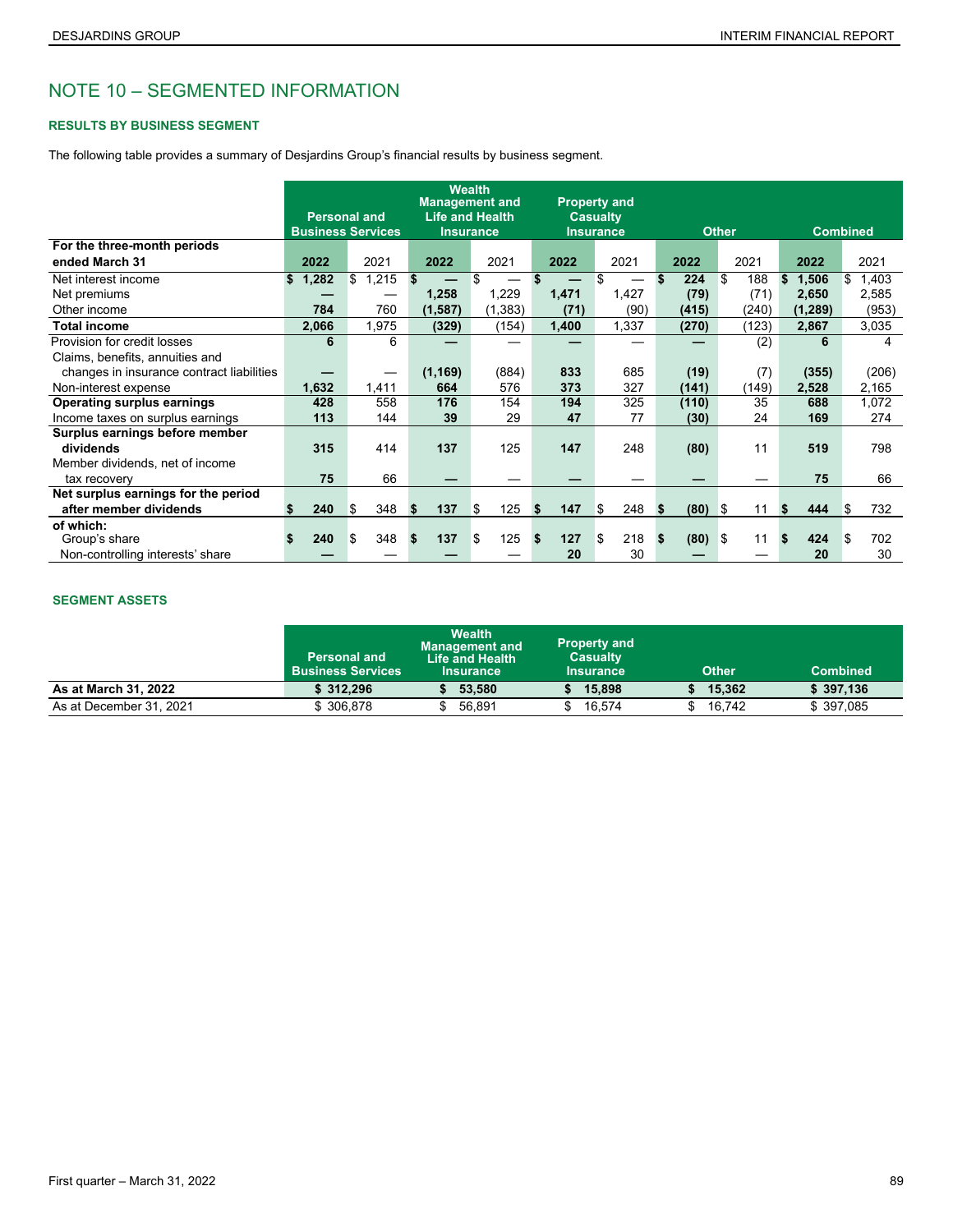# NOTE 10 – SEGMENTED INFORMATION

### RESULTS BY BUSINESS SEGMENT

The following table provides a summary of Desjardins Group's financial results by business segment.

| | Personal and Business Services | | Wealth Management and Life and Health Insurance | | Property and Casualty Insurance | | Other | | Combined | |
|---|---|---|---|---|---|---|---|---|---|---|
| **For the three-month periods ended March 31** | **2022** | 2021 | **2022** | 2021 | **2022** | 2021 | **2022** | 2021 | **2022** | 2021 |
| Net interest income | **$ 1,282** | $ 1,215 | **$ —** | $ — | **$ —** | $ — | **$ 224** | $ 188 | **$ 1,506** | $ 1,403 |
| Net premiums | **—** | — | **1,258** | 1,229 | **1,471** | 1,427 | **(79)** | (71) | **2,650** | 2,585 |
| Other income | **784** | 760 | **(1,587)** | (1,383) | **(71)** | (90) | **(415)** | (240) | **(1,289)** | (953) |
| **Total income** | **2,066** | 1,975 | **(329)** | (154) | **1,400** | 1,337 | **(270)** | (123) | **2,867** | 3,035 |
| Provision for credit losses | **6** | 6 | **—** | — | **—** | — | **—** | (2) | **6** | 4 |
| Claims, benefits, annuities and changes in insurance contract liabilities | **—** | — | **(1,169)** | (884) | **833** | 685 | **(19)** | (7) | **(355)** | (206) |
| Non-interest expense | **1,632** | 1,411 | **664** | 576 | **373** | 327 | **(141)** | (149) | **2,528** | 2,165 |
| **Operating surplus earnings** | **428** | 558 | **176** | 154 | **194** | 325 | **(110)** | 35 | **688** | 1,072 |
| Income taxes on surplus earnings | **113** | 144 | **39** | 29 | **47** | 77 | **(30)** | 24 | **169** | 274 |
| **Surplus earnings before member dividends** | **315** | 414 | **137** | 125 | **147** | 248 | **(80)** | 11 | **519** | 798 |
| Member dividends, net of income tax recovery | **75** | 66 | **—** | — | **—** | — | **—** | — | **75** | 66 |
| **Net surplus earnings for the period after member dividends** | **$ 240** | $ 348 | **$ 137** | $ 125 | **$ 147** | $ 248 | **$ (80)** | $ 11 | **$ 444** | $ 732 |
| **of which:** | | | | | | | | | | |
| Group's share | **$ 240** | $ 348 | **$ 137** | $ 125 | **$ 127** | $ 218 | **$ (80)** | $ 11 | **$ 424** | $ 702 |
| Non-controlling interests' share | **—** | — | **—** | — | **20** | 30 | **—** | — | **20** | 30 |

### SEGMENT ASSETS

| | Personal and Business Services | Wealth Management and Life and Health Insurance | Property and Casualty Insurance | Other | Combined |
|---|---|---|---|---|---|
| **As at March 31, 2022** | **$ 312,296** | **$ 53,580** | **$ 15,898** | **$ 15,362** | **$ 397,136** |
| As at December 31, 2021 | $ 306,878 | $ 56,891 | $ 16,574 | $ 16,742 | $ 397,085 |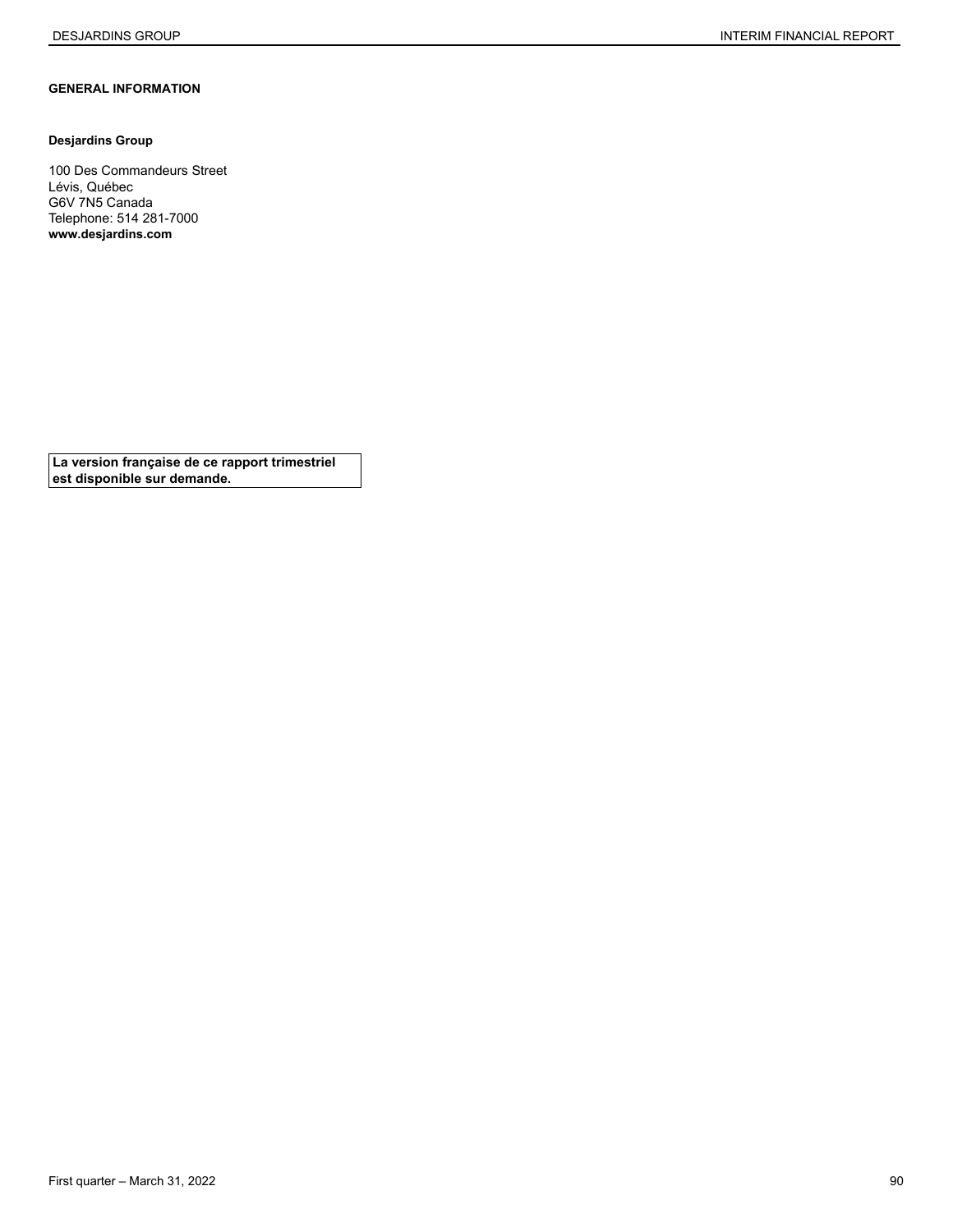**GENERAL INFORMATION**

**Desjardins Group**

100 Des Commandeurs Street
Lévis, Québec
G6V 7N5 Canada
Telephone: 514 281-7000
**www.desjardins.com**

**La version française de ce rapport trimestriel est disponible sur demande.**